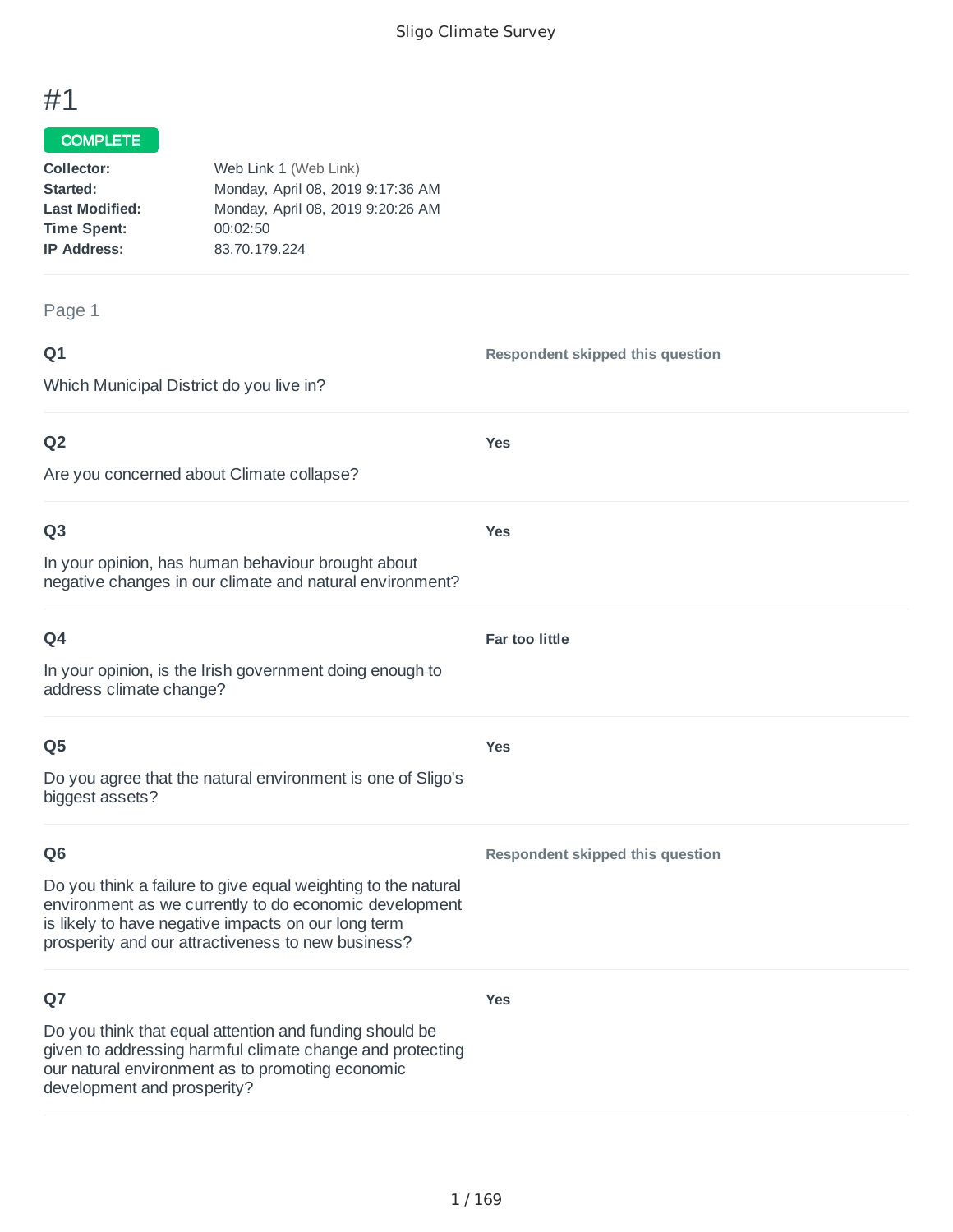# #1

COMPLETE

**Collector:** Web Link 1 (Web Link)
**Started:** Monday, April 08, 2019 9:17:36 AM
**Last Modified:** Monday, April 08, 2019 9:20:26 AM
**Time Spent:** 00:02:50
**IP Address:** 83.70.179.224

---

Page 1

**Q1**

Which Municipal District do you live in?

**Respondent skipped this question**

---

**Q2**

Are you concerned about Climate collapse?

**Yes**

---

**Q3**

In your opinion, has human behaviour brought about negative changes in our climate and natural environment?

**Yes**

---

**Q4**

In your opinion, is the Irish government doing enough to address climate change?

**Far too little**

---

**Q5**

Do you agree that the natural environment is one of Sligo's biggest assets?

**Yes**

---

**Q6**

Do you think a failure to give equal weighting to the natural environment as we currently to do economic development is likely to have negative impacts on our long term prosperity and our attractiveness to new business?

**Respondent skipped this question**

---

**Q7**

Do you think that equal attention and funding should be given to addressing harmful climate change and protecting our natural environment as to promoting economic development and prosperity?

**Yes**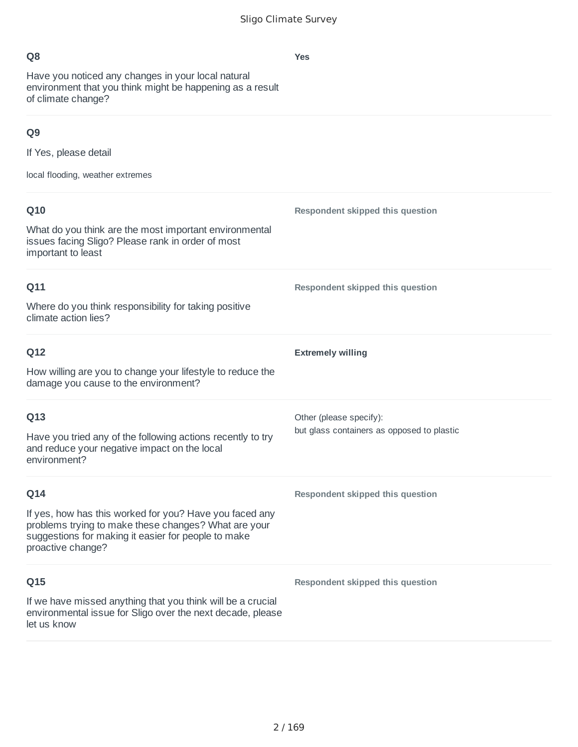**Q8**

Have you noticed any changes in your local natural environment that you think might be happening as a result of climate change?

**Yes**

**Q9**

If Yes, please detail

local flooding, weather extremes

**Q10**

What do you think are the most important environmental issues facing Sligo? Please rank in order of most important to least

**Respondent skipped this question**

**Q11**

Where do you think responsibility for taking positive climate action lies?

**Respondent skipped this question**

**Q12**

How willing are you to change your lifestyle to reduce the damage you cause to the environment?

**Extremely willing**

**Q13**

Have you tried any of the following actions recently to try and reduce your negative impact on the local environment?

Other (please specify):
but glass containers as opposed to plastic

**Q14**

If yes, how has this worked for you? Have you faced any problems trying to make these changes? What are your suggestions for making it easier for people to make proactive change?

**Respondent skipped this question**

**Q15**

If we have missed anything that you think will be a crucial environmental issue for Sligo over the next decade, please let us know

**Respondent skipped this question**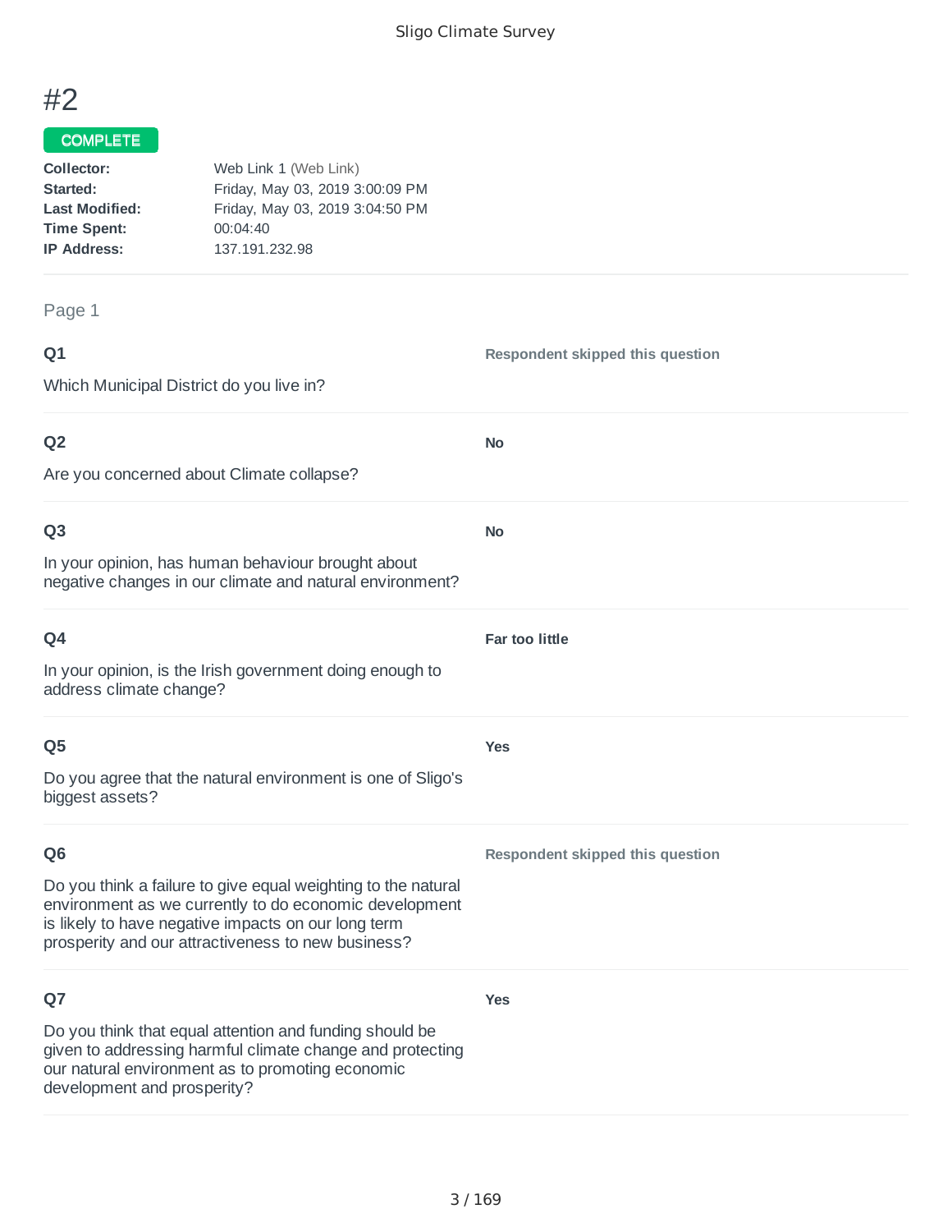# #2

**COMPLETE**

**Collector:** Web Link 1 (Web Link)
**Started:** Friday, May 03, 2019 3:00:09 PM
**Last Modified:** Friday, May 03, 2019 3:04:50 PM
**Time Spent:** 00:04:40
**IP Address:** 137.191.232.98

Page 1

**Q1**

Which Municipal District do you live in?

**Respondent skipped this question**

**Q2**

Are you concerned about Climate collapse?

**No**

**Q3**

In your opinion, has human behaviour brought about negative changes in our climate and natural environment?

**No**

**Q4**

In your opinion, is the Irish government doing enough to address climate change?

**Far too little**

**Q5**

Do you agree that the natural environment is one of Sligo's biggest assets?

**Yes**

**Q6**

Do you think a failure to give equal weighting to the natural environment as we currently to do economic development is likely to have negative impacts on our long term prosperity and our attractiveness to new business?

**Respondent skipped this question**

**Q7**

Do you think that equal attention and funding should be given to addressing harmful climate change and protecting our natural environment as to promoting economic development and prosperity?

**Yes**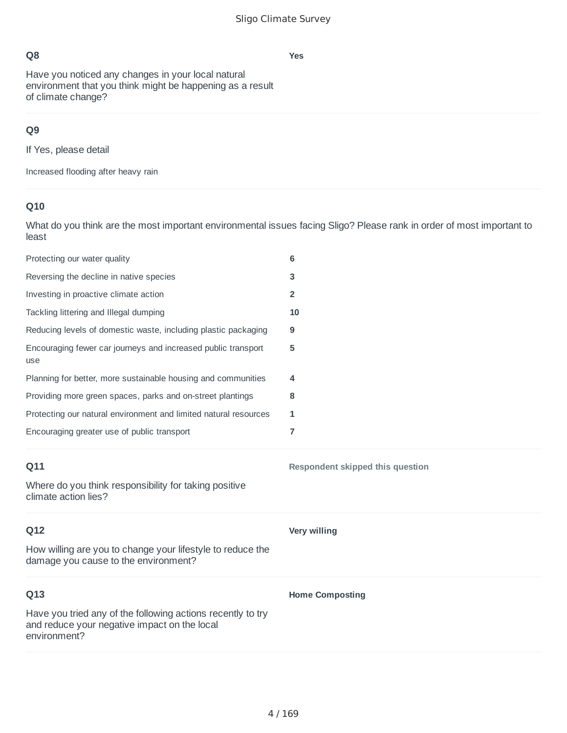**Q8**

Have you noticed any changes in your local natural environment that you think might be happening as a result of climate change?

**Yes**

**Q9**

If Yes, please detail

Increased flooding after heavy rain

**Q10**

What do you think are the most important environmental issues facing Sligo? Please rank in order of most important to least

| | |
|---|---|
| Protecting our water quality | **6** |
| Reversing the decline in native species | **3** |
| Investing in proactive climate action | **2** |
| Tackling littering and Illegal dumping | **10** |
| Reducing levels of domestic waste, including plastic packaging | **9** |
| Encouraging fewer car journeys and increased public transport use | **5** |
| Planning for better, more sustainable housing and communities | **4** |
| Providing more green spaces, parks and on-street plantings | **8** |
| Protecting our natural environment and limited natural resources | **1** |
| Encouraging greater use of public transport | **7** |

**Q11**

Where do you think responsibility for taking positive climate action lies?

**Respondent skipped this question**

**Q12**

How willing are you to change your lifestyle to reduce the damage you cause to the environment?

**Very willing**

**Q13**

Have you tried any of the following actions recently to try and reduce your negative impact on the local environment?

**Home Composting**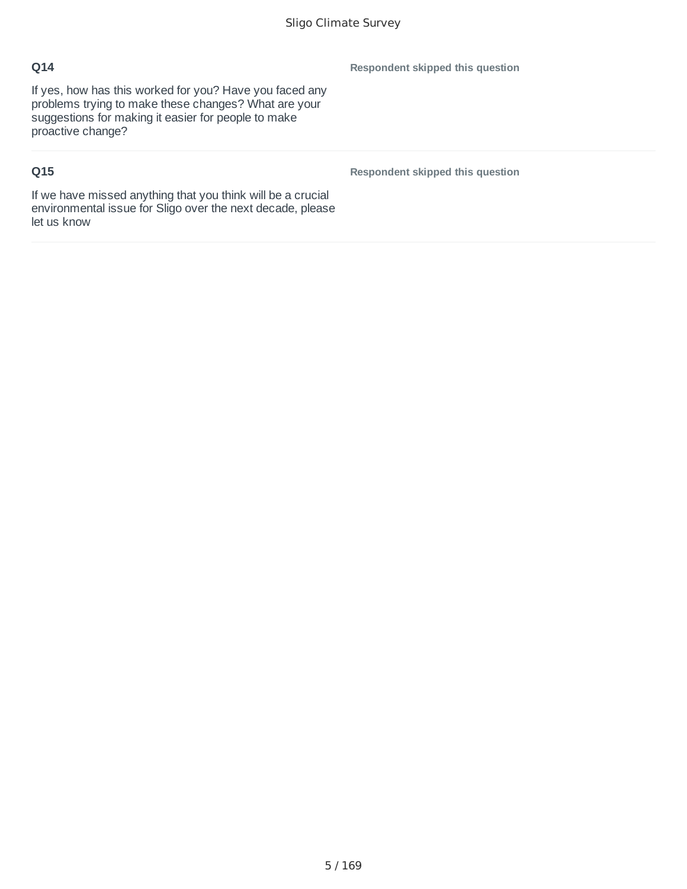**Q14**

If yes, how has this worked for you? Have you faced any problems trying to make these changes? What are your suggestions for making it easier for people to make proactive change?

**Respondent skipped this question**

**Q15**

If we have missed anything that you think will be a crucial environmental issue for Sligo over the next decade, please let us know

**Respondent skipped this question**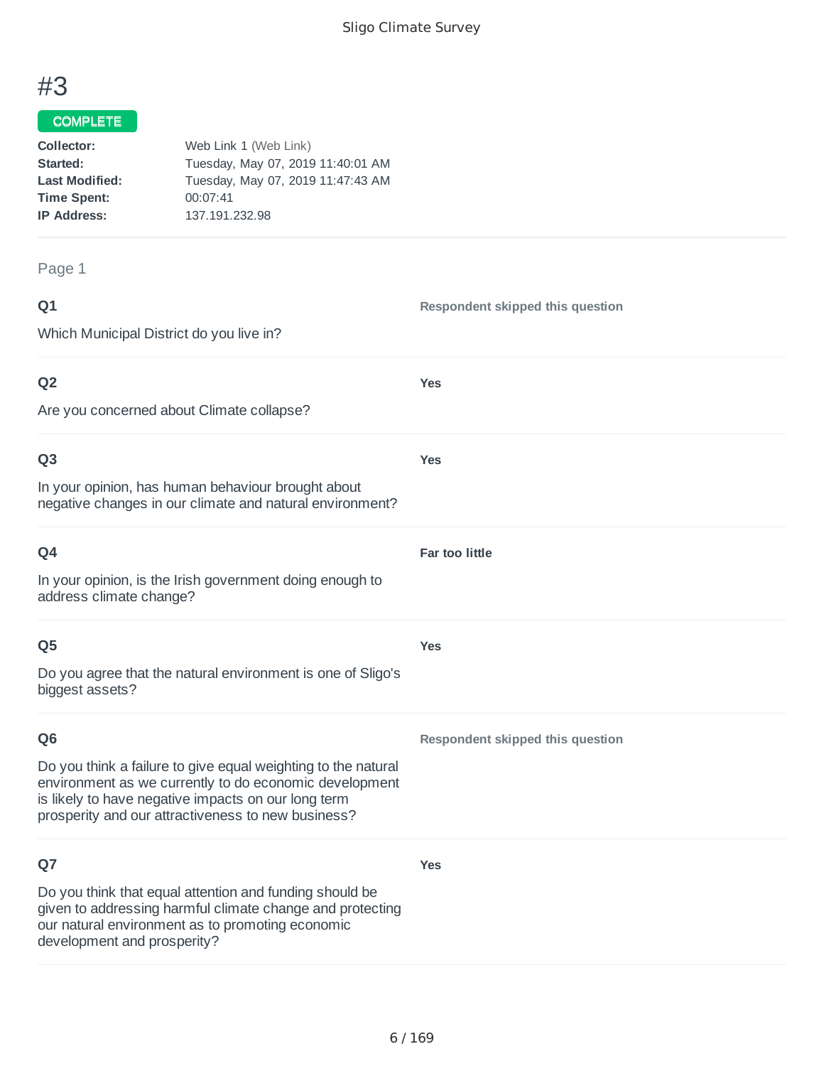# #3

**COMPLETE**

| | |
|---|---|
| **Collector:** | Web Link 1 (Web Link) |
| **Started:** | Tuesday, May 07, 2019 11:40:01 AM |
| **Last Modified:** | Tuesday, May 07, 2019 11:47:43 AM |
| **Time Spent:** | 00:07:41 |
| **IP Address:** | 137.191.232.98 |

## Page 1

**Q1**

Which Municipal District do you live in?

**Respondent skipped this question**

**Q2**

Are you concerned about Climate collapse?

**Yes**

**Q3**

In your opinion, has human behaviour brought about negative changes in our climate and natural environment?

**Yes**

**Q4**

In your opinion, is the Irish government doing enough to address climate change?

**Far too little**

**Q5**

Do you agree that the natural environment is one of Sligo's biggest assets?

**Yes**

**Q6**

Do you think a failure to give equal weighting to the natural environment as we currently to do economic development is likely to have negative impacts on our long term prosperity and our attractiveness to new business?

**Respondent skipped this question**

**Q7**

Do you think that equal attention and funding should be given to addressing harmful climate change and protecting our natural environment as to promoting economic development and prosperity?

**Yes**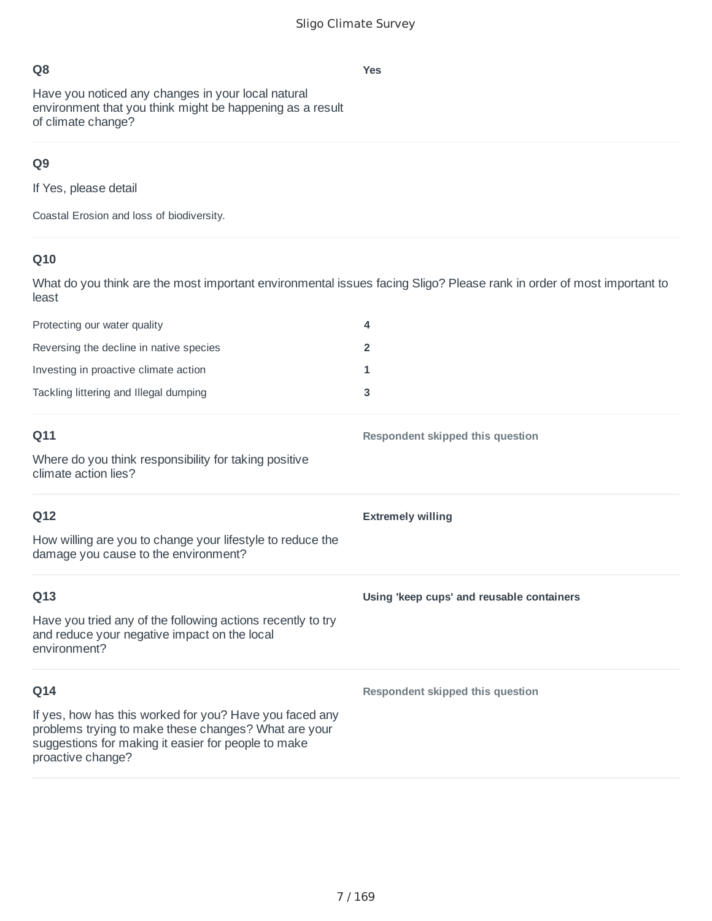### Q8

Have you noticed any changes in your local natural environment that you think might be happening as a result of climate change?

**Yes**

### Q9

If Yes, please detail

Coastal Erosion and loss of biodiversity.

### Q10

What do you think are the most important environmental issues facing Sligo? Please rank in order of most important to least

| | |
|---|---|
| Protecting our water quality | **4** |
| Reversing the decline in native species | **2** |
| Investing in proactive climate action | **1** |
| Tackling littering and Illegal dumping | **3** |

### Q11

Where do you think responsibility for taking positive climate action lies?

**Respondent skipped this question**

### Q12

How willing are you to change your lifestyle to reduce the damage you cause to the environment?

**Extremely willing**

### Q13

Have you tried any of the following actions recently to try and reduce your negative impact on the local environment?

**Using 'keep cups' and reusable containers**

### Q14

If yes, how has this worked for you? Have you faced any problems trying to make these changes? What are your suggestions for making it easier for people to make proactive change?

**Respondent skipped this question**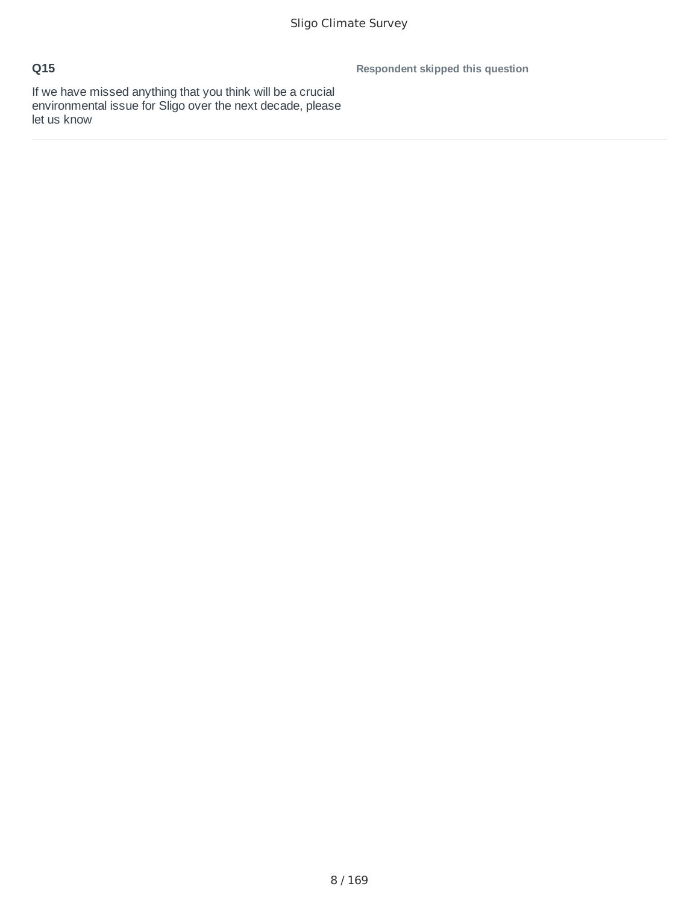## Q15

If we have missed anything that you think will be a crucial environmental issue for Sligo over the next decade, please let us know

**Respondent skipped this question**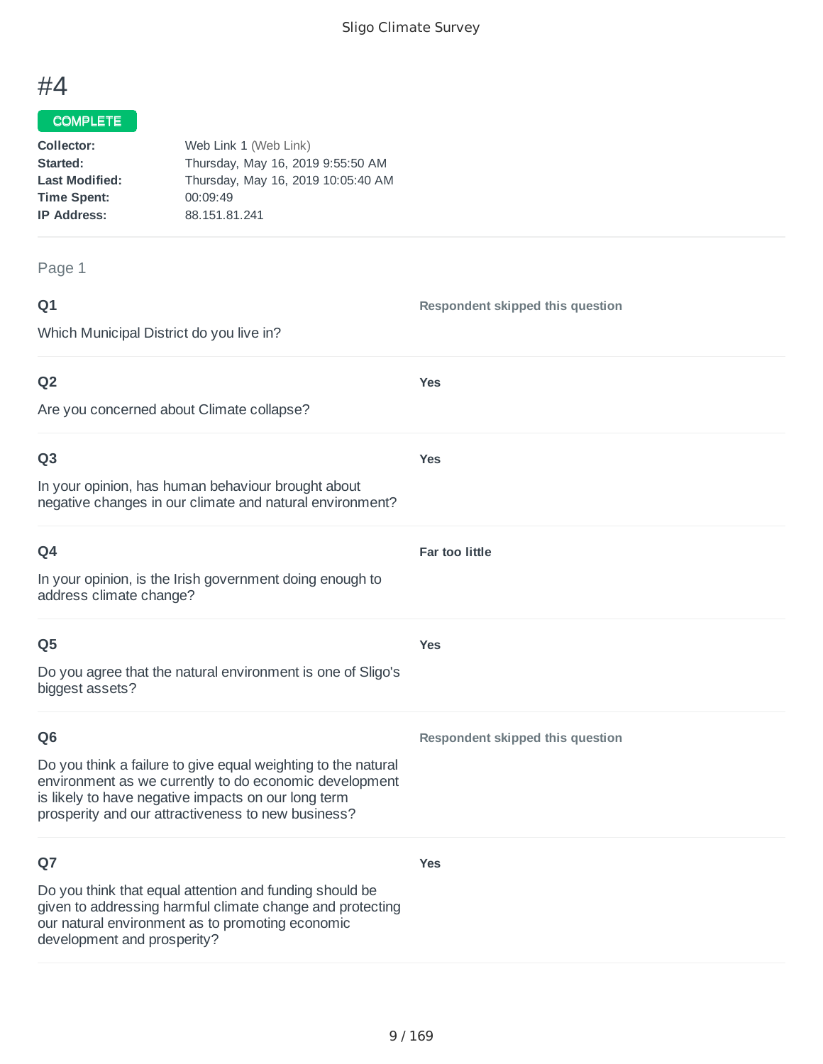# #4

**COMPLETE**

**Collector:** Web Link 1 (Web Link)
**Started:** Thursday, May 16, 2019 9:55:50 AM
**Last Modified:** Thursday, May 16, 2019 10:05:40 AM
**Time Spent:** 00:09:49
**IP Address:** 88.151.81.241

Page 1

**Q1**

Which Municipal District do you live in?

**Respondent skipped this question**

**Q2**

Are you concerned about Climate collapse?

**Yes**

**Q3**

In your opinion, has human behaviour brought about negative changes in our climate and natural environment?

**Yes**

**Q4**

In your opinion, is the Irish government doing enough to address climate change?

**Far too little**

**Q5**

Do you agree that the natural environment is one of Sligo's biggest assets?

**Yes**

**Q6**

Do you think a failure to give equal weighting to the natural environment as we currently to do economic development is likely to have negative impacts on our long term prosperity and our attractiveness to new business?

**Respondent skipped this question**

**Q7**

Do you think that equal attention and funding should be given to addressing harmful climate change and protecting our natural environment as to promoting economic development and prosperity?

**Yes**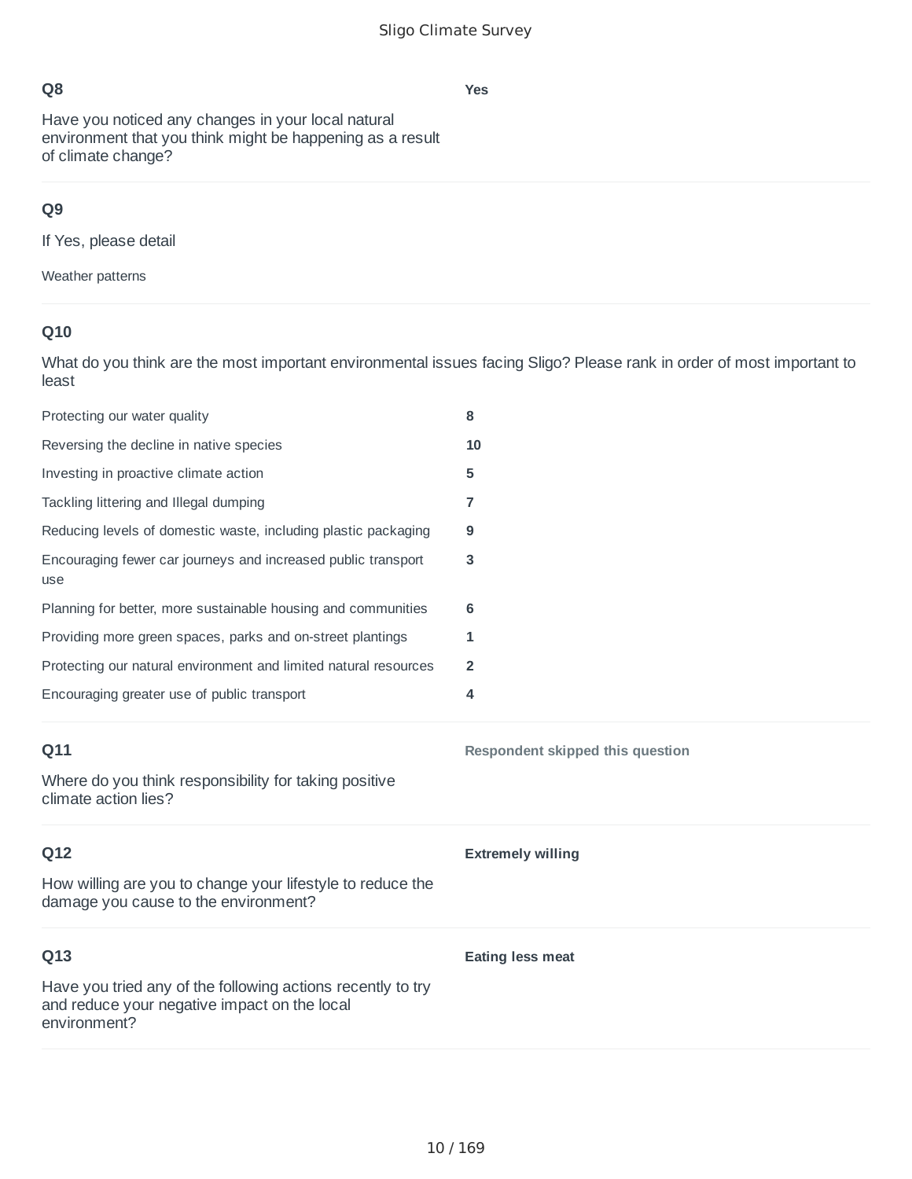### Q8

Have you noticed any changes in your local natural environment that you think might be happening as a result of climate change?

**Yes**

### Q9

If Yes, please detail

Weather patterns

### Q10

What do you think are the most important environmental issues facing Sligo? Please rank in order of most important to least

| | |
|---|---|
| Protecting our water quality | **8** |
| Reversing the decline in native species | **10** |
| Investing in proactive climate action | **5** |
| Tackling littering and Illegal dumping | **7** |
| Reducing levels of domestic waste, including plastic packaging | **9** |
| Encouraging fewer car journeys and increased public transport use | **3** |
| Planning for better, more sustainable housing and communities | **6** |
| Providing more green spaces, parks and on-street plantings | **1** |
| Protecting our natural environment and limited natural resources | **2** |
| Encouraging greater use of public transport | **4** |

### Q11

Where do you think responsibility for taking positive climate action lies?

**Respondent skipped this question**

### Q12

How willing are you to change your lifestyle to reduce the damage you cause to the environment?

**Extremely willing**

### Q13

Have you tried any of the following actions recently to try and reduce your negative impact on the local environment?

**Eating less meat**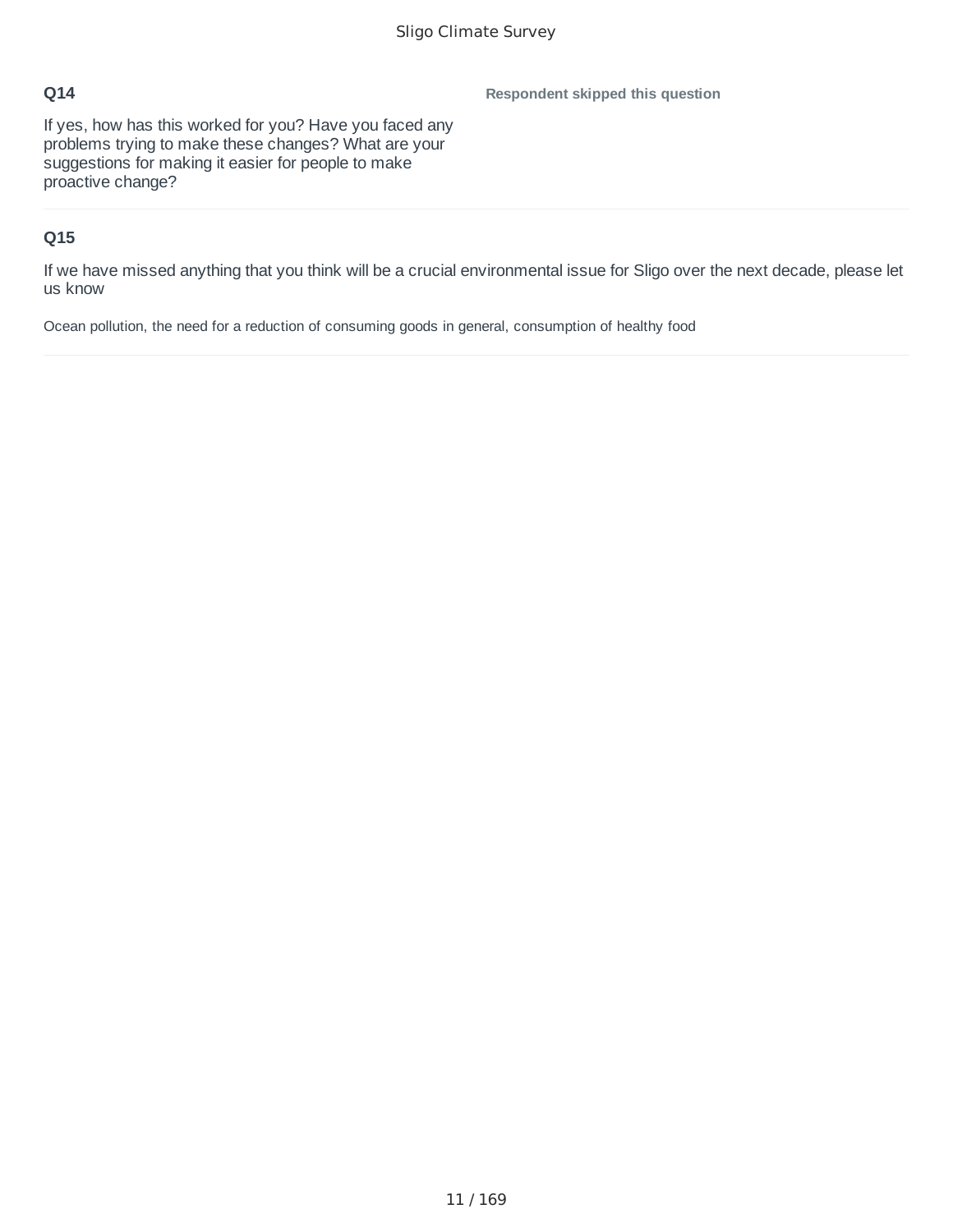**Q14**

If yes, how has this worked for you? Have you faced any problems trying to make these changes? What are your suggestions for making it easier for people to make proactive change?

**Respondent skipped this question**

**Q15**

If we have missed anything that you think will be a crucial environmental issue for Sligo over the next decade, please let us know

Ocean pollution, the need for a reduction of consuming goods in general, consumption of healthy food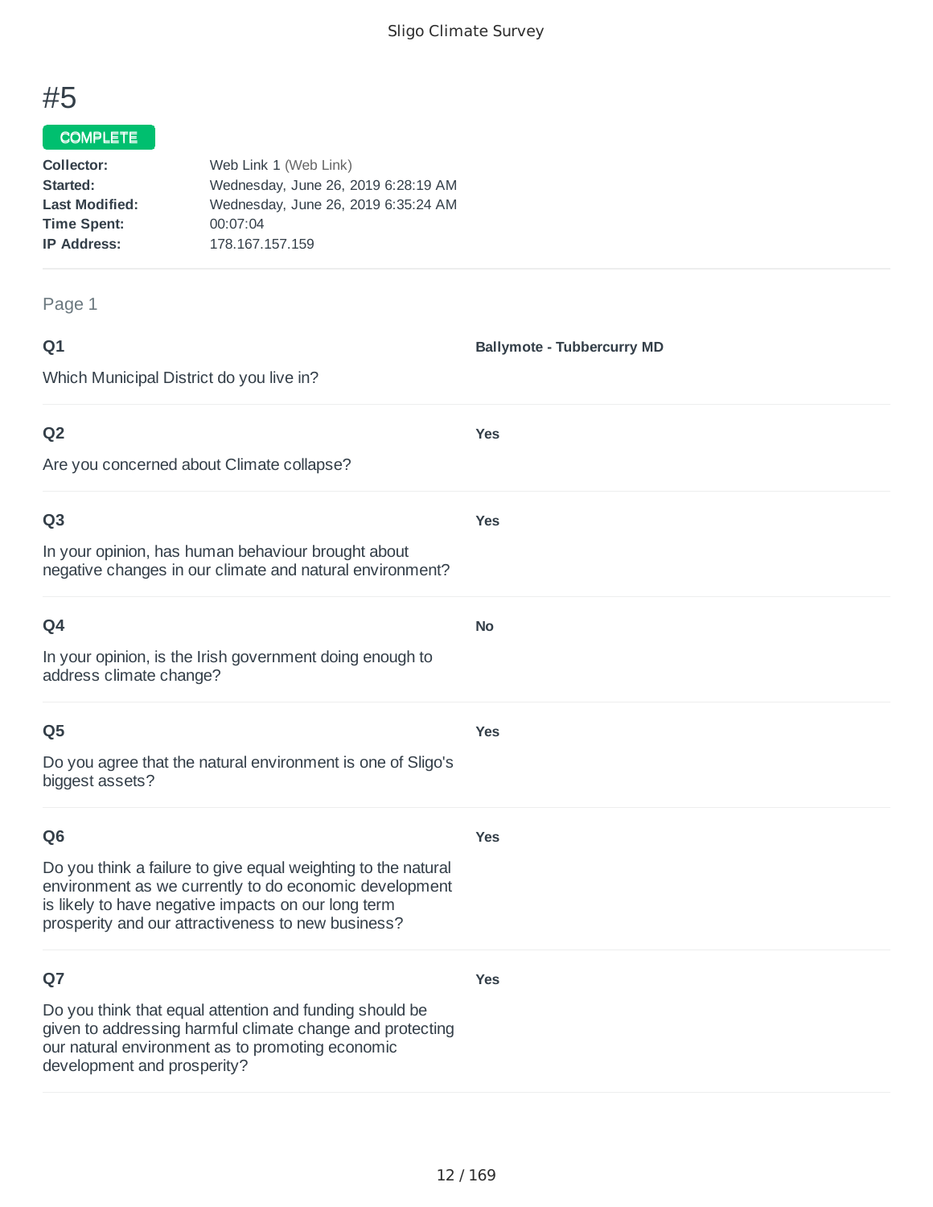# #5

**COMPLETE**

**Collector:** Web Link 1 (Web Link)
**Started:** Wednesday, June 26, 2019 6:28:19 AM
**Last Modified:** Wednesday, June 26, 2019 6:35:24 AM
**Time Spent:** 00:07:04
**IP Address:** 178.167.157.159

Page 1

**Q1**

Which Municipal District do you live in?

**Ballymote - Tubbercurry MD**

**Q2**

Are you concerned about Climate collapse?

**Yes**

**Q3**

In your opinion, has human behaviour brought about negative changes in our climate and natural environment?

**Yes**

**Q4**

In your opinion, is the Irish government doing enough to address climate change?

**No**

**Q5**

Do you agree that the natural environment is one of Sligo's biggest assets?

**Yes**

**Q6**

Do you think a failure to give equal weighting to the natural environment as we currently to do economic development is likely to have negative impacts on our long term prosperity and our attractiveness to new business?

**Yes**

**Q7**

Do you think that equal attention and funding should be given to addressing harmful climate change and protecting our natural environment as to promoting economic development and prosperity?

**Yes**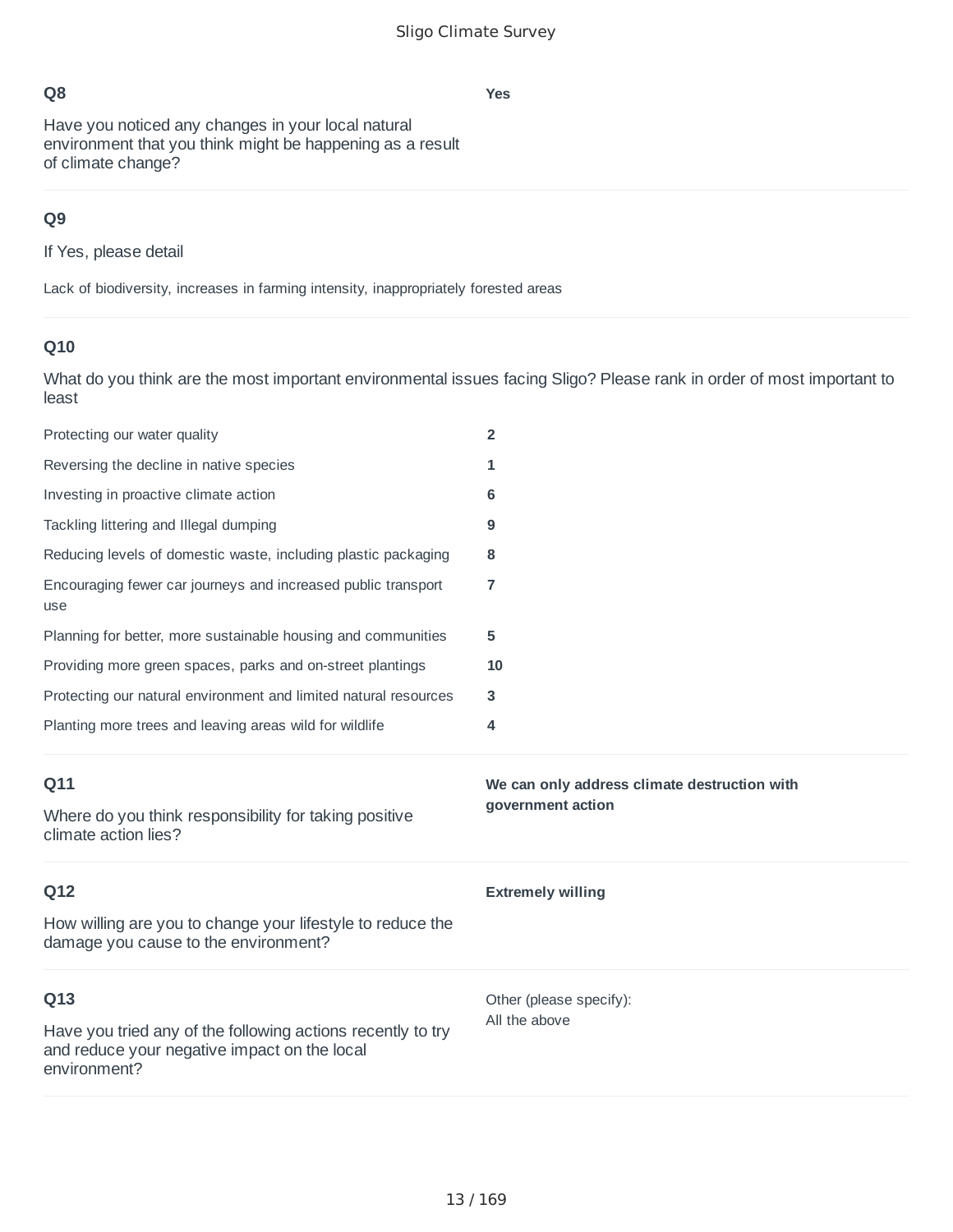**Q8**

Have you noticed any changes in your local natural environment that you think might be happening as a result of climate change?

**Yes**

---

**Q9**

If Yes, please detail

Lack of biodiversity, increases in farming intensity, inappropriately forested areas

---

**Q10**

What do you think are the most important environmental issues facing Sligo? Please rank in order of most important to least

| | |
|---|---|
| Protecting our water quality | **2** |
| Reversing the decline in native species | **1** |
| Investing in proactive climate action | **6** |
| Tackling littering and Illegal dumping | **9** |
| Reducing levels of domestic waste, including plastic packaging | **8** |
| Encouraging fewer car journeys and increased public transport use | **7** |
| Planning for better, more sustainable housing and communities | **5** |
| Providing more green spaces, parks and on-street plantings | **10** |
| Protecting our natural environment and limited natural resources | **3** |
| Planting more trees and leaving areas wild for wildlife | **4** |

---

**Q11**

Where do you think responsibility for taking positive climate action lies?

**We can only address climate destruction with government action**

---

**Q12**

How willing are you to change your lifestyle to reduce the damage you cause to the environment?

**Extremely willing**

---

**Q13**

Have you tried any of the following actions recently to try and reduce your negative impact on the local environment?

Other (please specify):
All the above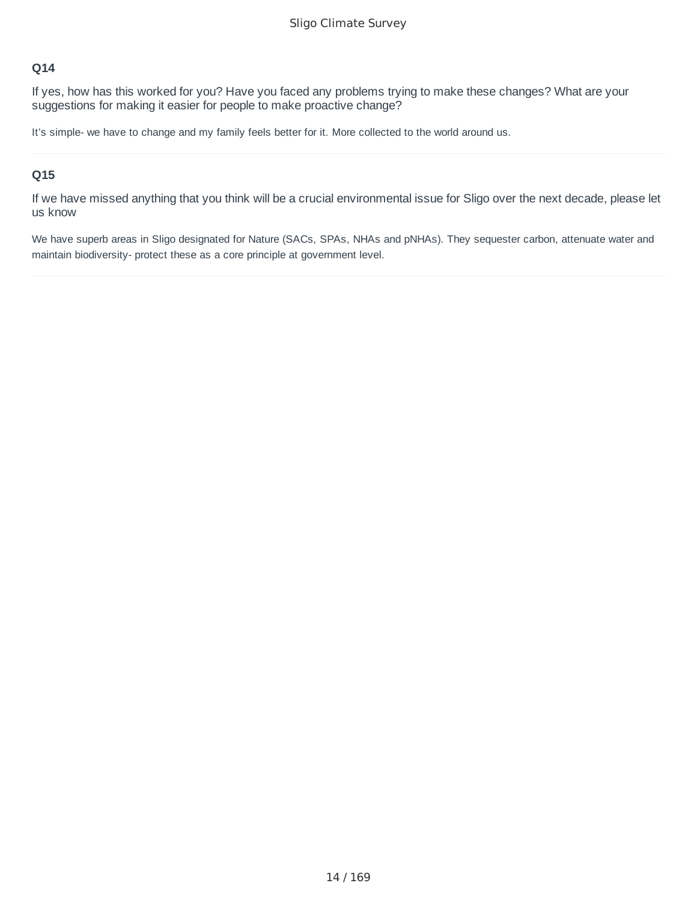### Q14

If yes, how has this worked for you? Have you faced any problems trying to make these changes? What are your suggestions for making it easier for people to make proactive change?

It's simple- we have to change and my family feels better for it. More collected to the world around us.

### Q15

If we have missed anything that you think will be a crucial environmental issue for Sligo over the next decade, please let us know

We have superb areas in Sligo designated for Nature (SACs, SPAs, NHAs and pNHAs). They sequester carbon, attenuate water and maintain biodiversity- protect these as a core principle at government level.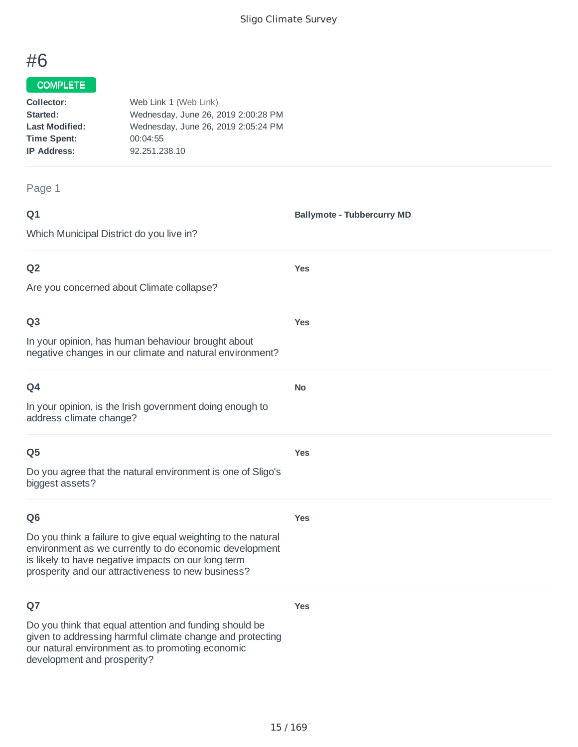# #6

COMPLETE

**Collector:** Web Link 1 (Web Link)
**Started:** Wednesday, June 26, 2019 2:00:28 PM
**Last Modified:** Wednesday, June 26, 2019 2:05:24 PM
**Time Spent:** 00:04:55
**IP Address:** 92.251.238.10

Page 1

**Q1**

Which Municipal District do you live in?

**Ballymote - Tubbercurry MD**

**Q2**

Are you concerned about Climate collapse?

**Yes**

**Q3**

In your opinion, has human behaviour brought about negative changes in our climate and natural environment?

**Yes**

**Q4**

In your opinion, is the Irish government doing enough to address climate change?

**No**

**Q5**

Do you agree that the natural environment is one of Sligo's biggest assets?

**Yes**

**Q6**

Do you think a failure to give equal weighting to the natural environment as we currently to do economic development is likely to have negative impacts on our long term prosperity and our attractiveness to new business?

**Yes**

**Q7**

Do you think that equal attention and funding should be given to addressing harmful climate change and protecting our natural environment as to promoting economic development and prosperity?

**Yes**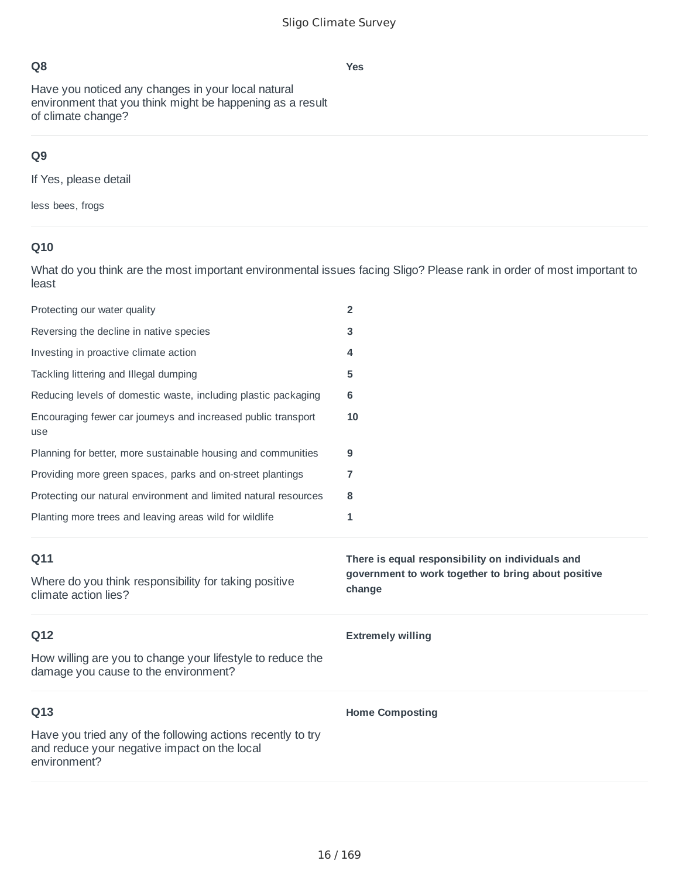### Q8

Have you noticed any changes in your local natural environment that you think might be happening as a result of climate change?

**Yes**

### Q9

If Yes, please detail

less bees, frogs

### Q10

What do you think are the most important environmental issues facing Sligo? Please rank in order of most important to least

| | |
|---|---|
| Protecting our water quality | **2** |
| Reversing the decline in native species | **3** |
| Investing in proactive climate action | **4** |
| Tackling littering and Illegal dumping | **5** |
| Reducing levels of domestic waste, including plastic packaging | **6** |
| Encouraging fewer car journeys and increased public transport use | **10** |
| Planning for better, more sustainable housing and communities | **9** |
| Providing more green spaces, parks and on-street plantings | **7** |
| Protecting our natural environment and limited natural resources | **8** |
| Planting more trees and leaving areas wild for wildlife | **1** |

### Q11

Where do you think responsibility for taking positive climate action lies?

**There is equal responsibility on individuals and government to work together to bring about positive change**

### Q12

How willing are you to change your lifestyle to reduce the damage you cause to the environment?

**Extremely willing**

### Q13

Have you tried any of the following actions recently to try and reduce your negative impact on the local environment?

**Home Composting**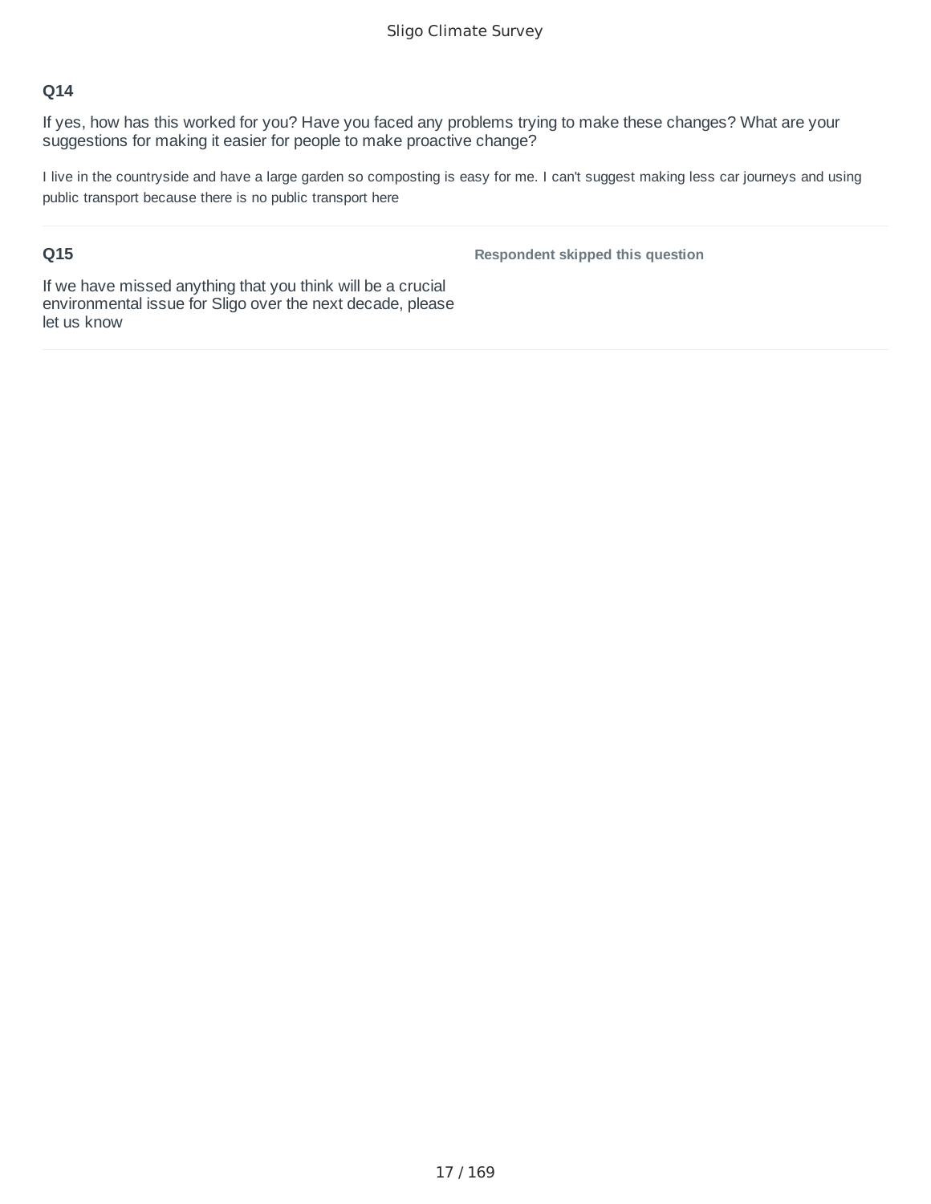### Q14

If yes, how has this worked for you? Have you faced any problems trying to make these changes? What are your suggestions for making it easier for people to make proactive change?

I live in the countryside and have a large garden so composting is easy for me. I can't suggest making less car journeys and using public transport because there is no public transport here

### Q15

If we have missed anything that you think will be a crucial environmental issue for Sligo over the next decade, please let us know

**Respondent skipped this question**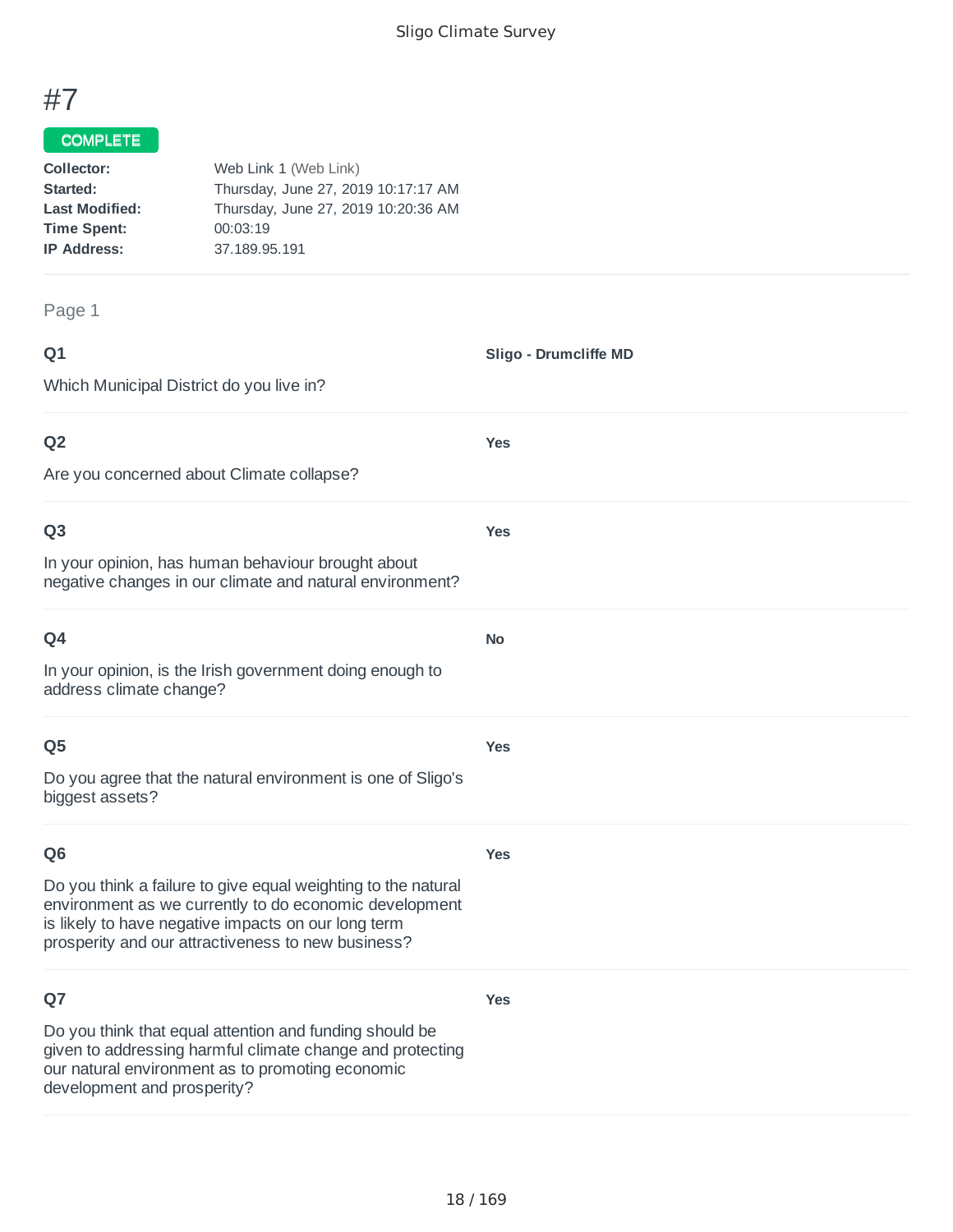# #7

**COMPLETE**

| | |
|---|---|
| **Collector:** | Web Link 1 (Web Link) |
| **Started:** | Thursday, June 27, 2019 10:17:17 AM |
| **Last Modified:** | Thursday, June 27, 2019 10:20:36 AM |
| **Time Spent:** | 00:03:19 |
| **IP Address:** | 37.189.95.191 |

Page 1

**Q1**

Which Municipal District do you live in?

**Sligo - Drumcliffe MD**

**Q2**

Are you concerned about Climate collapse?

**Yes**

**Q3**

In your opinion, has human behaviour brought about negative changes in our climate and natural environment?

**Yes**

**Q4**

In your opinion, is the Irish government doing enough to address climate change?

**No**

**Q5**

Do you agree that the natural environment is one of Sligo's biggest assets?

**Yes**

**Q6**

Do you think a failure to give equal weighting to the natural environment as we currently to do economic development is likely to have negative impacts on our long term prosperity and our attractiveness to new business?

**Yes**

**Q7**

Do you think that equal attention and funding should be given to addressing harmful climate change and protecting our natural environment as to promoting economic development and prosperity?

**Yes**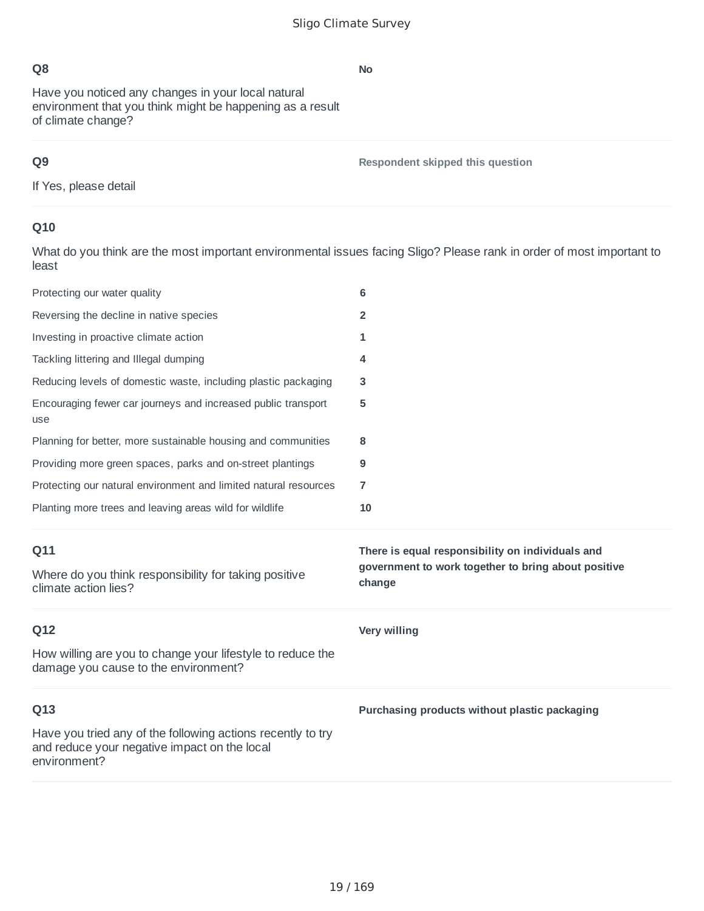**Q8**

Have you noticed any changes in your local natural environment that you think might be happening as a result of climate change?

**No**

**Q9**

If Yes, please detail

**Respondent skipped this question**

**Q10**

What do you think are the most important environmental issues facing Sligo? Please rank in order of most important to least

| | |
|---|---|
| Protecting our water quality | **6** |
| Reversing the decline in native species | **2** |
| Investing in proactive climate action | **1** |
| Tackling littering and Illegal dumping | **4** |
| Reducing levels of domestic waste, including plastic packaging | **3** |
| Encouraging fewer car journeys and increased public transport use | **5** |
| Planning for better, more sustainable housing and communities | **8** |
| Providing more green spaces, parks and on-street plantings | **9** |
| Protecting our natural environment and limited natural resources | **7** |
| Planting more trees and leaving areas wild for wildlife | **10** |

**Q11**

Where do you think responsibility for taking positive climate action lies?

**There is equal responsibility on individuals and government to work together to bring about positive change**

**Q12**

How willing are you to change your lifestyle to reduce the damage you cause to the environment?

**Very willing**

**Q13**

Have you tried any of the following actions recently to try and reduce your negative impact on the local environment?

**Purchasing products without plastic packaging**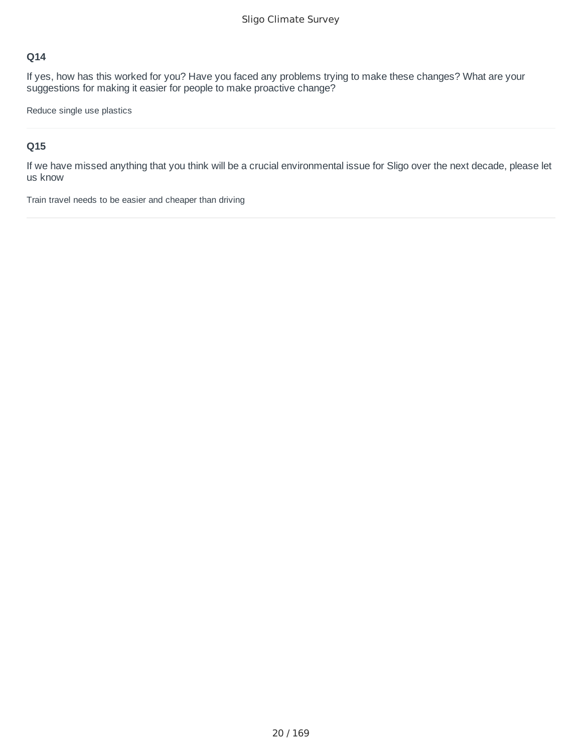## Q14

If yes, how has this worked for you? Have you faced any problems trying to make these changes? What are your suggestions for making it easier for people to make proactive change?

Reduce single use plastics

---

## Q15

If we have missed anything that you think will be a crucial environmental issue for Sligo over the next decade, please let us know

Train travel needs to be easier and cheaper than driving

---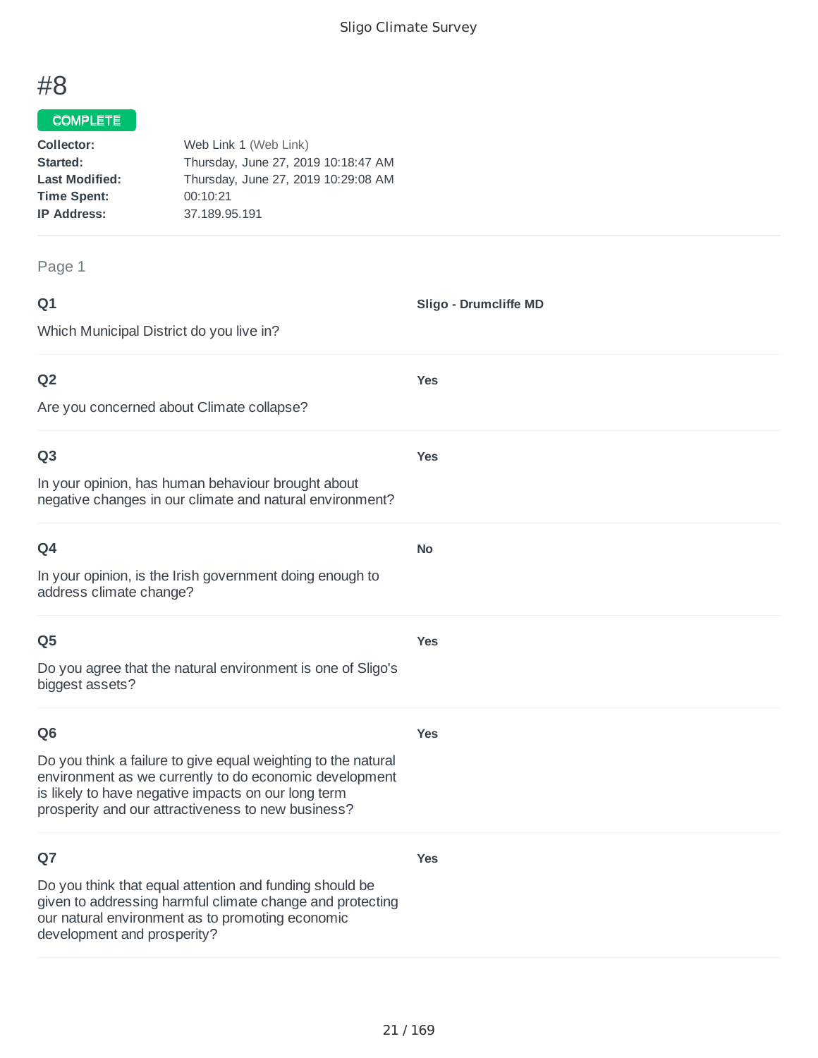# #8

**COMPLETE**

**Collector:** Web Link 1 (Web Link)
**Started:** Thursday, June 27, 2019 10:18:47 AM
**Last Modified:** Thursday, June 27, 2019 10:29:08 AM
**Time Spent:** 00:10:21
**IP Address:** 37.189.95.191

Page 1

**Q1**

Which Municipal District do you live in?

**Sligo - Drumcliffe MD**

**Q2**

Are you concerned about Climate collapse?

**Yes**

**Q3**

In your opinion, has human behaviour brought about negative changes in our climate and natural environment?

**Yes**

**Q4**

In your opinion, is the Irish government doing enough to address climate change?

**No**

**Q5**

Do you agree that the natural environment is one of Sligo's biggest assets?

**Yes**

**Q6**

Do you think a failure to give equal weighting to the natural environment as we currently to do economic development is likely to have negative impacts on our long term prosperity and our attractiveness to new business?

**Yes**

**Q7**

Do you think that equal attention and funding should be given to addressing harmful climate change and protecting our natural environment as to promoting economic development and prosperity?

**Yes**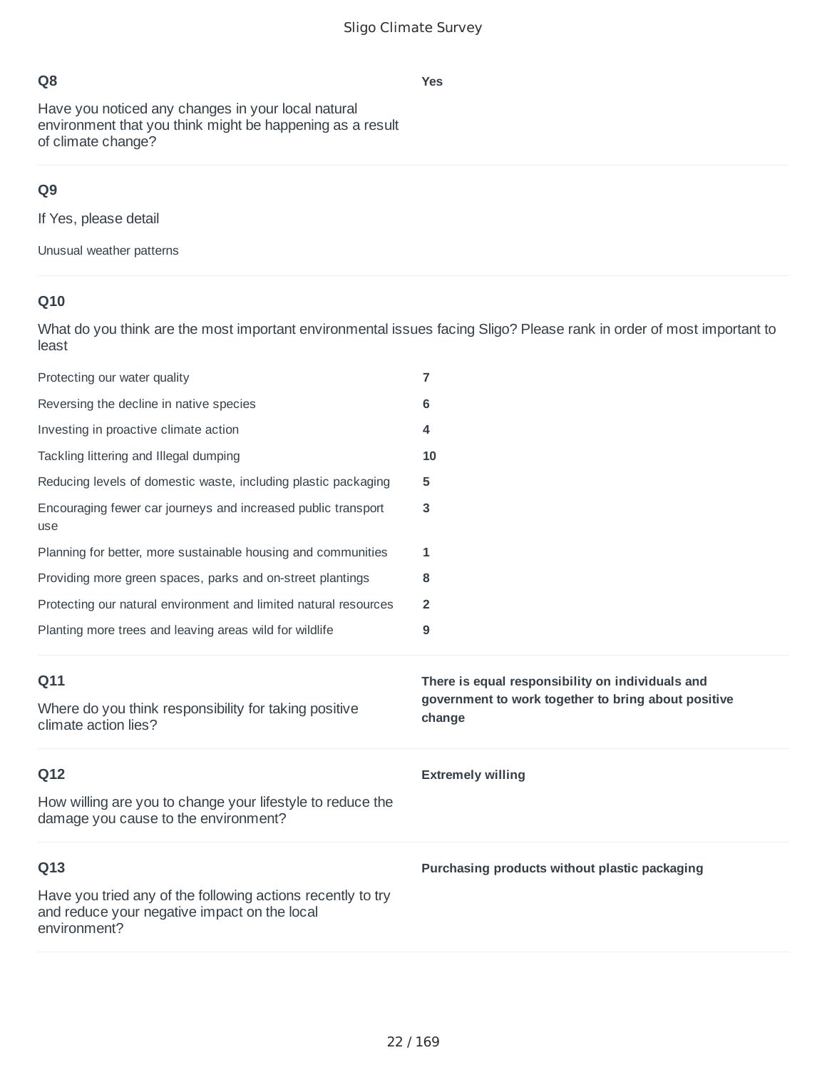### Q8

Have you noticed any changes in your local natural environment that you think might be happening as a result of climate change?

**Yes**

### Q9

If Yes, please detail

Unusual weather patterns

### Q10

What do you think are the most important environmental issues facing Sligo? Please rank in order of most important to least

| | |
|---|---|
| Protecting our water quality | **7** |
| Reversing the decline in native species | **6** |
| Investing in proactive climate action | **4** |
| Tackling littering and Illegal dumping | **10** |
| Reducing levels of domestic waste, including plastic packaging | **5** |
| Encouraging fewer car journeys and increased public transport use | **3** |
| Planning for better, more sustainable housing and communities | **1** |
| Providing more green spaces, parks and on-street plantings | **8** |
| Protecting our natural environment and limited natural resources | **2** |
| Planting more trees and leaving areas wild for wildlife | **9** |

### Q11

Where do you think responsibility for taking positive climate action lies?

**There is equal responsibility on individuals and government to work together to bring about positive change**

### Q12

How willing are you to change your lifestyle to reduce the damage you cause to the environment?

**Extremely willing**

### Q13

Have you tried any of the following actions recently to try and reduce your negative impact on the local environment?

**Purchasing products without plastic packaging**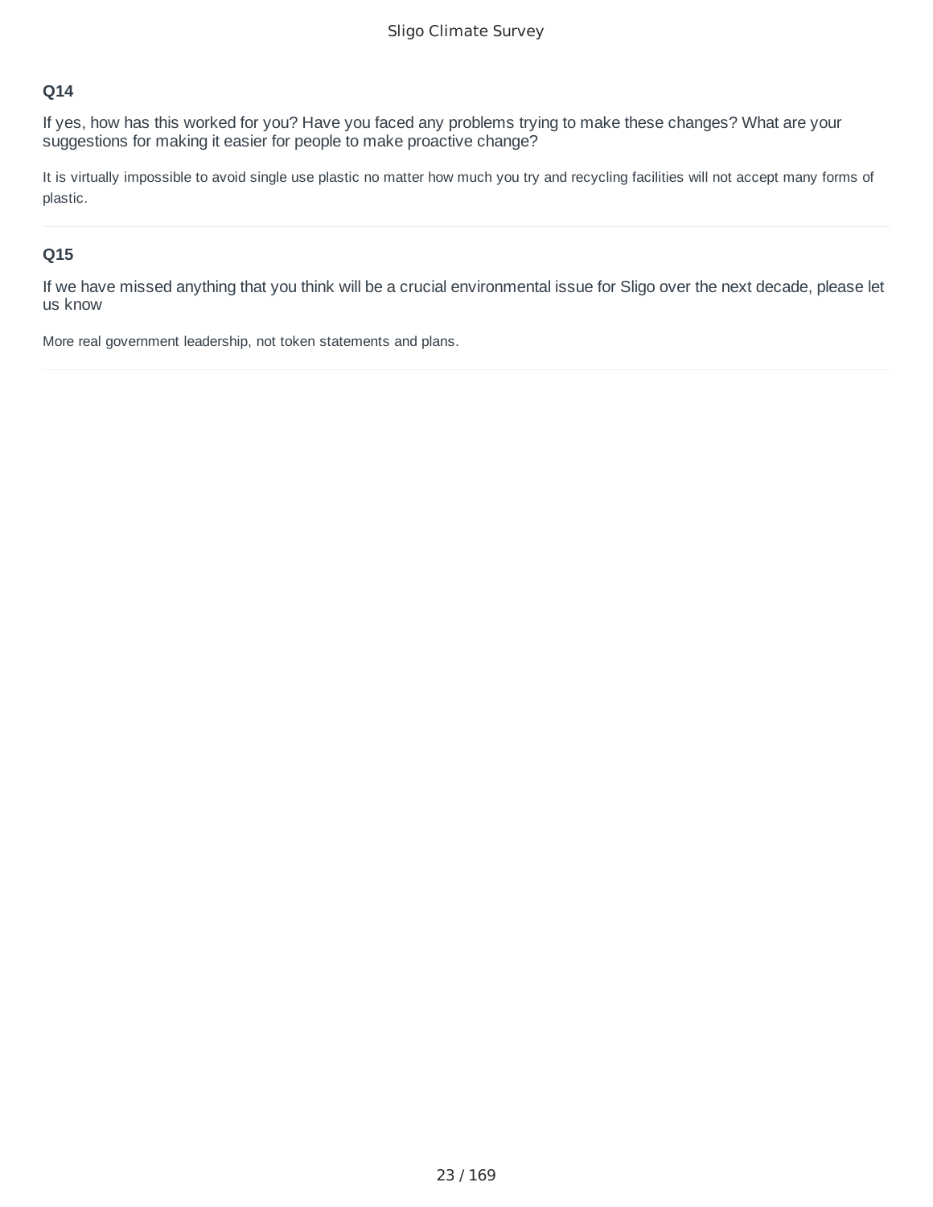**Q14**

If yes, how has this worked for you? Have you faced any problems trying to make these changes? What are your suggestions for making it easier for people to make proactive change?

It is virtually impossible to avoid single use plastic no matter how much you try and recycling facilities will not accept many forms of plastic.

---

**Q15**

If we have missed anything that you think will be a crucial environmental issue for Sligo over the next decade, please let us know

More real government leadership, not token statements and plans.

---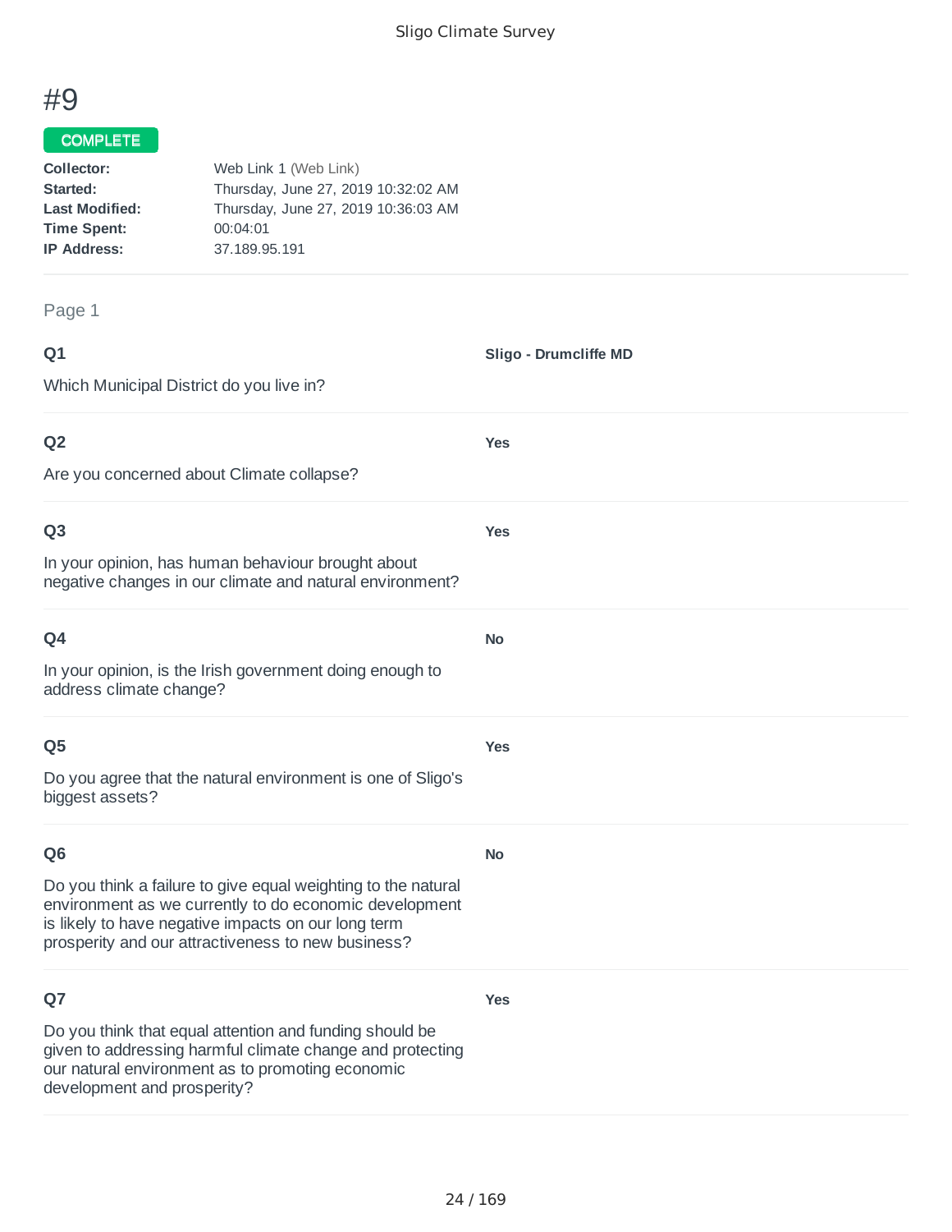# #9

**COMPLETE**

**Collector:** Web Link 1 (Web Link)
**Started:** Thursday, June 27, 2019 10:32:02 AM
**Last Modified:** Thursday, June 27, 2019 10:36:03 AM
**Time Spent:** 00:04:01
**IP Address:** 37.189.95.191

Page 1

**Q1**

Which Municipal District do you live in?

**Sligo - Drumcliffe MD**

**Q2**

Are you concerned about Climate collapse?

**Yes**

**Q3**

In your opinion, has human behaviour brought about negative changes in our climate and natural environment?

**Yes**

**Q4**

In your opinion, is the Irish government doing enough to address climate change?

**No**

**Q5**

Do you agree that the natural environment is one of Sligo's biggest assets?

**Yes**

**Q6**

Do you think a failure to give equal weighting to the natural environment as we currently to do economic development is likely to have negative impacts on our long term prosperity and our attractiveness to new business?

**No**

**Q7**

Do you think that equal attention and funding should be given to addressing harmful climate change and protecting our natural environment as to promoting economic development and prosperity?

**Yes**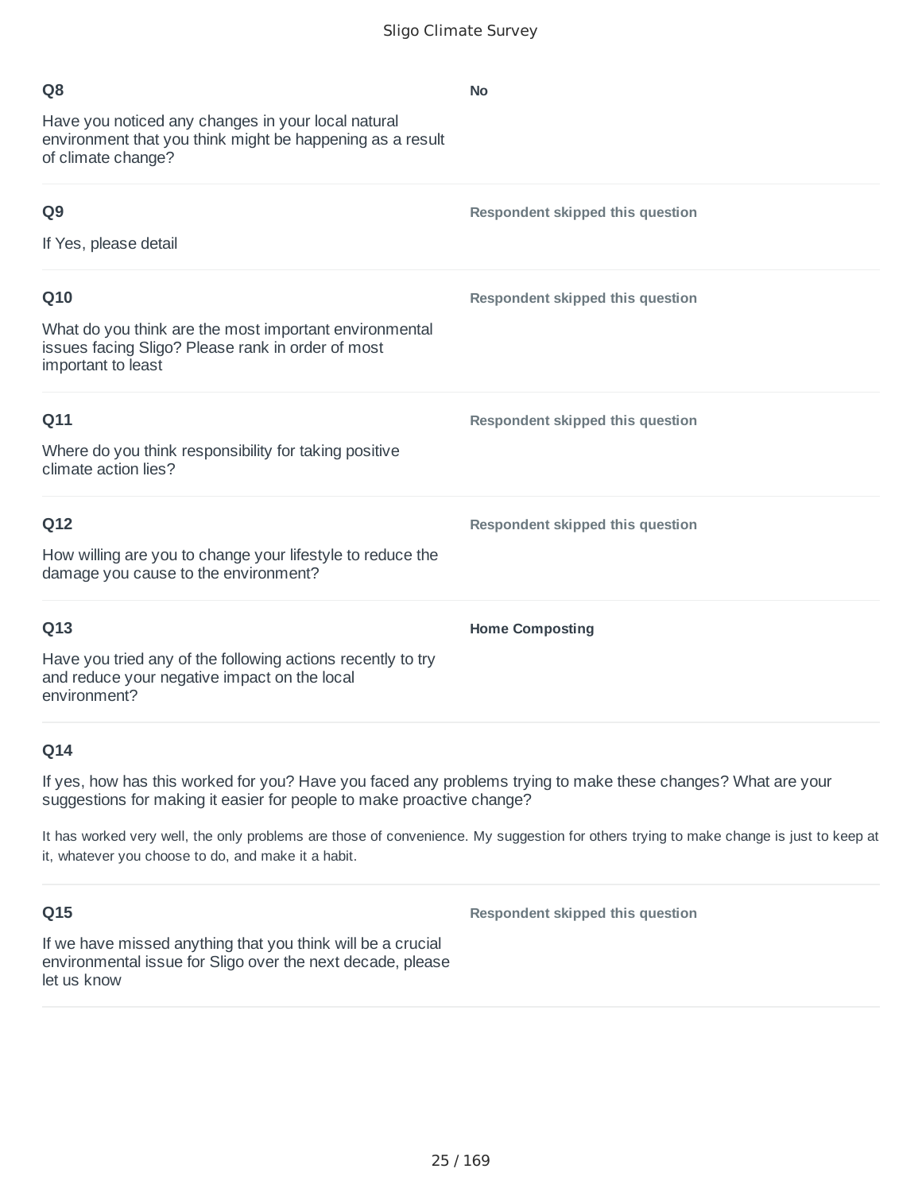**Q8**

Have you noticed any changes in your local natural environment that you think might be happening as a result of climate change?

**No**

**Q9**

If Yes, please detail

**Respondent skipped this question**

**Q10**

What do you think are the most important environmental issues facing Sligo? Please rank in order of most important to least

**Respondent skipped this question**

**Q11**

Where do you think responsibility for taking positive climate action lies?

**Respondent skipped this question**

**Q12**

How willing are you to change your lifestyle to reduce the damage you cause to the environment?

**Respondent skipped this question**

**Q13**

Have you tried any of the following actions recently to try and reduce your negative impact on the local environment?

**Home Composting**

**Q14**

If yes, how has this worked for you? Have you faced any problems trying to make these changes? What are your suggestions for making it easier for people to make proactive change?

It has worked very well, the only problems are those of convenience. My suggestion for others trying to make change is just to keep at it, whatever you choose to do, and make it a habit.

**Q15**

If we have missed anything that you think will be a crucial environmental issue for Sligo over the next decade, please let us know

**Respondent skipped this question**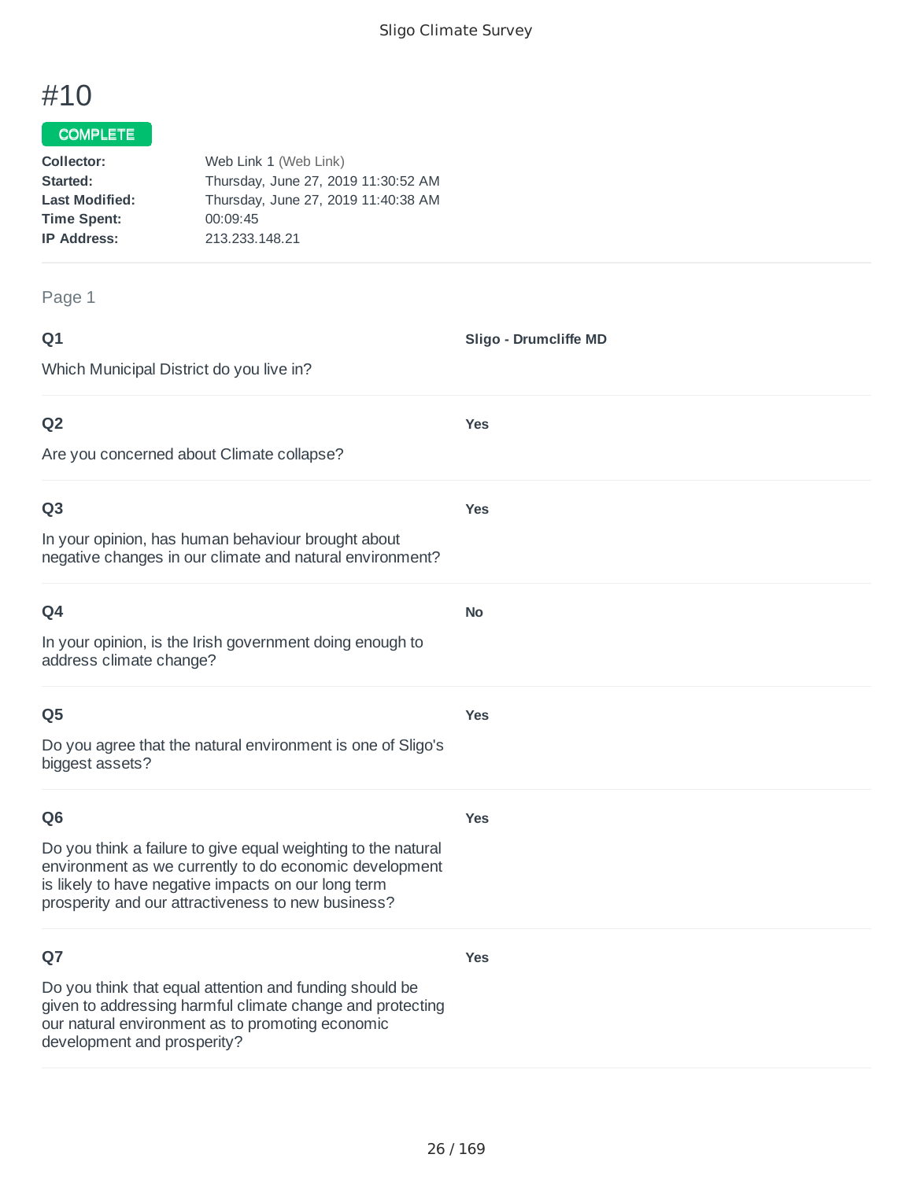# #10

COMPLETE

**Collector:** Web Link 1 (Web Link)
**Started:** Thursday, June 27, 2019 11:30:52 AM
**Last Modified:** Thursday, June 27, 2019 11:40:38 AM
**Time Spent:** 00:09:45
**IP Address:** 213.233.148.21

Page 1

**Q1**

Which Municipal District do you live in?

**Sligo - Drumcliffe MD**

**Q2**

Are you concerned about Climate collapse?

**Yes**

**Q3**

In your opinion, has human behaviour brought about negative changes in our climate and natural environment?

**Yes**

**Q4**

In your opinion, is the Irish government doing enough to address climate change?

**No**

**Q5**

Do you agree that the natural environment is one of Sligo's biggest assets?

**Yes**

**Q6**

Do you think a failure to give equal weighting to the natural environment as we currently to do economic development is likely to have negative impacts on our long term prosperity and our attractiveness to new business?

**Yes**

**Q7**

Do you think that equal attention and funding should be given to addressing harmful climate change and protecting our natural environment as to promoting economic development and prosperity?

**Yes**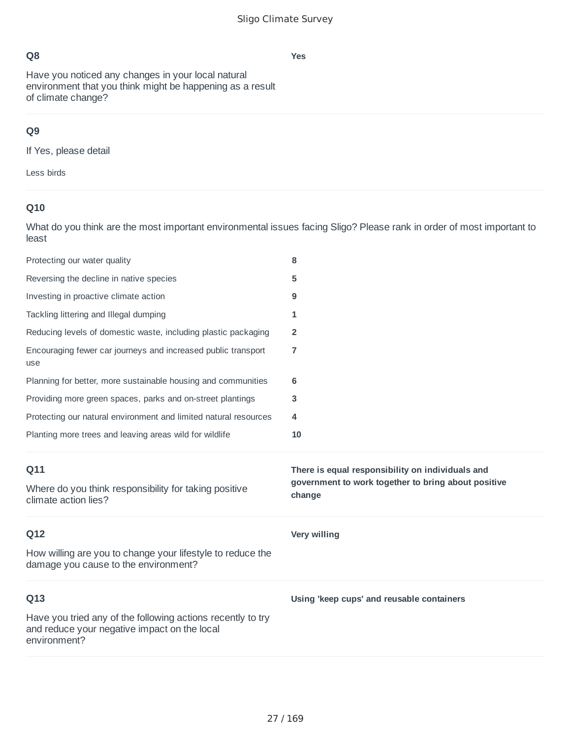### Q8

Have you noticed any changes in your local natural environment that you think might be happening as a result of climate change?

**Yes**

### Q9

If Yes, please detail

Less birds

### Q10

What do you think are the most important environmental issues facing Sligo? Please rank in order of most important to least

| | |
|---|---|
| Protecting our water quality | **8** |
| Reversing the decline in native species | **5** |
| Investing in proactive climate action | **9** |
| Tackling littering and Illegal dumping | **1** |
| Reducing levels of domestic waste, including plastic packaging | **2** |
| Encouraging fewer car journeys and increased public transport use | **7** |
| Planning for better, more sustainable housing and communities | **6** |
| Providing more green spaces, parks and on-street plantings | **3** |
| Protecting our natural environment and limited natural resources | **4** |
| Planting more trees and leaving areas wild for wildlife | **10** |

### Q11

Where do you think responsibility for taking positive climate action lies?

**There is equal responsibility on individuals and government to work together to bring about positive change**

### Q12

How willing are you to change your lifestyle to reduce the damage you cause to the environment?

**Very willing**

### Q13

Have you tried any of the following actions recently to try and reduce your negative impact on the local environment?

**Using 'keep cups' and reusable containers**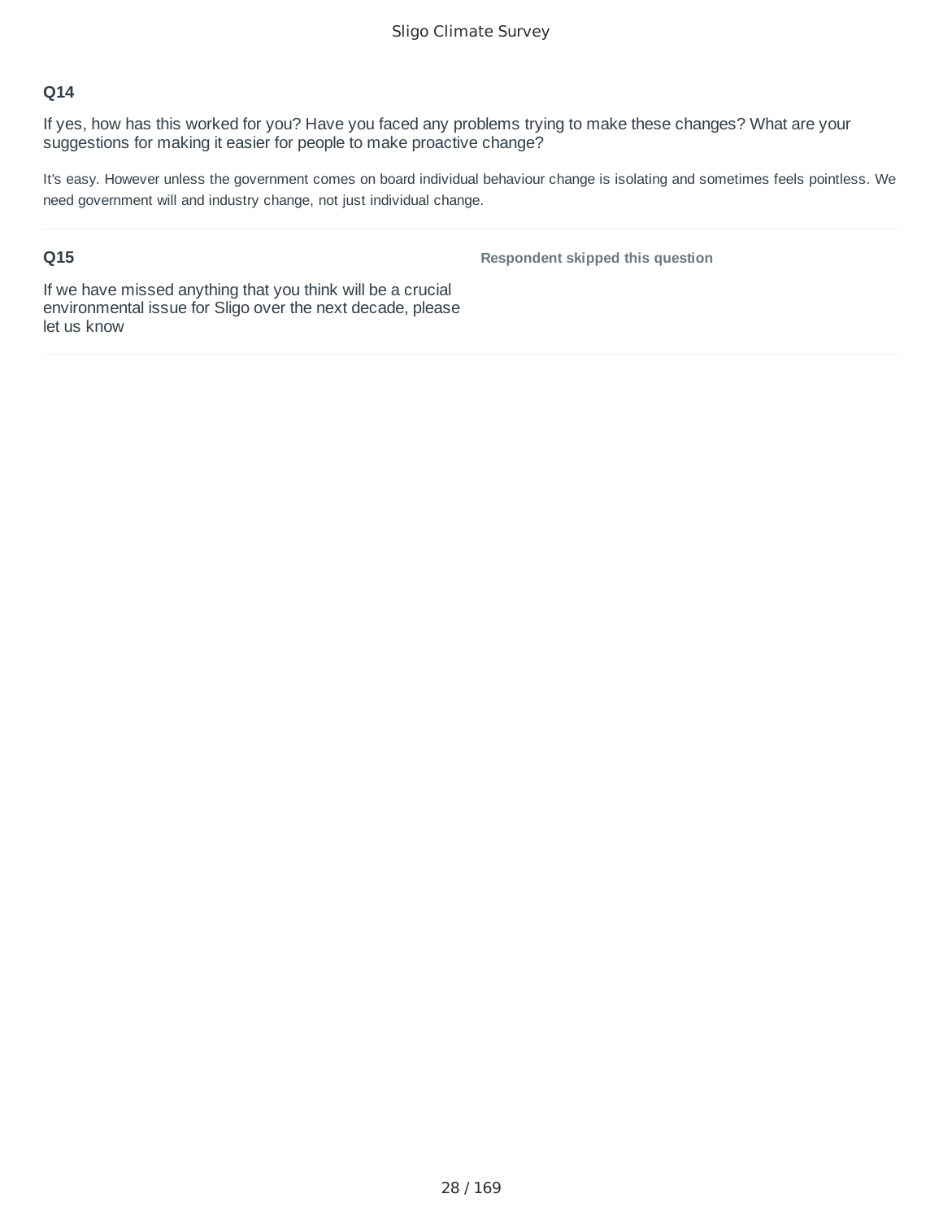### Q14

If yes, how has this worked for you? Have you faced any problems trying to make these changes? What are your suggestions for making it easier for people to make proactive change?

It's easy. However unless the government comes on board individual behaviour change is isolating and sometimes feels pointless. We need government will and industry change, not just individual change.

### Q15

If we have missed anything that you think will be a crucial environmental issue for Sligo over the next decade, please let us know

**Respondent skipped this question**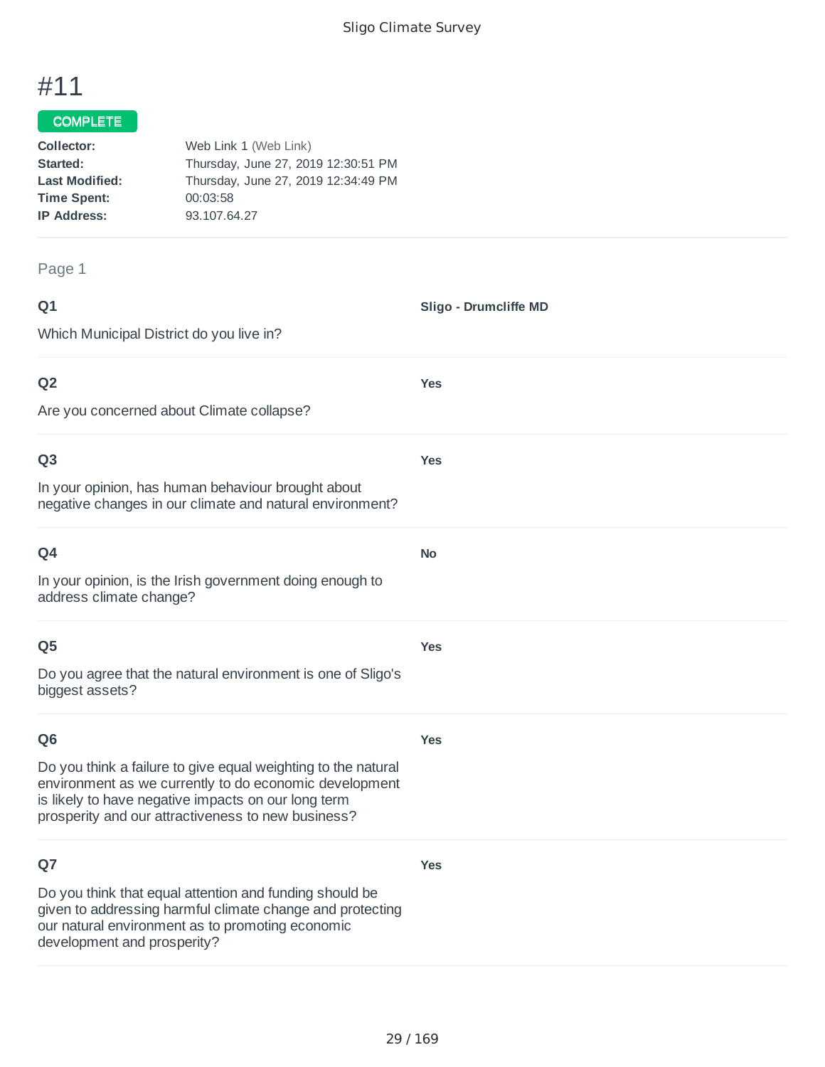# #11

**COMPLETE**

**Collector:** Web Link 1 (Web Link)
**Started:** Thursday, June 27, 2019 12:30:51 PM
**Last Modified:** Thursday, June 27, 2019 12:34:49 PM
**Time Spent:** 00:03:58
**IP Address:** 93.107.64.27

Page 1

**Q1**

Which Municipal District do you live in?

**Sligo - Drumcliffe MD**

**Q2**

Are you concerned about Climate collapse?

**Yes**

**Q3**

In your opinion, has human behaviour brought about negative changes in our climate and natural environment?

**Yes**

**Q4**

In your opinion, is the Irish government doing enough to address climate change?

**No**

**Q5**

Do you agree that the natural environment is one of Sligo's biggest assets?

**Yes**

**Q6**

Do you think a failure to give equal weighting to the natural environment as we currently to do economic development is likely to have negative impacts on our long term prosperity and our attractiveness to new business?

**Yes**

**Q7**

Do you think that equal attention and funding should be given to addressing harmful climate change and protecting our natural environment as to promoting economic development and prosperity?

**Yes**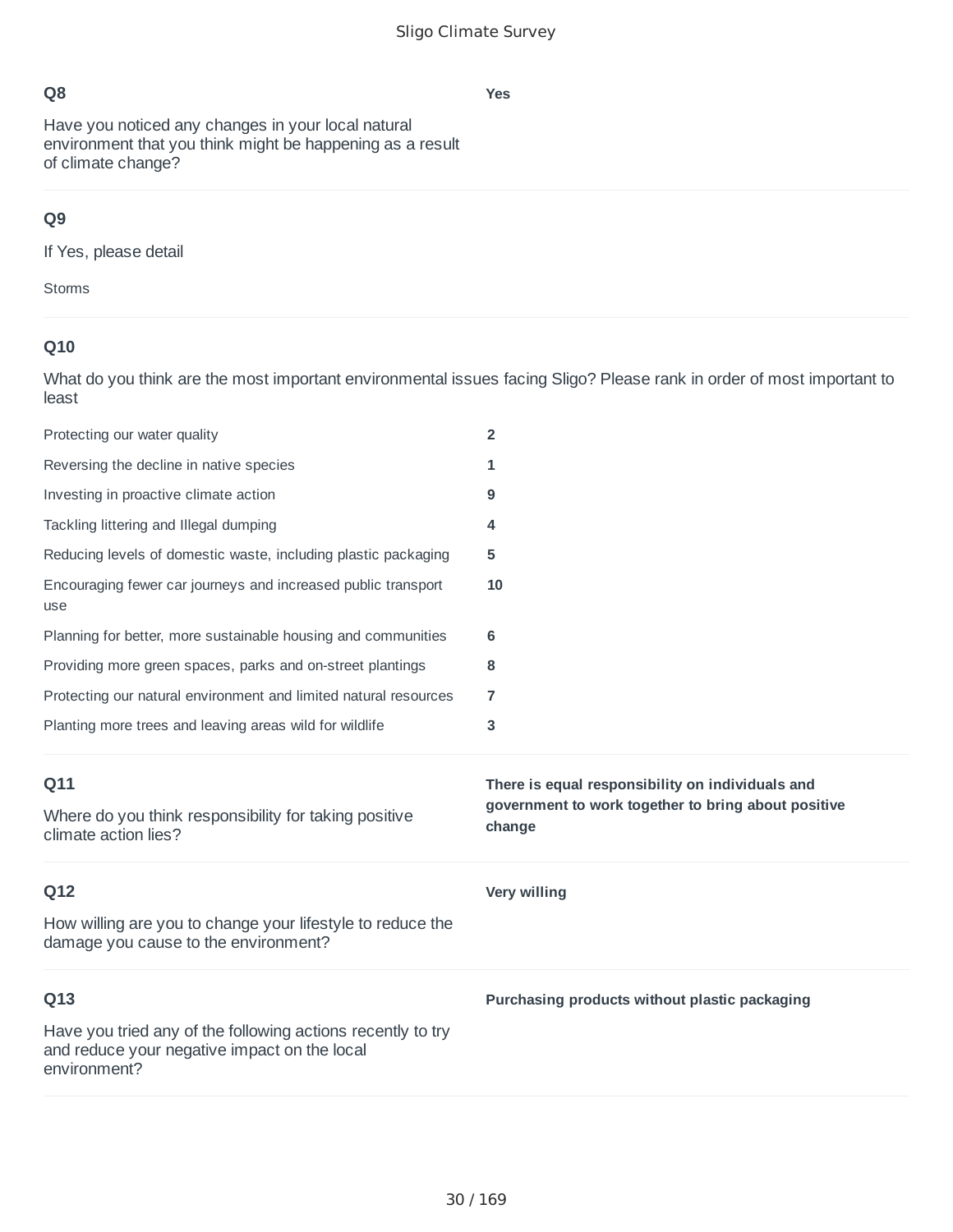**Q8**

Have you noticed any changes in your local natural environment that you think might be happening as a result of climate change?

**Yes**

**Q9**

If Yes, please detail

Storms

**Q10**

What do you think are the most important environmental issues facing Sligo? Please rank in order of most important to least

| | |
|---|---|
| Protecting our water quality | **2** |
| Reversing the decline in native species | **1** |
| Investing in proactive climate action | **9** |
| Tackling littering and Illegal dumping | **4** |
| Reducing levels of domestic waste, including plastic packaging | **5** |
| Encouraging fewer car journeys and increased public transport use | **10** |
| Planning for better, more sustainable housing and communities | **6** |
| Providing more green spaces, parks and on-street plantings | **8** |
| Protecting our natural environment and limited natural resources | **7** |
| Planting more trees and leaving areas wild for wildlife | **3** |

**Q11**

Where do you think responsibility for taking positive climate action lies?

**There is equal responsibility on individuals and government to work together to bring about positive change**

**Q12**

How willing are you to change your lifestyle to reduce the damage you cause to the environment?

**Very willing**

**Q13**

Have you tried any of the following actions recently to try and reduce your negative impact on the local environment?

**Purchasing products without plastic packaging**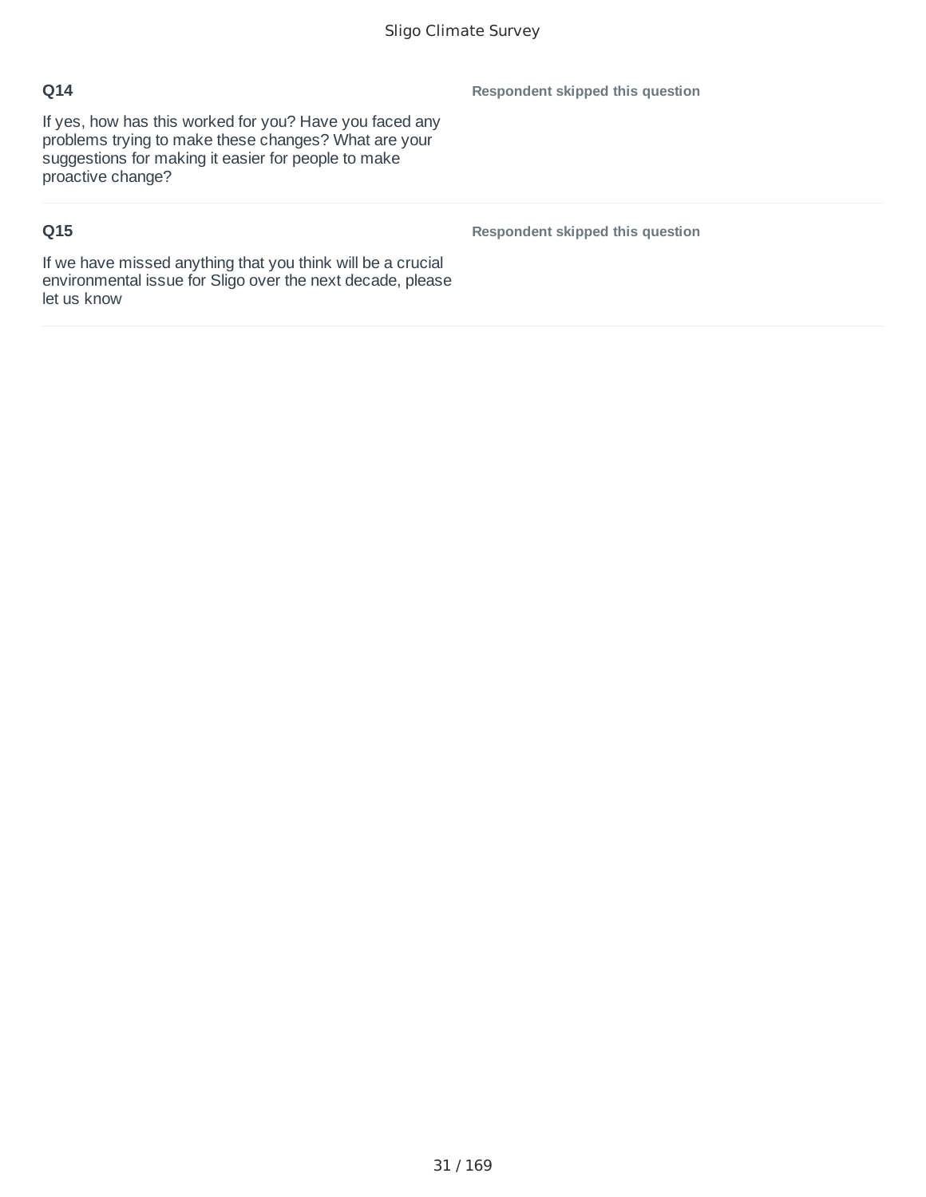### Q14

If yes, how has this worked for you? Have you faced any problems trying to make these changes? What are your suggestions for making it easier for people to make proactive change?

**Respondent skipped this question**

### Q15

If we have missed anything that you think will be a crucial environmental issue for Sligo over the next decade, please let us know

**Respondent skipped this question**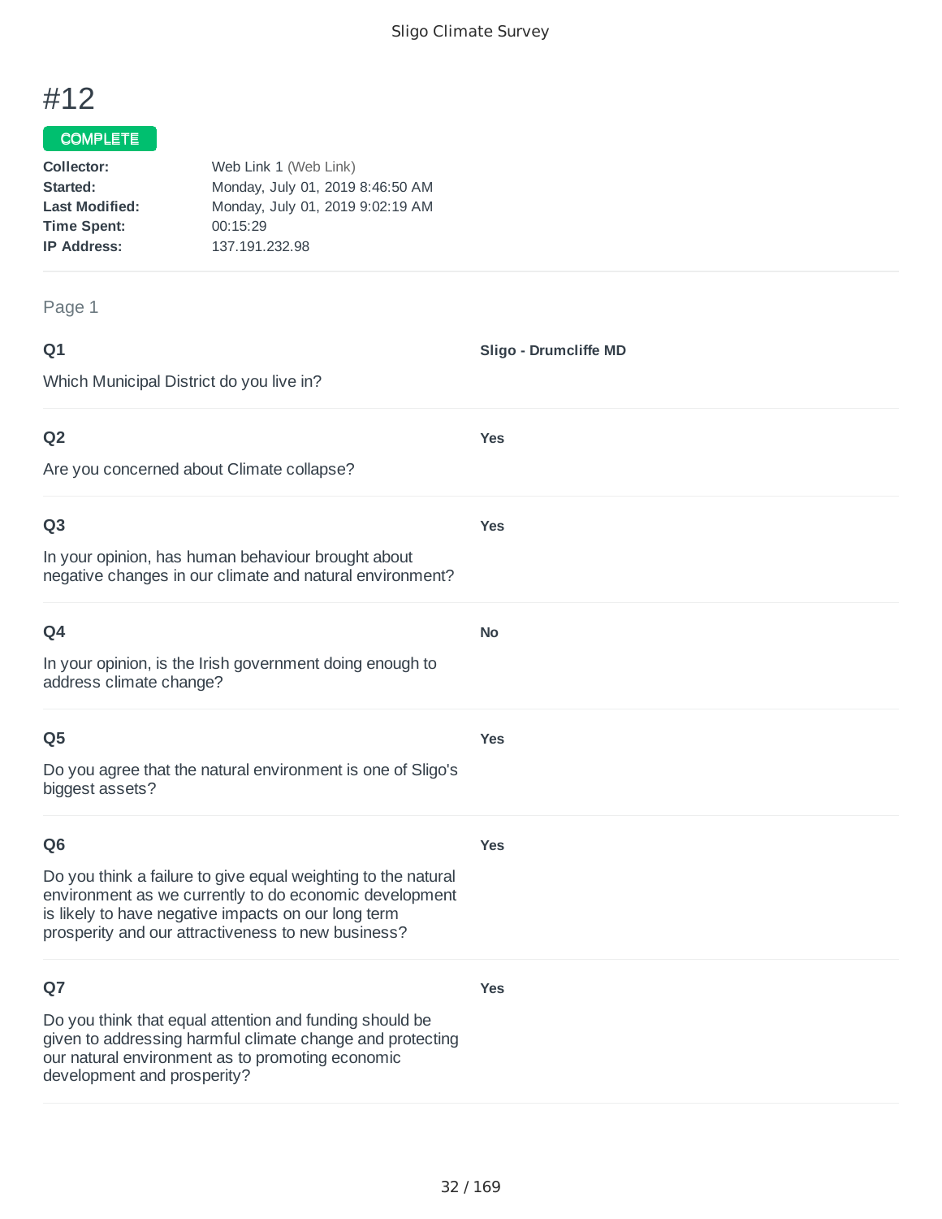# #12

COMPLETE

**Collector:** Web Link 1 (Web Link)
**Started:** Monday, July 01, 2019 8:46:50 AM
**Last Modified:** Monday, July 01, 2019 9:02:19 AM
**Time Spent:** 00:15:29
**IP Address:** 137.191.232.98

Page 1

**Q1**

Which Municipal District do you live in?

**Sligo - Drumcliffe MD**

**Q2**

Are you concerned about Climate collapse?

**Yes**

**Q3**

In your opinion, has human behaviour brought about negative changes in our climate and natural environment?

**Yes**

**Q4**

In your opinion, is the Irish government doing enough to address climate change?

**No**

**Q5**

Do you agree that the natural environment is one of Sligo's biggest assets?

**Yes**

**Q6**

Do you think a failure to give equal weighting to the natural environment as we currently to do economic development is likely to have negative impacts on our long term prosperity and our attractiveness to new business?

**Yes**

**Q7**

Do you think that equal attention and funding should be given to addressing harmful climate change and protecting our natural environment as to promoting economic development and prosperity?

**Yes**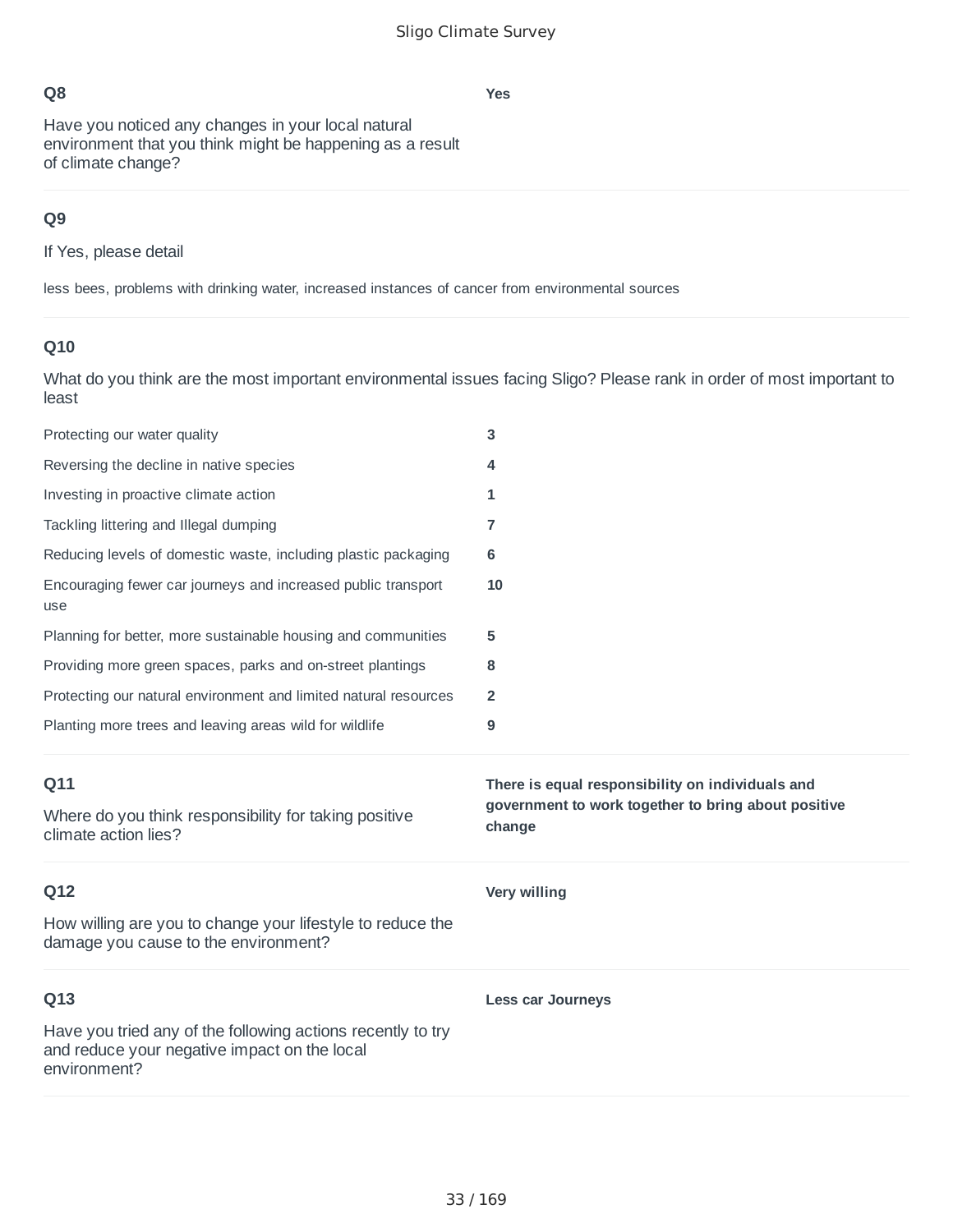**Q8**

Have you noticed any changes in your local natural environment that you think might be happening as a result of climate change?

**Yes**

**Q9**

If Yes, please detail

less bees, problems with drinking water, increased instances of cancer from environmental sources

**Q10**

What do you think are the most important environmental issues facing Sligo? Please rank in order of most important to least

| | |
|---|---|
| Protecting our water quality | **3** |
| Reversing the decline in native species | **4** |
| Investing in proactive climate action | **1** |
| Tackling littering and Illegal dumping | **7** |
| Reducing levels of domestic waste, including plastic packaging | **6** |
| Encouraging fewer car journeys and increased public transport use | **10** |
| Planning for better, more sustainable housing and communities | **5** |
| Providing more green spaces, parks and on-street plantings | **8** |
| Protecting our natural environment and limited natural resources | **2** |
| Planting more trees and leaving areas wild for wildlife | **9** |

**Q11**

Where do you think responsibility for taking positive climate action lies?

**There is equal responsibility on individuals and government to work together to bring about positive change**

**Q12**

How willing are you to change your lifestyle to reduce the damage you cause to the environment?

**Very willing**

**Q13**

Have you tried any of the following actions recently to try and reduce your negative impact on the local environment?

**Less car Journeys**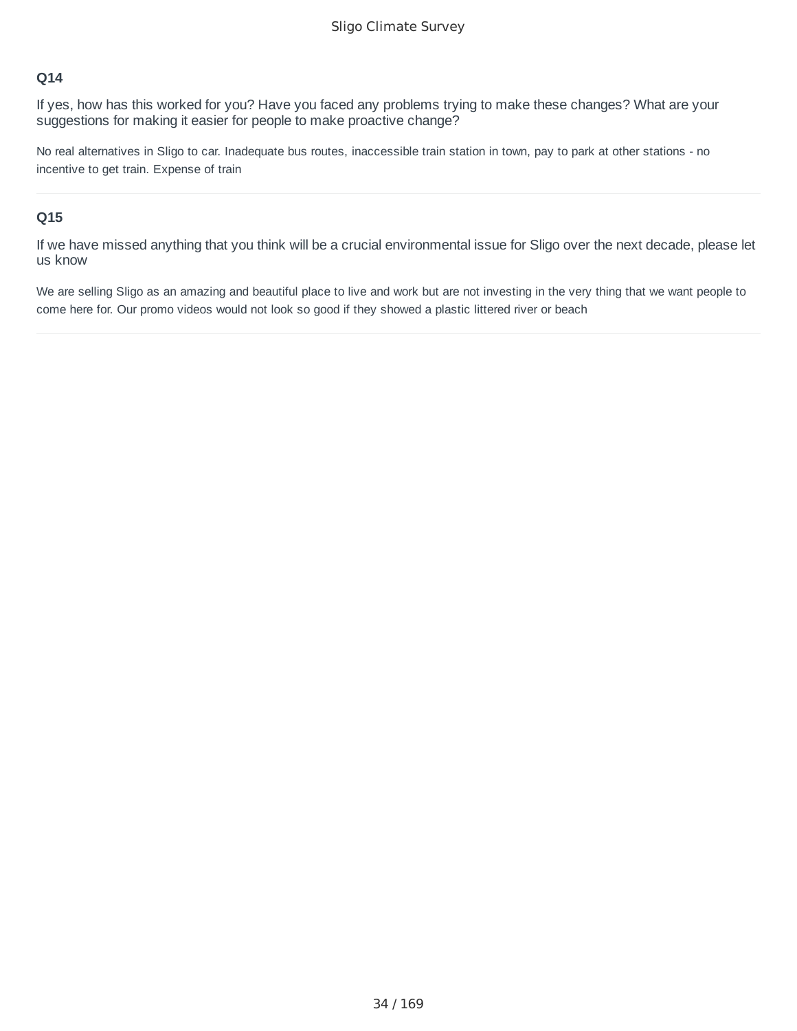### Q14

If yes, how has this worked for you? Have you faced any problems trying to make these changes? What are your suggestions for making it easier for people to make proactive change?

No real alternatives in Sligo to car. Inadequate bus routes, inaccessible train station in town, pay to park at other stations - no incentive to get train. Expense of train

---

### Q15

If we have missed anything that you think will be a crucial environmental issue for Sligo over the next decade, please let us know

We are selling Sligo as an amazing and beautiful place to live and work but are not investing in the very thing that we want people to come here for. Our promo videos would not look so good if they showed a plastic littered river or beach

---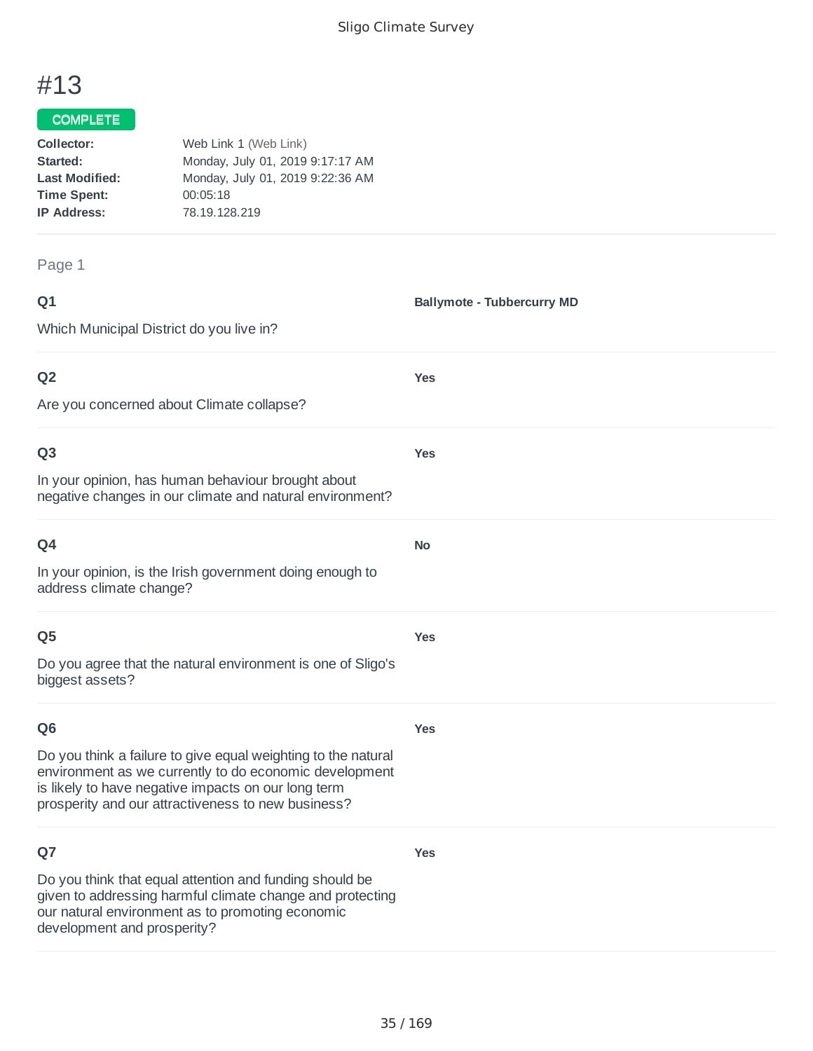# #13

**COMPLETE**

**Collector:** Web Link 1 (Web Link)
**Started:** Monday, July 01, 2019 9:17:17 AM
**Last Modified:** Monday, July 01, 2019 9:22:36 AM
**Time Spent:** 00:05:18
**IP Address:** 78.19.128.219

Page 1

**Q1**

Which Municipal District do you live in?

**Ballymote - Tubbercurry MD**

**Q2**

Are you concerned about Climate collapse?

**Yes**

**Q3**

In your opinion, has human behaviour brought about negative changes in our climate and natural environment?

**Yes**

**Q4**

In your opinion, is the Irish government doing enough to address climate change?

**No**

**Q5**

Do you agree that the natural environment is one of Sligo's biggest assets?

**Yes**

**Q6**

Do you think a failure to give equal weighting to the natural environment as we currently to do economic development is likely to have negative impacts on our long term prosperity and our attractiveness to new business?

**Yes**

**Q7**

Do you think that equal attention and funding should be given to addressing harmful climate change and protecting our natural environment as to promoting economic development and prosperity?

**Yes**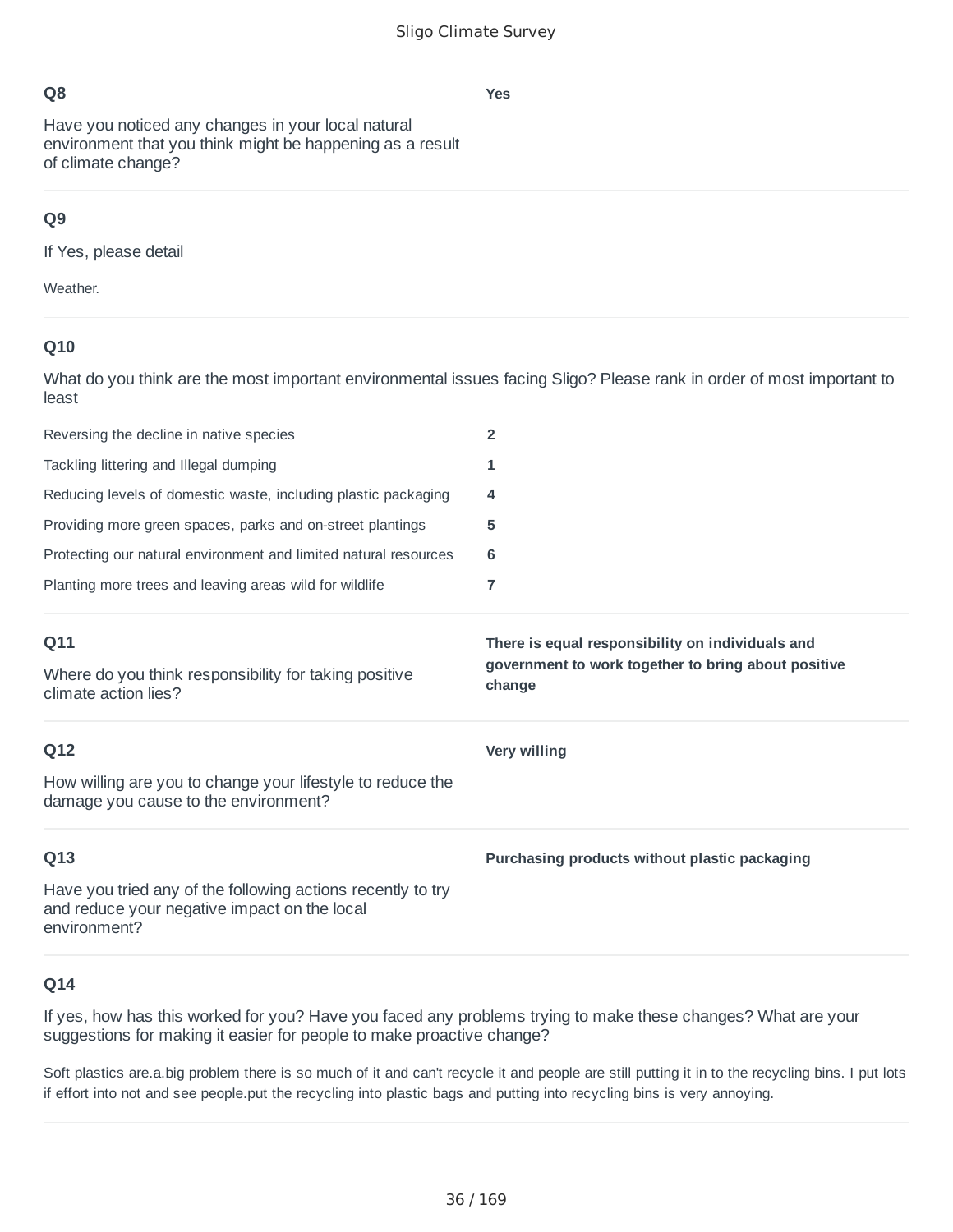## Q8

Have you noticed any changes in your local natural environment that you think might be happening as a result of climate change?

**Yes**

## Q9

If Yes, please detail

Weather.

## Q10

What do you think are the most important environmental issues facing Sligo? Please rank in order of most important to least

| | |
|---|---|
| Reversing the decline in native species | **2** |
| Tackling littering and Illegal dumping | **1** |
| Reducing levels of domestic waste, including plastic packaging | **4** |
| Providing more green spaces, parks and on-street plantings | **5** |
| Protecting our natural environment and limited natural resources | **6** |
| Planting more trees and leaving areas wild for wildlife | **7** |

## Q11

Where do you think responsibility for taking positive climate action lies?

**There is equal responsibility on individuals and government to work together to bring about positive change**

## Q12

How willing are you to change your lifestyle to reduce the damage you cause to the environment?

**Very willing**

## Q13

Have you tried any of the following actions recently to try and reduce your negative impact on the local environment?

**Purchasing products without plastic packaging**

## Q14

If yes, how has this worked for you? Have you faced any problems trying to make these changes? What are your suggestions for making it easier for people to make proactive change?

Soft plastics are.a.big problem there is so much of it and can't recycle it and people are still putting it in to the recycling bins. I put lots if effort into not and see people.put the recycling into plastic bags and putting into recycling bins is very annoying.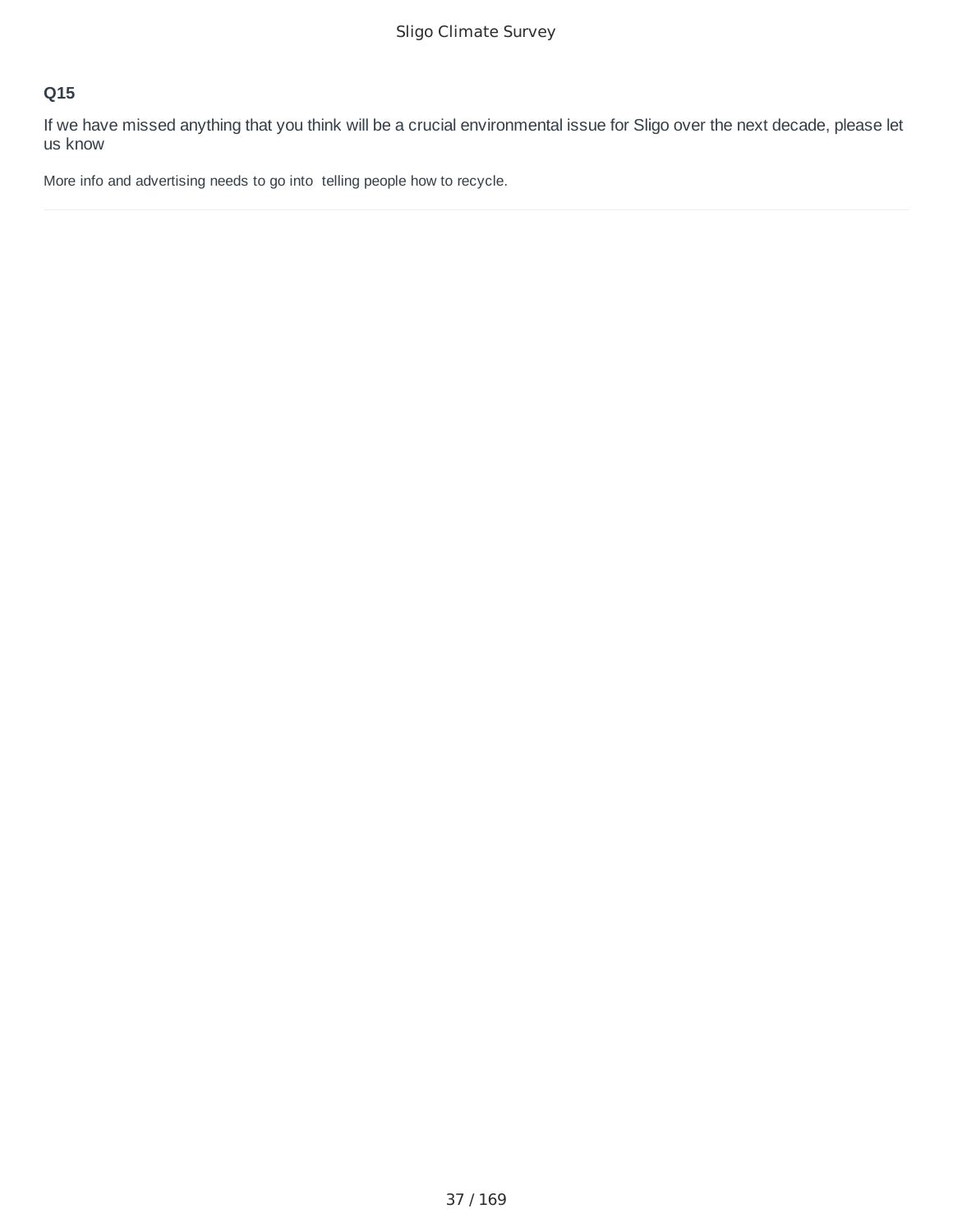## Q15

If we have missed anything that you think will be a crucial environmental issue for Sligo over the next decade, please let us know

More info and advertising needs to go into telling people how to recycle.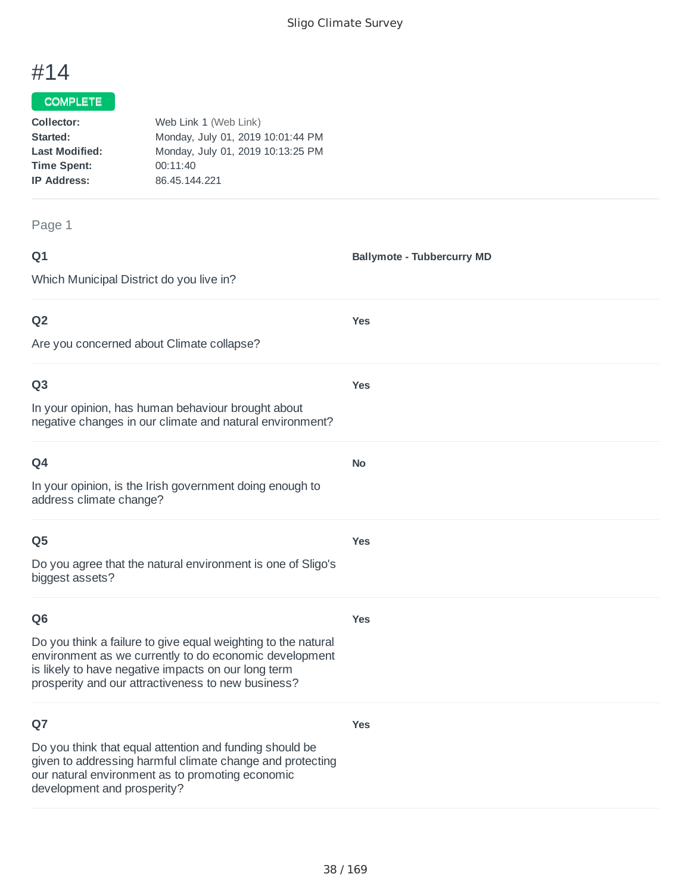# #14

**COMPLETE**

**Collector:** Web Link 1 (Web Link)
**Started:** Monday, July 01, 2019 10:01:44 PM
**Last Modified:** Monday, July 01, 2019 10:13:25 PM
**Time Spent:** 00:11:40
**IP Address:** 86.45.144.221

Page 1

**Q1**

Which Municipal District do you live in?

**Ballymote - Tubbercurry MD**

**Q2**

Are you concerned about Climate collapse?

**Yes**

**Q3**

In your opinion, has human behaviour brought about negative changes in our climate and natural environment?

**Yes**

**Q4**

In your opinion, is the Irish government doing enough to address climate change?

**No**

**Q5**

Do you agree that the natural environment is one of Sligo's biggest assets?

**Yes**

**Q6**

Do you think a failure to give equal weighting to the natural environment as we currently to do economic development is likely to have negative impacts on our long term prosperity and our attractiveness to new business?

**Yes**

**Q7**

Do you think that equal attention and funding should be given to addressing harmful climate change and protecting our natural environment as to promoting economic development and prosperity?

**Yes**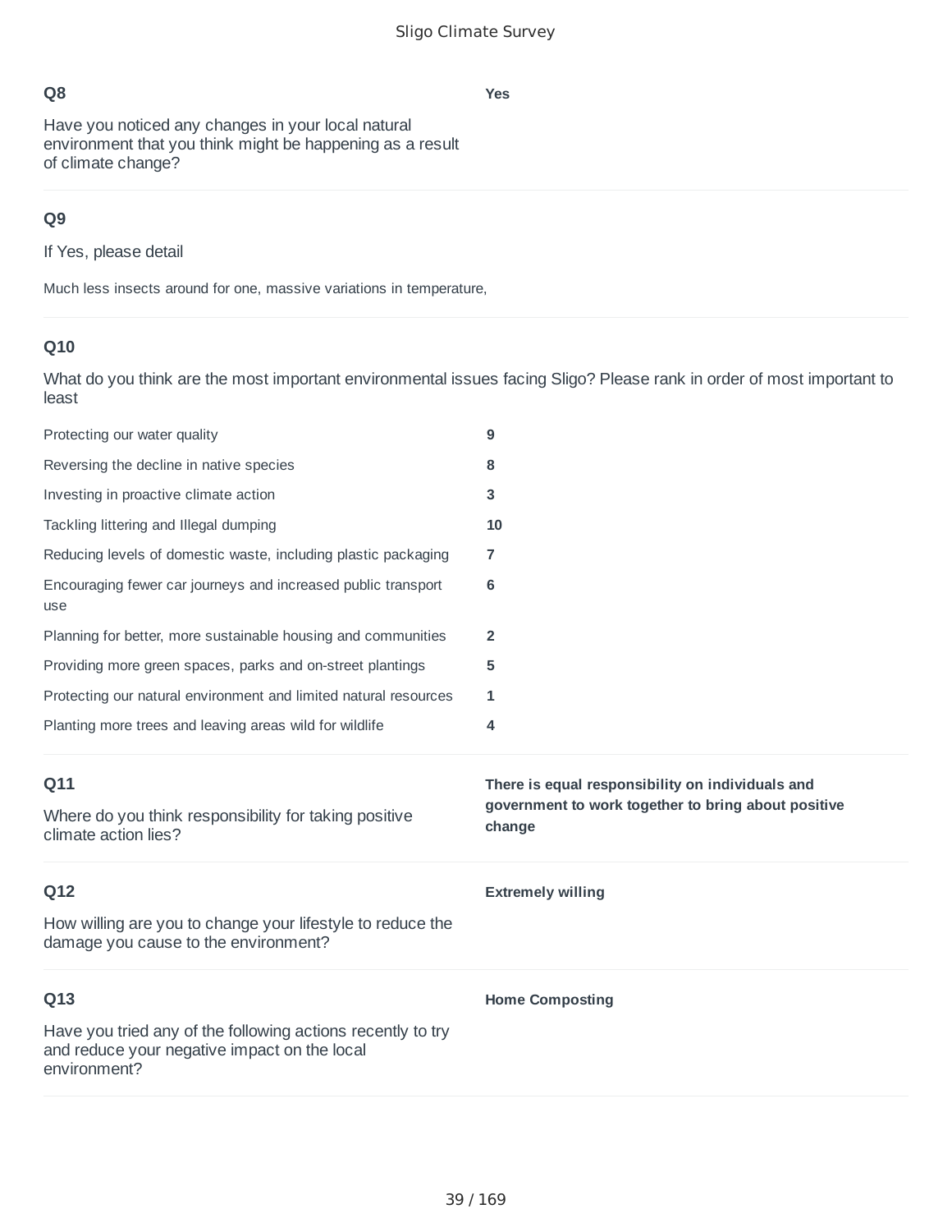**Q8**

Have you noticed any changes in your local natural environment that you think might be happening as a result of climate change?

**Yes**

---

**Q9**

If Yes, please detail

Much less insects around for one, massive variations in temperature,

---

**Q10**

What do you think are the most important environmental issues facing Sligo? Please rank in order of most important to least

| | |
|---|---|
| Protecting our water quality | **9** |
| Reversing the decline in native species | **8** |
| Investing in proactive climate action | **3** |
| Tackling littering and Illegal dumping | **10** |
| Reducing levels of domestic waste, including plastic packaging | **7** |
| Encouraging fewer car journeys and increased public transport use | **6** |
| Planning for better, more sustainable housing and communities | **2** |
| Providing more green spaces, parks and on-street plantings | **5** |
| Protecting our natural environment and limited natural resources | **1** |
| Planting more trees and leaving areas wild for wildlife | **4** |

---

**Q11**

Where do you think responsibility for taking positive climate action lies?

**There is equal responsibility on individuals and government to work together to bring about positive change**

---

**Q12**

How willing are you to change your lifestyle to reduce the damage you cause to the environment?

**Extremely willing**

---

**Q13**

Have you tried any of the following actions recently to try and reduce your negative impact on the local environment?

**Home Composting**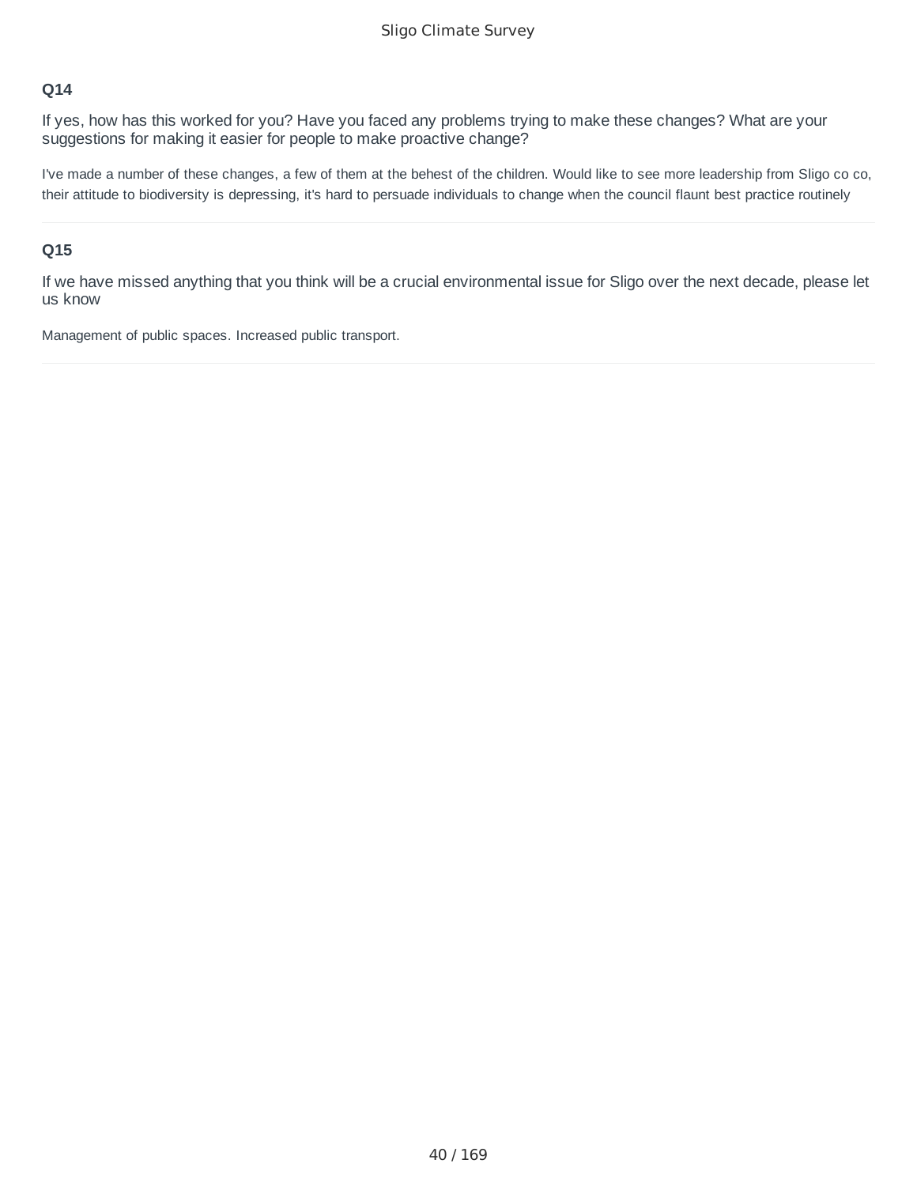### Q14

If yes, how has this worked for you? Have you faced any problems trying to make these changes? What are your suggestions for making it easier for people to make proactive change?

I've made a number of these changes, a few of them at the behest of the children. Would like to see more leadership from Sligo co co, their attitude to biodiversity is depressing, it's hard to persuade individuals to change when the council flaunt best practice routinely

### Q15

If we have missed anything that you think will be a crucial environmental issue for Sligo over the next decade, please let us know

Management of public spaces. Increased public transport.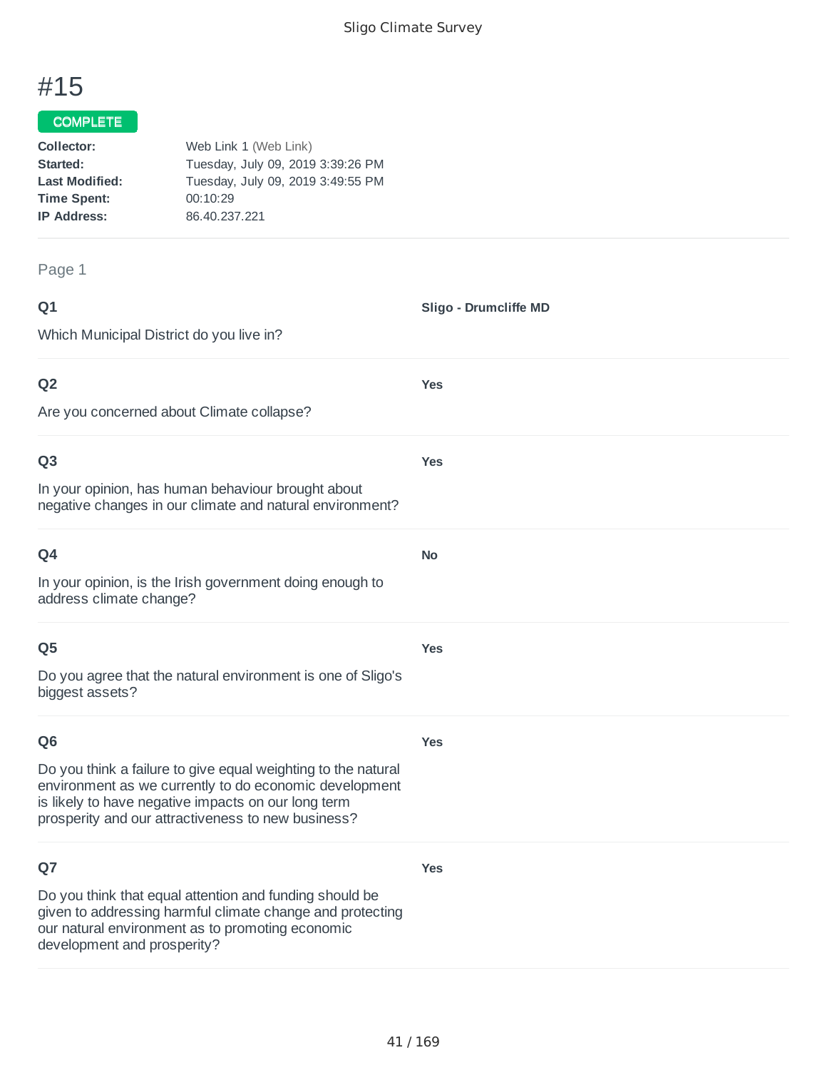# #15

**COMPLETE**

**Collector:** Web Link 1 (Web Link)
**Started:** Tuesday, July 09, 2019 3:39:26 PM
**Last Modified:** Tuesday, July 09, 2019 3:49:55 PM
**Time Spent:** 00:10:29
**IP Address:** 86.40.237.221

Page 1

**Q1**

Which Municipal District do you live in?

**Sligo - Drumcliffe MD**

**Q2**

Are you concerned about Climate collapse?

**Yes**

**Q3**

In your opinion, has human behaviour brought about negative changes in our climate and natural environment?

**Yes**

**Q4**

In your opinion, is the Irish government doing enough to address climate change?

**No**

**Q5**

Do you agree that the natural environment is one of Sligo's biggest assets?

**Yes**

**Q6**

Do you think a failure to give equal weighting to the natural environment as we currently to do economic development is likely to have negative impacts on our long term prosperity and our attractiveness to new business?

**Yes**

**Q7**

Do you think that equal attention and funding should be given to addressing harmful climate change and protecting our natural environment as to promoting economic development and prosperity?

**Yes**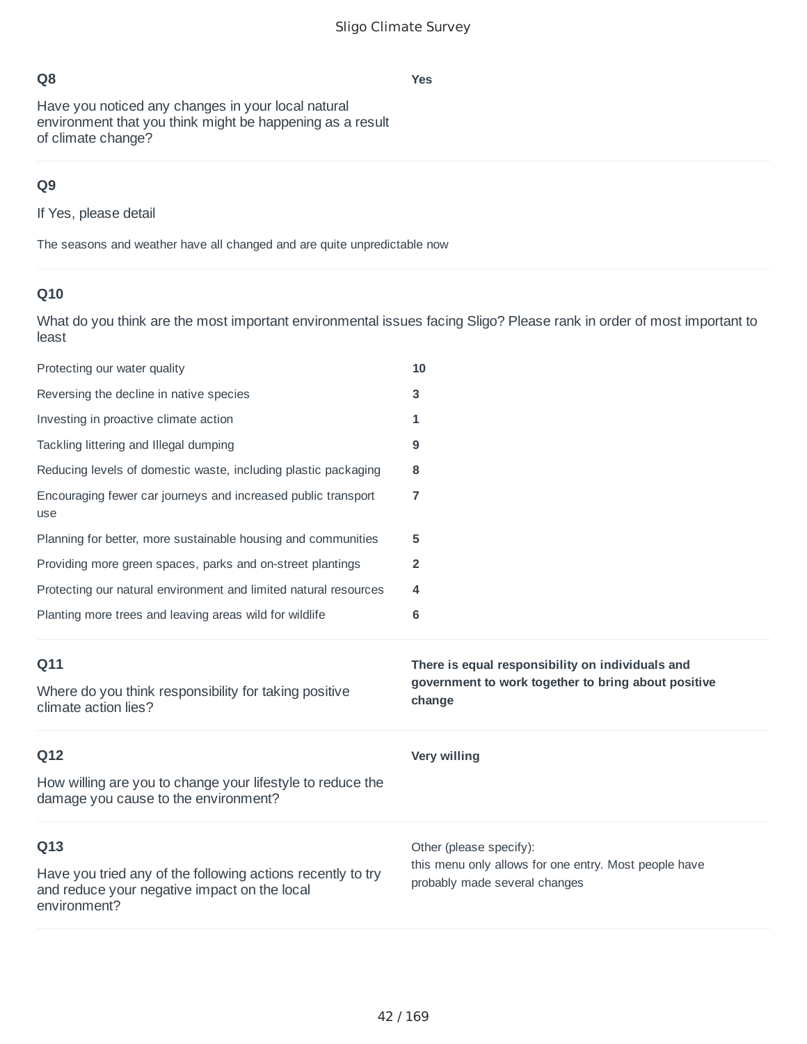**Q8**

Have you noticed any changes in your local natural environment that you think might be happening as a result of climate change?

**Yes**

**Q9**

If Yes, please detail

The seasons and weather have all changed and are quite unpredictable now

**Q10**

What do you think are the most important environmental issues facing Sligo? Please rank in order of most important to least

| | |
|---|---|
| Protecting our water quality | **10** |
| Reversing the decline in native species | **3** |
| Investing in proactive climate action | **1** |
| Tackling littering and Illegal dumping | **9** |
| Reducing levels of domestic waste, including plastic packaging | **8** |
| Encouraging fewer car journeys and increased public transport use | **7** |
| Planning for better, more sustainable housing and communities | **5** |
| Providing more green spaces, parks and on-street plantings | **2** |
| Protecting our natural environment and limited natural resources | **4** |
| Planting more trees and leaving areas wild for wildlife | **6** |

**Q11**

Where do you think responsibility for taking positive climate action lies?

**There is equal responsibility on individuals and government to work together to bring about positive change**

**Q12**

How willing are you to change your lifestyle to reduce the damage you cause to the environment?

**Very willing**

**Q13**

Have you tried any of the following actions recently to try and reduce your negative impact on the local environment?

Other (please specify):
this menu only allows for one entry. Most people have probably made several changes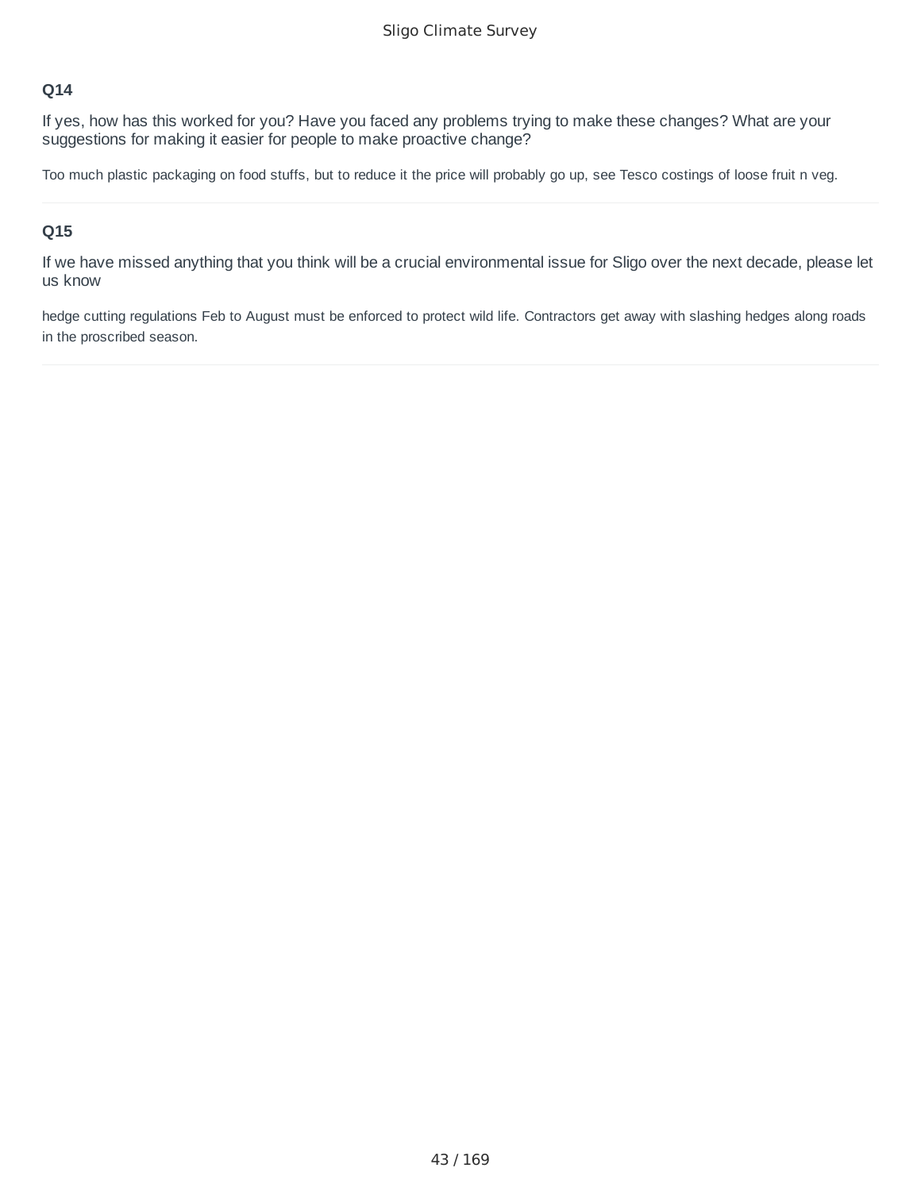### Q14

If yes, how has this worked for you? Have you faced any problems trying to make these changes? What are your suggestions for making it easier for people to make proactive change?

Too much plastic packaging on food stuffs, but to reduce it the price will probably go up, see Tesco costings of loose fruit n veg.

---

### Q15

If we have missed anything that you think will be a crucial environmental issue for Sligo over the next decade, please let us know

hedge cutting regulations Feb to August must be enforced to protect wild life. Contractors get away with slashing hedges along roads in the proscribed season.

---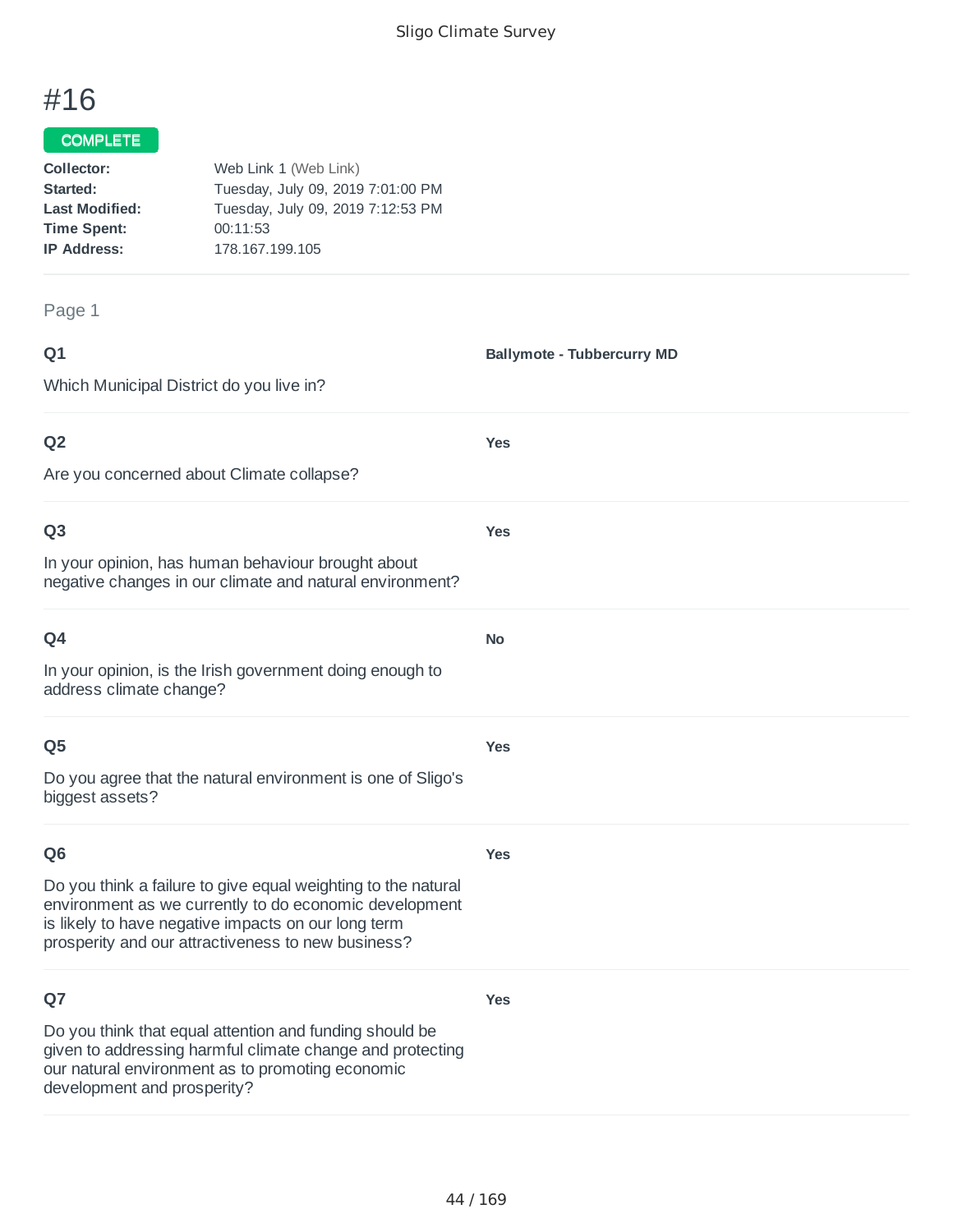# #16

COMPLETE

**Collector:** Web Link 1 (Web Link)
**Started:** Tuesday, July 09, 2019 7:01:00 PM
**Last Modified:** Tuesday, July 09, 2019 7:12:53 PM
**Time Spent:** 00:11:53
**IP Address:** 178.167.199.105

Page 1

**Q1**

Which Municipal District do you live in?

**Ballymote - Tubbercurry MD**

**Q2**

Are you concerned about Climate collapse?

**Yes**

**Q3**

In your opinion, has human behaviour brought about negative changes in our climate and natural environment?

**Yes**

**Q4**

In your opinion, is the Irish government doing enough to address climate change?

**No**

**Q5**

Do you agree that the natural environment is one of Sligo's biggest assets?

**Yes**

**Q6**

Do you think a failure to give equal weighting to the natural environment as we currently to do economic development is likely to have negative impacts on our long term prosperity and our attractiveness to new business?

**Yes**

**Q7**

Do you think that equal attention and funding should be given to addressing harmful climate change and protecting our natural environment as to promoting economic development and prosperity?

**Yes**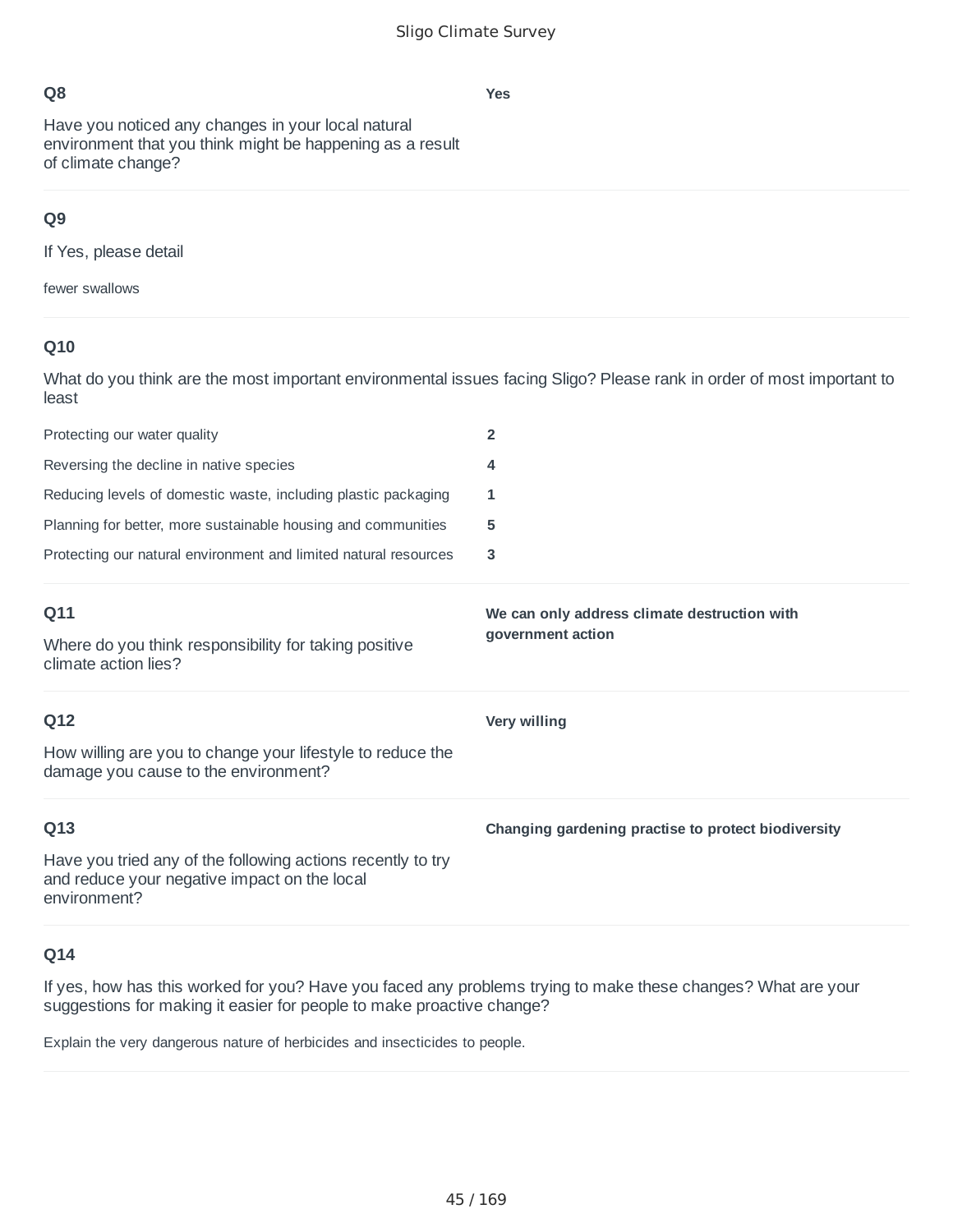**Q8**

Have you noticed any changes in your local natural environment that you think might be happening as a result of climate change?

**Yes**

**Q9**

If Yes, please detail

fewer swallows

**Q10**

What do you think are the most important environmental issues facing Sligo? Please rank in order of most important to least

| | |
|---|---|
| Protecting our water quality | **2** |
| Reversing the decline in native species | **4** |
| Reducing levels of domestic waste, including plastic packaging | **1** |
| Planning for better, more sustainable housing and communities | **5** |
| Protecting our natural environment and limited natural resources | **3** |

**Q11**

Where do you think responsibility for taking positive climate action lies?

**We can only address climate destruction with government action**

**Q12**

How willing are you to change your lifestyle to reduce the damage you cause to the environment?

**Very willing**

**Q13**

Have you tried any of the following actions recently to try and reduce your negative impact on the local environment?

**Changing gardening practise to protect biodiversity**

**Q14**

If yes, how has this worked for you? Have you faced any problems trying to make these changes? What are your suggestions for making it easier for people to make proactive change?

Explain the very dangerous nature of herbicides and insecticides to people.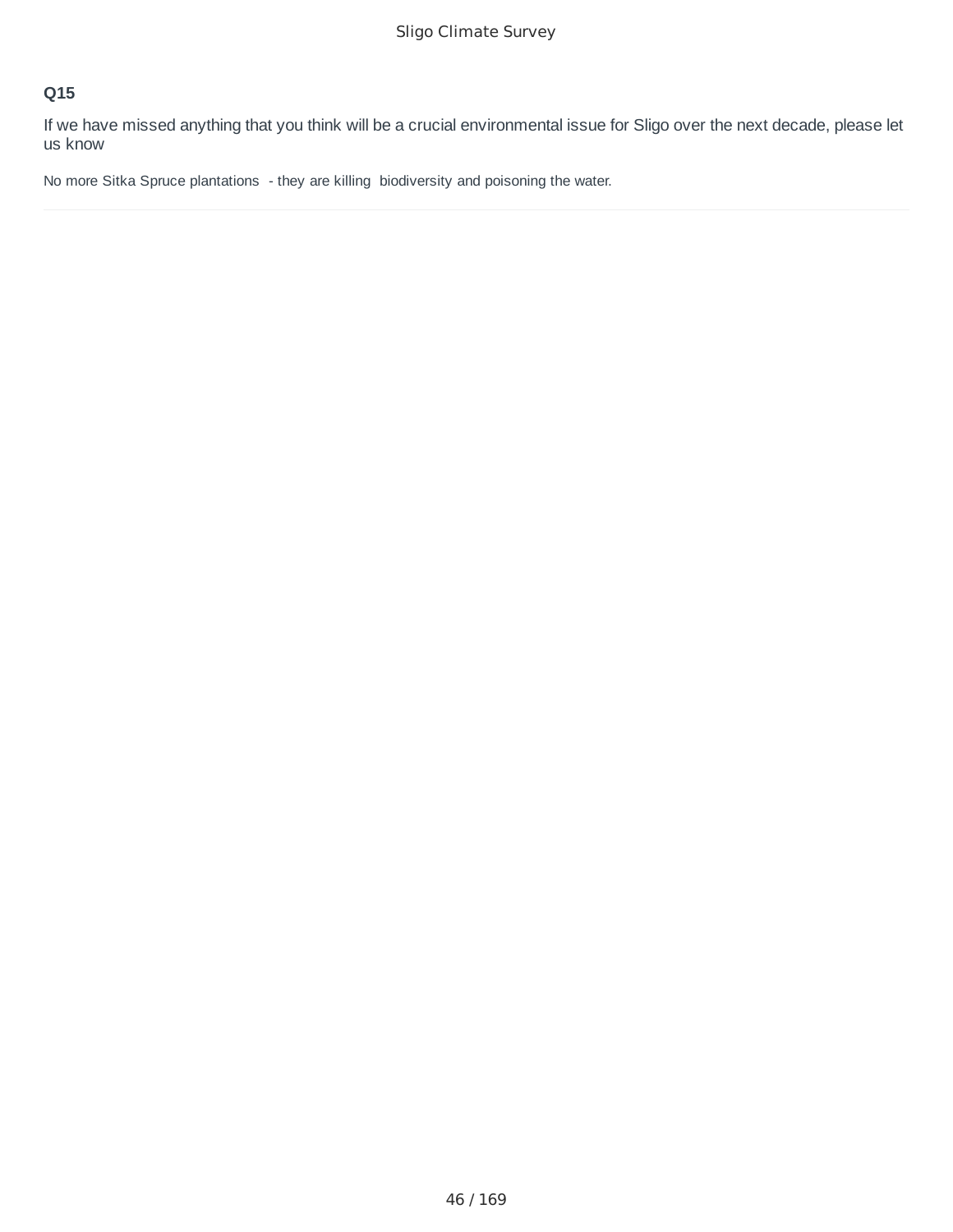### Q15

If we have missed anything that you think will be a crucial environmental issue for Sligo over the next decade, please let us know

No more Sitka Spruce plantations - they are killing biodiversity and poisoning the water.

---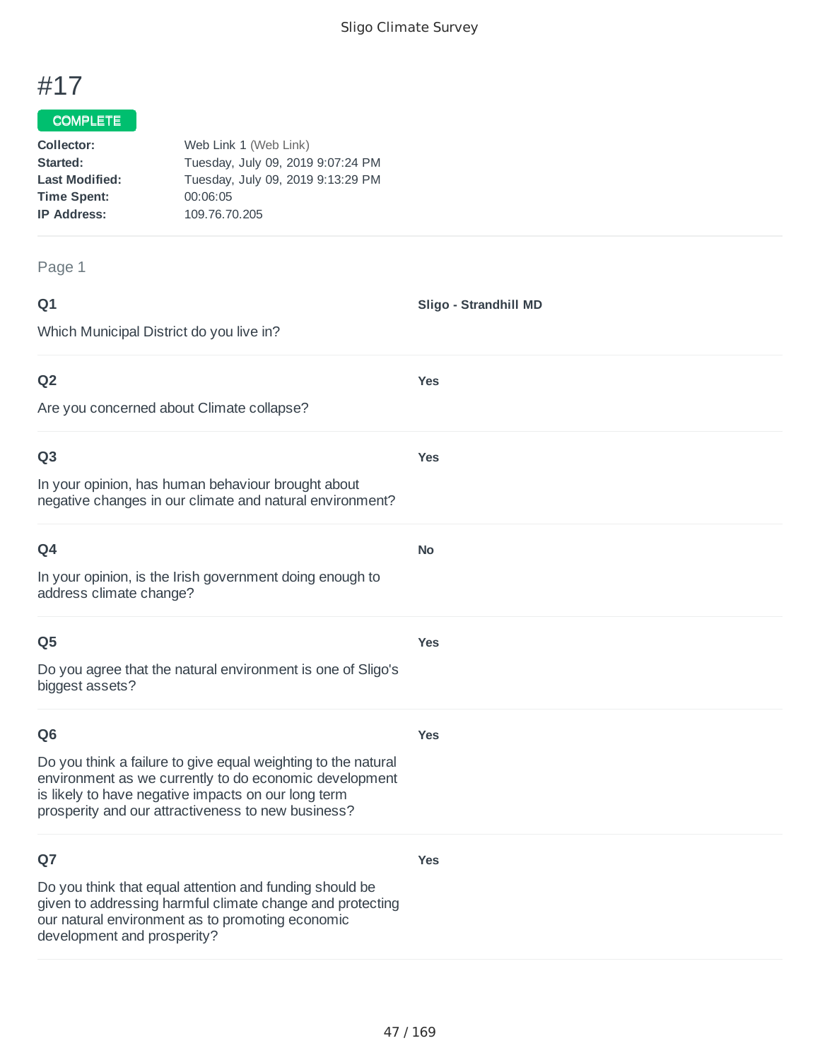# #17

**COMPLETE**

**Collector:** Web Link 1 (Web Link)
**Started:** Tuesday, July 09, 2019 9:07:24 PM
**Last Modified:** Tuesday, July 09, 2019 9:13:29 PM
**Time Spent:** 00:06:05
**IP Address:** 109.76.70.205

Page 1

**Q1**

Which Municipal District do you live in?

**Sligo - Strandhill MD**

**Q2**

Are you concerned about Climate collapse?

**Yes**

**Q3**

In your opinion, has human behaviour brought about negative changes in our climate and natural environment?

**Yes**

**Q4**

In your opinion, is the Irish government doing enough to address climate change?

**No**

**Q5**

Do you agree that the natural environment is one of Sligo's biggest assets?

**Yes**

**Q6**

Do you think a failure to give equal weighting to the natural environment as we currently to do economic development is likely to have negative impacts on our long term prosperity and our attractiveness to new business?

**Yes**

**Q7**

Do you think that equal attention and funding should be given to addressing harmful climate change and protecting our natural environment as to promoting economic development and prosperity?

**Yes**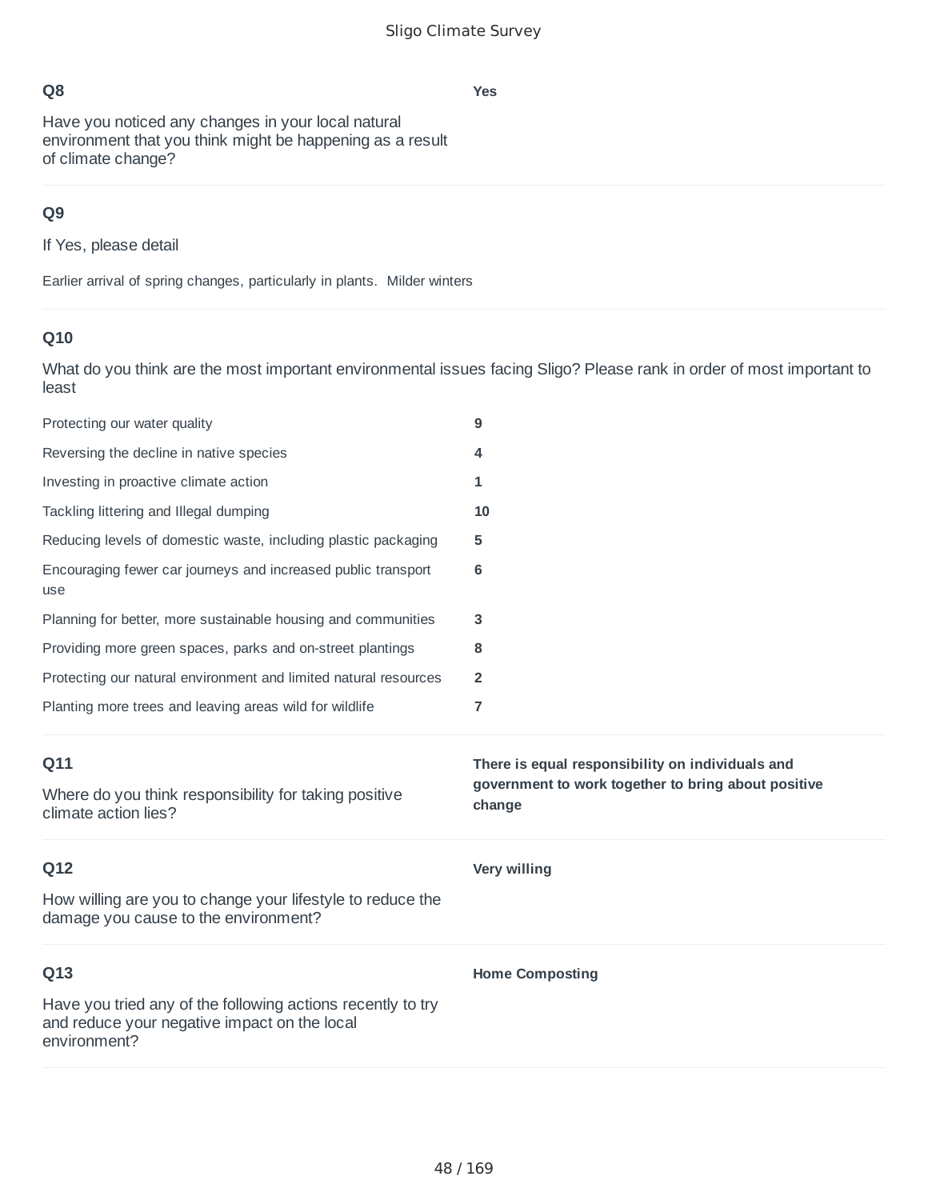**Q8**

Have you noticed any changes in your local natural environment that you think might be happening as a result of climate change?

**Yes**

**Q9**

If Yes, please detail

Earlier arrival of spring changes, particularly in plants.  Milder winters

**Q10**

What do you think are the most important environmental issues facing Sligo? Please rank in order of most important to least

| | |
|---|---|
| Protecting our water quality | **9** |
| Reversing the decline in native species | **4** |
| Investing in proactive climate action | **1** |
| Tackling littering and Illegal dumping | **10** |
| Reducing levels of domestic waste, including plastic packaging | **5** |
| Encouraging fewer car journeys and increased public transport use | **6** |
| Planning for better, more sustainable housing and communities | **3** |
| Providing more green spaces, parks and on-street plantings | **8** |
| Protecting our natural environment and limited natural resources | **2** |
| Planting more trees and leaving areas wild for wildlife | **7** |

**Q11**

Where do you think responsibility for taking positive climate action lies?

**There is equal responsibility on individuals and government to work together to bring about positive change**

**Q12**

How willing are you to change your lifestyle to reduce the damage you cause to the environment?

**Very willing**

**Q13**

Have you tried any of the following actions recently to try and reduce your negative impact on the local environment?

**Home Composting**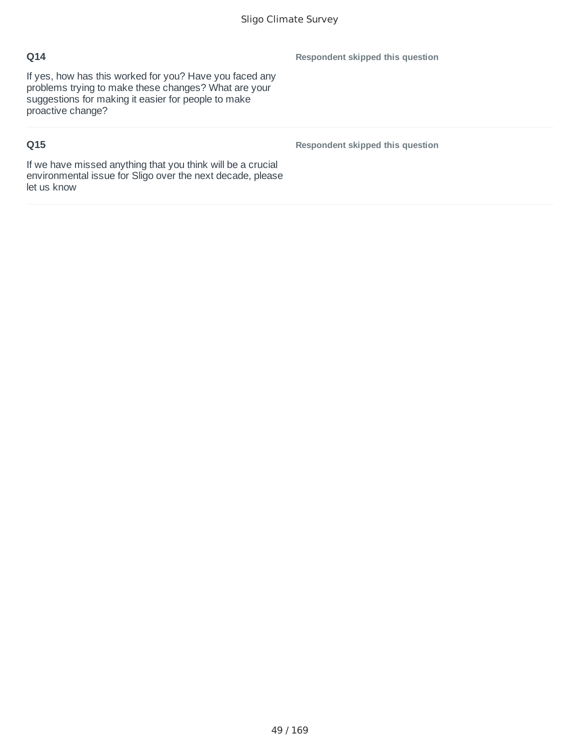**Q14**

If yes, how has this worked for you? Have you faced any problems trying to make these changes? What are your suggestions for making it easier for people to make proactive change?

**Respondent skipped this question**

**Q15**

If we have missed anything that you think will be a crucial environmental issue for Sligo over the next decade, please let us know

**Respondent skipped this question**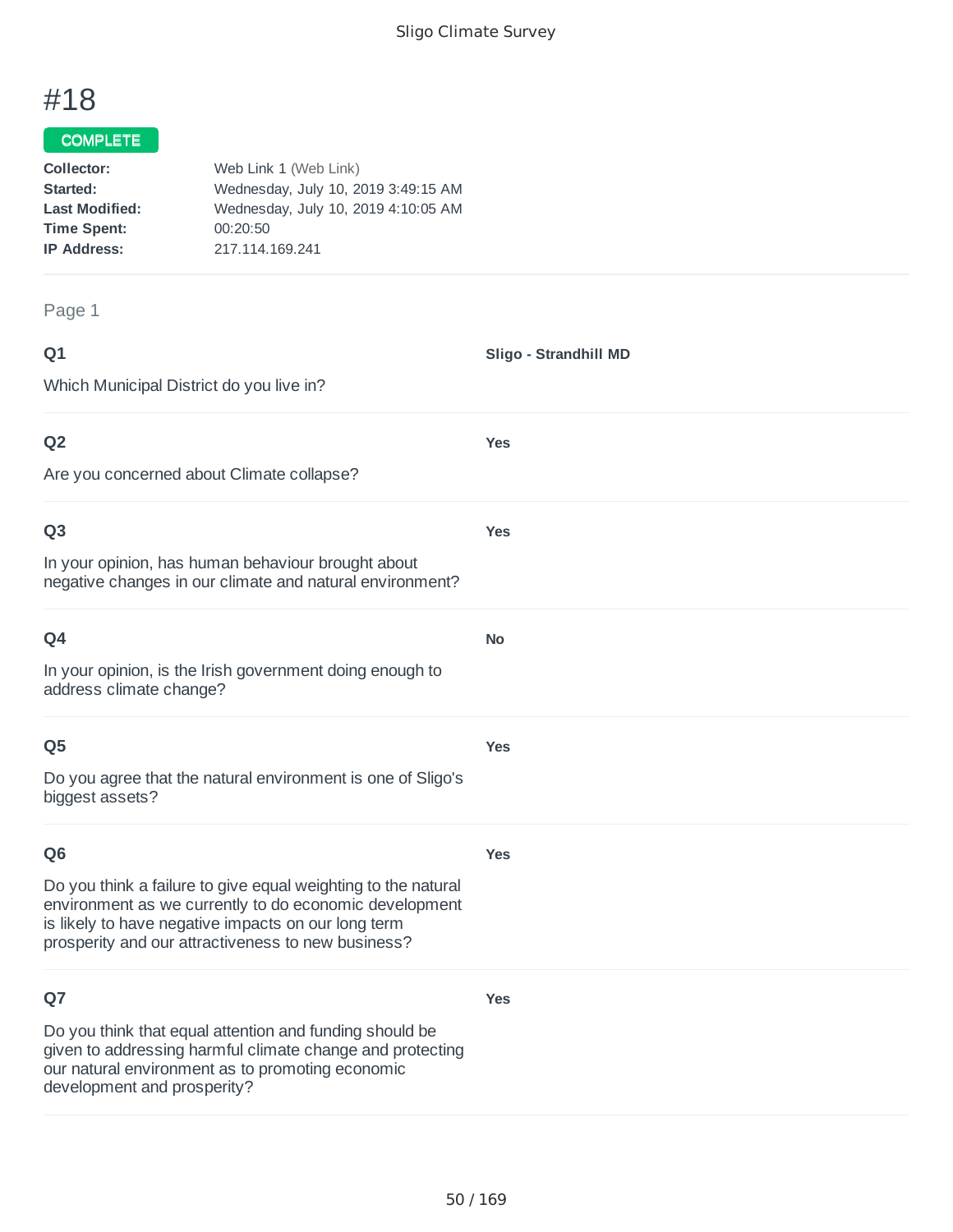# #18

COMPLETE

**Collector:** Web Link 1 (Web Link)
**Started:** Wednesday, July 10, 2019 3:49:15 AM
**Last Modified:** Wednesday, July 10, 2019 4:10:05 AM
**Time Spent:** 00:20:50
**IP Address:** 217.114.169.241

Page 1

**Q1**

Which Municipal District do you live in?

**Sligo - Strandhill MD**

**Q2**

Are you concerned about Climate collapse?

**Yes**

**Q3**

In your opinion, has human behaviour brought about negative changes in our climate and natural environment?

**Yes**

**Q4**

In your opinion, is the Irish government doing enough to address climate change?

**No**

**Q5**

Do you agree that the natural environment is one of Sligo's biggest assets?

**Yes**

**Q6**

Do you think a failure to give equal weighting to the natural environment as we currently to do economic development is likely to have negative impacts on our long term prosperity and our attractiveness to new business?

**Yes**

**Q7**

Do you think that equal attention and funding should be given to addressing harmful climate change and protecting our natural environment as to promoting economic development and prosperity?

**Yes**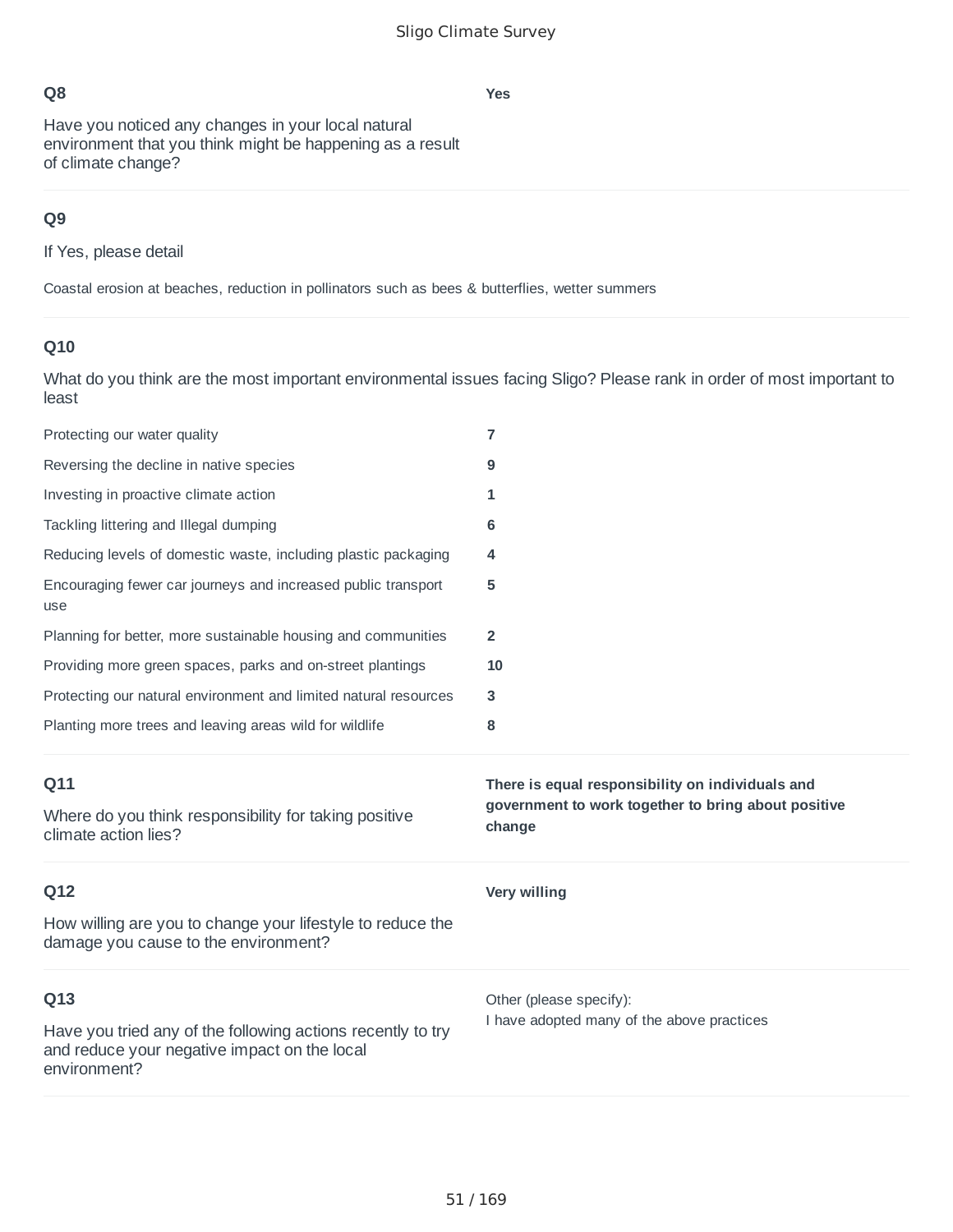**Q8**

Have you noticed any changes in your local natural environment that you think might be happening as a result of climate change?

**Yes**

**Q9**

If Yes, please detail

Coastal erosion at beaches, reduction in pollinators such as bees & butterflies, wetter summers

**Q10**

What do you think are the most important environmental issues facing Sligo? Please rank in order of most important to least

| | |
|---|---|
| Protecting our water quality | **7** |
| Reversing the decline in native species | **9** |
| Investing in proactive climate action | **1** |
| Tackling littering and Illegal dumping | **6** |
| Reducing levels of domestic waste, including plastic packaging | **4** |
| Encouraging fewer car journeys and increased public transport use | **5** |
| Planning for better, more sustainable housing and communities | **2** |
| Providing more green spaces, parks and on-street plantings | **10** |
| Protecting our natural environment and limited natural resources | **3** |
| Planting more trees and leaving areas wild for wildlife | **8** |

**Q11**

Where do you think responsibility for taking positive climate action lies?

**There is equal responsibility on individuals and government to work together to bring about positive change**

**Q12**

How willing are you to change your lifestyle to reduce the damage you cause to the environment?

**Very willing**

**Q13**

Have you tried any of the following actions recently to try and reduce your negative impact on the local environment?

Other (please specify):
I have adopted many of the above practices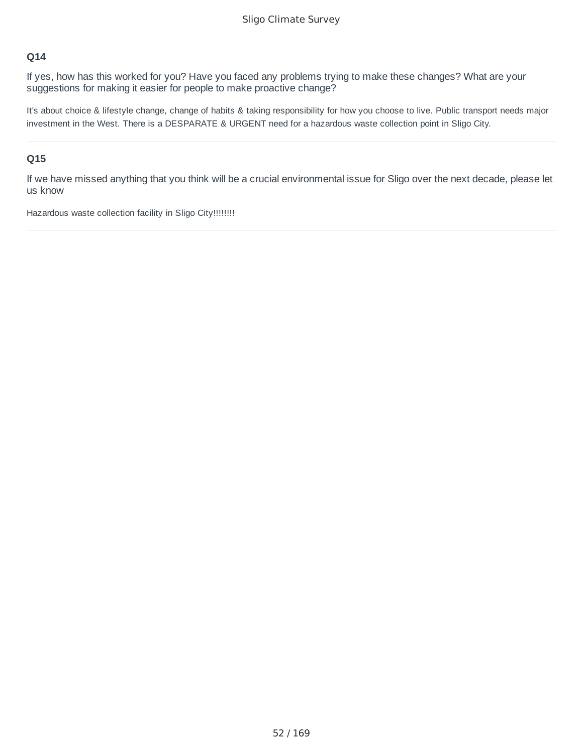### Q14

If yes, how has this worked for you? Have you faced any problems trying to make these changes? What are your suggestions for making it easier for people to make proactive change?

It's about choice & lifestyle change, change of habits & taking responsibility for how you choose to live. Public transport needs major investment in the West. There is a DESPARATE & URGENT need for a hazardous waste collection point in Sligo City.

---

### Q15

If we have missed anything that you think will be a crucial environmental issue for Sligo over the next decade, please let us know

Hazardous waste collection facility in Sligo City!!!!!!!!

---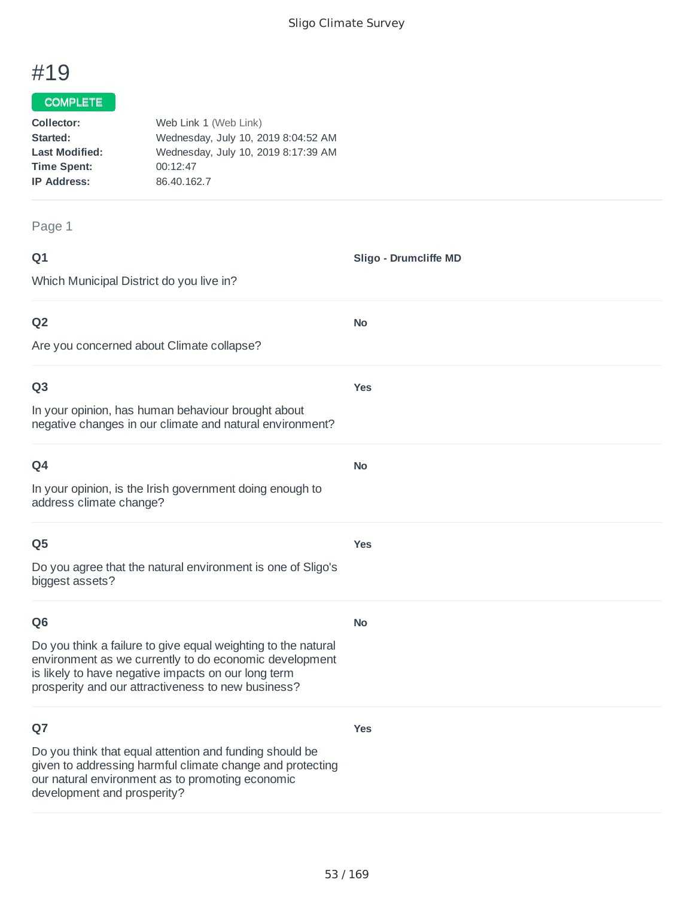# #19

**COMPLETE**

**Collector:** Web Link 1 (Web Link)
**Started:** Wednesday, July 10, 2019 8:04:52 AM
**Last Modified:** Wednesday, July 10, 2019 8:17:39 AM
**Time Spent:** 00:12:47
**IP Address:** 86.40.162.7

Page 1

**Q1**

Which Municipal District do you live in?

**Sligo - Drumcliffe MD**

**Q2**

Are you concerned about Climate collapse?

**No**

**Q3**

In your opinion, has human behaviour brought about negative changes in our climate and natural environment?

**Yes**

**Q4**

In your opinion, is the Irish government doing enough to address climate change?

**No**

**Q5**

Do you agree that the natural environment is one of Sligo's biggest assets?

**Yes**

**Q6**

Do you think a failure to give equal weighting to the natural environment as we currently to do economic development is likely to have negative impacts on our long term prosperity and our attractiveness to new business?

**No**

**Q7**

Do you think that equal attention and funding should be given to addressing harmful climate change and protecting our natural environment as to promoting economic development and prosperity?

**Yes**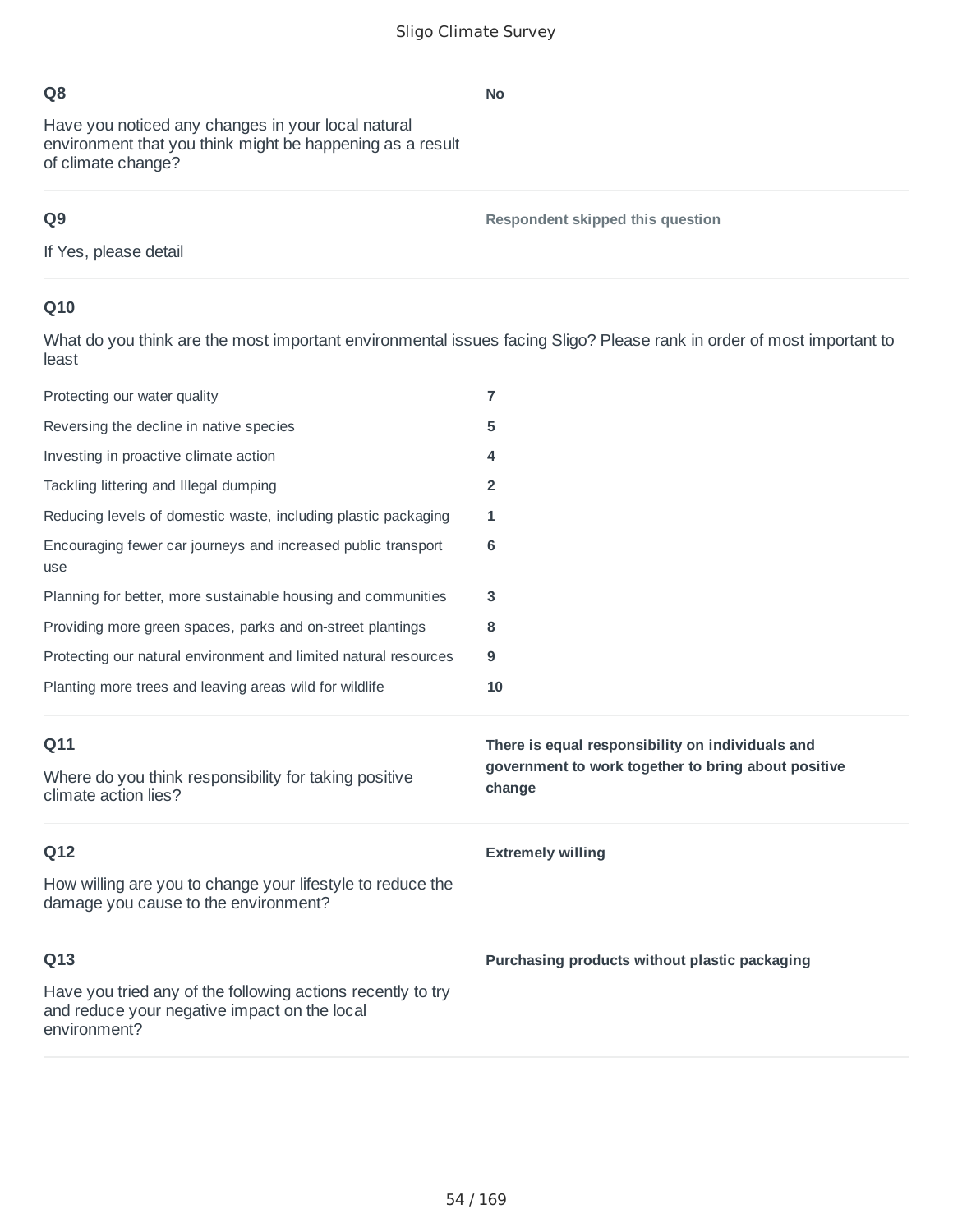**Q8**

Have you noticed any changes in your local natural environment that you think might be happening as a result of climate change?

**No**

**Q9**

If Yes, please detail

**Respondent skipped this question**

**Q10**

What do you think are the most important environmental issues facing Sligo? Please rank in order of most important to least

| | |
|---|---|
| Protecting our water quality | **7** |
| Reversing the decline in native species | **5** |
| Investing in proactive climate action | **4** |
| Tackling littering and Illegal dumping | **2** |
| Reducing levels of domestic waste, including plastic packaging | **1** |
| Encouraging fewer car journeys and increased public transport use | **6** |
| Planning for better, more sustainable housing and communities | **3** |
| Providing more green spaces, parks and on-street plantings | **8** |
| Protecting our natural environment and limited natural resources | **9** |
| Planting more trees and leaving areas wild for wildlife | **10** |

**Q11**

Where do you think responsibility for taking positive climate action lies?

**There is equal responsibility on individuals and government to work together to bring about positive change**

**Q12**

How willing are you to change your lifestyle to reduce the damage you cause to the environment?

**Extremely willing**

**Q13**

Have you tried any of the following actions recently to try and reduce your negative impact on the local environment?

**Purchasing products without plastic packaging**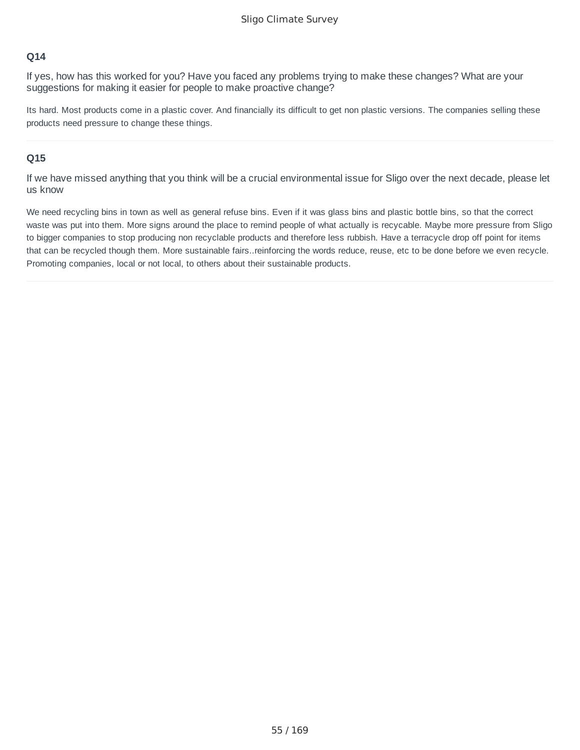### Q14

If yes, how has this worked for you? Have you faced any problems trying to make these changes? What are your suggestions for making it easier for people to make proactive change?

Its hard. Most products come in a plastic cover. And financially its difficult to get non plastic versions. The companies selling these products need pressure to change these things.

### Q15

If we have missed anything that you think will be a crucial environmental issue for Sligo over the next decade, please let us know

We need recycling bins in town as well as general refuse bins. Even if it was glass bins and plastic bottle bins, so that the correct waste was put into them. More signs around the place to remind people of what actually is recycable. Maybe more pressure from Sligo to bigger companies to stop producing non recyclable products and therefore less rubbish. Have a terracycle drop off point for items that can be recycled though them. More sustainable fairs..reinforcing the words reduce, reuse, etc to be done before we even recycle. Promoting companies, local or not local, to others about their sustainable products.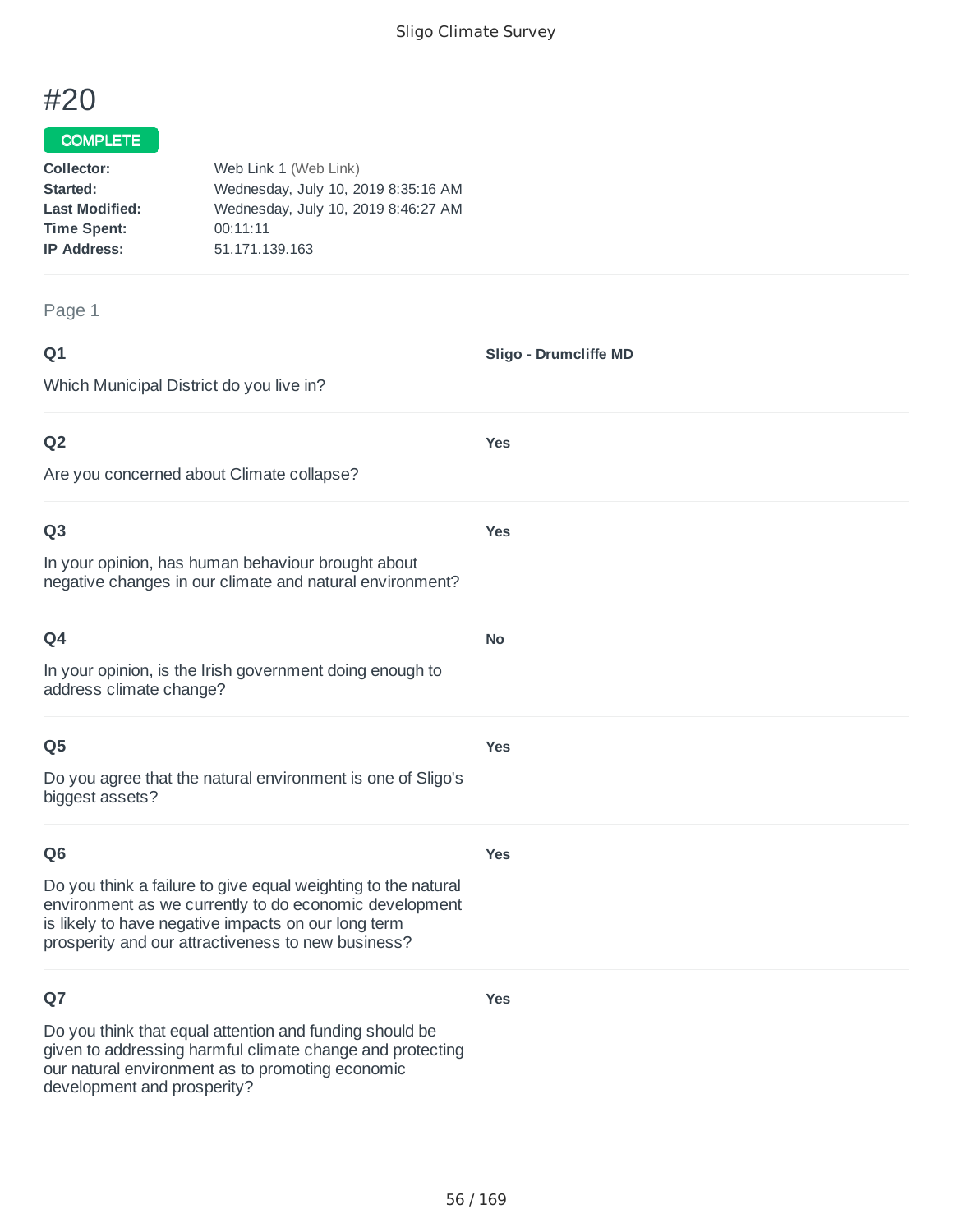# #20

COMPLETE

**Collector:** Web Link 1 (Web Link)
**Started:** Wednesday, July 10, 2019 8:35:16 AM
**Last Modified:** Wednesday, July 10, 2019 8:46:27 AM
**Time Spent:** 00:11:11
**IP Address:** 51.171.139.163

Page 1

**Q1**

Which Municipal District do you live in?

**Sligo - Drumcliffe MD**

**Q2**

Are you concerned about Climate collapse?

**Yes**

**Q3**

In your opinion, has human behaviour brought about negative changes in our climate and natural environment?

**Yes**

**Q4**

In your opinion, is the Irish government doing enough to address climate change?

**No**

**Q5**

Do you agree that the natural environment is one of Sligo's biggest assets?

**Yes**

**Q6**

Do you think a failure to give equal weighting to the natural environment as we currently to do economic development is likely to have negative impacts on our long term prosperity and our attractiveness to new business?

**Yes**

**Q7**

Do you think that equal attention and funding should be given to addressing harmful climate change and protecting our natural environment as to promoting economic development and prosperity?

**Yes**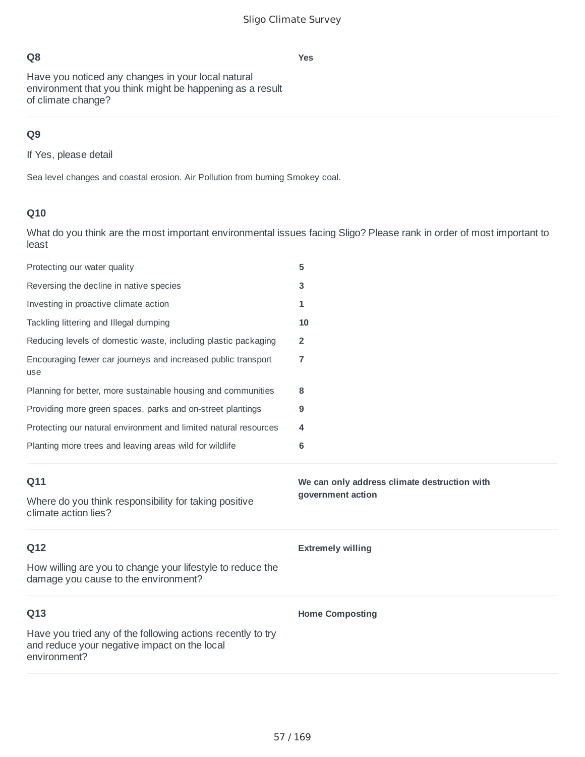**Q8**

Have you noticed any changes in your local natural environment that you think might be happening as a result of climate change?

**Yes**

---

**Q9**

If Yes, please detail

Sea level changes and coastal erosion. Air Pollution from burning Smokey coal.

---

**Q10**

What do you think are the most important environmental issues facing Sligo? Please rank in order of most important to least

| | |
|---|---|
| Protecting our water quality | **5** |
| Reversing the decline in native species | **3** |
| Investing in proactive climate action | **1** |
| Tackling littering and Illegal dumping | **10** |
| Reducing levels of domestic waste, including plastic packaging | **2** |
| Encouraging fewer car journeys and increased public transport use | **7** |
| Planning for better, more sustainable housing and communities | **8** |
| Providing more green spaces, parks and on-street plantings | **9** |
| Protecting our natural environment and limited natural resources | **4** |
| Planting more trees and leaving areas wild for wildlife | **6** |

---

**Q11**

Where do you think responsibility for taking positive climate action lies?

**We can only address climate destruction with government action**

---

**Q12**

How willing are you to change your lifestyle to reduce the damage you cause to the environment?

**Extremely willing**

---

**Q13**

Have you tried any of the following actions recently to try and reduce your negative impact on the local environment?

**Home Composting**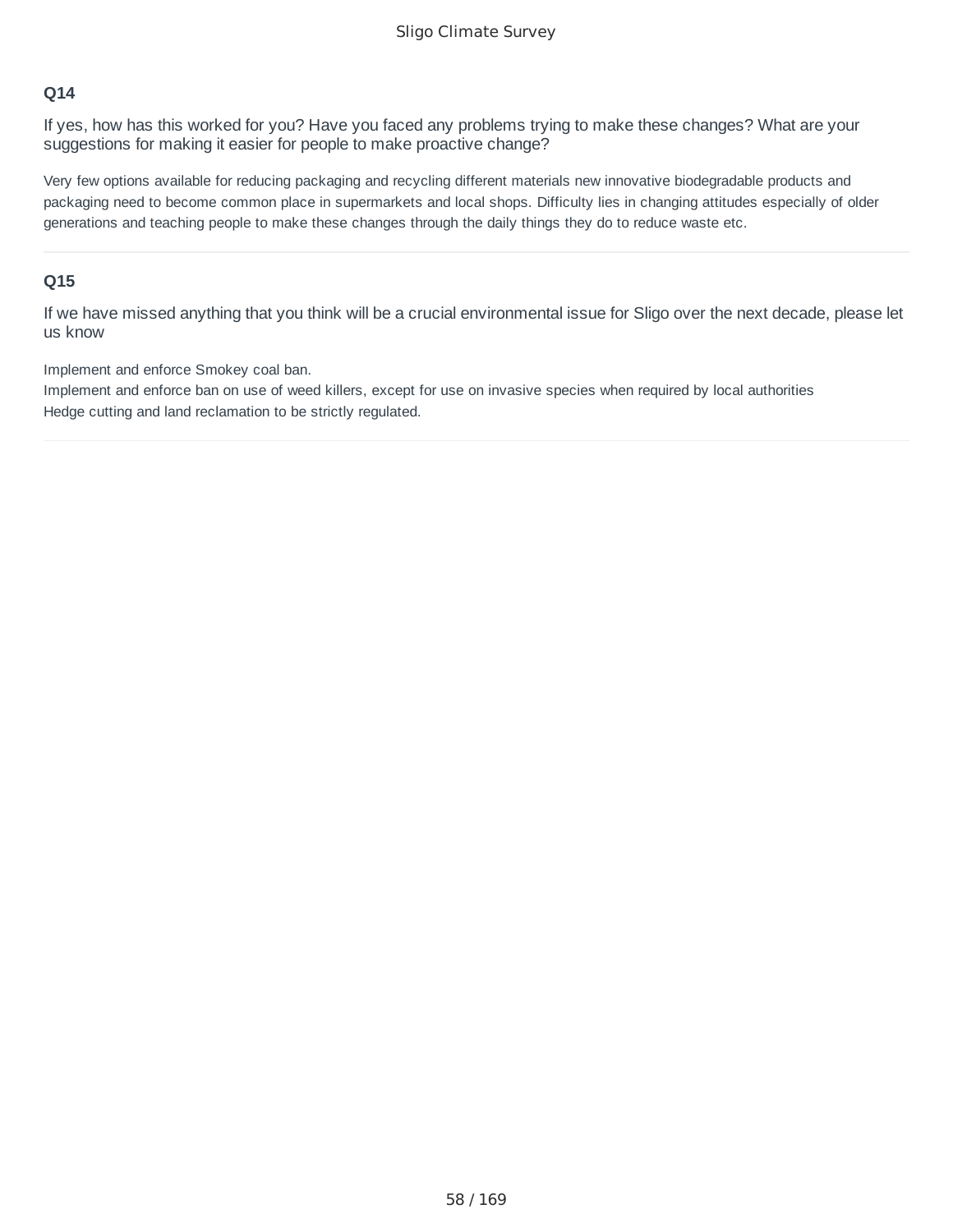### Q14

If yes, how has this worked for you? Have you faced any problems trying to make these changes? What are your suggestions for making it easier for people to make proactive change?

Very few options available for reducing packaging and recycling different materials new innovative biodegradable products and packaging need to become common place in supermarkets and local shops. Difficulty lies in changing attitudes especially of older generations and teaching people to make these changes through the daily things they do to reduce waste etc.

---

### Q15

If we have missed anything that you think will be a crucial environmental issue for Sligo over the next decade, please let us know

Implement and enforce Smokey coal ban.
Implement and enforce ban on use of weed killers, except for use on invasive species when required by local authorities
Hedge cutting and land reclamation to be strictly regulated.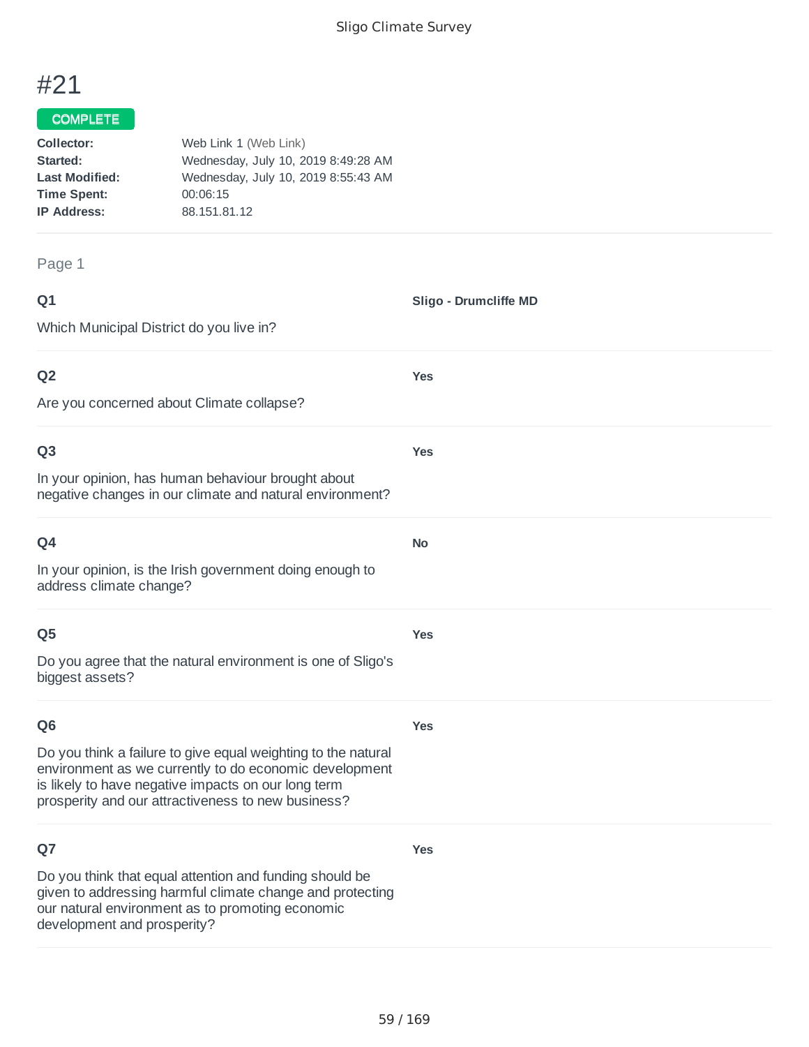# #21

**COMPLETE**

| | |
|---|---|
| **Collector:** | Web Link 1 (Web Link) |
| **Started:** | Wednesday, July 10, 2019 8:49:28 AM |
| **Last Modified:** | Wednesday, July 10, 2019 8:55:43 AM |
| **Time Spent:** | 00:06:15 |
| **IP Address:** | 88.151.81.12 |

## Page 1

**Q1**

Which Municipal District do you live in?

**Sligo - Drumcliffe MD**

**Q2**

Are you concerned about Climate collapse?

**Yes**

**Q3**

In your opinion, has human behaviour brought about negative changes in our climate and natural environment?

**Yes**

**Q4**

In your opinion, is the Irish government doing enough to address climate change?

**No**

**Q5**

Do you agree that the natural environment is one of Sligo's biggest assets?

**Yes**

**Q6**

Do you think a failure to give equal weighting to the natural environment as we currently to do economic development is likely to have negative impacts on our long term prosperity and our attractiveness to new business?

**Yes**

**Q7**

Do you think that equal attention and funding should be given to addressing harmful climate change and protecting our natural environment as to promoting economic development and prosperity?

**Yes**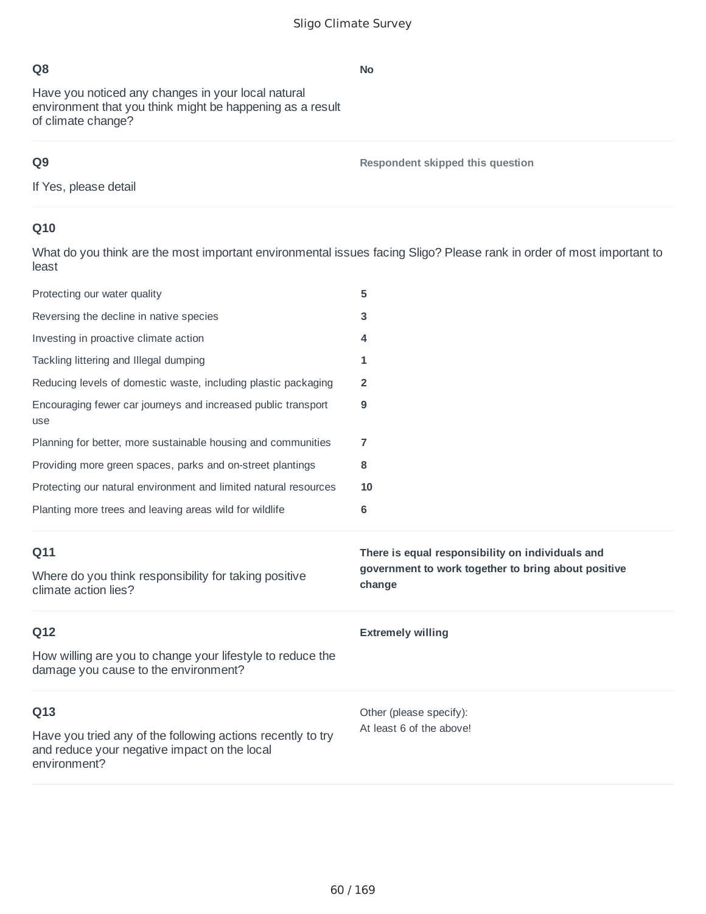**Q8**

Have you noticed any changes in your local natural environment that you think might be happening as a result of climate change?

**No**

**Q9**

If Yes, please detail

**Respondent skipped this question**

**Q10**

What do you think are the most important environmental issues facing Sligo? Please rank in order of most important to least

| | |
|---|---|
| Protecting our water quality | **5** |
| Reversing the decline in native species | **3** |
| Investing in proactive climate action | **4** |
| Tackling littering and Illegal dumping | **1** |
| Reducing levels of domestic waste, including plastic packaging | **2** |
| Encouraging fewer car journeys and increased public transport use | **9** |
| Planning for better, more sustainable housing and communities | **7** |
| Providing more green spaces, parks and on-street plantings | **8** |
| Protecting our natural environment and limited natural resources | **10** |
| Planting more trees and leaving areas wild for wildlife | **6** |

**Q11**

Where do you think responsibility for taking positive climate action lies?

**There is equal responsibility on individuals and government to work together to bring about positive change**

**Q12**

How willing are you to change your lifestyle to reduce the damage you cause to the environment?

**Extremely willing**

**Q13**

Have you tried any of the following actions recently to try and reduce your negative impact on the local environment?

Other (please specify):
At least 6 of the above!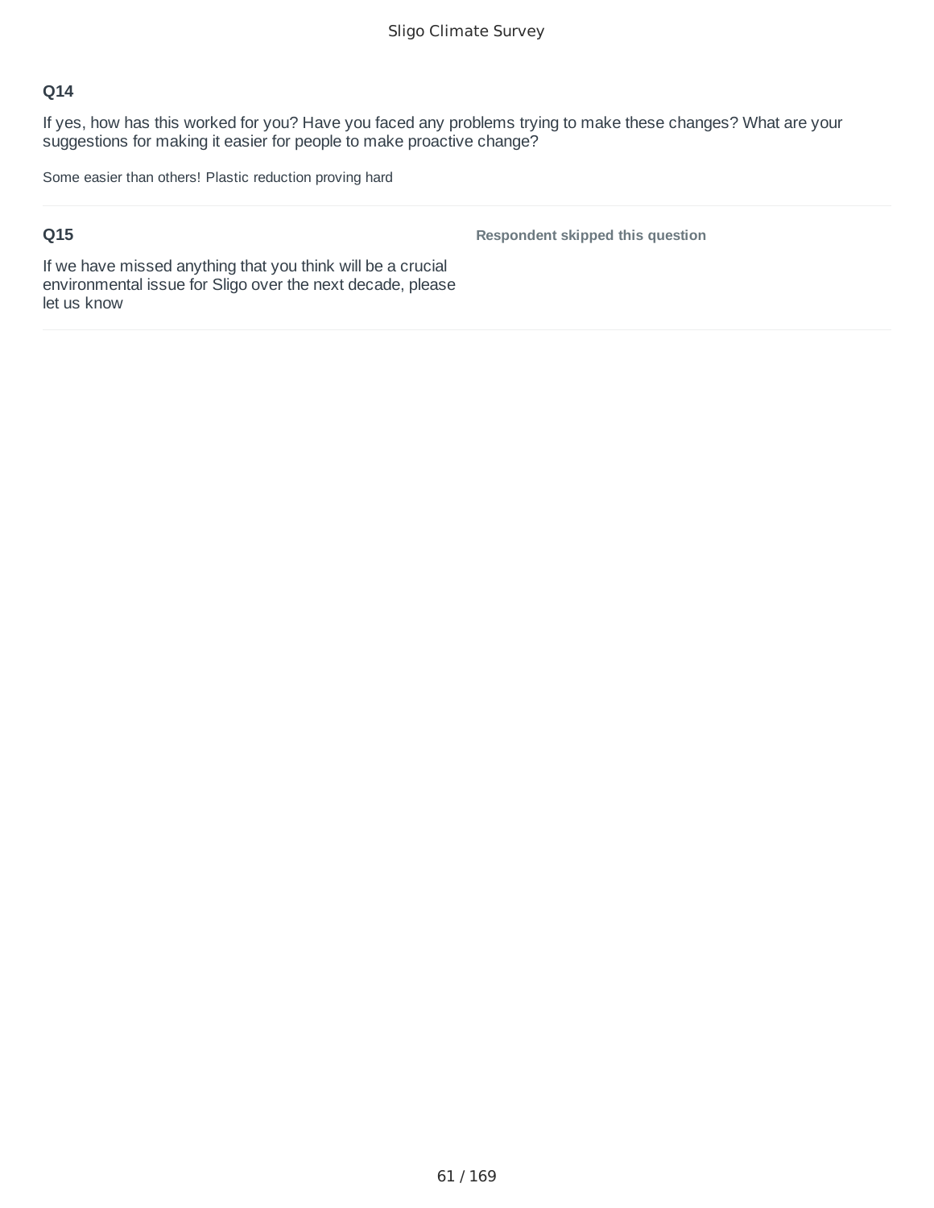## Q14

If yes, how has this worked for you? Have you faced any problems trying to make these changes? What are your suggestions for making it easier for people to make proactive change?

Some easier than others! Plastic reduction proving hard

## Q15

If we have missed anything that you think will be a crucial environmental issue for Sligo over the next decade, please let us know

**Respondent skipped this question**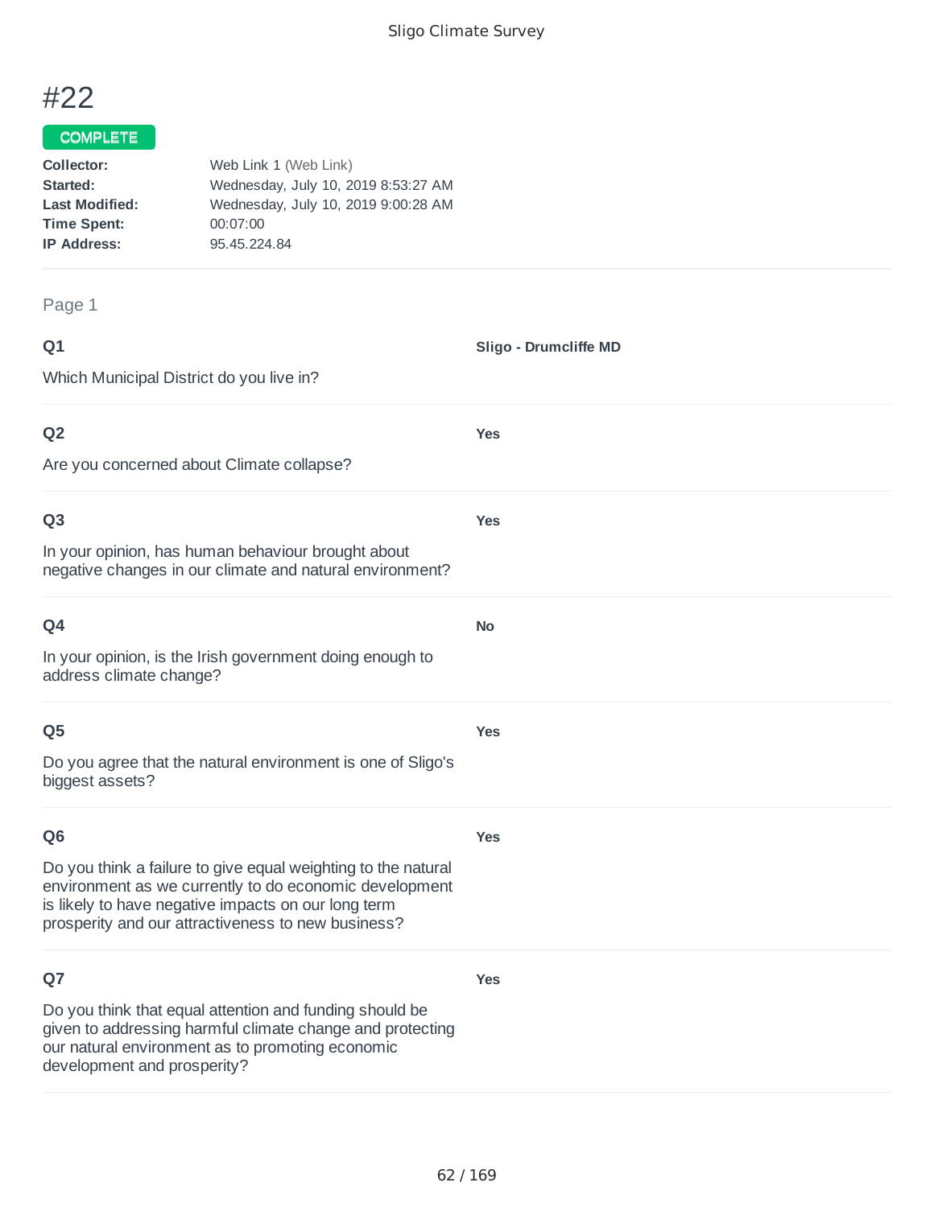# #22

COMPLETE

**Collector:** Web Link 1 (Web Link)
**Started:** Wednesday, July 10, 2019 8:53:27 AM
**Last Modified:** Wednesday, July 10, 2019 9:00:28 AM
**Time Spent:** 00:07:00
**IP Address:** 95.45.224.84

Page 1

**Q1**

Which Municipal District do you live in?

**Sligo - Drumcliffe MD**

**Q2**

Are you concerned about Climate collapse?

**Yes**

**Q3**

In your opinion, has human behaviour brought about negative changes in our climate and natural environment?

**Yes**

**Q4**

In your opinion, is the Irish government doing enough to address climate change?

**No**

**Q5**

Do you agree that the natural environment is one of Sligo's biggest assets?

**Yes**

**Q6**

Do you think a failure to give equal weighting to the natural environment as we currently to do economic development is likely to have negative impacts on our long term prosperity and our attractiveness to new business?

**Yes**

**Q7**

Do you think that equal attention and funding should be given to addressing harmful climate change and protecting our natural environment as to promoting economic development and prosperity?

**Yes**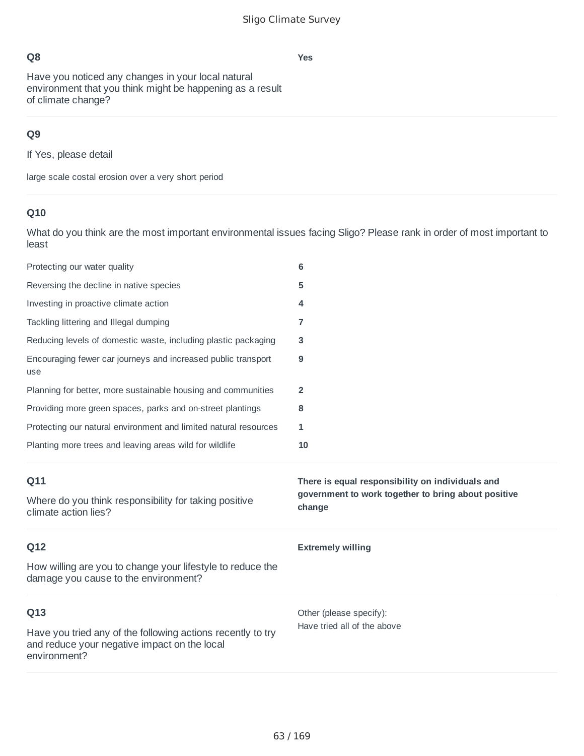### Q8

Have you noticed any changes in your local natural environment that you think might be happening as a result of climate change?

**Yes**

### Q9

If Yes, please detail

large scale costal erosion over a very short period

### Q10

What do you think are the most important environmental issues facing Sligo? Please rank in order of most important to least

| | |
|---|---|
| Protecting our water quality | **6** |
| Reversing the decline in native species | **5** |
| Investing in proactive climate action | **4** |
| Tackling littering and Illegal dumping | **7** |
| Reducing levels of domestic waste, including plastic packaging | **3** |
| Encouraging fewer car journeys and increased public transport use | **9** |
| Planning for better, more sustainable housing and communities | **2** |
| Providing more green spaces, parks and on-street plantings | **8** |
| Protecting our natural environment and limited natural resources | **1** |
| Planting more trees and leaving areas wild for wildlife | **10** |

### Q11

Where do you think responsibility for taking positive climate action lies?

**There is equal responsibility on individuals and government to work together to bring about positive change**

### Q12

How willing are you to change your lifestyle to reduce the damage you cause to the environment?

**Extremely willing**

### Q13

Have you tried any of the following actions recently to try and reduce your negative impact on the local environment?

Other (please specify):
Have tried all of the above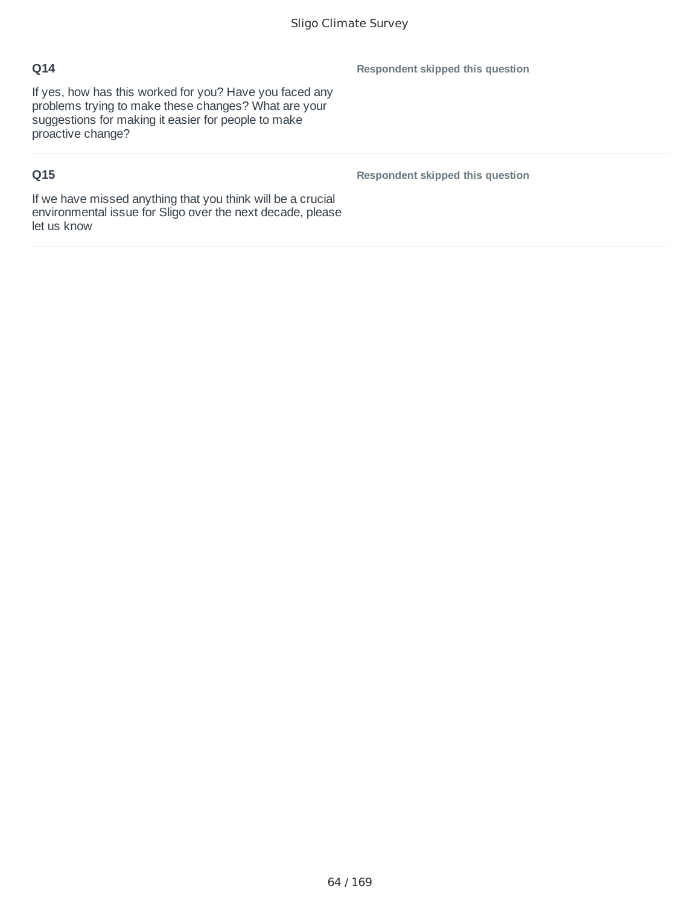### Q14

If yes, how has this worked for you? Have you faced any problems trying to make these changes? What are your suggestions for making it easier for people to make proactive change?

**Respondent skipped this question**

### Q15

If we have missed anything that you think will be a crucial environmental issue for Sligo over the next decade, please let us know

**Respondent skipped this question**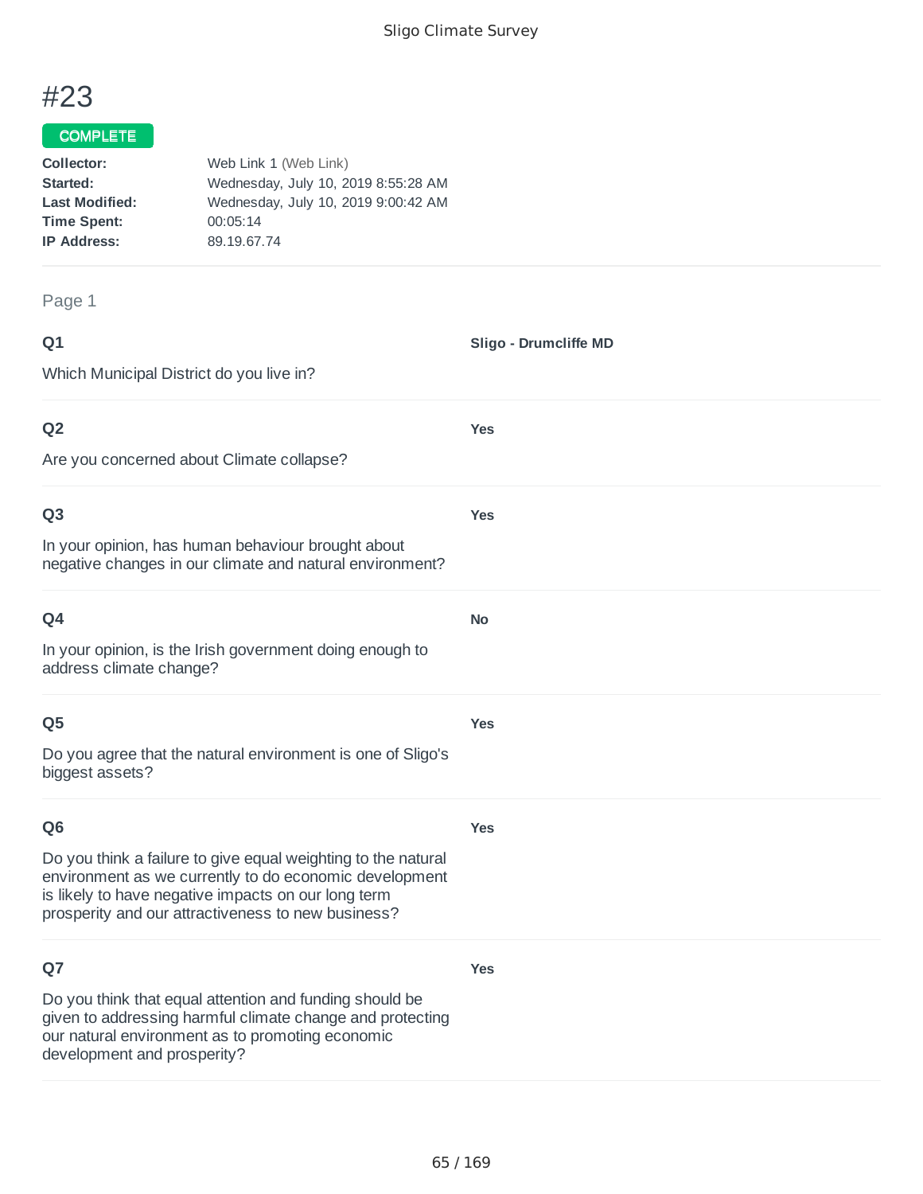# #23

**COMPLETE**

**Collector:** Web Link 1 (Web Link)
**Started:** Wednesday, July 10, 2019 8:55:28 AM
**Last Modified:** Wednesday, July 10, 2019 9:00:42 AM
**Time Spent:** 00:05:14
**IP Address:** 89.19.67.74

Page 1

**Q1**

Which Municipal District do you live in?

**Sligo - Drumcliffe MD**

**Q2**

Are you concerned about Climate collapse?

**Yes**

**Q3**

In your opinion, has human behaviour brought about negative changes in our climate and natural environment?

**Yes**

**Q4**

In your opinion, is the Irish government doing enough to address climate change?

**No**

**Q5**

Do you agree that the natural environment is one of Sligo's biggest assets?

**Yes**

**Q6**

Do you think a failure to give equal weighting to the natural environment as we currently to do economic development is likely to have negative impacts on our long term prosperity and our attractiveness to new business?

**Yes**

**Q7**

Do you think that equal attention and funding should be given to addressing harmful climate change and protecting our natural environment as to promoting economic development and prosperity?

**Yes**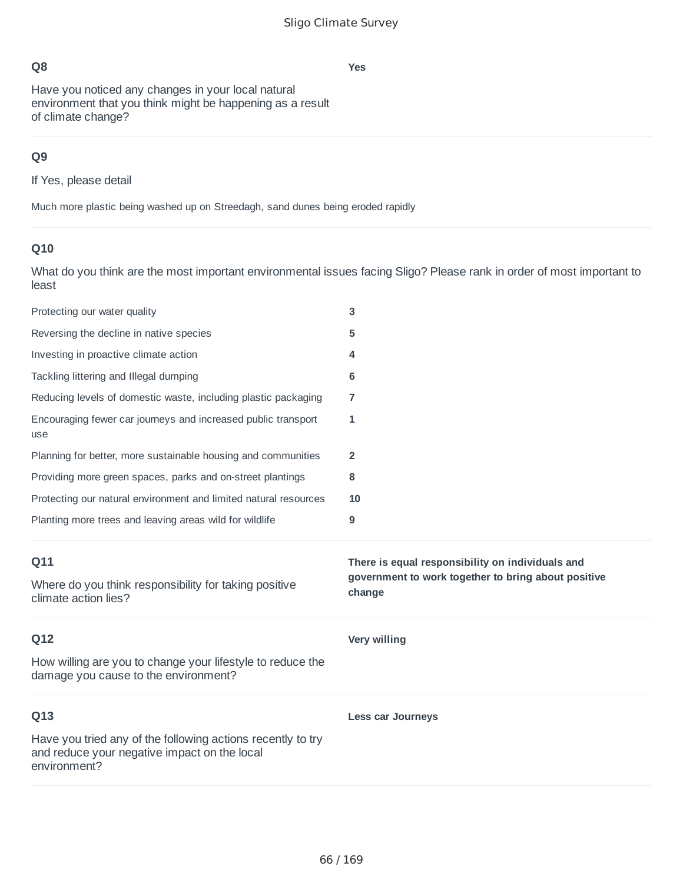**Q8**

Have you noticed any changes in your local natural environment that you think might be happening as a result of climate change?

**Yes**

**Q9**

If Yes, please detail

Much more plastic being washed up on Streedagh, sand dunes being eroded rapidly

**Q10**

What do you think are the most important environmental issues facing Sligo? Please rank in order of most important to least

| | |
|---|---|
| Protecting our water quality | **3** |
| Reversing the decline in native species | **5** |
| Investing in proactive climate action | **4** |
| Tackling littering and Illegal dumping | **6** |
| Reducing levels of domestic waste, including plastic packaging | **7** |
| Encouraging fewer car journeys and increased public transport use | **1** |
| Planning for better, more sustainable housing and communities | **2** |
| Providing more green spaces, parks and on-street plantings | **8** |
| Protecting our natural environment and limited natural resources | **10** |
| Planting more trees and leaving areas wild for wildlife | **9** |

**Q11**

Where do you think responsibility for taking positive climate action lies?

**There is equal responsibility on individuals and government to work together to bring about positive change**

**Q12**

How willing are you to change your lifestyle to reduce the damage you cause to the environment?

**Very willing**

**Q13**

Have you tried any of the following actions recently to try and reduce your negative impact on the local environment?

**Less car Journeys**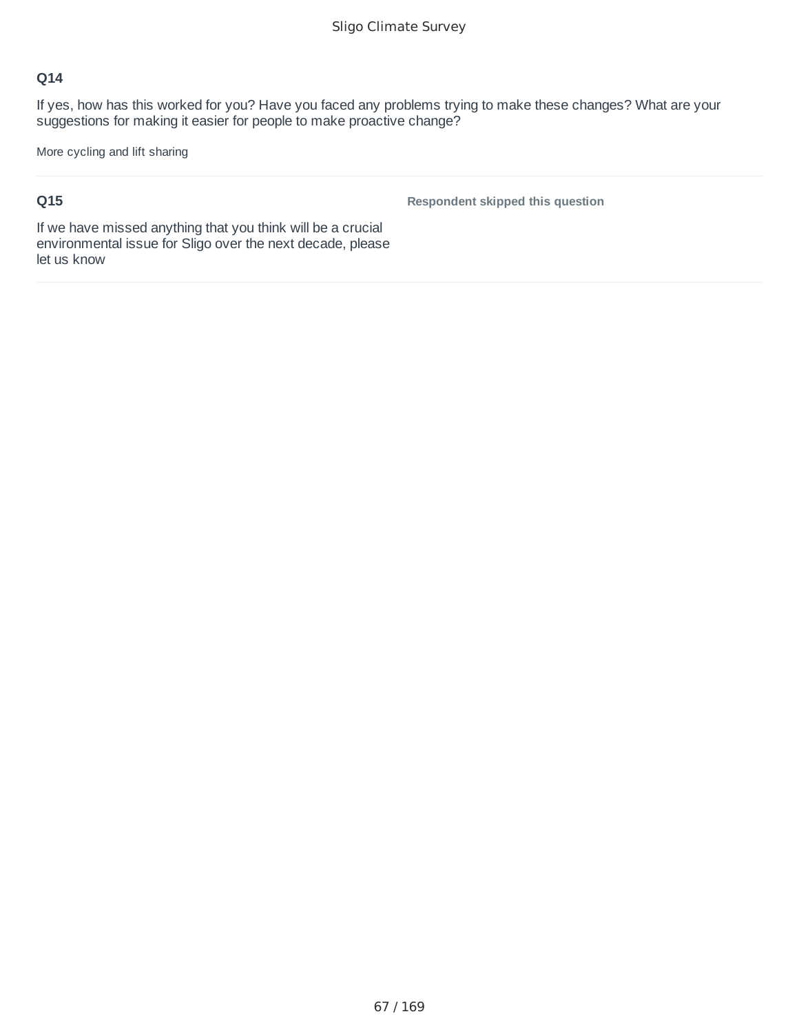**Q14**

If yes, how has this worked for you? Have you faced any problems trying to make these changes? What are your suggestions for making it easier for people to make proactive change?

More cycling and lift sharing

**Q15**

If we have missed anything that you think will be a crucial environmental issue for Sligo over the next decade, please let us know

**Respondent skipped this question**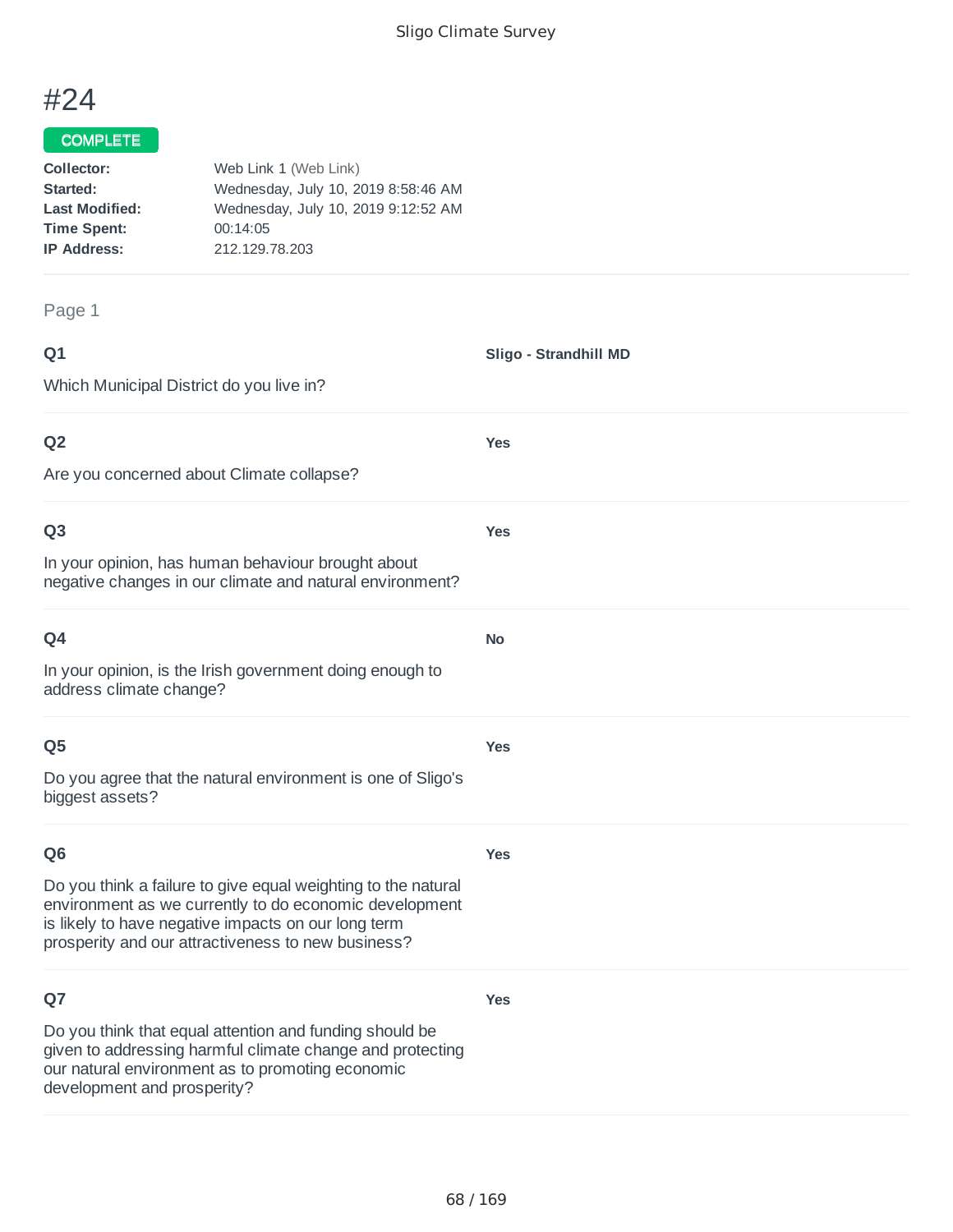# #24

COMPLETE

**Collector:** Web Link 1 (Web Link)
**Started:** Wednesday, July 10, 2019 8:58:46 AM
**Last Modified:** Wednesday, July 10, 2019 9:12:52 AM
**Time Spent:** 00:14:05
**IP Address:** 212.129.78.203

Page 1

**Q1**

Which Municipal District do you live in?

**Sligo - Strandhill MD**

**Q2**

Are you concerned about Climate collapse?

**Yes**

**Q3**

In your opinion, has human behaviour brought about negative changes in our climate and natural environment?

**Yes**

**Q4**

In your opinion, is the Irish government doing enough to address climate change?

**No**

**Q5**

Do you agree that the natural environment is one of Sligo's biggest assets?

**Yes**

**Q6**

Do you think a failure to give equal weighting to the natural environment as we currently to do economic development is likely to have negative impacts on our long term prosperity and our attractiveness to new business?

**Yes**

**Q7**

Do you think that equal attention and funding should be given to addressing harmful climate change and protecting our natural environment as to promoting economic development and prosperity?

**Yes**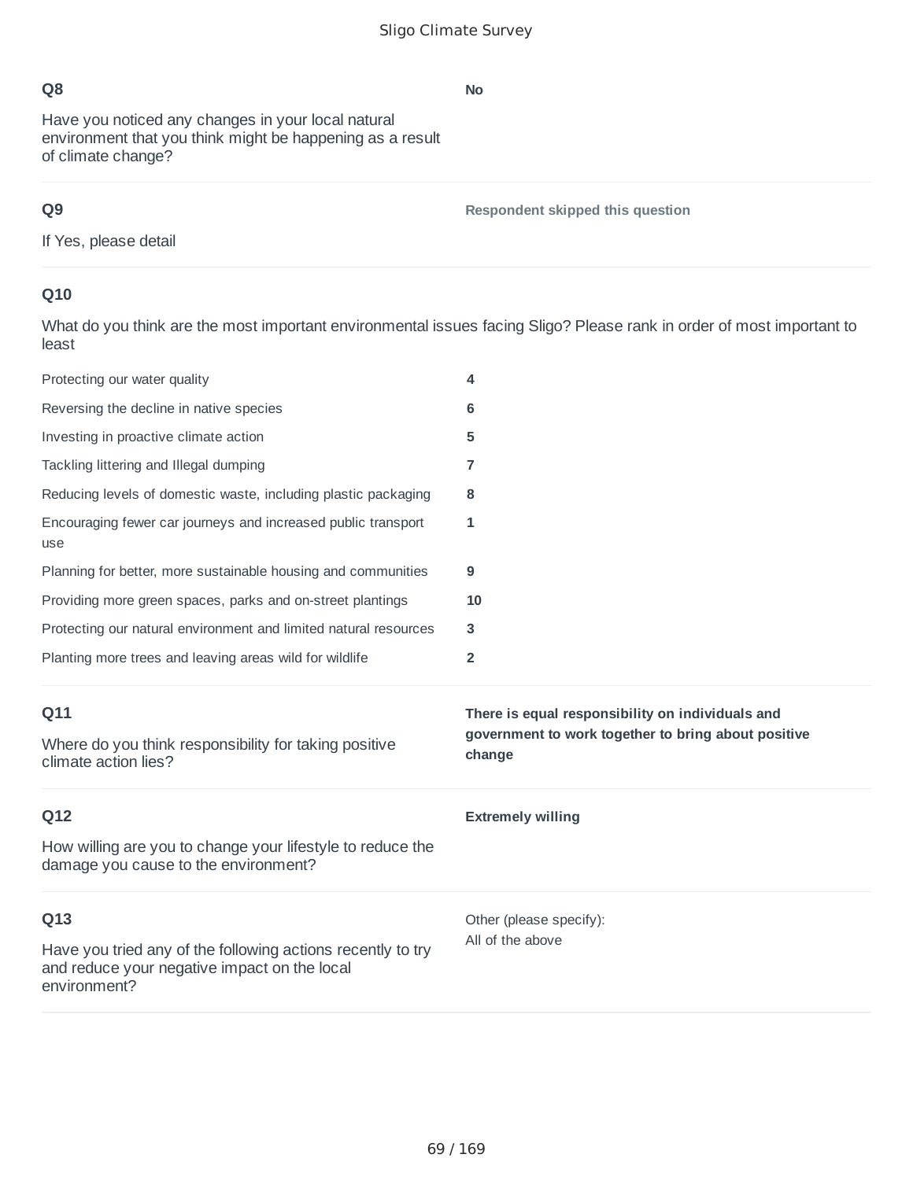**Q8**

Have you noticed any changes in your local natural environment that you think might be happening as a result of climate change?

**No**

---

**Q9**

If Yes, please detail

**Respondent skipped this question**

---

**Q10**

What do you think are the most important environmental issues facing Sligo? Please rank in order of most important to least

| | |
|---|---|
| Protecting our water quality | **4** |
| Reversing the decline in native species | **6** |
| Investing in proactive climate action | **5** |
| Tackling littering and Illegal dumping | **7** |
| Reducing levels of domestic waste, including plastic packaging | **8** |
| Encouraging fewer car journeys and increased public transport use | **1** |
| Planning for better, more sustainable housing and communities | **9** |
| Providing more green spaces, parks and on-street plantings | **10** |
| Protecting our natural environment and limited natural resources | **3** |
| Planting more trees and leaving areas wild for wildlife | **2** |

---

**Q11**

Where do you think responsibility for taking positive climate action lies?

**There is equal responsibility on individuals and government to work together to bring about positive change**

---

**Q12**

How willing are you to change your lifestyle to reduce the damage you cause to the environment?

**Extremely willing**

---

**Q13**

Have you tried any of the following actions recently to try and reduce your negative impact on the local environment?

Other (please specify):
All of the above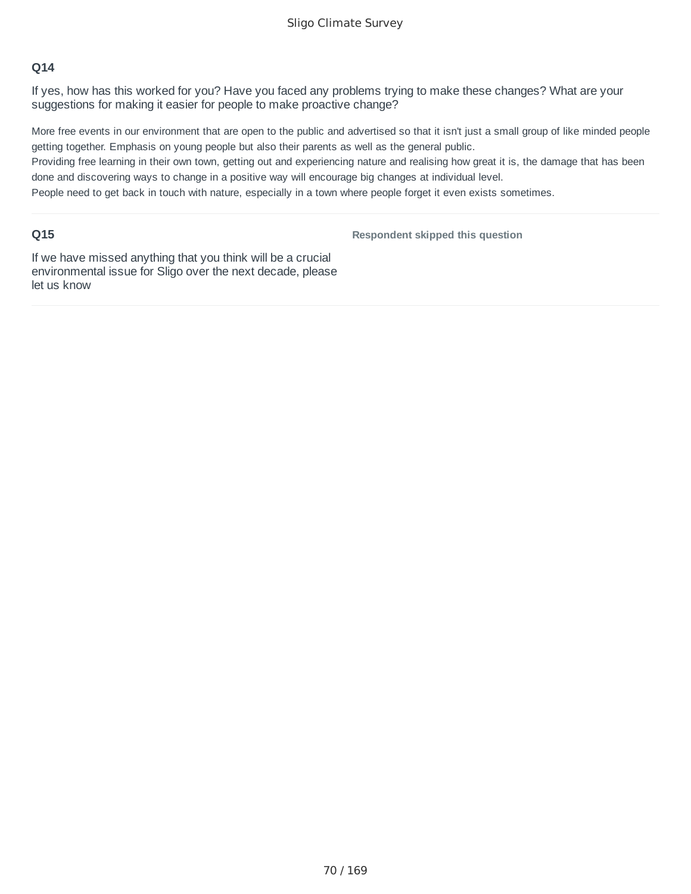**Q14**

If yes, how has this worked for you? Have you faced any problems trying to make these changes? What are your suggestions for making it easier for people to make proactive change?

More free events in our environment that are open to the public and advertised so that it isn't just a small group of like minded people getting together. Emphasis on young people but also their parents as well as the general public.
Providing free learning in their own town, getting out and experiencing nature and realising how great it is, the damage that has been done and discovering ways to change in a positive way will encourage big changes at individual level.
People need to get back in touch with nature, especially in a town where people forget it even exists sometimes.

---

**Q15**

If we have missed anything that you think will be a crucial environmental issue for Sligo over the next decade, please let us know

**Respondent skipped this question**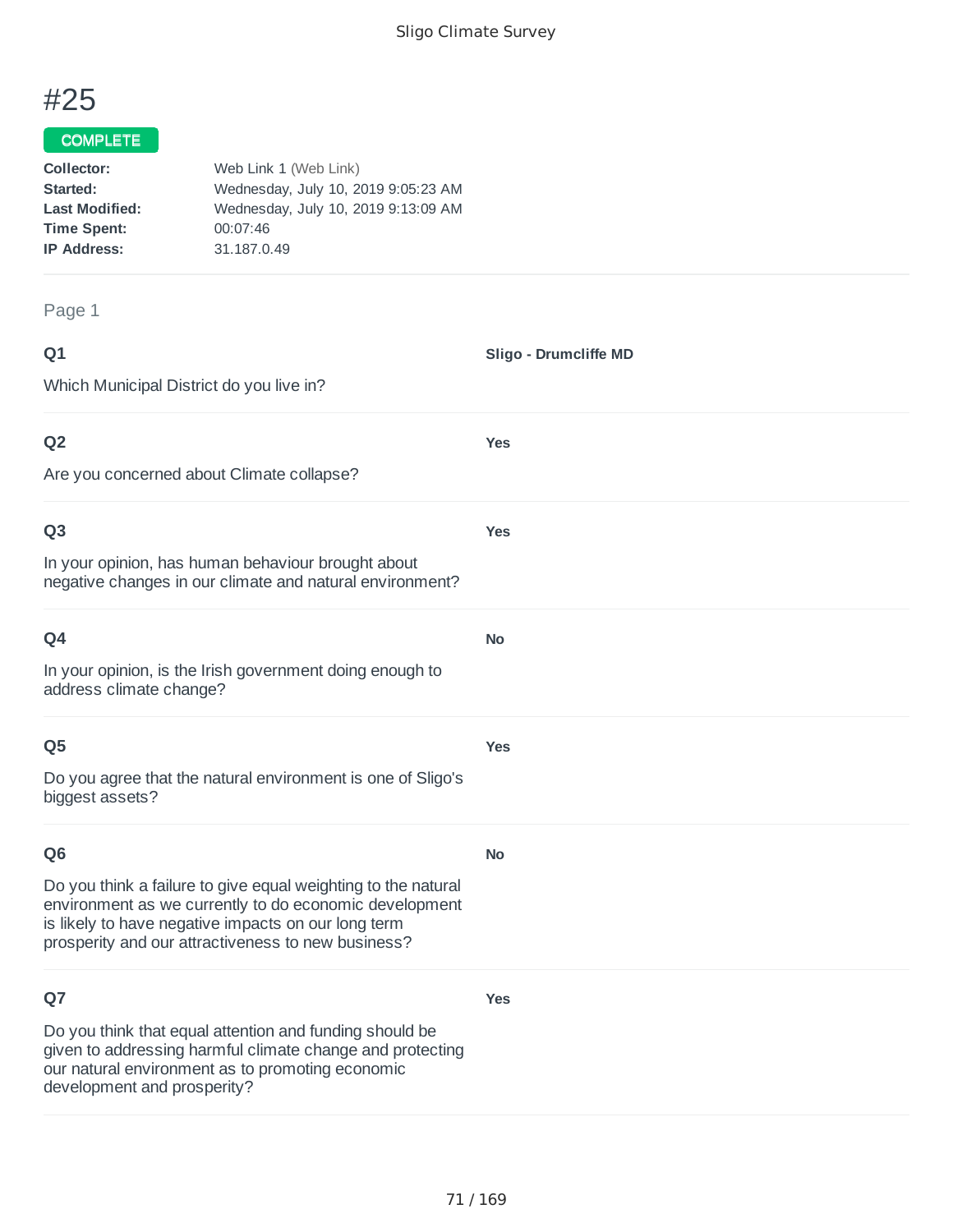# #25

COMPLETE

**Collector:** Web Link 1 (Web Link)
**Started:** Wednesday, July 10, 2019 9:05:23 AM
**Last Modified:** Wednesday, July 10, 2019 9:13:09 AM
**Time Spent:** 00:07:46
**IP Address:** 31.187.0.49

Page 1

**Q1**

Which Municipal District do you live in?

**Sligo - Drumcliffe MD**

**Q2**

Are you concerned about Climate collapse?

**Yes**

**Q3**

In your opinion, has human behaviour brought about negative changes in our climate and natural environment?

**Yes**

**Q4**

In your opinion, is the Irish government doing enough to address climate change?

**No**

**Q5**

Do you agree that the natural environment is one of Sligo's biggest assets?

**Yes**

**Q6**

Do you think a failure to give equal weighting to the natural environment as we currently to do economic development is likely to have negative impacts on our long term prosperity and our attractiveness to new business?

**No**

**Q7**

Do you think that equal attention and funding should be given to addressing harmful climate change and protecting our natural environment as to promoting economic development and prosperity?

**Yes**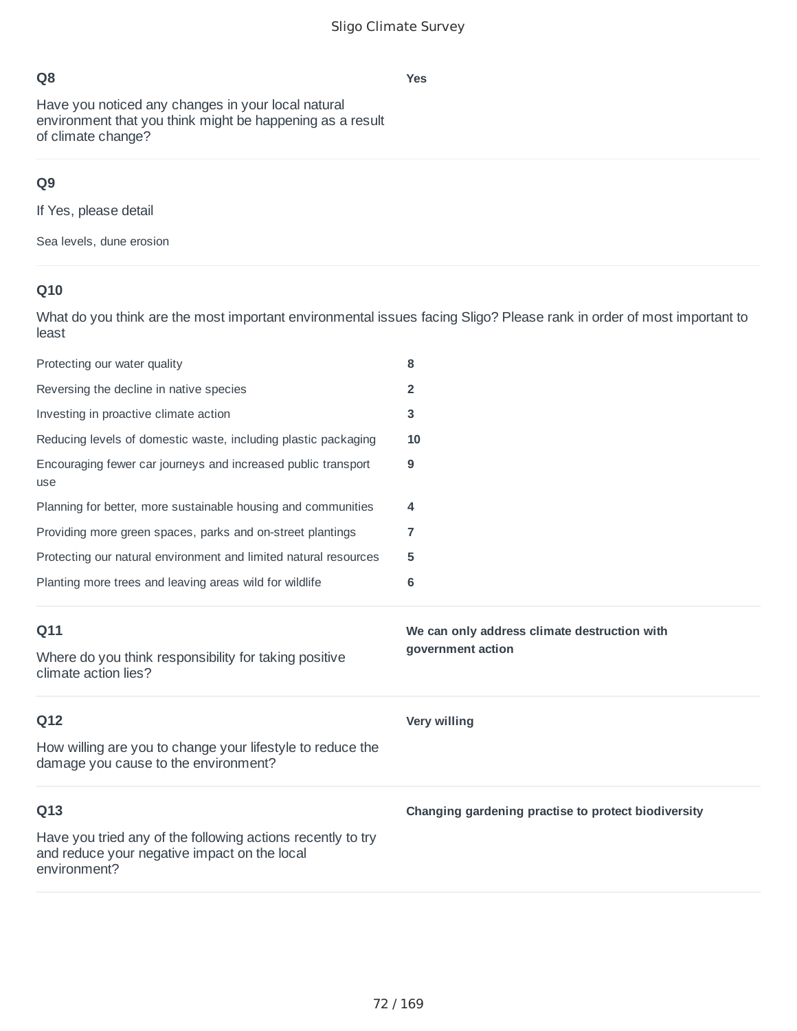**Q8**

Have you noticed any changes in your local natural environment that you think might be happening as a result of climate change?

**Yes**

**Q9**

If Yes, please detail

Sea levels, dune erosion

**Q10**

What do you think are the most important environmental issues facing Sligo? Please rank in order of most important to least

| | |
|---|---|
| Protecting our water quality | **8** |
| Reversing the decline in native species | **2** |
| Investing in proactive climate action | **3** |
| Reducing levels of domestic waste, including plastic packaging | **10** |
| Encouraging fewer car journeys and increased public transport use | **9** |
| Planning for better, more sustainable housing and communities | **4** |
| Providing more green spaces, parks and on-street plantings | **7** |
| Protecting our natural environment and limited natural resources | **5** |
| Planting more trees and leaving areas wild for wildlife | **6** |

**Q11**

Where do you think responsibility for taking positive climate action lies?

**We can only address climate destruction with government action**

**Q12**

How willing are you to change your lifestyle to reduce the damage you cause to the environment?

**Very willing**

**Q13**

Have you tried any of the following actions recently to try and reduce your negative impact on the local environment?

**Changing gardening practise to protect biodiversity**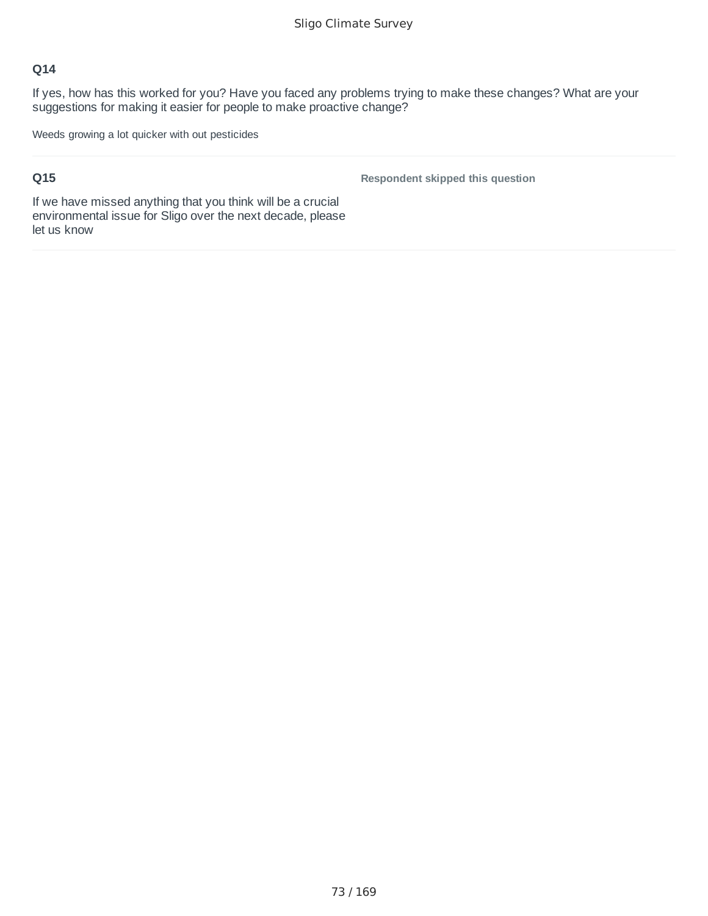**Q14**

If yes, how has this worked for you? Have you faced any problems trying to make these changes? What are your suggestions for making it easier for people to make proactive change?

Weeds growing a lot quicker with out pesticides

**Q15**

If we have missed anything that you think will be a crucial environmental issue for Sligo over the next decade, please let us know

**Respondent skipped this question**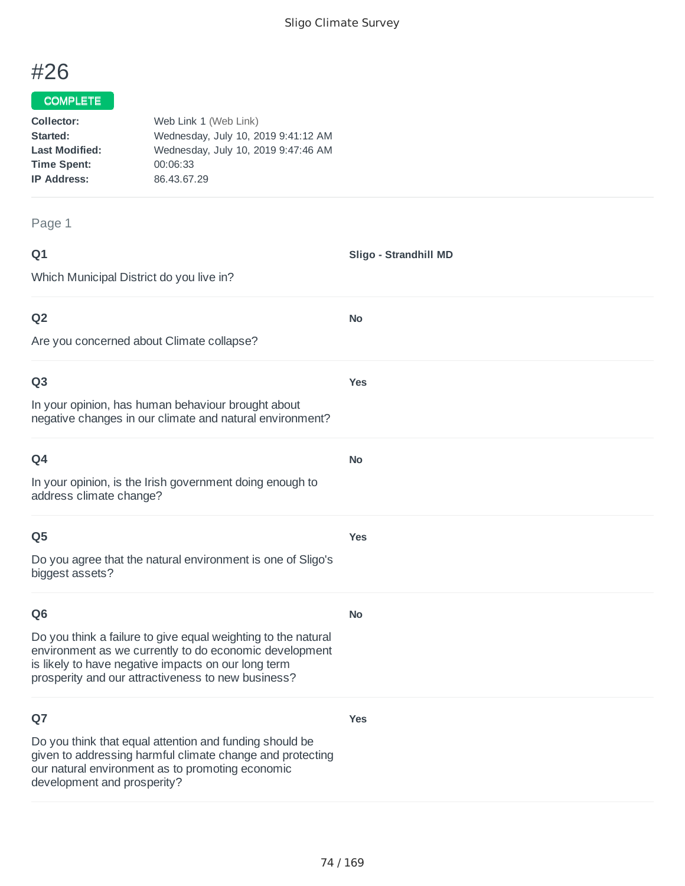# #26

**COMPLETE**

| | |
|---|---|
| **Collector:** | Web Link 1 (Web Link) |
| **Started:** | Wednesday, July 10, 2019 9:41:12 AM |
| **Last Modified:** | Wednesday, July 10, 2019 9:47:46 AM |
| **Time Spent:** | 00:06:33 |
| **IP Address:** | 86.43.67.29 |

Page 1

**Q1**

Which Municipal District do you live in?

**Sligo - Strandhill MD**

**Q2**

Are you concerned about Climate collapse?

**No**

**Q3**

In your opinion, has human behaviour brought about negative changes in our climate and natural environment?

**Yes**

**Q4**

In your opinion, is the Irish government doing enough to address climate change?

**No**

**Q5**

Do you agree that the natural environment is one of Sligo's biggest assets?

**Yes**

**Q6**

Do you think a failure to give equal weighting to the natural environment as we currently to do economic development is likely to have negative impacts on our long term prosperity and our attractiveness to new business?

**No**

**Q7**

Do you think that equal attention and funding should be given to addressing harmful climate change and protecting our natural environment as to promoting economic development and prosperity?

**Yes**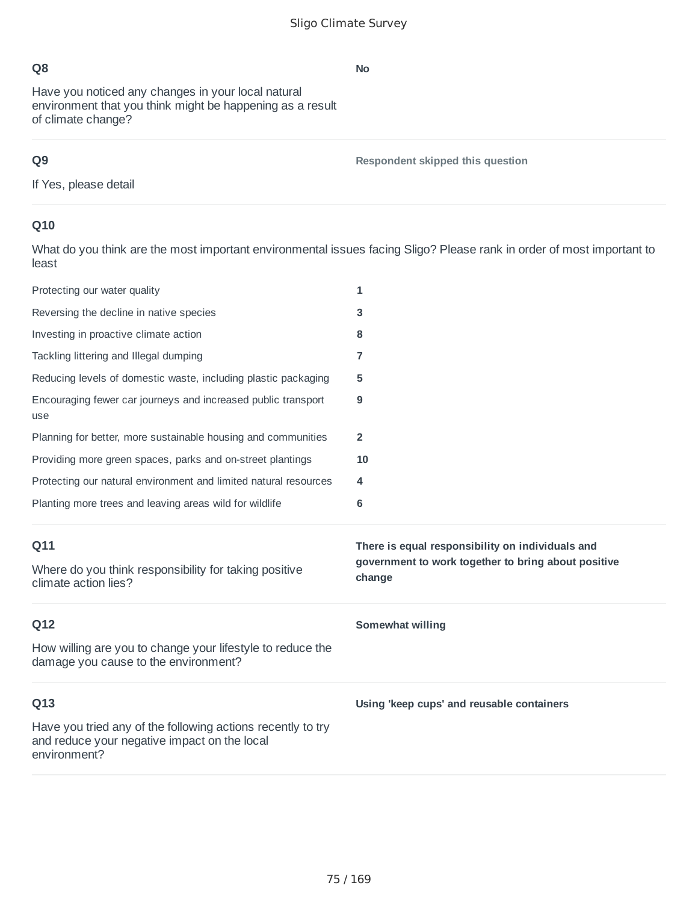**Q8**

Have you noticed any changes in your local natural environment that you think might be happening as a result of climate change?

**No**

---

**Q9**

If Yes, please detail

**Respondent skipped this question**

---

**Q10**

What do you think are the most important environmental issues facing Sligo? Please rank in order of most important to least

| | |
|---|---|
| Protecting our water quality | **1** |
| Reversing the decline in native species | **3** |
| Investing in proactive climate action | **8** |
| Tackling littering and Illegal dumping | **7** |
| Reducing levels of domestic waste, including plastic packaging | **5** |
| Encouraging fewer car journeys and increased public transport use | **9** |
| Planning for better, more sustainable housing and communities | **2** |
| Providing more green spaces, parks and on-street plantings | **10** |
| Protecting our natural environment and limited natural resources | **4** |
| Planting more trees and leaving areas wild for wildlife | **6** |

---

**Q11**

Where do you think responsibility for taking positive climate action lies?

**There is equal responsibility on individuals and government to work together to bring about positive change**

---

**Q12**

How willing are you to change your lifestyle to reduce the damage you cause to the environment?

**Somewhat willing**

---

**Q13**

Have you tried any of the following actions recently to try and reduce your negative impact on the local environment?

**Using 'keep cups' and reusable containers**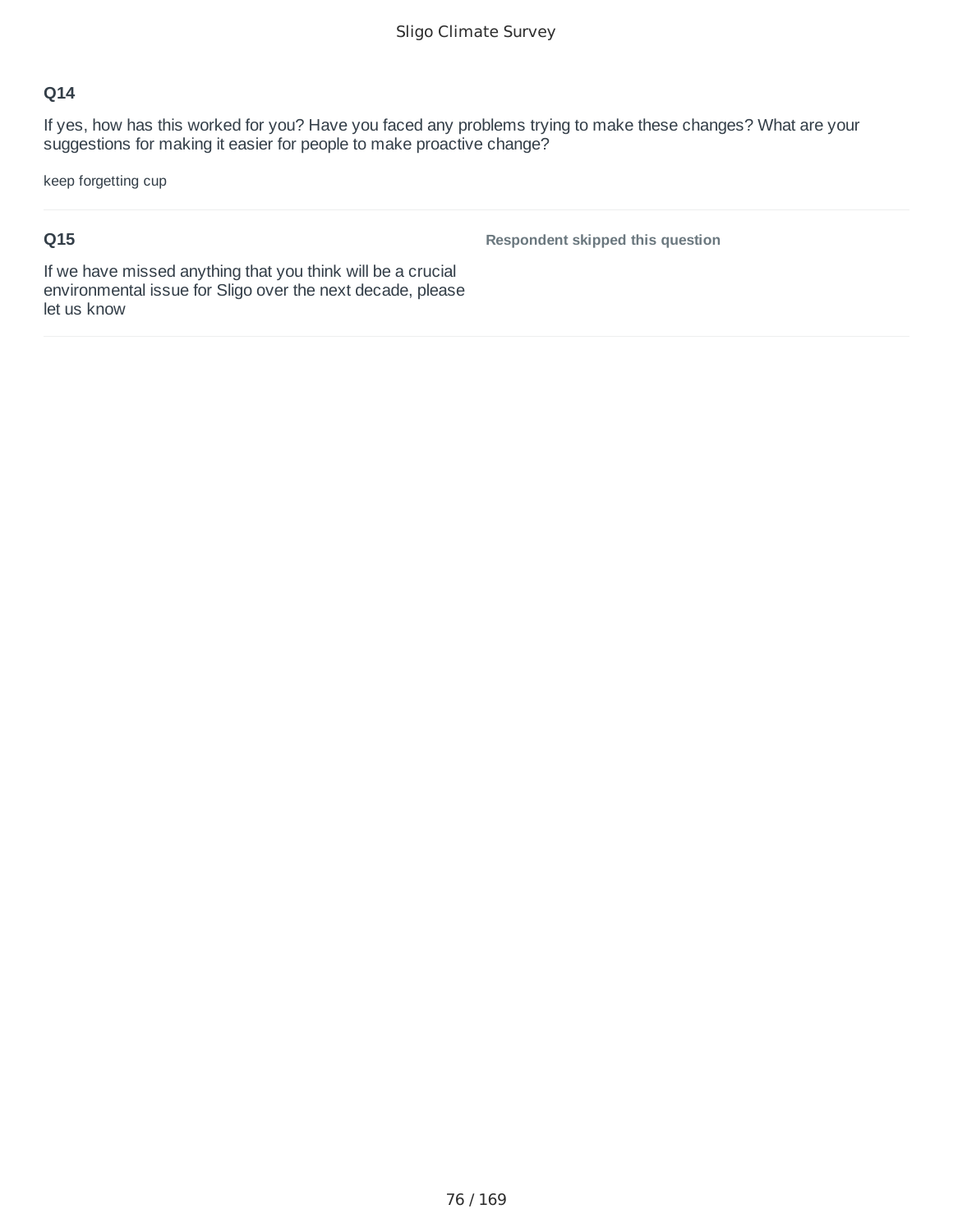### Q14

If yes, how has this worked for you? Have you faced any problems trying to make these changes? What are your suggestions for making it easier for people to make proactive change?

keep forgetting cup

### Q15

If we have missed anything that you think will be a crucial environmental issue for Sligo over the next decade, please let us know

**Respondent skipped this question**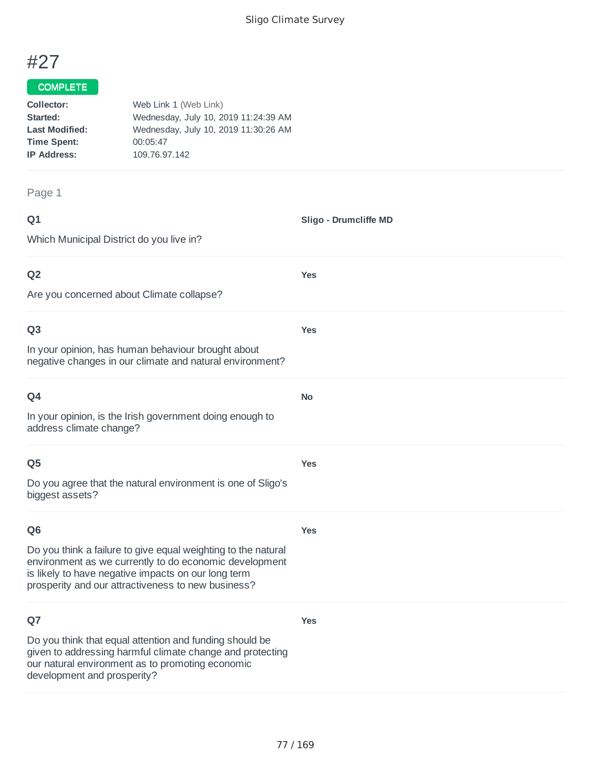# #27

COMPLETE

**Collector:** Web Link 1 (Web Link)
**Started:** Wednesday, July 10, 2019 11:24:39 AM
**Last Modified:** Wednesday, July 10, 2019 11:30:26 AM
**Time Spent:** 00:05:47
**IP Address:** 109.76.97.142

Page 1

**Q1**

Which Municipal District do you live in?

**Sligo - Drumcliffe MD**

**Q2**

Are you concerned about Climate collapse?

**Yes**

**Q3**

In your opinion, has human behaviour brought about negative changes in our climate and natural environment?

**Yes**

**Q4**

In your opinion, is the Irish government doing enough to address climate change?

**No**

**Q5**

Do you agree that the natural environment is one of Sligo's biggest assets?

**Yes**

**Q6**

Do you think a failure to give equal weighting to the natural environment as we currently to do economic development is likely to have negative impacts on our long term prosperity and our attractiveness to new business?

**Yes**

**Q7**

Do you think that equal attention and funding should be given to addressing harmful climate change and protecting our natural environment as to promoting economic development and prosperity?

**Yes**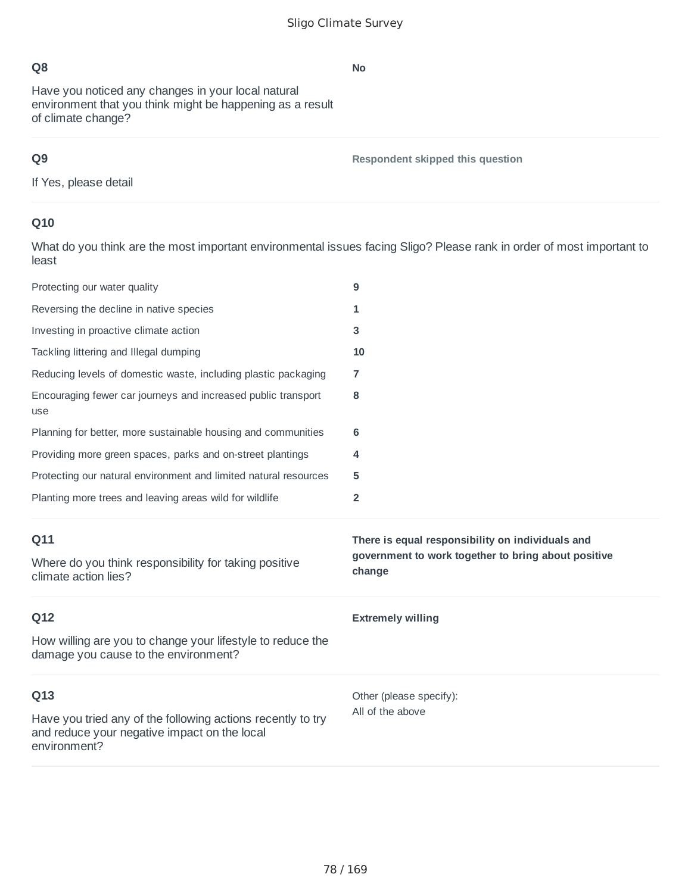### Q8

Have you noticed any changes in your local natural environment that you think might be happening as a result of climate change?

**No**

### Q9

If Yes, please detail

**Respondent skipped this question**

### Q10

What do you think are the most important environmental issues facing Sligo? Please rank in order of most important to least

| | |
|---|---|
| Protecting our water quality | **9** |
| Reversing the decline in native species | **1** |
| Investing in proactive climate action | **3** |
| Tackling littering and Illegal dumping | **10** |
| Reducing levels of domestic waste, including plastic packaging | **7** |
| Encouraging fewer car journeys and increased public transport use | **8** |
| Planning for better, more sustainable housing and communities | **6** |
| Providing more green spaces, parks and on-street plantings | **4** |
| Protecting our natural environment and limited natural resources | **5** |
| Planting more trees and leaving areas wild for wildlife | **2** |

### Q11

Where do you think responsibility for taking positive climate action lies?

**There is equal responsibility on individuals and government to work together to bring about positive change**

### Q12

How willing are you to change your lifestyle to reduce the damage you cause to the environment?

**Extremely willing**

### Q13

Have you tried any of the following actions recently to try and reduce your negative impact on the local environment?

Other (please specify):
All of the above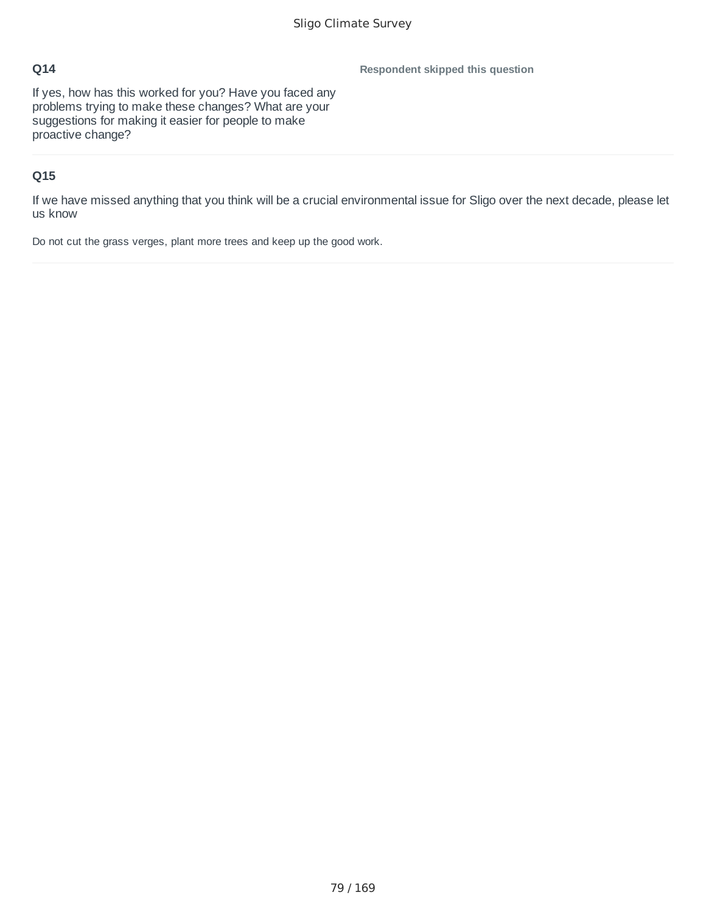**Q14**

If yes, how has this worked for you? Have you faced any problems trying to make these changes? What are your suggestions for making it easier for people to make proactive change?

**Respondent skipped this question**

**Q15**

If we have missed anything that you think will be a crucial environmental issue for Sligo over the next decade, please let us know

Do not cut the grass verges, plant more trees and keep up the good work.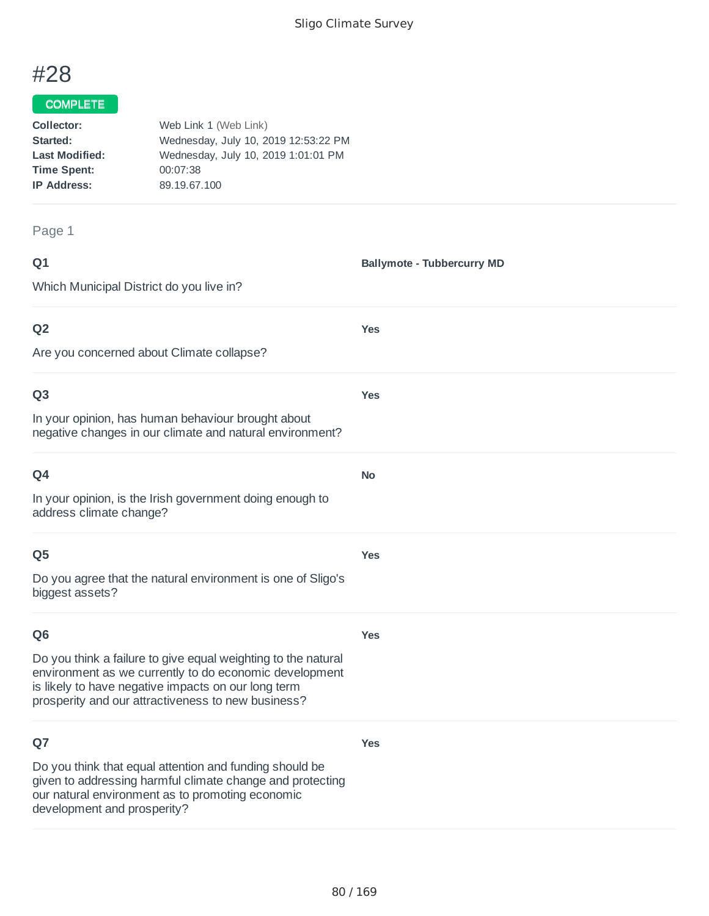# #28

**COMPLETE**

**Collector:** Web Link 1 (Web Link)
**Started:** Wednesday, July 10, 2019 12:53:22 PM
**Last Modified:** Wednesday, July 10, 2019 1:01:01 PM
**Time Spent:** 00:07:38
**IP Address:** 89.19.67.100

Page 1

**Q1**

Which Municipal District do you live in?

**Ballymote - Tubbercurry MD**

**Q2**

Are you concerned about Climate collapse?

**Yes**

**Q3**

In your opinion, has human behaviour brought about negative changes in our climate and natural environment?

**Yes**

**Q4**

In your opinion, is the Irish government doing enough to address climate change?

**No**

**Q5**

Do you agree that the natural environment is one of Sligo's biggest assets?

**Yes**

**Q6**

Do you think a failure to give equal weighting to the natural environment as we currently to do economic development is likely to have negative impacts on our long term prosperity and our attractiveness to new business?

**Yes**

**Q7**

Do you think that equal attention and funding should be given to addressing harmful climate change and protecting our natural environment as to promoting economic development and prosperity?

**Yes**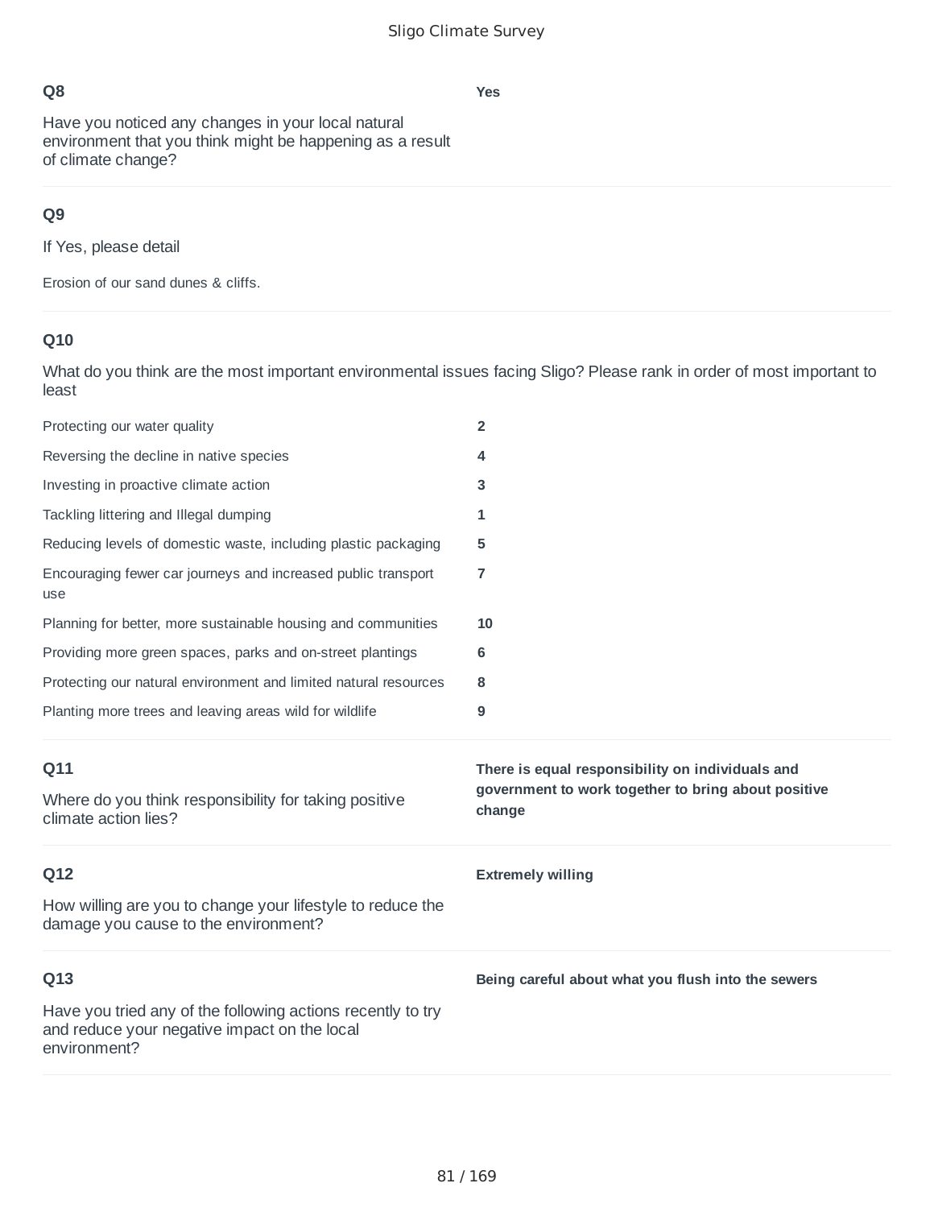**Q8**

Have you noticed any changes in your local natural environment that you think might be happening as a result of climate change?

**Yes**

**Q9**

If Yes, please detail

Erosion of our sand dunes & cliffs.

**Q10**

What do you think are the most important environmental issues facing Sligo? Please rank in order of most important to least

| | |
|---|---|
| Protecting our water quality | **2** |
| Reversing the decline in native species | **4** |
| Investing in proactive climate action | **3** |
| Tackling littering and Illegal dumping | **1** |
| Reducing levels of domestic waste, including plastic packaging | **5** |
| Encouraging fewer car journeys and increased public transport use | **7** |
| Planning for better, more sustainable housing and communities | **10** |
| Providing more green spaces, parks and on-street plantings | **6** |
| Protecting our natural environment and limited natural resources | **8** |
| Planting more trees and leaving areas wild for wildlife | **9** |

**Q11**

Where do you think responsibility for taking positive climate action lies?

**There is equal responsibility on individuals and government to work together to bring about positive change**

**Q12**

How willing are you to change your lifestyle to reduce the damage you cause to the environment?

**Extremely willing**

**Q13**

Have you tried any of the following actions recently to try and reduce your negative impact on the local environment?

**Being careful about what you flush into the sewers**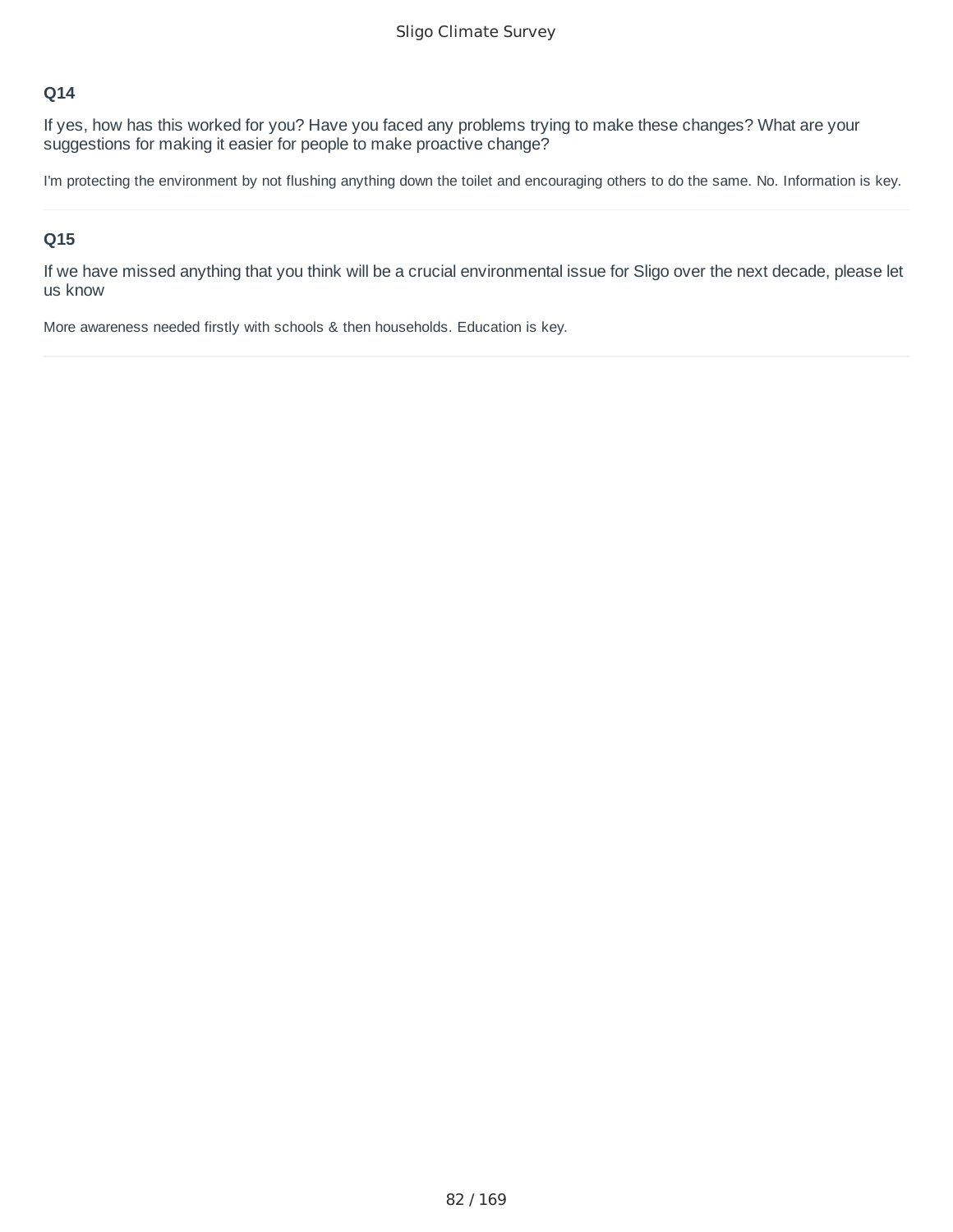### Q14

If yes, how has this worked for you? Have you faced any problems trying to make these changes? What are your suggestions for making it easier for people to make proactive change?

I'm protecting the environment by not flushing anything down the toilet and encouraging others to do the same. No. Information is key.

### Q15

If we have missed anything that you think will be a crucial environmental issue for Sligo over the next decade, please let us know

More awareness needed firstly with schools & then households. Education is key.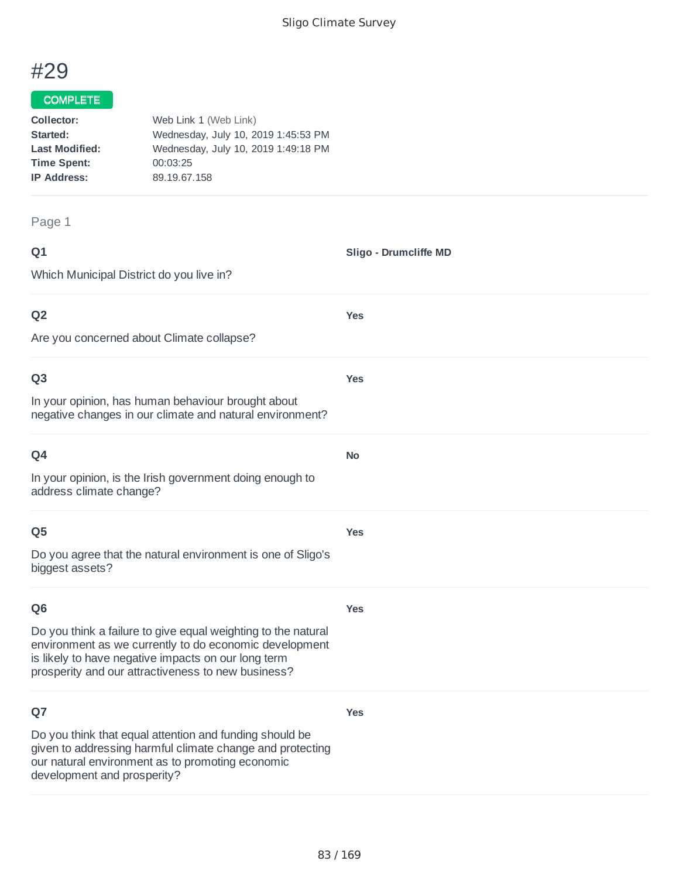# #29

**COMPLETE**

**Collector:** Web Link 1 (Web Link)
**Started:** Wednesday, July 10, 2019 1:45:53 PM
**Last Modified:** Wednesday, July 10, 2019 1:49:18 PM
**Time Spent:** 00:03:25
**IP Address:** 89.19.67.158

Page 1

**Q1**

Which Municipal District do you live in?

**Sligo - Drumcliffe MD**

**Q2**

Are you concerned about Climate collapse?

**Yes**

**Q3**

In your opinion, has human behaviour brought about negative changes in our climate and natural environment?

**Yes**

**Q4**

In your opinion, is the Irish government doing enough to address climate change?

**No**

**Q5**

Do you agree that the natural environment is one of Sligo's biggest assets?

**Yes**

**Q6**

Do you think a failure to give equal weighting to the natural environment as we currently to do economic development is likely to have negative impacts on our long term prosperity and our attractiveness to new business?

**Yes**

**Q7**

Do you think that equal attention and funding should be given to addressing harmful climate change and protecting our natural environment as to promoting economic development and prosperity?

**Yes**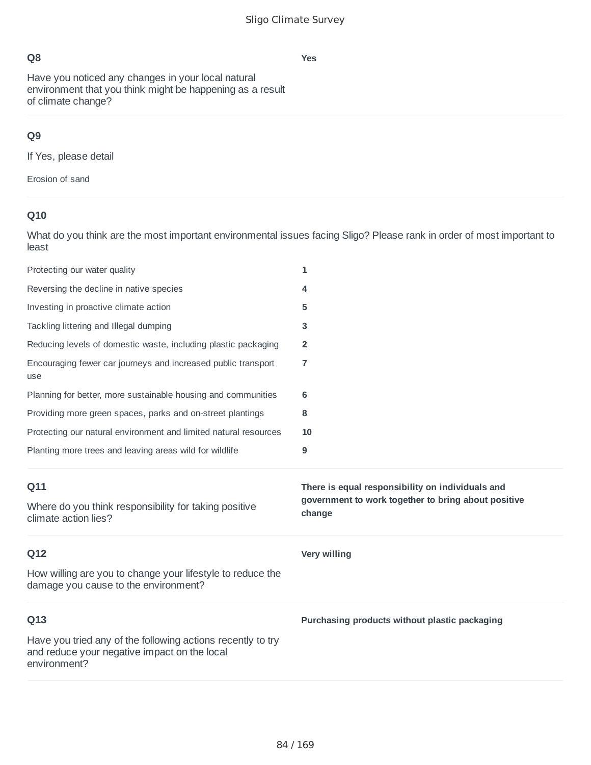**Q8**

Have you noticed any changes in your local natural environment that you think might be happening as a result of climate change?

**Yes**

**Q9**

If Yes, please detail

Erosion of sand

**Q10**

What do you think are the most important environmental issues facing Sligo? Please rank in order of most important to least

| | |
|---|---|
| Protecting our water quality | **1** |
| Reversing the decline in native species | **4** |
| Investing in proactive climate action | **5** |
| Tackling littering and Illegal dumping | **3** |
| Reducing levels of domestic waste, including plastic packaging | **2** |
| Encouraging fewer car journeys and increased public transport use | **7** |
| Planning for better, more sustainable housing and communities | **6** |
| Providing more green spaces, parks and on-street plantings | **8** |
| Protecting our natural environment and limited natural resources | **10** |
| Planting more trees and leaving areas wild for wildlife | **9** |

**Q11**

Where do you think responsibility for taking positive climate action lies?

**There is equal responsibility on individuals and government to work together to bring about positive change**

**Q12**

How willing are you to change your lifestyle to reduce the damage you cause to the environment?

**Very willing**

**Q13**

Have you tried any of the following actions recently to try and reduce your negative impact on the local environment?

**Purchasing products without plastic packaging**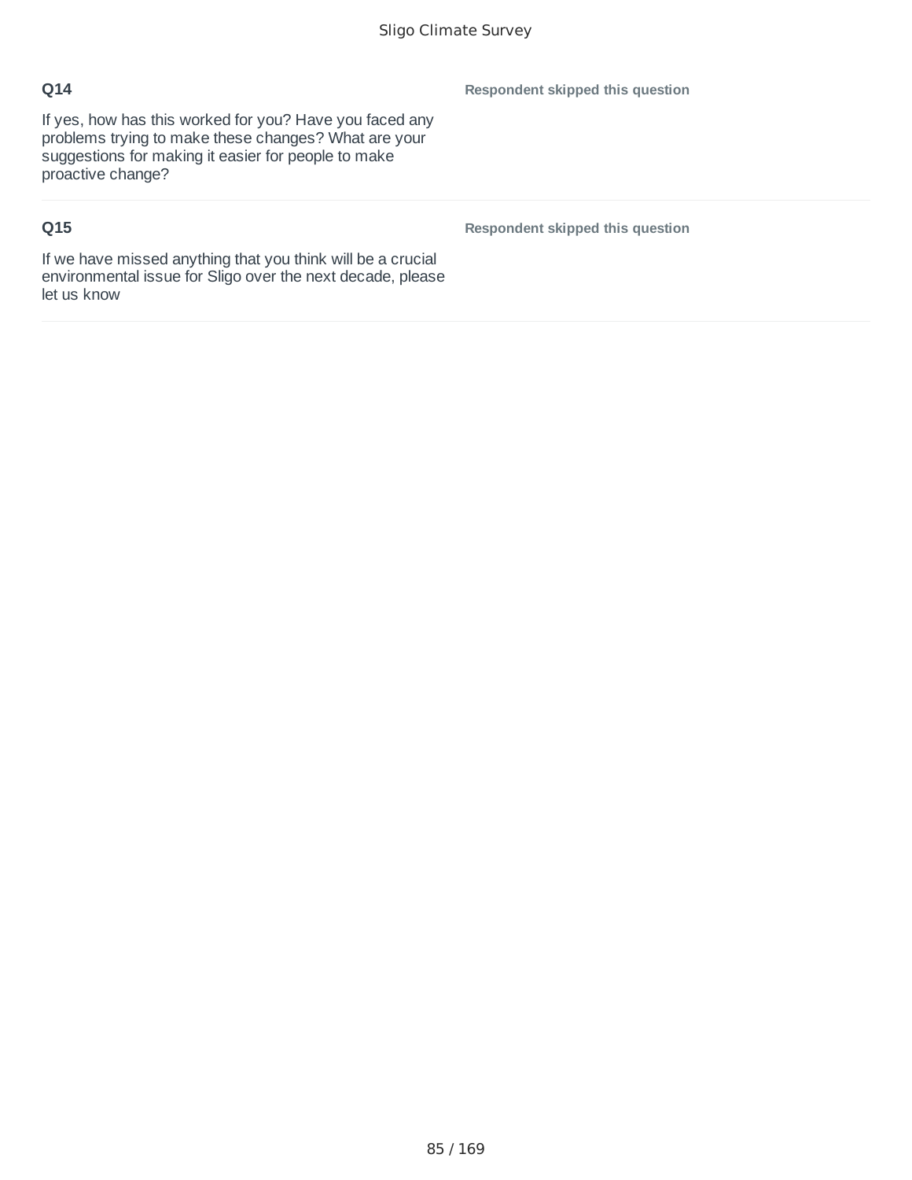**Q14**

If yes, how has this worked for you? Have you faced any problems trying to make these changes? What are your suggestions for making it easier for people to make proactive change?

**Respondent skipped this question**

**Q15**

If we have missed anything that you think will be a crucial environmental issue for Sligo over the next decade, please let us know

**Respondent skipped this question**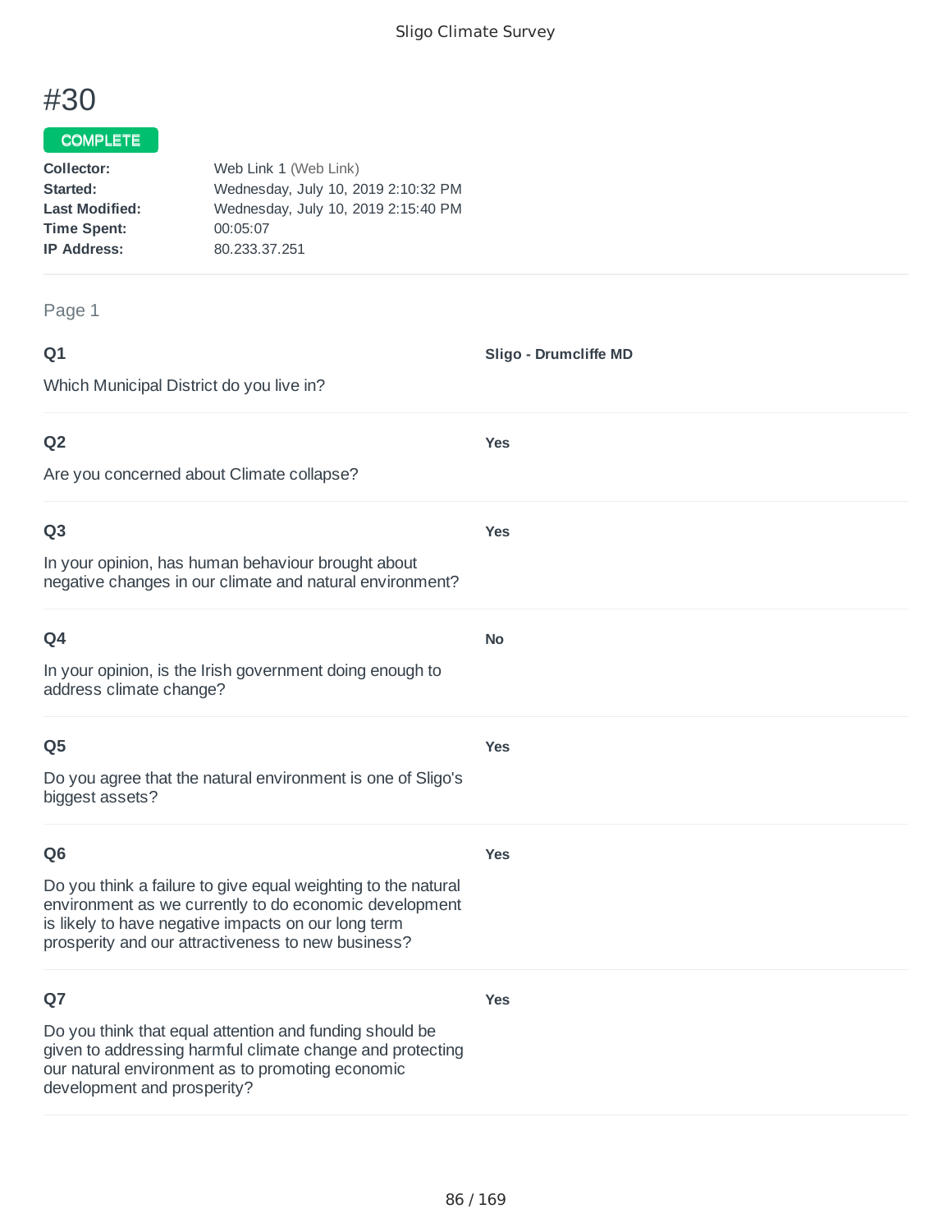# #30

COMPLETE

**Collector:** Web Link 1 (Web Link)
**Started:** Wednesday, July 10, 2019 2:10:32 PM
**Last Modified:** Wednesday, July 10, 2019 2:15:40 PM
**Time Spent:** 00:05:07
**IP Address:** 80.233.37.251

Page 1

**Q1**

Which Municipal District do you live in?

**Sligo - Drumcliffe MD**

**Q2**

Are you concerned about Climate collapse?

**Yes**

**Q3**

In your opinion, has human behaviour brought about negative changes in our climate and natural environment?

**Yes**

**Q4**

In your opinion, is the Irish government doing enough to address climate change?

**No**

**Q5**

Do you agree that the natural environment is one of Sligo's biggest assets?

**Yes**

**Q6**

Do you think a failure to give equal weighting to the natural environment as we currently to do economic development is likely to have negative impacts on our long term prosperity and our attractiveness to new business?

**Yes**

**Q7**

Do you think that equal attention and funding should be given to addressing harmful climate change and protecting our natural environment as to promoting economic development and prosperity?

**Yes**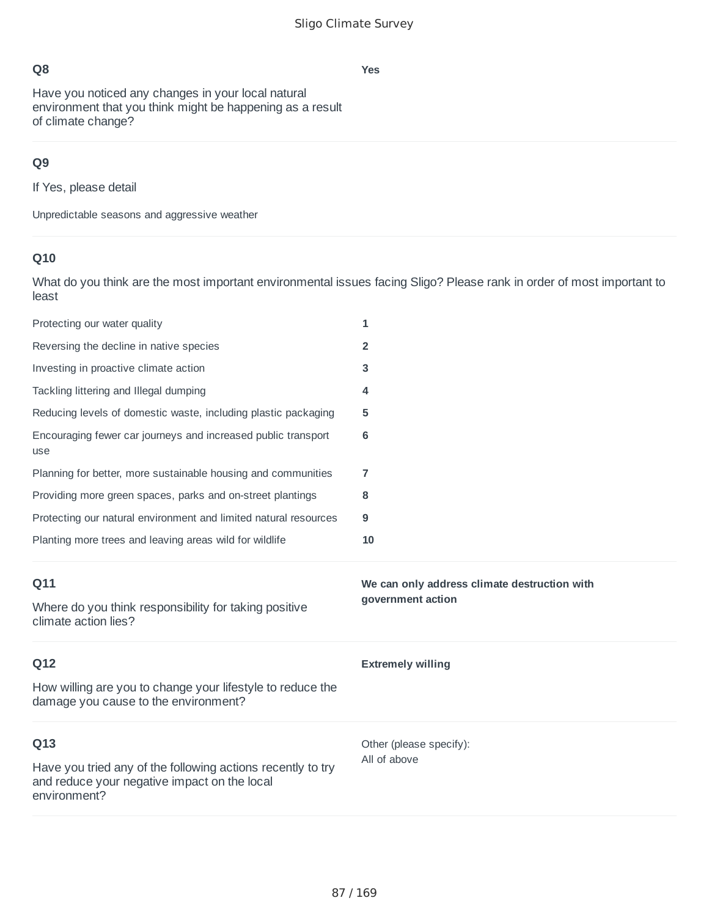**Q8**

Have you noticed any changes in your local natural environment that you think might be happening as a result of climate change?

**Yes**

**Q9**

If Yes, please detail

Unpredictable seasons and aggressive weather

**Q10**

What do you think are the most important environmental issues facing Sligo? Please rank in order of most important to least

| | |
|---|---|
| Protecting our water quality | **1** |
| Reversing the decline in native species | **2** |
| Investing in proactive climate action | **3** |
| Tackling littering and Illegal dumping | **4** |
| Reducing levels of domestic waste, including plastic packaging | **5** |
| Encouraging fewer car journeys and increased public transport use | **6** |
| Planning for better, more sustainable housing and communities | **7** |
| Providing more green spaces, parks and on-street plantings | **8** |
| Protecting our natural environment and limited natural resources | **9** |
| Planting more trees and leaving areas wild for wildlife | **10** |

**Q11**

Where do you think responsibility for taking positive climate action lies?

**We can only address climate destruction with government action**

**Q12**

How willing are you to change your lifestyle to reduce the damage you cause to the environment?

**Extremely willing**

**Q13**

Have you tried any of the following actions recently to try and reduce your negative impact on the local environment?

Other (please specify):
All of above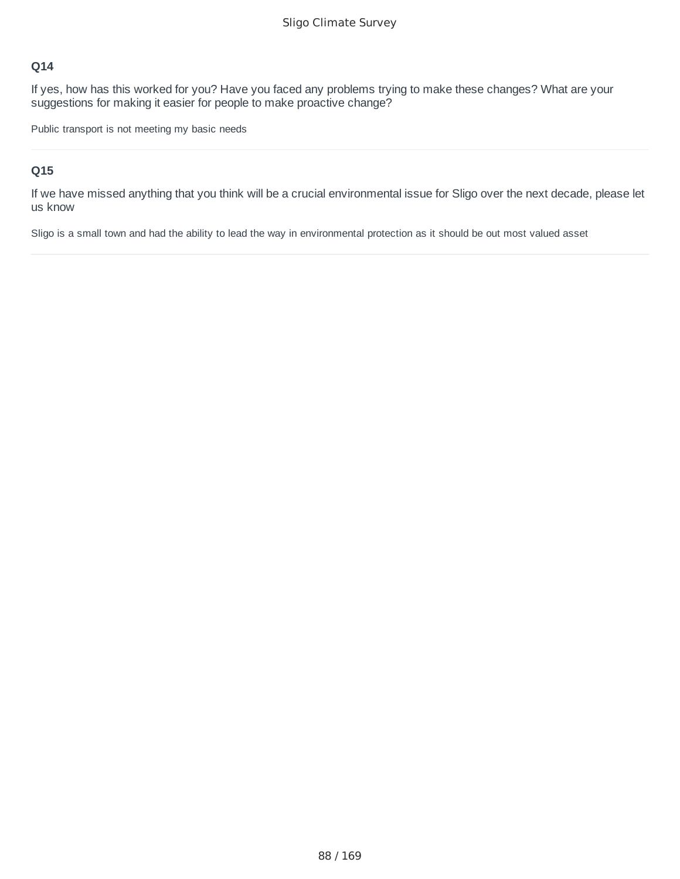### Q14

If yes, how has this worked for you? Have you faced any problems trying to make these changes? What are your suggestions for making it easier for people to make proactive change?

Public transport is not meeting my basic needs

---

### Q15

If we have missed anything that you think will be a crucial environmental issue for Sligo over the next decade, please let us know

Sligo is a small town and had the ability to lead the way in environmental protection as it should be out most valued asset

---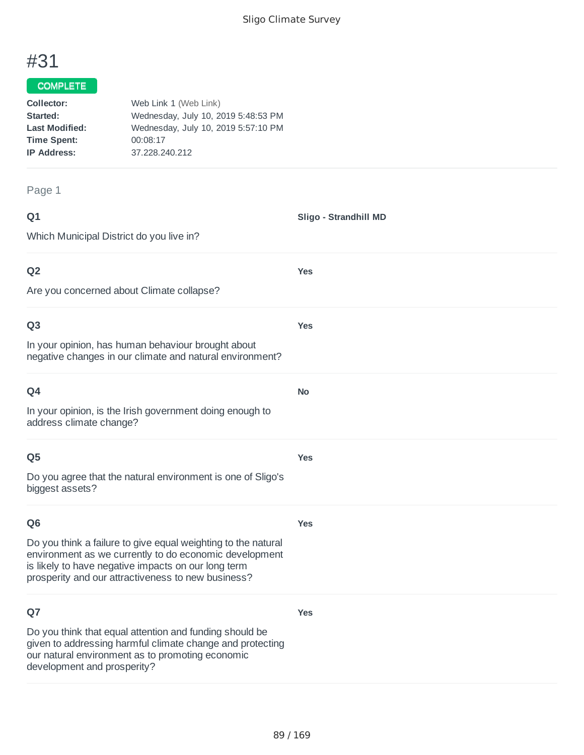# #31

COMPLETE

**Collector:** Web Link 1 (Web Link)
**Started:** Wednesday, July 10, 2019 5:48:53 PM
**Last Modified:** Wednesday, July 10, 2019 5:57:10 PM
**Time Spent:** 00:08:17
**IP Address:** 37.228.240.212

Page 1

**Q1**

Which Municipal District do you live in?

**Sligo - Strandhill MD**

**Q2**

Are you concerned about Climate collapse?

**Yes**

**Q3**

In your opinion, has human behaviour brought about negative changes in our climate and natural environment?

**Yes**

**Q4**

In your opinion, is the Irish government doing enough to address climate change?

**No**

**Q5**

Do you agree that the natural environment is one of Sligo's biggest assets?

**Yes**

**Q6**

Do you think a failure to give equal weighting to the natural environment as we currently to do economic development is likely to have negative impacts on our long term prosperity and our attractiveness to new business?

**Yes**

**Q7**

Do you think that equal attention and funding should be given to addressing harmful climate change and protecting our natural environment as to promoting economic development and prosperity?

**Yes**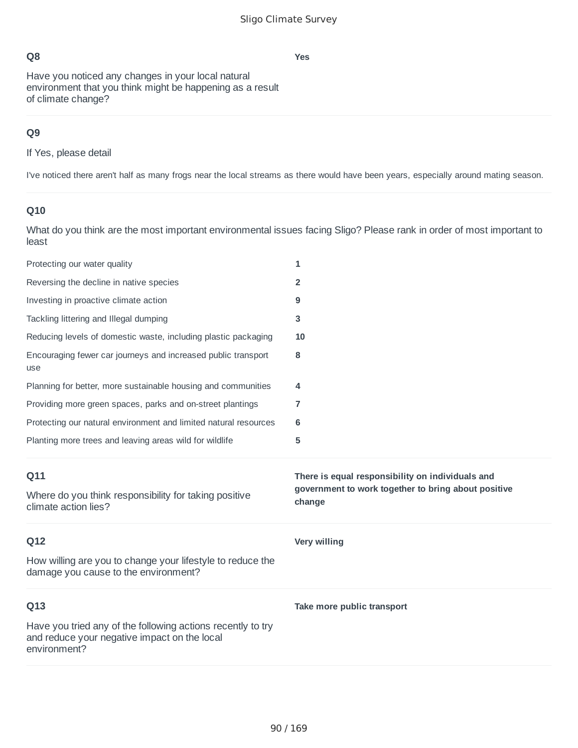**Q8**

Have you noticed any changes in your local natural environment that you think might be happening as a result of climate change?

**Yes**

**Q9**

If Yes, please detail

I've noticed there aren't half as many frogs near the local streams as there would have been years, especially around mating season.

**Q10**

What do you think are the most important environmental issues facing Sligo? Please rank in order of most important to least

| | |
|---|---|
| Protecting our water quality | **1** |
| Reversing the decline in native species | **2** |
| Investing in proactive climate action | **9** |
| Tackling littering and Illegal dumping | **3** |
| Reducing levels of domestic waste, including plastic packaging | **10** |
| Encouraging fewer car journeys and increased public transport use | **8** |
| Planning for better, more sustainable housing and communities | **4** |
| Providing more green spaces, parks and on-street plantings | **7** |
| Protecting our natural environment and limited natural resources | **6** |
| Planting more trees and leaving areas wild for wildlife | **5** |

**Q11**

Where do you think responsibility for taking positive climate action lies?

**There is equal responsibility on individuals and government to work together to bring about positive change**

**Q12**

How willing are you to change your lifestyle to reduce the damage you cause to the environment?

**Very willing**

**Q13**

Have you tried any of the following actions recently to try and reduce your negative impact on the local environment?

**Take more public transport**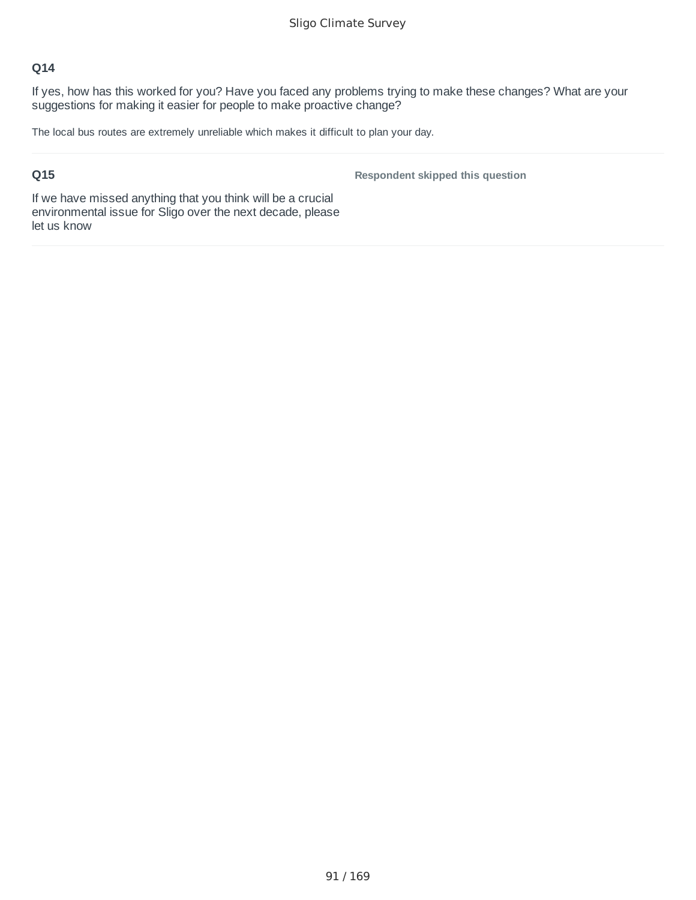**Q14**

If yes, how has this worked for you? Have you faced any problems trying to make these changes? What are your suggestions for making it easier for people to make proactive change?

The local bus routes are extremely unreliable which makes it difficult to plan your day.

**Q15**

If we have missed anything that you think will be a crucial environmental issue for Sligo over the next decade, please let us know

**Respondent skipped this question**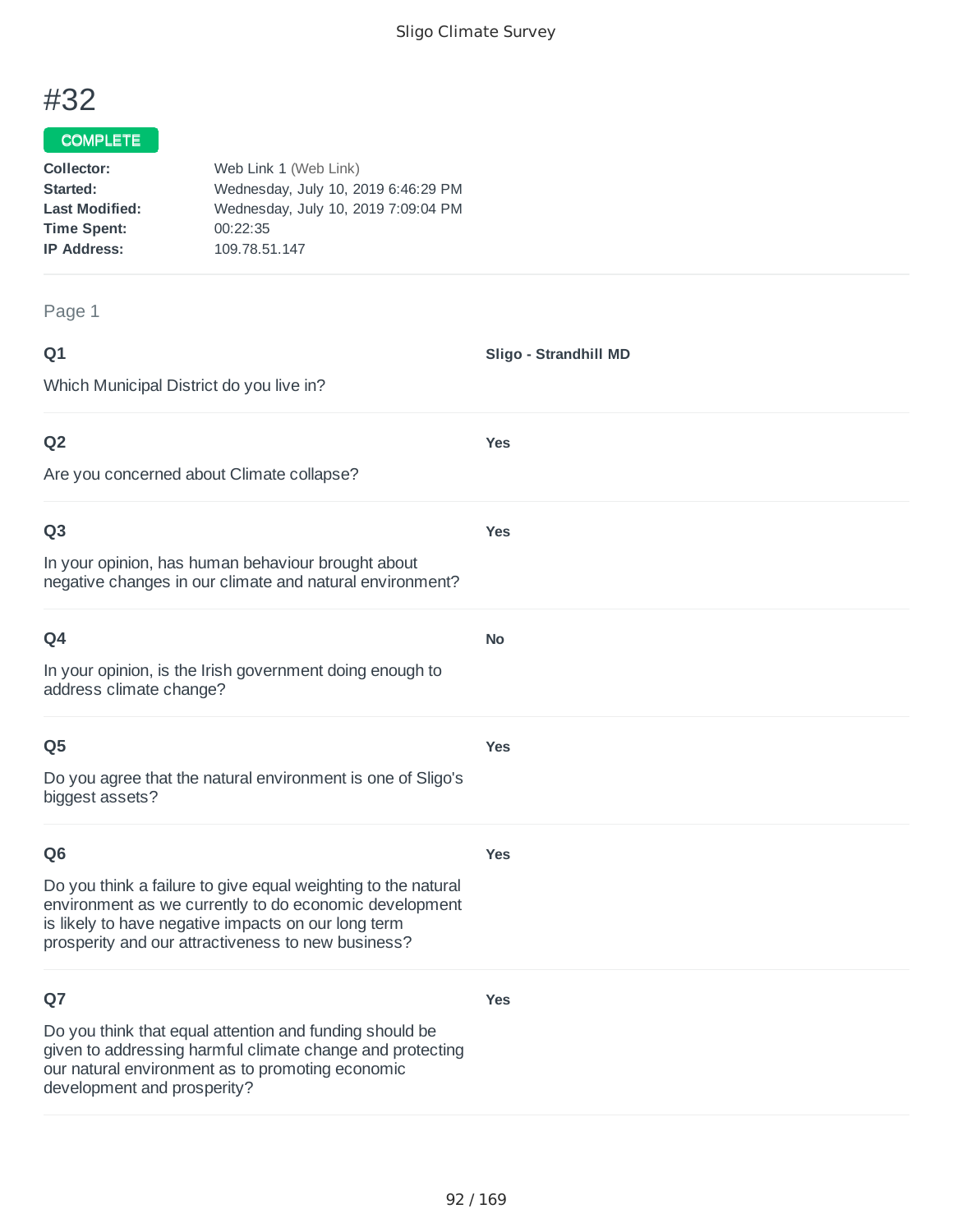# #32

**COMPLETE**

**Collector:** Web Link 1 (Web Link)
**Started:** Wednesday, July 10, 2019 6:46:29 PM
**Last Modified:** Wednesday, July 10, 2019 7:09:04 PM
**Time Spent:** 00:22:35
**IP Address:** 109.78.51.147

Page 1

**Q1**

Which Municipal District do you live in?

**Sligo - Strandhill MD**

**Q2**

Are you concerned about Climate collapse?

**Yes**

**Q3**

In your opinion, has human behaviour brought about negative changes in our climate and natural environment?

**Yes**

**Q4**

In your opinion, is the Irish government doing enough to address climate change?

**No**

**Q5**

Do you agree that the natural environment is one of Sligo's biggest assets?

**Yes**

**Q6**

Do you think a failure to give equal weighting to the natural environment as we currently to do economic development is likely to have negative impacts on our long term prosperity and our attractiveness to new business?

**Yes**

**Q7**

Do you think that equal attention and funding should be given to addressing harmful climate change and protecting our natural environment as to promoting economic development and prosperity?

**Yes**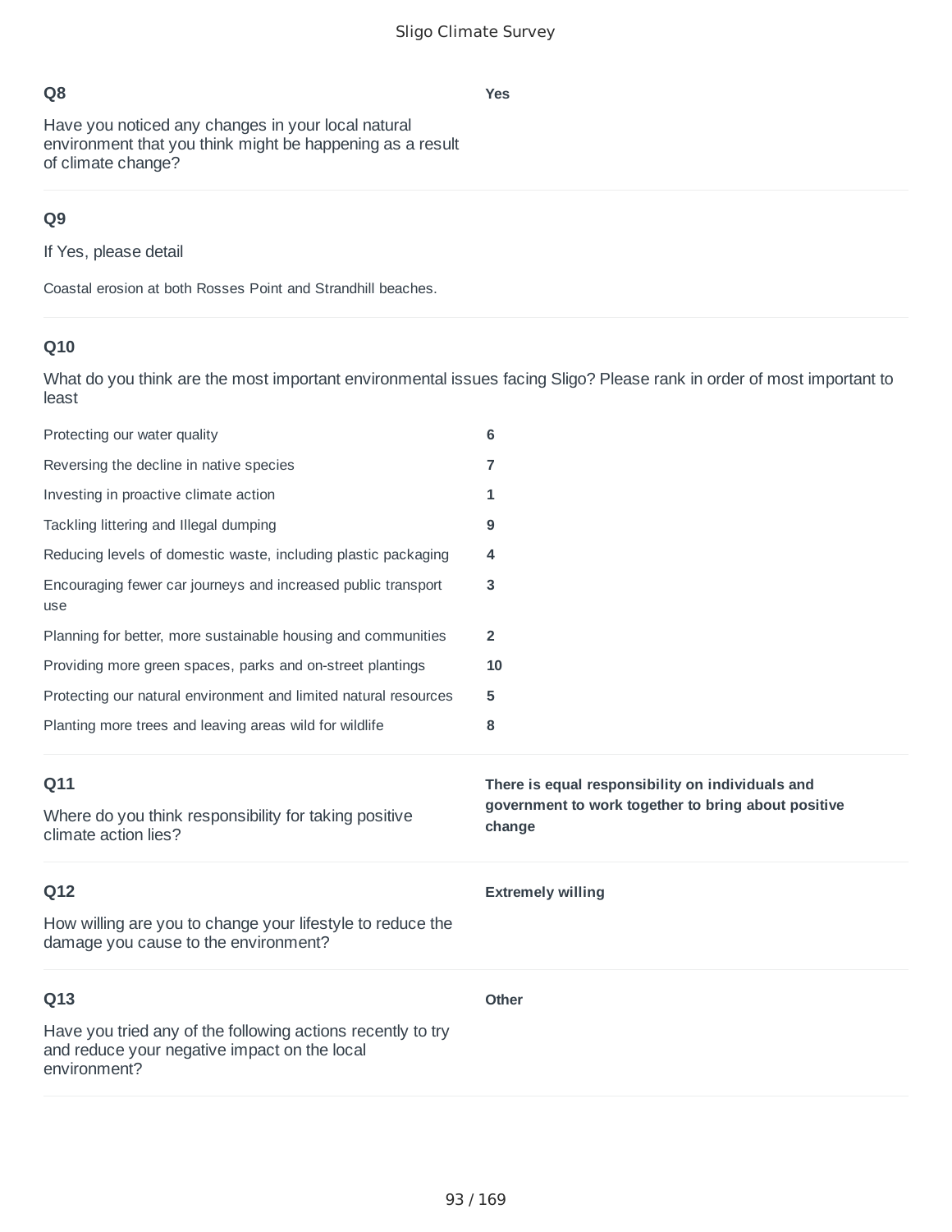**Q8**

Have you noticed any changes in your local natural environment that you think might be happening as a result of climate change?

**Yes**

---

**Q9**

If Yes, please detail

Coastal erosion at both Rosses Point and Strandhill beaches.

---

**Q10**

What do you think are the most important environmental issues facing Sligo? Please rank in order of most important to least

| | |
|---|---|
| Protecting our water quality | **6** |
| Reversing the decline in native species | **7** |
| Investing in proactive climate action | **1** |
| Tackling littering and Illegal dumping | **9** |
| Reducing levels of domestic waste, including plastic packaging | **4** |
| Encouraging fewer car journeys and increased public transport use | **3** |
| Planning for better, more sustainable housing and communities | **2** |
| Providing more green spaces, parks and on-street plantings | **10** |
| Protecting our natural environment and limited natural resources | **5** |
| Planting more trees and leaving areas wild for wildlife | **8** |

---

**Q11**

Where do you think responsibility for taking positive climate action lies?

**There is equal responsibility on individuals and government to work together to bring about positive change**

---

**Q12**

How willing are you to change your lifestyle to reduce the damage you cause to the environment?

**Extremely willing**

---

**Q13**

Have you tried any of the following actions recently to try and reduce your negative impact on the local environment?

**Other**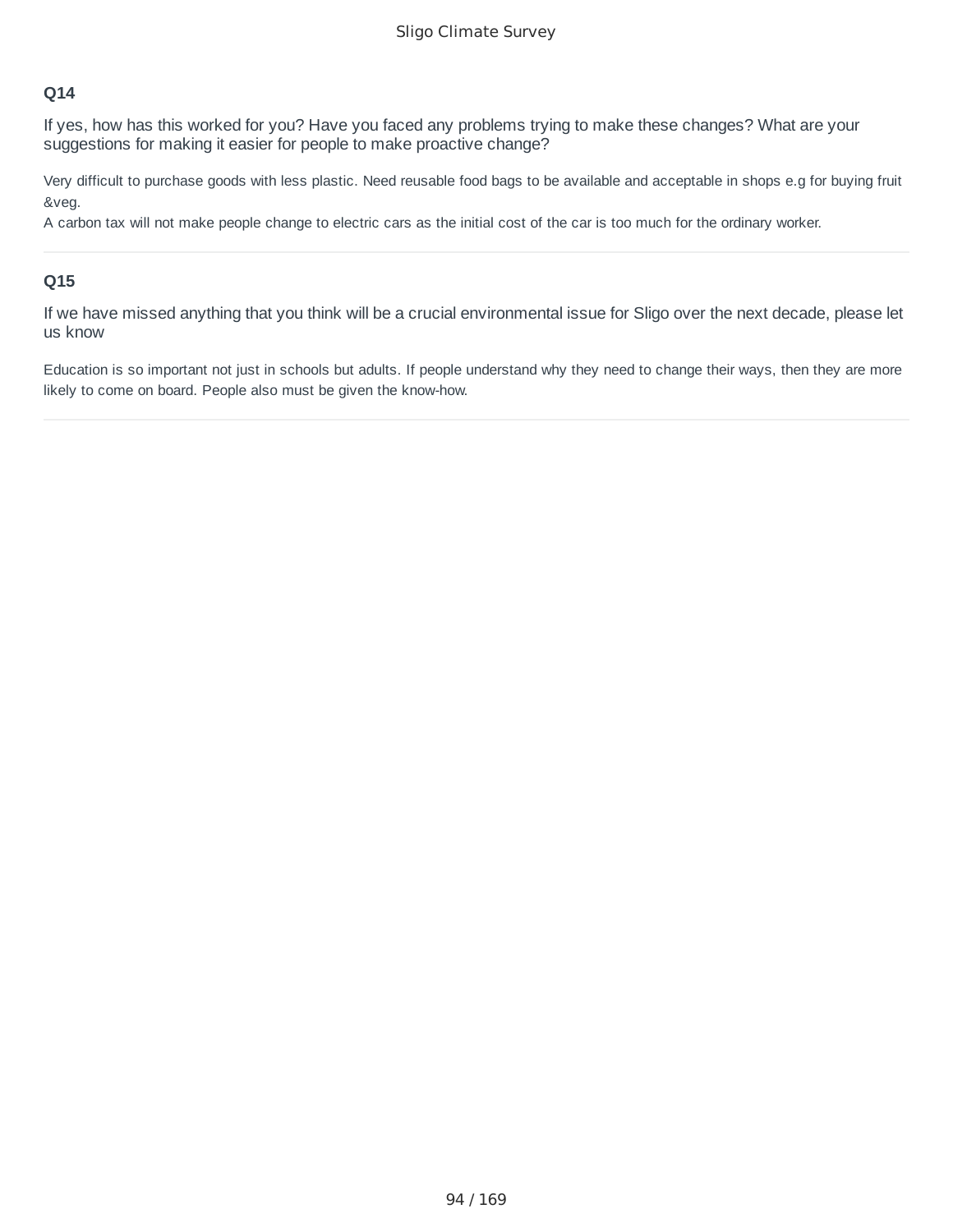### Q14

If yes, how has this worked for you? Have you faced any problems trying to make these changes? What are your suggestions for making it easier for people to make proactive change?

Very difficult to purchase goods with less plastic. Need reusable food bags to be available and acceptable in shops e.g for buying fruit &veg.
A carbon tax will not make people change to electric cars as the initial cost of the car is too much for the ordinary worker.

---

### Q15

If we have missed anything that you think will be a crucial environmental issue for Sligo over the next decade, please let us know

Education is so important not just in schools but adults. If people understand why they need to change their ways, then they are more likely to come on board. People also must be given the know-how.

---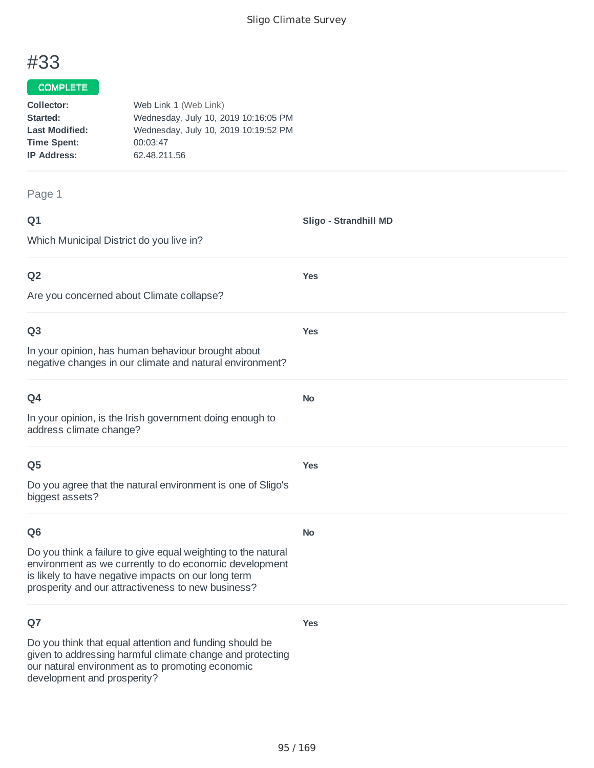# #33

COMPLETE

**Collector:** Web Link 1 (Web Link)
**Started:** Wednesday, July 10, 2019 10:16:05 PM
**Last Modified:** Wednesday, July 10, 2019 10:19:52 PM
**Time Spent:** 00:03:47
**IP Address:** 62.48.211.56

Page 1

**Q1**

Which Municipal District do you live in?

**Sligo - Strandhill MD**

**Q2**

Are you concerned about Climate collapse?

**Yes**

**Q3**

In your opinion, has human behaviour brought about negative changes in our climate and natural environment?

**Yes**

**Q4**

In your opinion, is the Irish government doing enough to address climate change?

**No**

**Q5**

Do you agree that the natural environment is one of Sligo's biggest assets?

**Yes**

**Q6**

Do you think a failure to give equal weighting to the natural environment as we currently to do economic development is likely to have negative impacts on our long term prosperity and our attractiveness to new business?

**No**

**Q7**

Do you think that equal attention and funding should be given to addressing harmful climate change and protecting our natural environment as to promoting economic development and prosperity?

**Yes**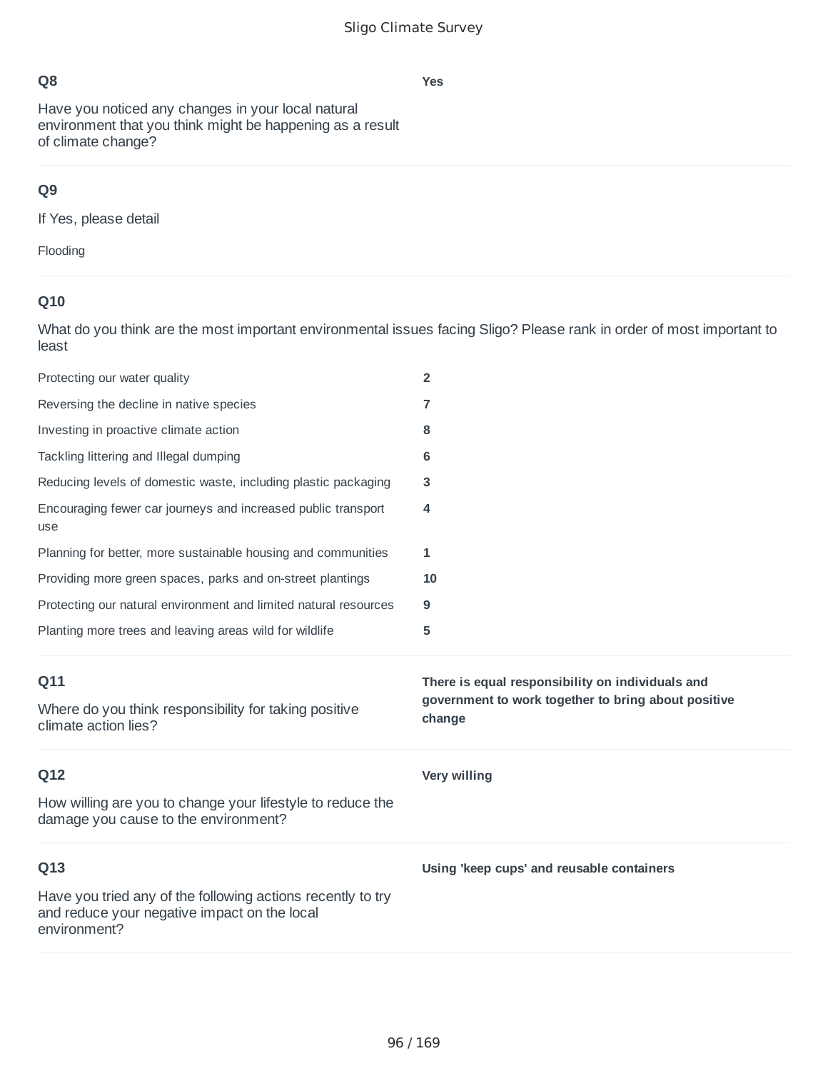**Q8**

Have you noticed any changes in your local natural environment that you think might be happening as a result of climate change?

**Yes**

**Q9**

If Yes, please detail

Flooding

**Q10**

What do you think are the most important environmental issues facing Sligo? Please rank in order of most important to least

| | |
|---|---|
| Protecting our water quality | **2** |
| Reversing the decline in native species | **7** |
| Investing in proactive climate action | **8** |
| Tackling littering and Illegal dumping | **6** |
| Reducing levels of domestic waste, including plastic packaging | **3** |
| Encouraging fewer car journeys and increased public transport use | **4** |
| Planning for better, more sustainable housing and communities | **1** |
| Providing more green spaces, parks and on-street plantings | **10** |
| Protecting our natural environment and limited natural resources | **9** |
| Planting more trees and leaving areas wild for wildlife | **5** |

**Q11**

Where do you think responsibility for taking positive climate action lies?

**There is equal responsibility on individuals and government to work together to bring about positive change**

**Q12**

How willing are you to change your lifestyle to reduce the damage you cause to the environment?

**Very willing**

**Q13**

Have you tried any of the following actions recently to try and reduce your negative impact on the local environment?

**Using 'keep cups' and reusable containers**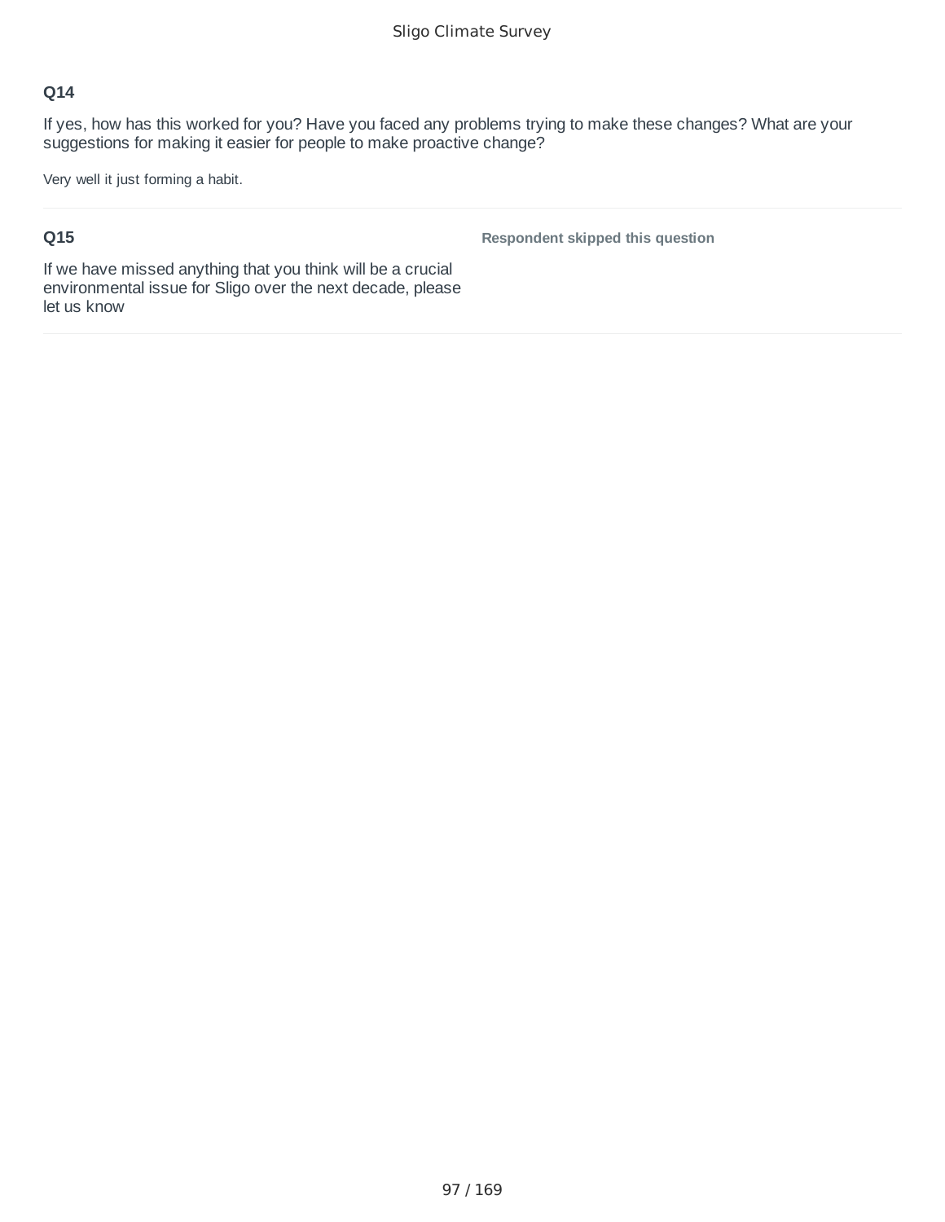**Q14**

If yes, how has this worked for you? Have you faced any problems trying to make these changes? What are your suggestions for making it easier for people to make proactive change?

Very well it just forming a habit.

**Q15**

If we have missed anything that you think will be a crucial environmental issue for Sligo over the next decade, please let us know

**Respondent skipped this question**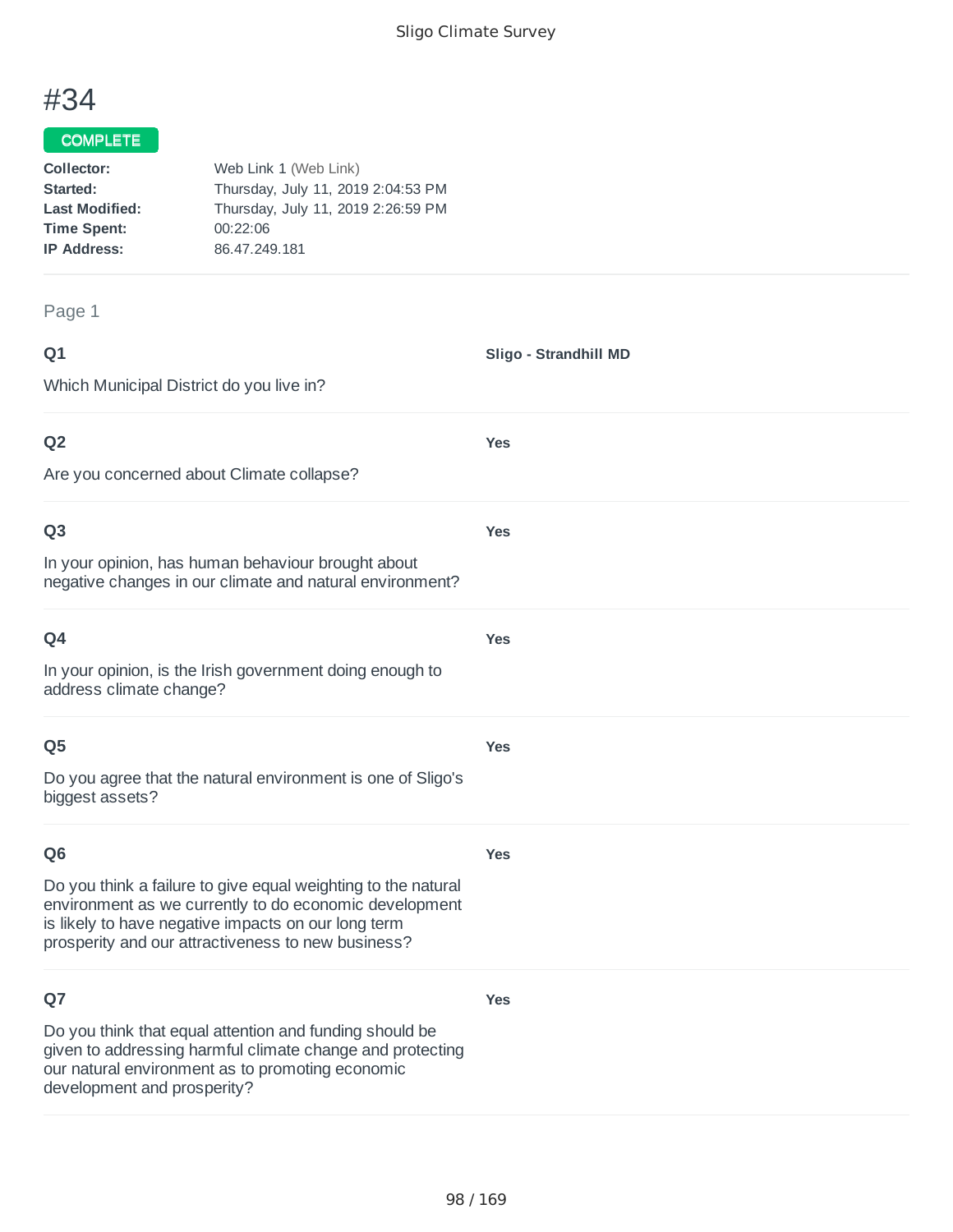# #34

**COMPLETE**

**Collector:** Web Link 1 (Web Link)
**Started:** Thursday, July 11, 2019 2:04:53 PM
**Last Modified:** Thursday, July 11, 2019 2:26:59 PM
**Time Spent:** 00:22:06
**IP Address:** 86.47.249.181

Page 1

**Q1**

Which Municipal District do you live in?

**Sligo - Strandhill MD**

**Q2**

Are you concerned about Climate collapse?

**Yes**

**Q3**

In your opinion, has human behaviour brought about negative changes in our climate and natural environment?

**Yes**

**Q4**

In your opinion, is the Irish government doing enough to address climate change?

**Yes**

**Q5**

Do you agree that the natural environment is one of Sligo's biggest assets?

**Yes**

**Q6**

Do you think a failure to give equal weighting to the natural environment as we currently to do economic development is likely to have negative impacts on our long term prosperity and our attractiveness to new business?

**Yes**

**Q7**

Do you think that equal attention and funding should be given to addressing harmful climate change and protecting our natural environment as to promoting economic development and prosperity?

**Yes**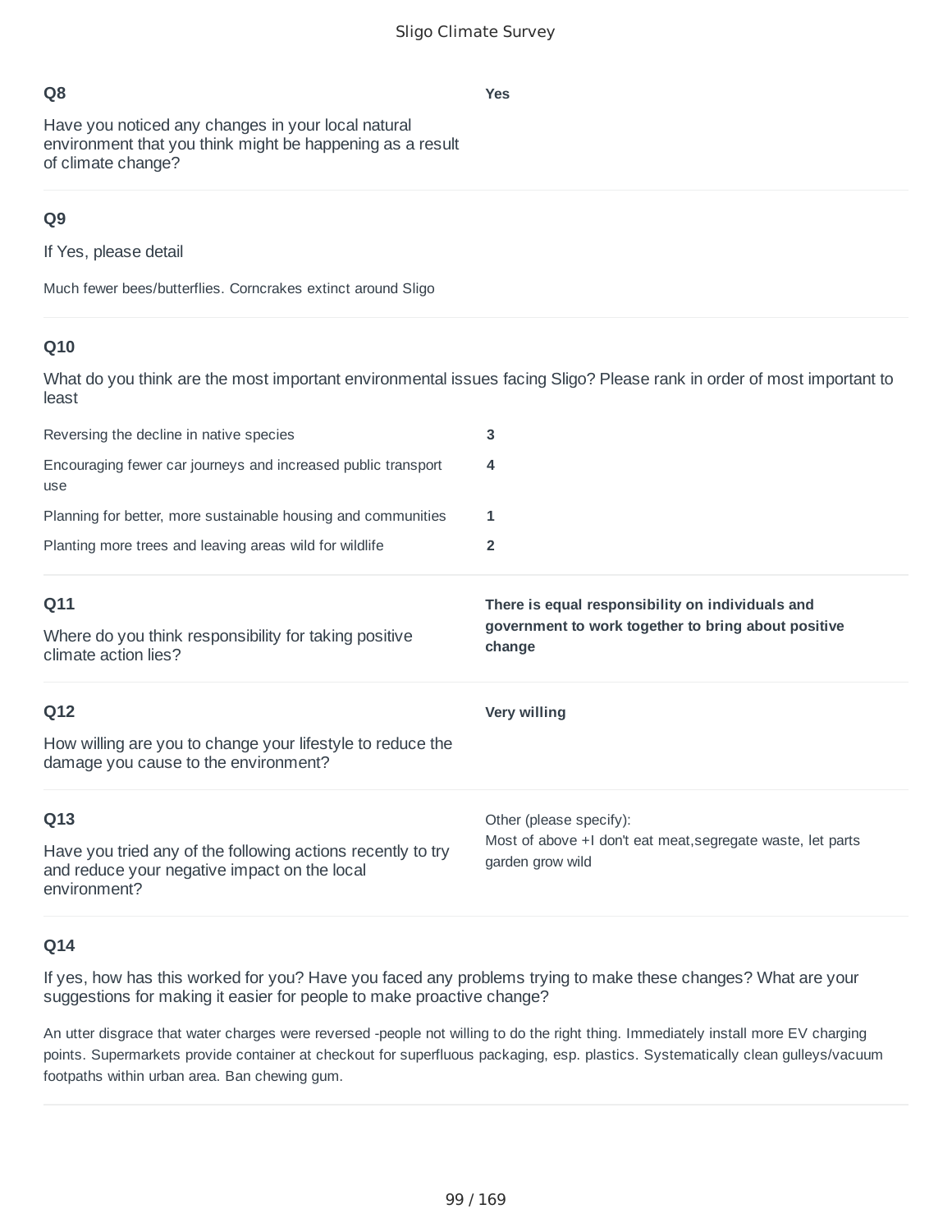### Q8

Have you noticed any changes in your local natural environment that you think might be happening as a result of climate change?

**Yes**

### Q9

If Yes, please detail

Much fewer bees/butterflies. Corncrakes extinct around Sligo

### Q10

What do you think are the most important environmental issues facing Sligo? Please rank in order of most important to least

| | |
|---|---|
| Reversing the decline in native species | **3** |
| Encouraging fewer car journeys and increased public transport use | **4** |
| Planning for better, more sustainable housing and communities | **1** |
| Planting more trees and leaving areas wild for wildlife | **2** |

### Q11

Where do you think responsibility for taking positive climate action lies?

**There is equal responsibility on individuals and government to work together to bring about positive change**

### Q12

How willing are you to change your lifestyle to reduce the damage you cause to the environment?

**Very willing**

### Q13

Have you tried any of the following actions recently to try and reduce your negative impact on the local environment?

Other (please specify):
Most of above +I don't eat meat,segregate waste, let parts garden grow wild

### Q14

If yes, how has this worked for you? Have you faced any problems trying to make these changes? What are your suggestions for making it easier for people to make proactive change?

An utter disgrace that water charges were reversed -people not willing to do the right thing. Immediately install more EV charging points. Supermarkets provide container at checkout for superfluous packaging, esp. plastics. Systematically clean gulleys/vacuum footpaths within urban area. Ban chewing gum.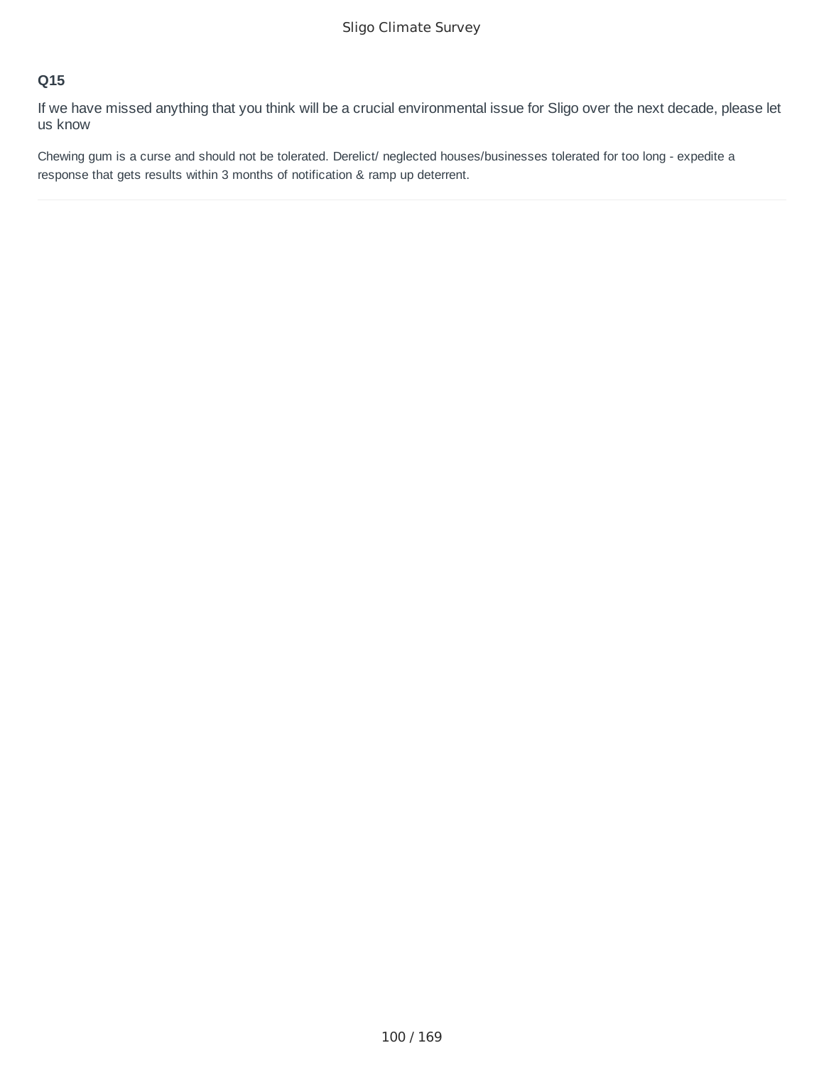### Q15

If we have missed anything that you think will be a crucial environmental issue for Sligo over the next decade, please let us know

Chewing gum is a curse and should not be tolerated. Derelict/ neglected houses/businesses tolerated for too long - expedite a response that gets results within 3 months of notification & ramp up deterrent.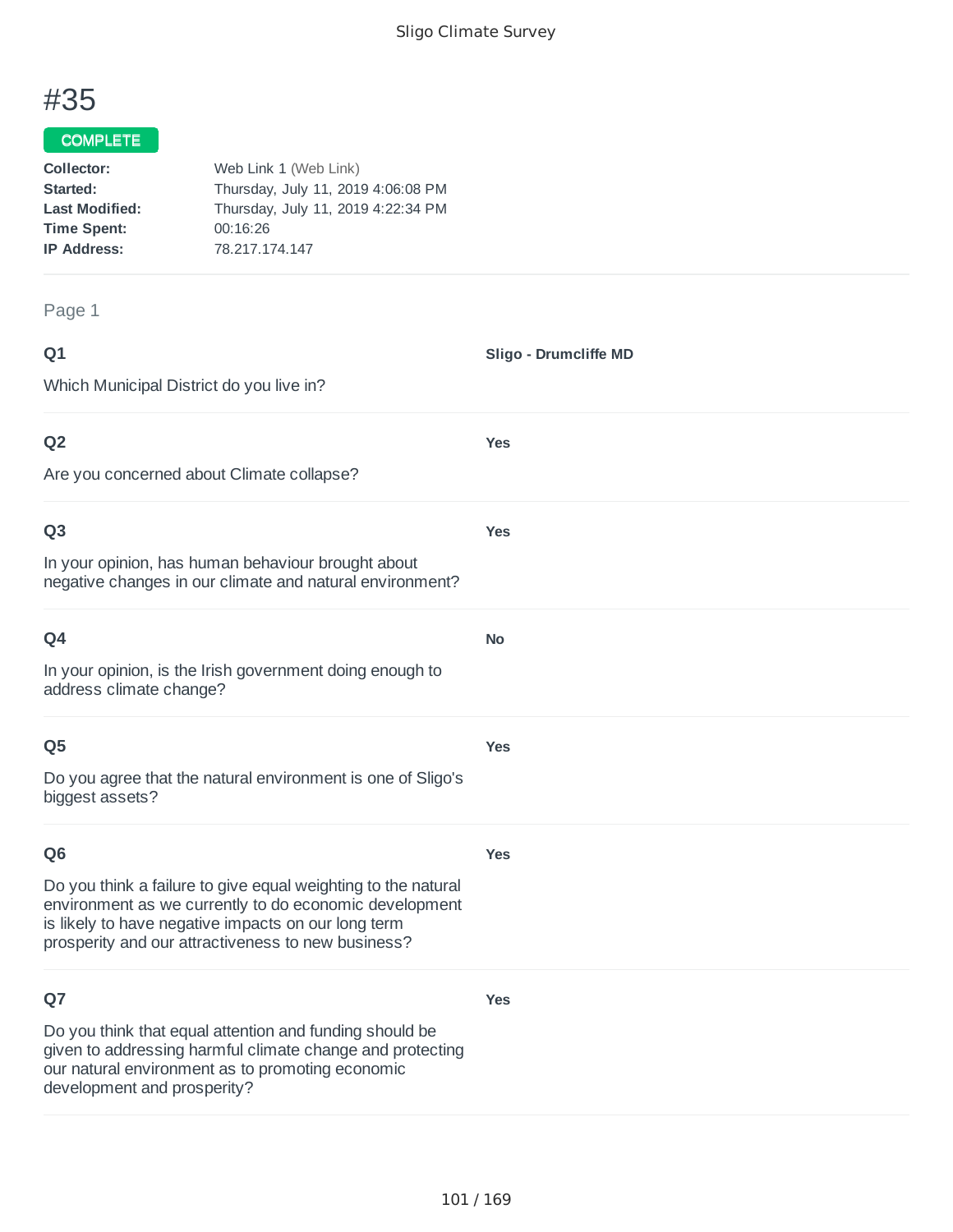# #35

COMPLETE

**Collector:** Web Link 1 (Web Link)
**Started:** Thursday, July 11, 2019 4:06:08 PM
**Last Modified:** Thursday, July 11, 2019 4:22:34 PM
**Time Spent:** 00:16:26
**IP Address:** 78.217.174.147

Page 1

**Q1**

Which Municipal District do you live in?

**Sligo - Drumcliffe MD**

**Q2**

Are you concerned about Climate collapse?

**Yes**

**Q3**

In your opinion, has human behaviour brought about negative changes in our climate and natural environment?

**Yes**

**Q4**

In your opinion, is the Irish government doing enough to address climate change?

**No**

**Q5**

Do you agree that the natural environment is one of Sligo's biggest assets?

**Yes**

**Q6**

Do you think a failure to give equal weighting to the natural environment as we currently to do economic development is likely to have negative impacts on our long term prosperity and our attractiveness to new business?

**Yes**

**Q7**

Do you think that equal attention and funding should be given to addressing harmful climate change and protecting our natural environment as to promoting economic development and prosperity?

**Yes**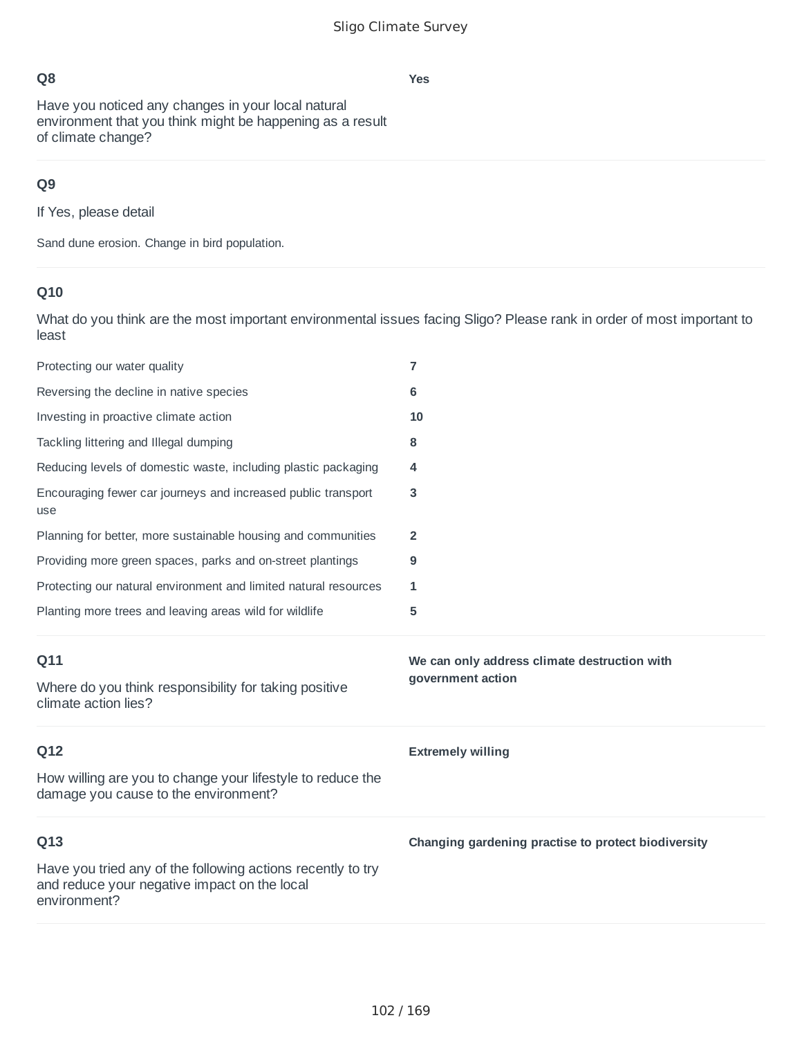**Q8**

Have you noticed any changes in your local natural environment that you think might be happening as a result of climate change?

**Yes**

**Q9**

If Yes, please detail

Sand dune erosion. Change in bird population.

**Q10**

What do you think are the most important environmental issues facing Sligo? Please rank in order of most important to least

| | |
|---|---|
| Protecting our water quality | **7** |
| Reversing the decline in native species | **6** |
| Investing in proactive climate action | **10** |
| Tackling littering and Illegal dumping | **8** |
| Reducing levels of domestic waste, including plastic packaging | **4** |
| Encouraging fewer car journeys and increased public transport use | **3** |
| Planning for better, more sustainable housing and communities | **2** |
| Providing more green spaces, parks and on-street plantings | **9** |
| Protecting our natural environment and limited natural resources | **1** |
| Planting more trees and leaving areas wild for wildlife | **5** |

**Q11**

Where do you think responsibility for taking positive climate action lies?

**We can only address climate destruction with government action**

**Q12**

How willing are you to change your lifestyle to reduce the damage you cause to the environment?

**Extremely willing**

**Q13**

Have you tried any of the following actions recently to try and reduce your negative impact on the local environment?

**Changing gardening practise to protect biodiversity**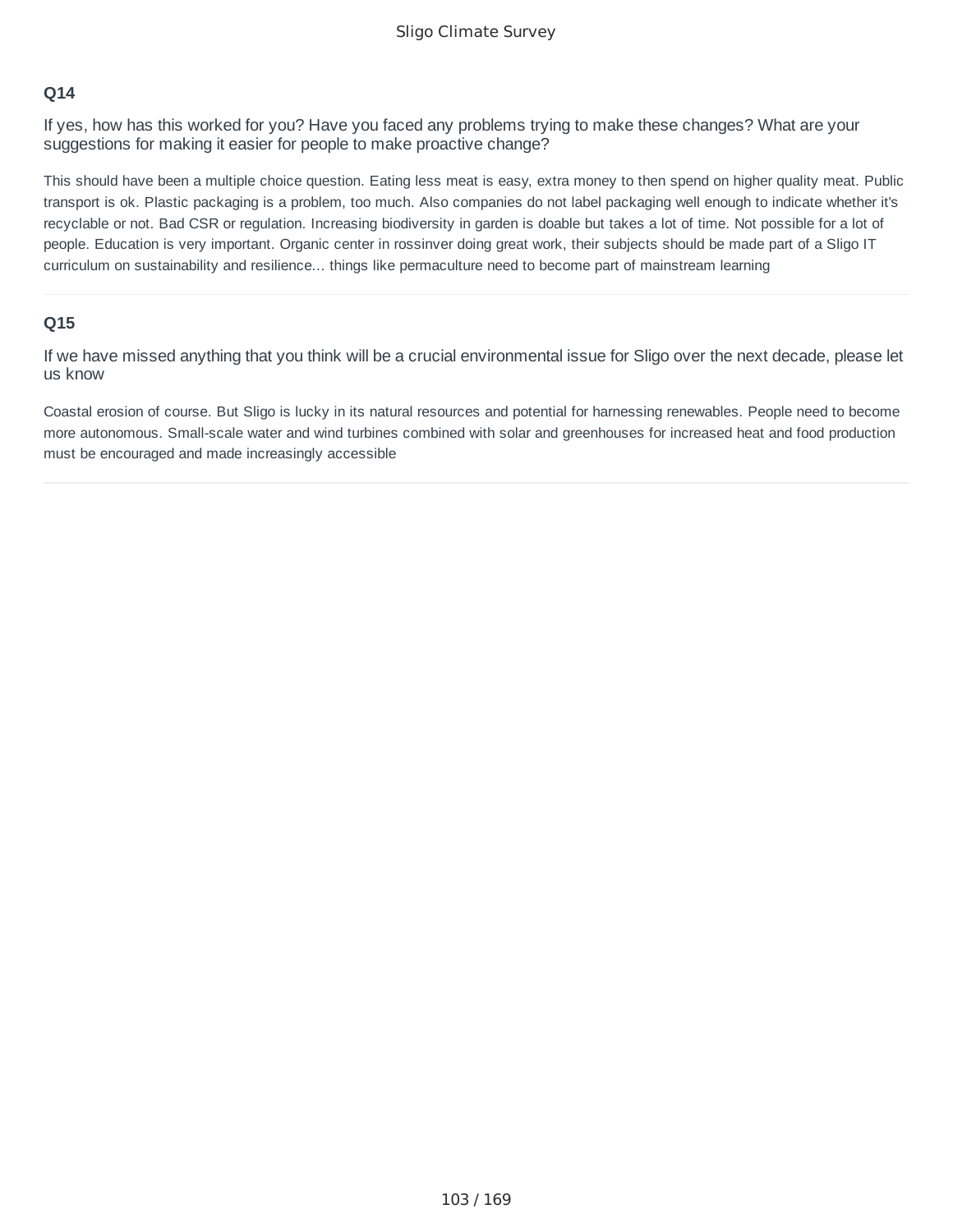### Q14

If yes, how has this worked for you? Have you faced any problems trying to make these changes? What are your suggestions for making it easier for people to make proactive change?

This should have been a multiple choice question. Eating less meat is easy, extra money to then spend on higher quality meat. Public transport is ok. Plastic packaging is a problem, too much. Also companies do not label packaging well enough to indicate whether it's recyclable or not. Bad CSR or regulation. Increasing biodiversity in garden is doable but takes a lot of time. Not possible for a lot of people. Education is very important. Organic center in rossinver doing great work, their subjects should be made part of a Sligo IT curriculum on sustainability and resilience... things like permaculture need to become part of mainstream learning

---

### Q15

If we have missed anything that you think will be a crucial environmental issue for Sligo over the next decade, please let us know

Coastal erosion of course. But Sligo is lucky in its natural resources and potential for harnessing renewables. People need to become more autonomous. Small-scale water and wind turbines combined with solar and greenhouses for increased heat and food production must be encouraged and made increasingly accessible

---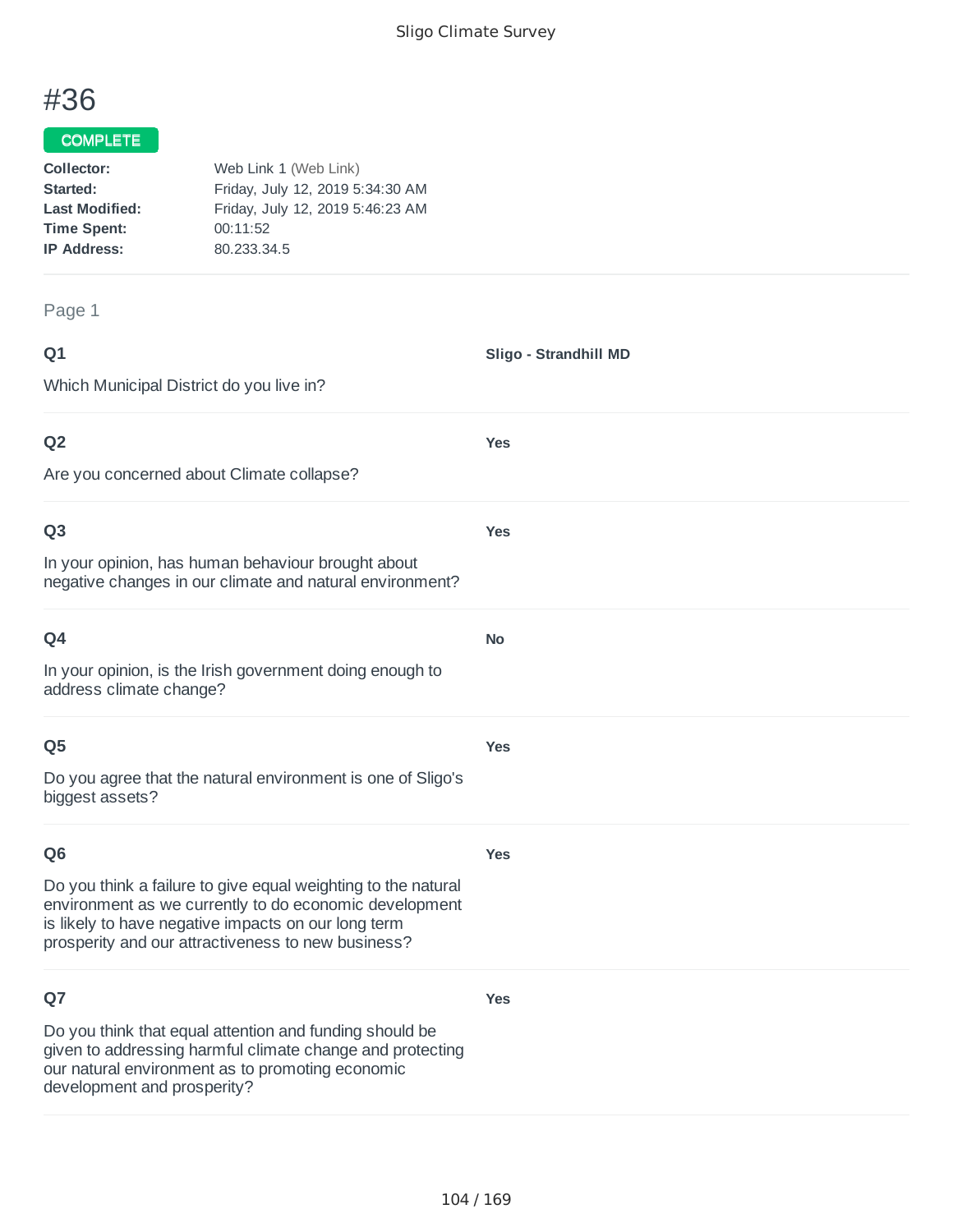# #36

COMPLETE

**Collector:** Web Link 1 (Web Link)
**Started:** Friday, July 12, 2019 5:34:30 AM
**Last Modified:** Friday, July 12, 2019 5:46:23 AM
**Time Spent:** 00:11:52
**IP Address:** 80.233.34.5

Page 1

**Q1**

Which Municipal District do you live in?

**Sligo - Strandhill MD**

**Q2**

Are you concerned about Climate collapse?

**Yes**

**Q3**

In your opinion, has human behaviour brought about negative changes in our climate and natural environment?

**Yes**

**Q4**

In your opinion, is the Irish government doing enough to address climate change?

**No**

**Q5**

Do you agree that the natural environment is one of Sligo's biggest assets?

**Yes**

**Q6**

Do you think a failure to give equal weighting to the natural environment as we currently to do economic development is likely to have negative impacts on our long term prosperity and our attractiveness to new business?

**Yes**

**Q7**

Do you think that equal attention and funding should be given to addressing harmful climate change and protecting our natural environment as to promoting economic development and prosperity?

**Yes**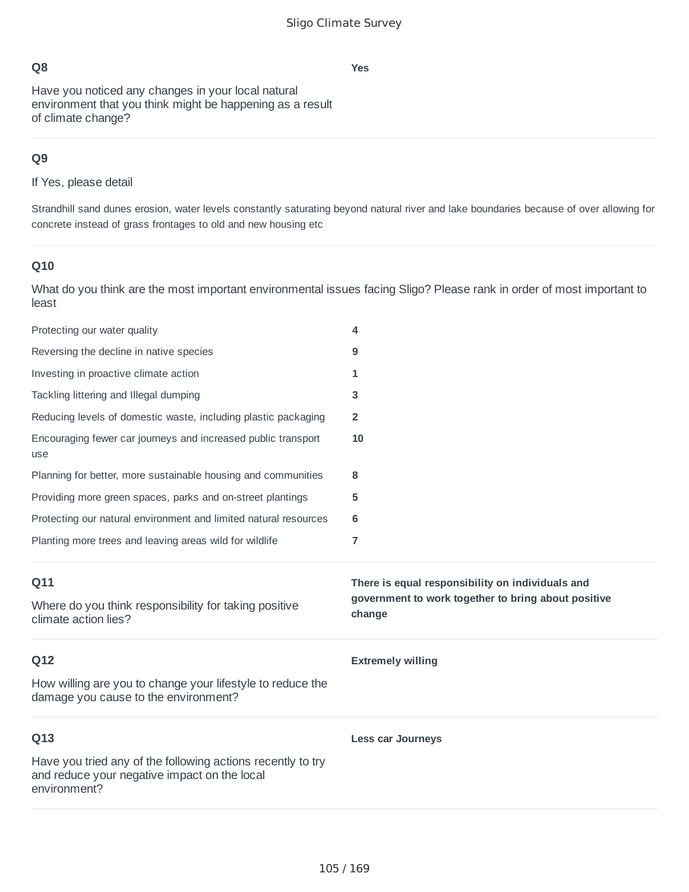## Q8

Have you noticed any changes in your local natural environment that you think might be happening as a result of climate change?

**Yes**

## Q9

If Yes, please detail

Strandhill sand dunes erosion, water levels constantly saturating beyond natural river and lake boundaries because of over allowing for concrete instead of grass frontages to old and new housing etc

## Q10

What do you think are the most important environmental issues facing Sligo? Please rank in order of most important to least

| | |
|---|---|
| Protecting our water quality | **4** |
| Reversing the decline in native species | **9** |
| Investing in proactive climate action | **1** |
| Tackling littering and Illegal dumping | **3** |
| Reducing levels of domestic waste, including plastic packaging | **2** |
| Encouraging fewer car journeys and increased public transport use | **10** |
| Planning for better, more sustainable housing and communities | **8** |
| Providing more green spaces, parks and on-street plantings | **5** |
| Protecting our natural environment and limited natural resources | **6** |
| Planting more trees and leaving areas wild for wildlife | **7** |

## Q11

Where do you think responsibility for taking positive climate action lies?

**There is equal responsibility on individuals and government to work together to bring about positive change**

## Q12

How willing are you to change your lifestyle to reduce the damage you cause to the environment?

**Extremely willing**

## Q13

Have you tried any of the following actions recently to try and reduce your negative impact on the local environment?

**Less car Journeys**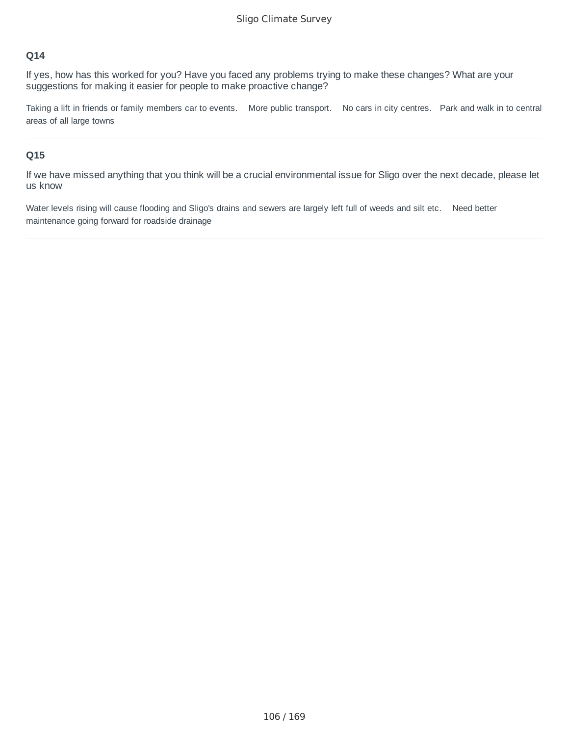### Q14

If yes, how has this worked for you? Have you faced any problems trying to make these changes? What are your suggestions for making it easier for people to make proactive change?

Taking a lift in friends or family members car to events. More public transport. No cars in city centres. Park and walk in to central areas of all large towns

---

### Q15

If we have missed anything that you think will be a crucial environmental issue for Sligo over the next decade, please let us know

Water levels rising will cause flooding and Sligo's drains and sewers are largely left full of weeds and silt etc. Need better maintenance going forward for roadside drainage

---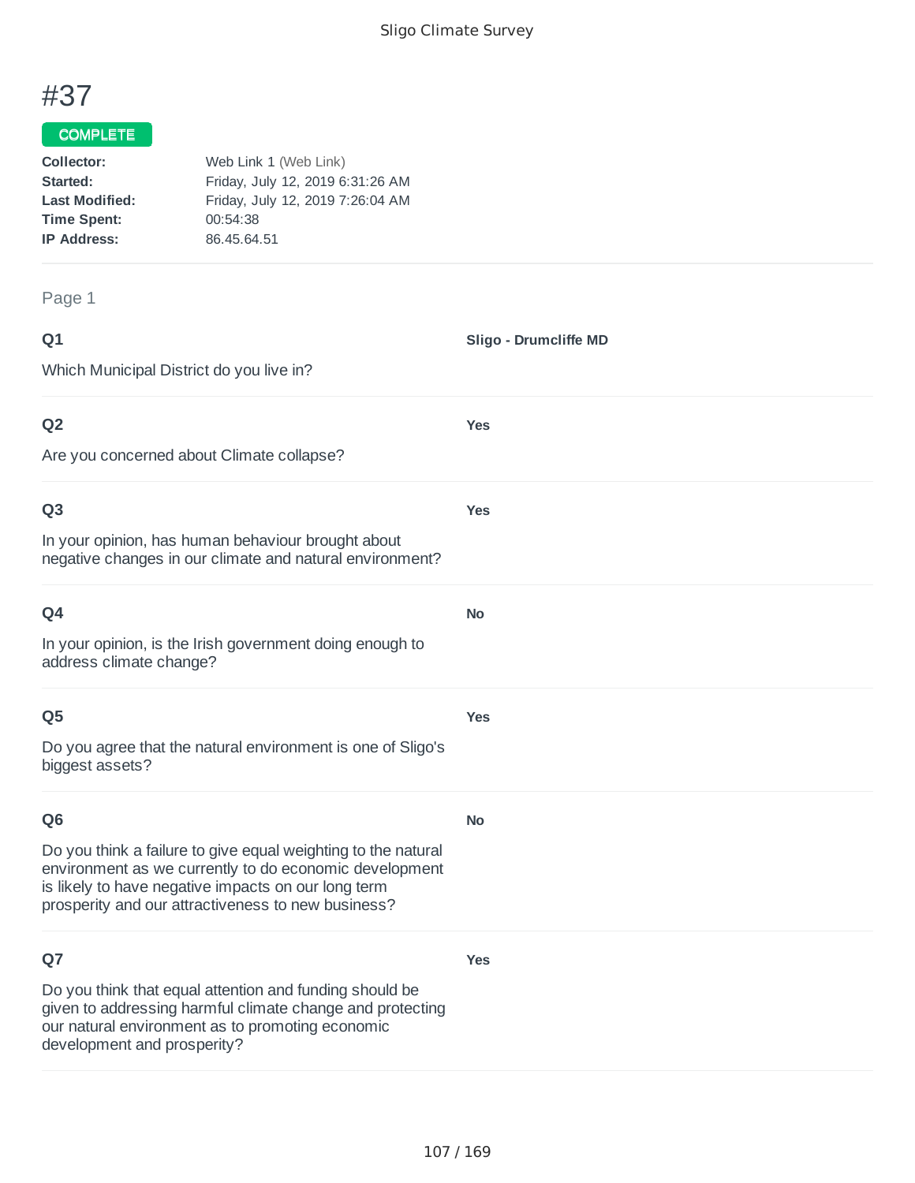# #37

**COMPLETE**

**Collector:** Web Link 1 (Web Link)
**Started:** Friday, July 12, 2019 6:31:26 AM
**Last Modified:** Friday, July 12, 2019 7:26:04 AM
**Time Spent:** 00:54:38
**IP Address:** 86.45.64.51

Page 1

**Q1**

Which Municipal District do you live in?

**Sligo - Drumcliffe MD**

**Q2**

Are you concerned about Climate collapse?

**Yes**

**Q3**

In your opinion, has human behaviour brought about negative changes in our climate and natural environment?

**Yes**

**Q4**

In your opinion, is the Irish government doing enough to address climate change?

**No**

**Q5**

Do you agree that the natural environment is one of Sligo's biggest assets?

**Yes**

**Q6**

Do you think a failure to give equal weighting to the natural environment as we currently to do economic development is likely to have negative impacts on our long term prosperity and our attractiveness to new business?

**No**

**Q7**

Do you think that equal attention and funding should be given to addressing harmful climate change and protecting our natural environment as to promoting economic development and prosperity?

**Yes**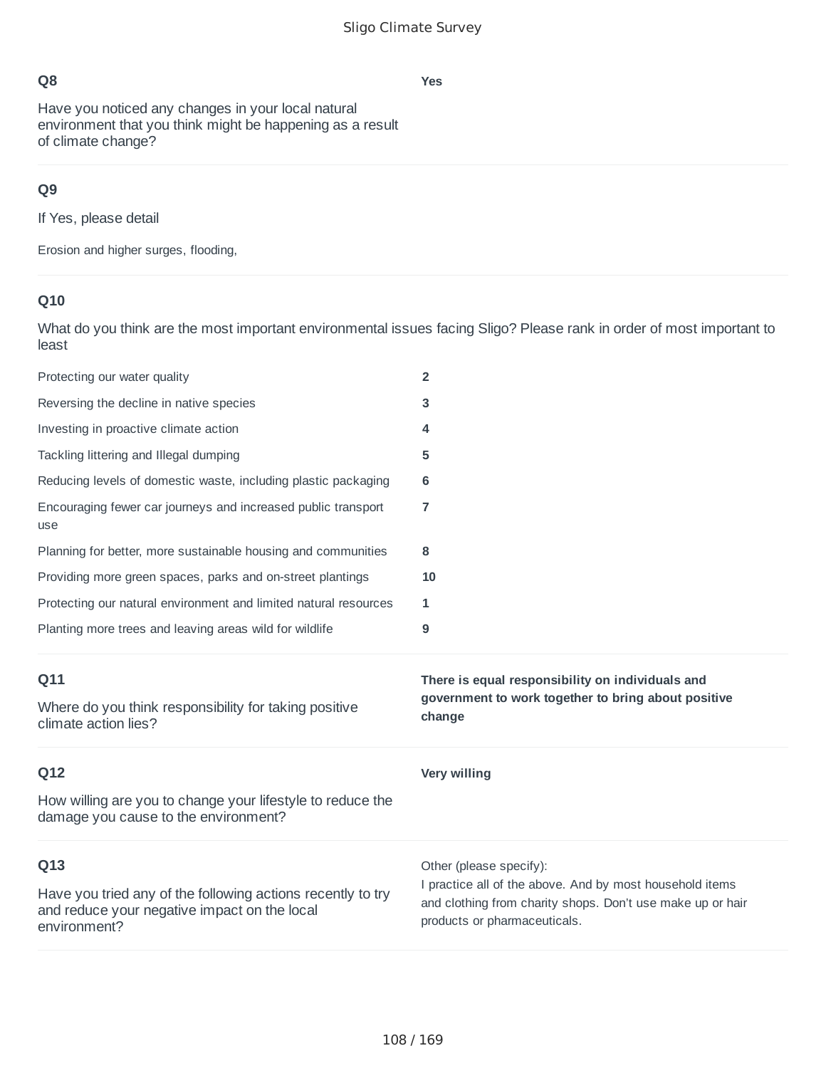**Q8**

Have you noticed any changes in your local natural environment that you think might be happening as a result of climate change?

**Yes**

**Q9**

If Yes, please detail

Erosion and higher surges, flooding,

**Q10**

What do you think are the most important environmental issues facing Sligo? Please rank in order of most important to least

| | |
|---|---|
| Protecting our water quality | **2** |
| Reversing the decline in native species | **3** |
| Investing in proactive climate action | **4** |
| Tackling littering and Illegal dumping | **5** |
| Reducing levels of domestic waste, including plastic packaging | **6** |
| Encouraging fewer car journeys and increased public transport use | **7** |
| Planning for better, more sustainable housing and communities | **8** |
| Providing more green spaces, parks and on-street plantings | **10** |
| Protecting our natural environment and limited natural resources | **1** |
| Planting more trees and leaving areas wild for wildlife | **9** |

**Q11**

Where do you think responsibility for taking positive climate action lies?

**There is equal responsibility on individuals and government to work together to bring about positive change**

**Q12**

How willing are you to change your lifestyle to reduce the damage you cause to the environment?

**Very willing**

**Q13**

Have you tried any of the following actions recently to try and reduce your negative impact on the local environment?

Other (please specify):
I practice all of the above. And by most household items and clothing from charity shops. Don't use make up or hair products or pharmaceuticals.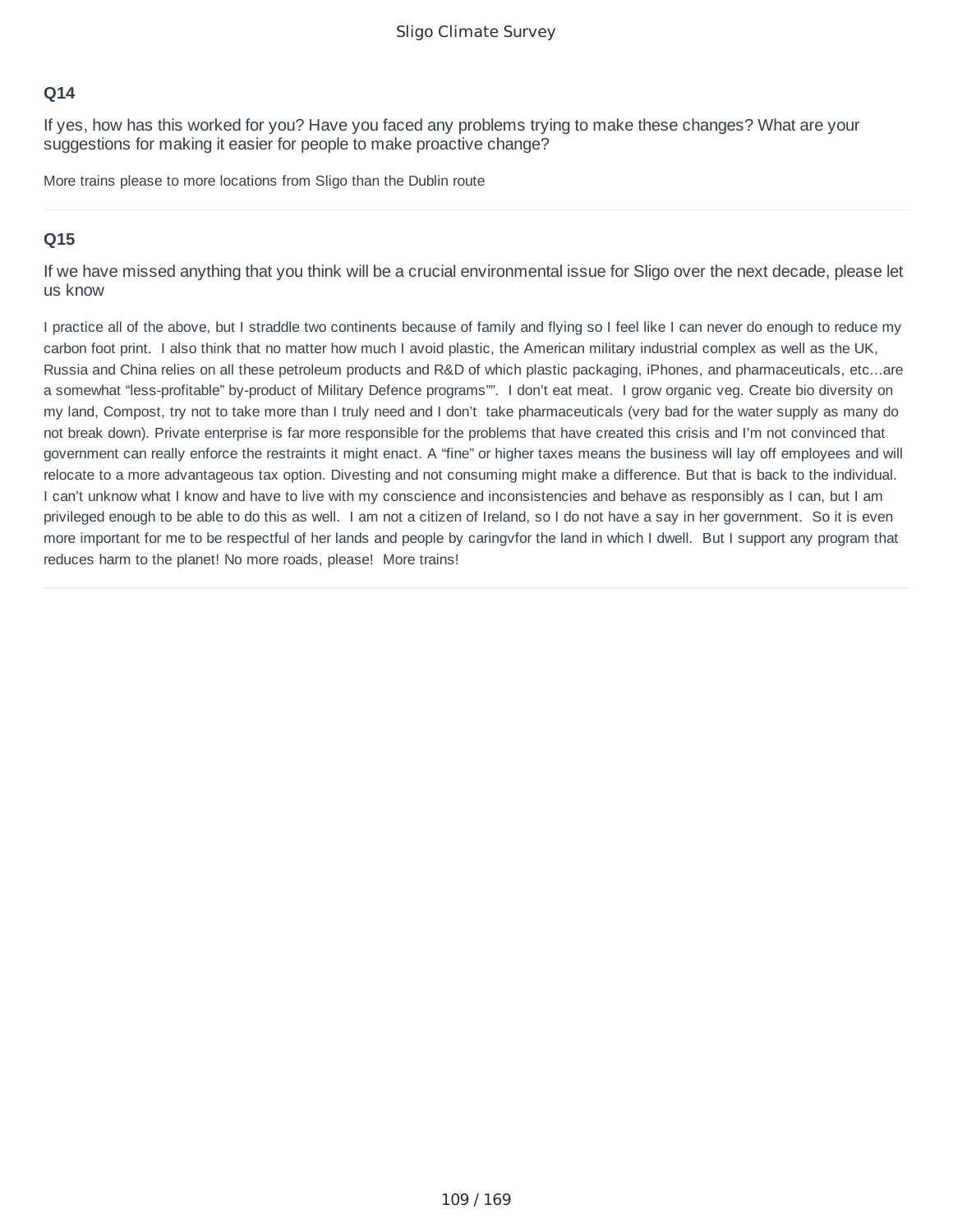**Q14**

If yes, how has this worked for you? Have you faced any problems trying to make these changes? What are your suggestions for making it easier for people to make proactive change?

More trains please to more locations from Sligo than the Dublin route

---

**Q15**

If we have missed anything that you think will be a crucial environmental issue for Sligo over the next decade, please let us know

I practice all of the above, but I straddle two continents because of family and flying so I feel like I can never do enough to reduce my carbon foot print. I also think that no matter how much I avoid plastic, the American military industrial complex as well as the UK, Russia and China relies on all these petroleum products and R&D of which plastic packaging, iPhones, and pharmaceuticals, etc...are a somewhat “less-profitable” by-product of Military Defence programs””. I don’t eat meat. I grow organic veg. Create bio diversity on my land, Compost, try not to take more than I truly need and I don’t take pharmaceuticals (very bad for the water supply as many do not break down). Private enterprise is far more responsible for the problems that have created this crisis and I’m not convinced that government can really enforce the restraints it might enact. A “fine” or higher taxes means the business will lay off employees and will relocate to a more advantageous tax option. Divesting and not consuming might make a difference. But that is back to the individual. I can’t unknow what I know and have to live with my conscience and inconsistencies and behave as responsibly as I can, but I am privileged enough to be able to do this as well. I am not a citizen of Ireland, so I do not have a say in her government. So it is even more important for me to be respectful of her lands and people by caringvfor the land in which I dwell. But I support any program that reduces harm to the planet! No more roads, please! More trains!

---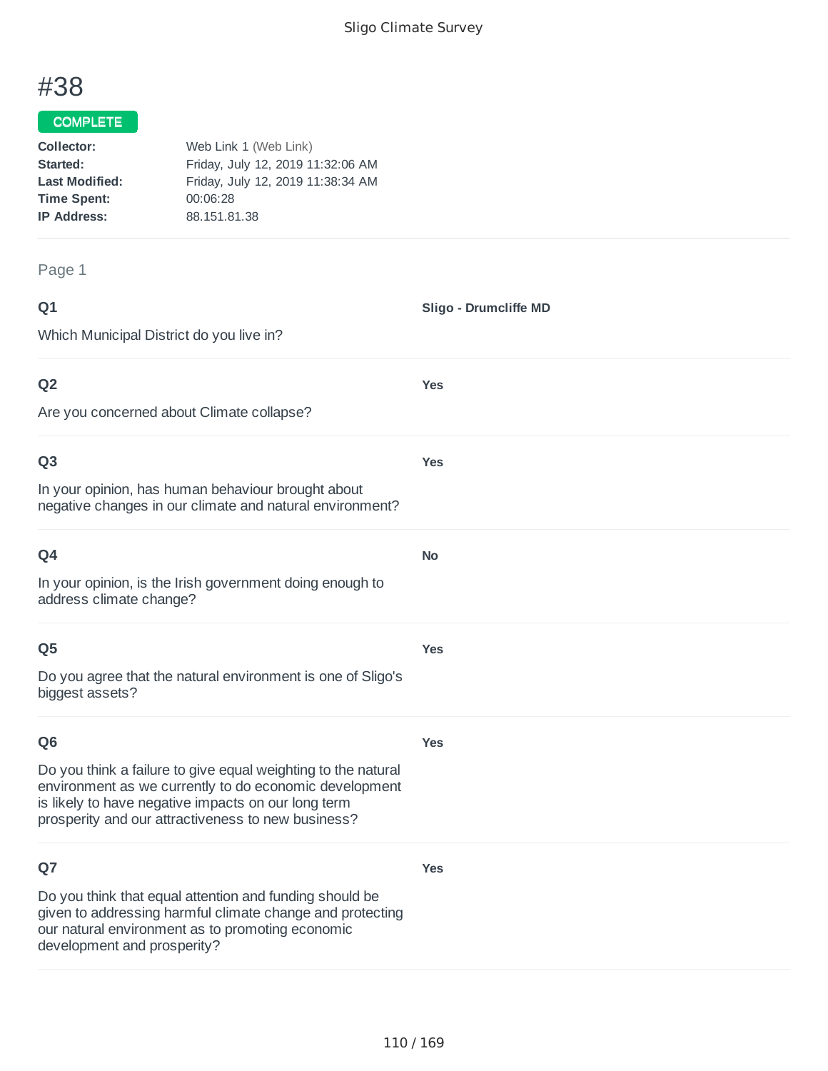# #38

**COMPLETE**

**Collector:** Web Link 1 (Web Link)
**Started:** Friday, July 12, 2019 11:32:06 AM
**Last Modified:** Friday, July 12, 2019 11:38:34 AM
**Time Spent:** 00:06:28
**IP Address:** 88.151.81.38

Page 1

**Q1**

Which Municipal District do you live in?

**Sligo - Drumcliffe MD**

**Q2**

Are you concerned about Climate collapse?

**Yes**

**Q3**

In your opinion, has human behaviour brought about negative changes in our climate and natural environment?

**Yes**

**Q4**

In your opinion, is the Irish government doing enough to address climate change?

**No**

**Q5**

Do you agree that the natural environment is one of Sligo's biggest assets?

**Yes**

**Q6**

Do you think a failure to give equal weighting to the natural environment as we currently to do economic development is likely to have negative impacts on our long term prosperity and our attractiveness to new business?

**Yes**

**Q7**

Do you think that equal attention and funding should be given to addressing harmful climate change and protecting our natural environment as to promoting economic development and prosperity?

**Yes**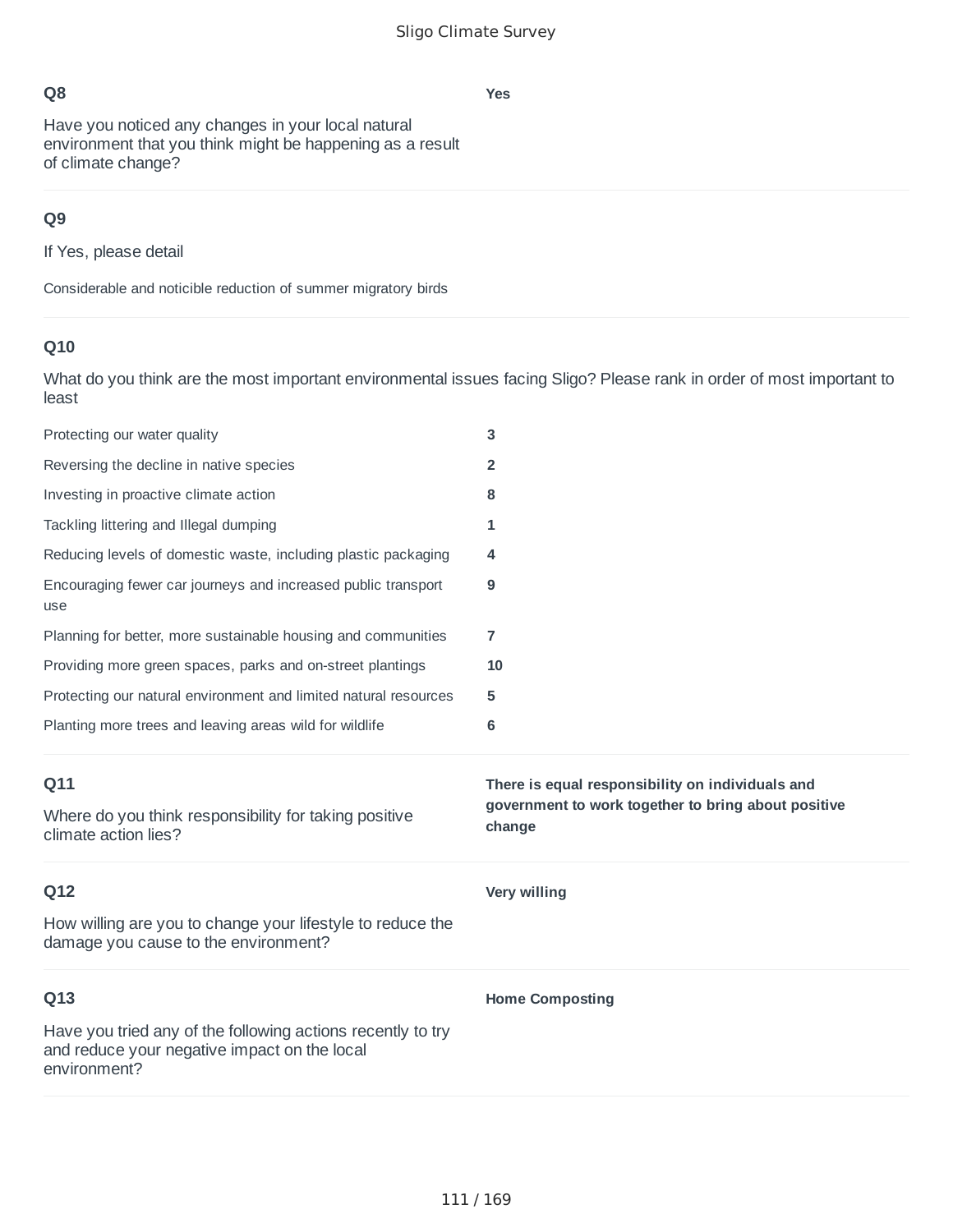**Q8**

Have you noticed any changes in your local natural environment that you think might be happening as a result of climate change?

**Yes**

**Q9**

If Yes, please detail

Considerable and noticible reduction of summer migratory birds

**Q10**

What do you think are the most important environmental issues facing Sligo? Please rank in order of most important to least

| | |
|---|---|
| Protecting our water quality | **3** |
| Reversing the decline in native species | **2** |
| Investing in proactive climate action | **8** |
| Tackling littering and Illegal dumping | **1** |
| Reducing levels of domestic waste, including plastic packaging | **4** |
| Encouraging fewer car journeys and increased public transport use | **9** |
| Planning for better, more sustainable housing and communities | **7** |
| Providing more green spaces, parks and on-street plantings | **10** |
| Protecting our natural environment and limited natural resources | **5** |
| Planting more trees and leaving areas wild for wildlife | **6** |

**Q11**

Where do you think responsibility for taking positive climate action lies?

**There is equal responsibility on individuals and government to work together to bring about positive change**

**Q12**

How willing are you to change your lifestyle to reduce the damage you cause to the environment?

**Very willing**

**Q13**

Have you tried any of the following actions recently to try and reduce your negative impact on the local environment?

**Home Composting**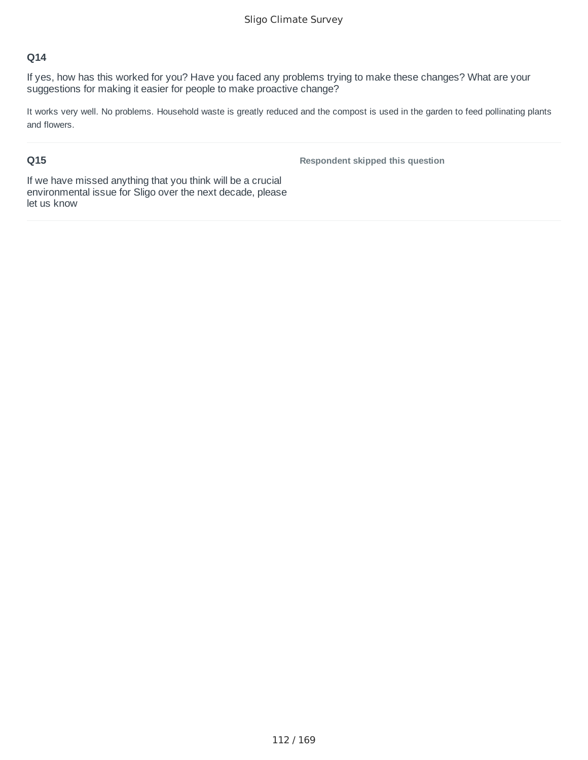**Q14**

If yes, how has this worked for you? Have you faced any problems trying to make these changes? What are your suggestions for making it easier for people to make proactive change?

It works very well. No problems. Household waste is greatly reduced and the compost is used in the garden to feed pollinating plants and flowers.

**Q15**

If we have missed anything that you think will be a crucial environmental issue for Sligo over the next decade, please let us know

**Respondent skipped this question**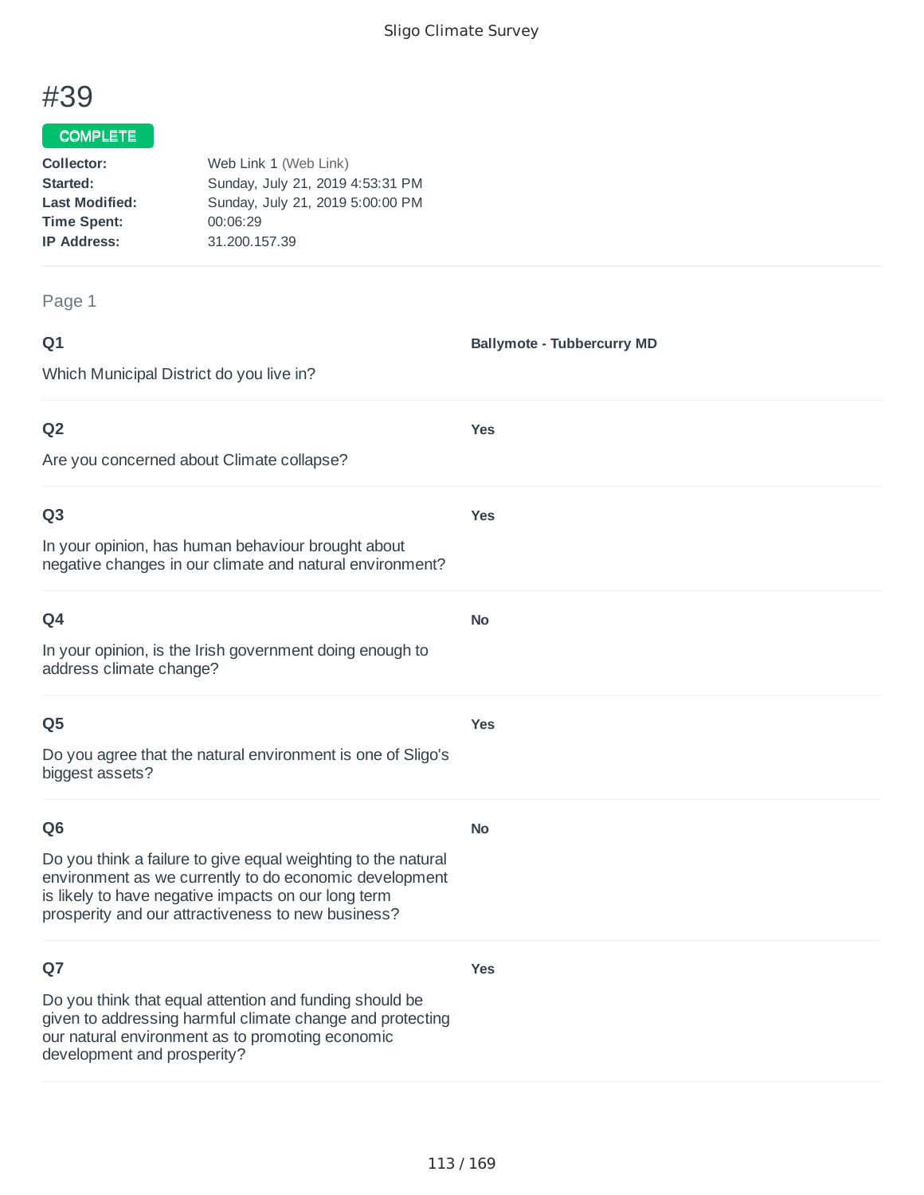# #39

COMPLETE

**Collector:** Web Link 1 (Web Link)
**Started:** Sunday, July 21, 2019 4:53:31 PM
**Last Modified:** Sunday, July 21, 2019 5:00:00 PM
**Time Spent:** 00:06:29
**IP Address:** 31.200.157.39

Page 1

**Q1**

Which Municipal District do you live in?

**Ballymote - Tubbercurry MD**

**Q2**

Are you concerned about Climate collapse?

**Yes**

**Q3**

In your opinion, has human behaviour brought about negative changes in our climate and natural environment?

**Yes**

**Q4**

In your opinion, is the Irish government doing enough to address climate change?

**No**

**Q5**

Do you agree that the natural environment is one of Sligo's biggest assets?

**Yes**

**Q6**

Do you think a failure to give equal weighting to the natural environment as we currently to do economic development is likely to have negative impacts on our long term prosperity and our attractiveness to new business?

**No**

**Q7**

Do you think that equal attention and funding should be given to addressing harmful climate change and protecting our natural environment as to promoting economic development and prosperity?

**Yes**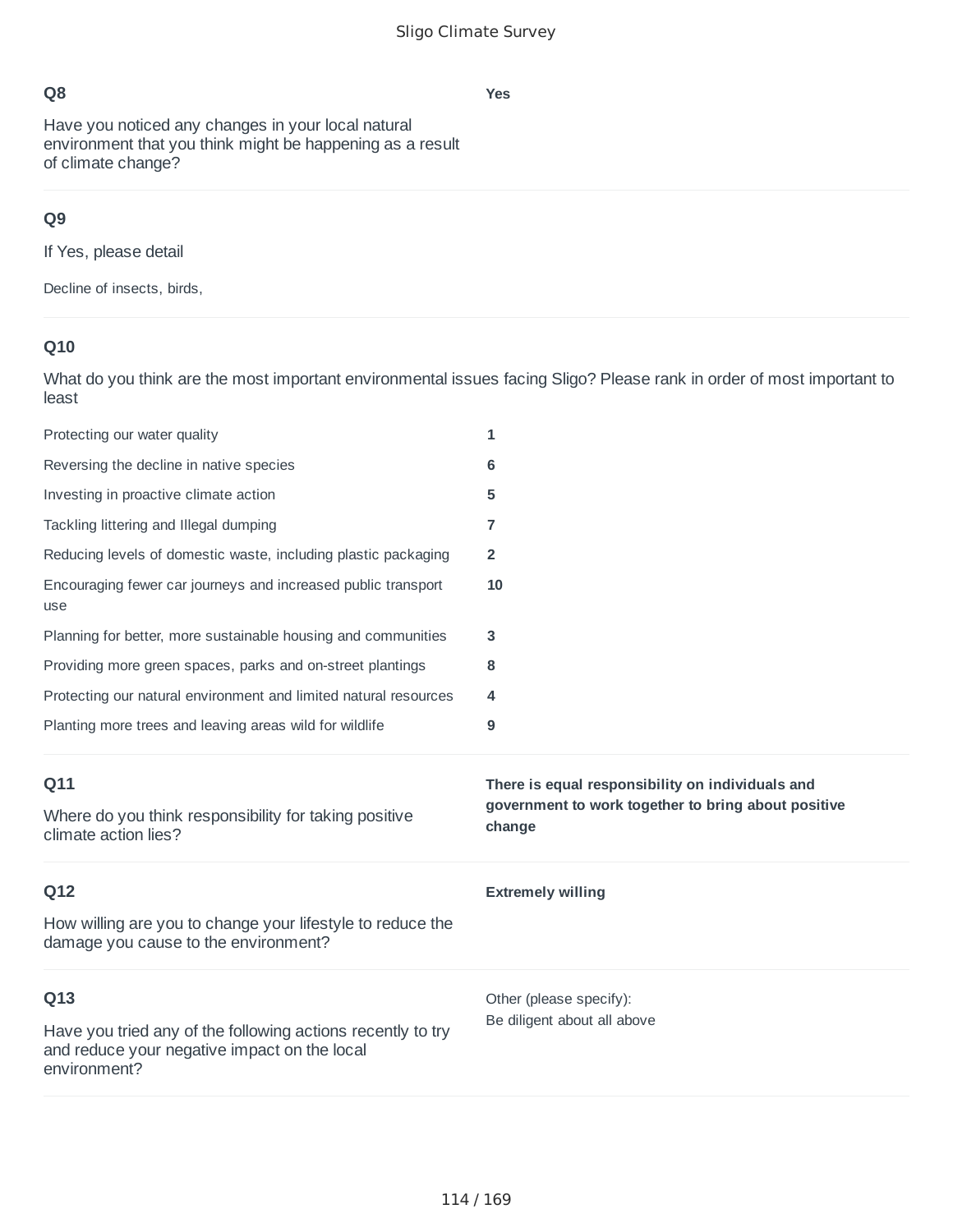**Q8**

Have you noticed any changes in your local natural environment that you think might be happening as a result of climate change?

**Yes**

**Q9**

If Yes, please detail

Decline of insects, birds,

**Q10**

What do you think are the most important environmental issues facing Sligo? Please rank in order of most important to least

| | |
|---|---|
| Protecting our water quality | **1** |
| Reversing the decline in native species | **6** |
| Investing in proactive climate action | **5** |
| Tackling littering and Illegal dumping | **7** |
| Reducing levels of domestic waste, including plastic packaging | **2** |
| Encouraging fewer car journeys and increased public transport use | **10** |
| Planning for better, more sustainable housing and communities | **3** |
| Providing more green spaces, parks and on-street plantings | **8** |
| Protecting our natural environment and limited natural resources | **4** |
| Planting more trees and leaving areas wild for wildlife | **9** |

**Q11**

Where do you think responsibility for taking positive climate action lies?

**There is equal responsibility on individuals and government to work together to bring about positive change**

**Q12**

How willing are you to change your lifestyle to reduce the damage you cause to the environment?

**Extremely willing**

**Q13**

Have you tried any of the following actions recently to try and reduce your negative impact on the local environment?

Other (please specify):
Be diligent about all above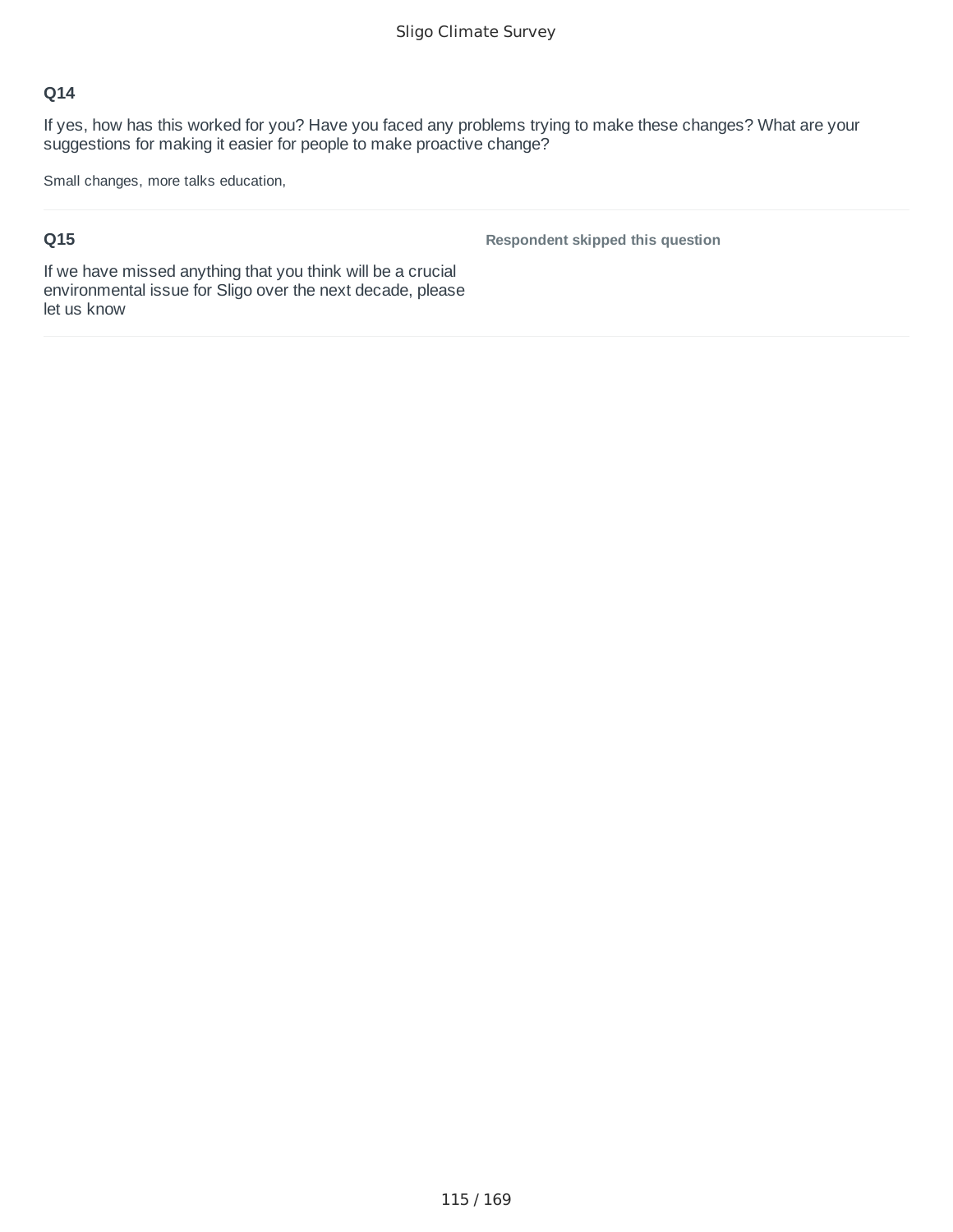### Q14

If yes, how has this worked for you? Have you faced any problems trying to make these changes? What are your suggestions for making it easier for people to make proactive change?

Small changes, more talks education,

### Q15

If we have missed anything that you think will be a crucial environmental issue for Sligo over the next decade, please let us know

**Respondent skipped this question**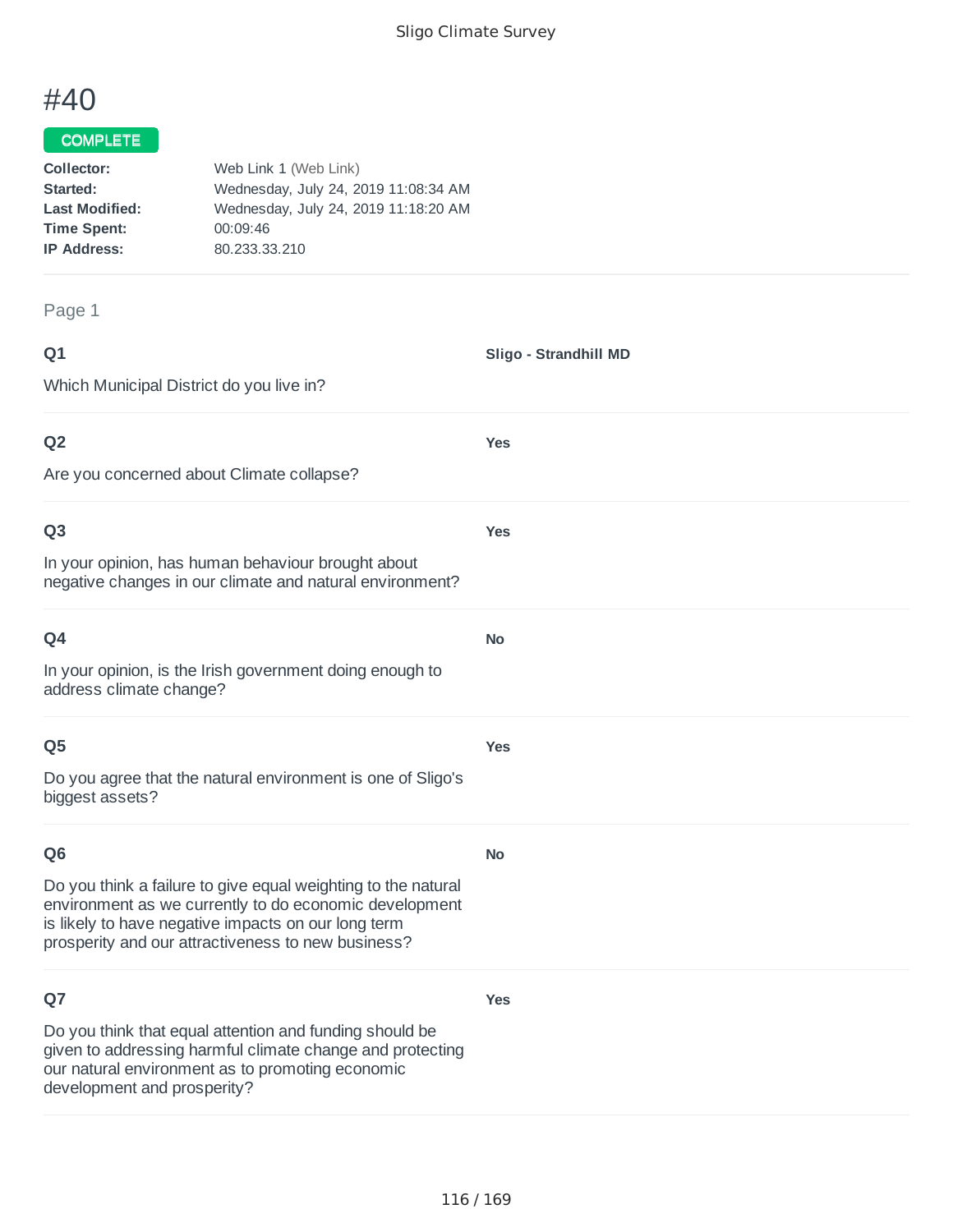# #40

**COMPLETE**

**Collector:** Web Link 1 (Web Link)
**Started:** Wednesday, July 24, 2019 11:08:34 AM
**Last Modified:** Wednesday, July 24, 2019 11:18:20 AM
**Time Spent:** 00:09:46
**IP Address:** 80.233.33.210

Page 1

**Q1**

Which Municipal District do you live in?

**Sligo - Strandhill MD**

**Q2**

Are you concerned about Climate collapse?

**Yes**

**Q3**

In your opinion, has human behaviour brought about negative changes in our climate and natural environment?

**Yes**

**Q4**

In your opinion, is the Irish government doing enough to address climate change?

**No**

**Q5**

Do you agree that the natural environment is one of Sligo's biggest assets?

**Yes**

**Q6**

Do you think a failure to give equal weighting to the natural environment as we currently to do economic development is likely to have negative impacts on our long term prosperity and our attractiveness to new business?

**No**

**Q7**

Do you think that equal attention and funding should be given to addressing harmful climate change and protecting our natural environment as to promoting economic development and prosperity?

**Yes**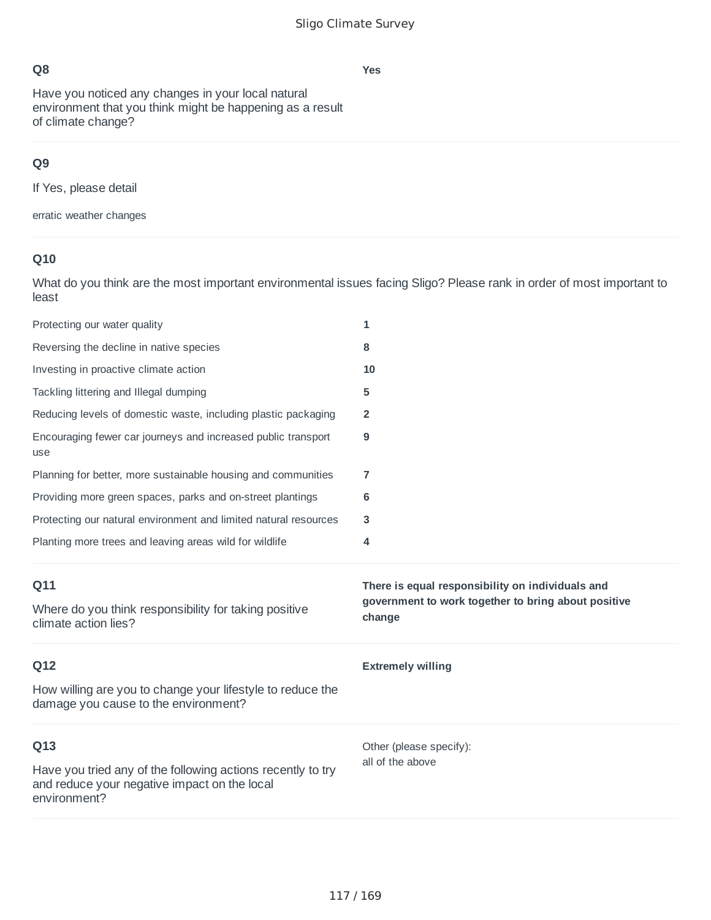**Q8**

Have you noticed any changes in your local natural environment that you think might be happening as a result of climate change?

**Yes**

**Q9**

If Yes, please detail

erratic weather changes

**Q10**

What do you think are the most important environmental issues facing Sligo? Please rank in order of most important to least

| | |
|---|---|
| Protecting our water quality | **1** |
| Reversing the decline in native species | **8** |
| Investing in proactive climate action | **10** |
| Tackling littering and Illegal dumping | **5** |
| Reducing levels of domestic waste, including plastic packaging | **2** |
| Encouraging fewer car journeys and increased public transport use | **9** |
| Planning for better, more sustainable housing and communities | **7** |
| Providing more green spaces, parks and on-street plantings | **6** |
| Protecting our natural environment and limited natural resources | **3** |
| Planting more trees and leaving areas wild for wildlife | **4** |

**Q11**

Where do you think responsibility for taking positive climate action lies?

**There is equal responsibility on individuals and government to work together to bring about positive change**

**Q12**

How willing are you to change your lifestyle to reduce the damage you cause to the environment?

**Extremely willing**

**Q13**

Have you tried any of the following actions recently to try and reduce your negative impact on the local environment?

Other (please specify):
all of the above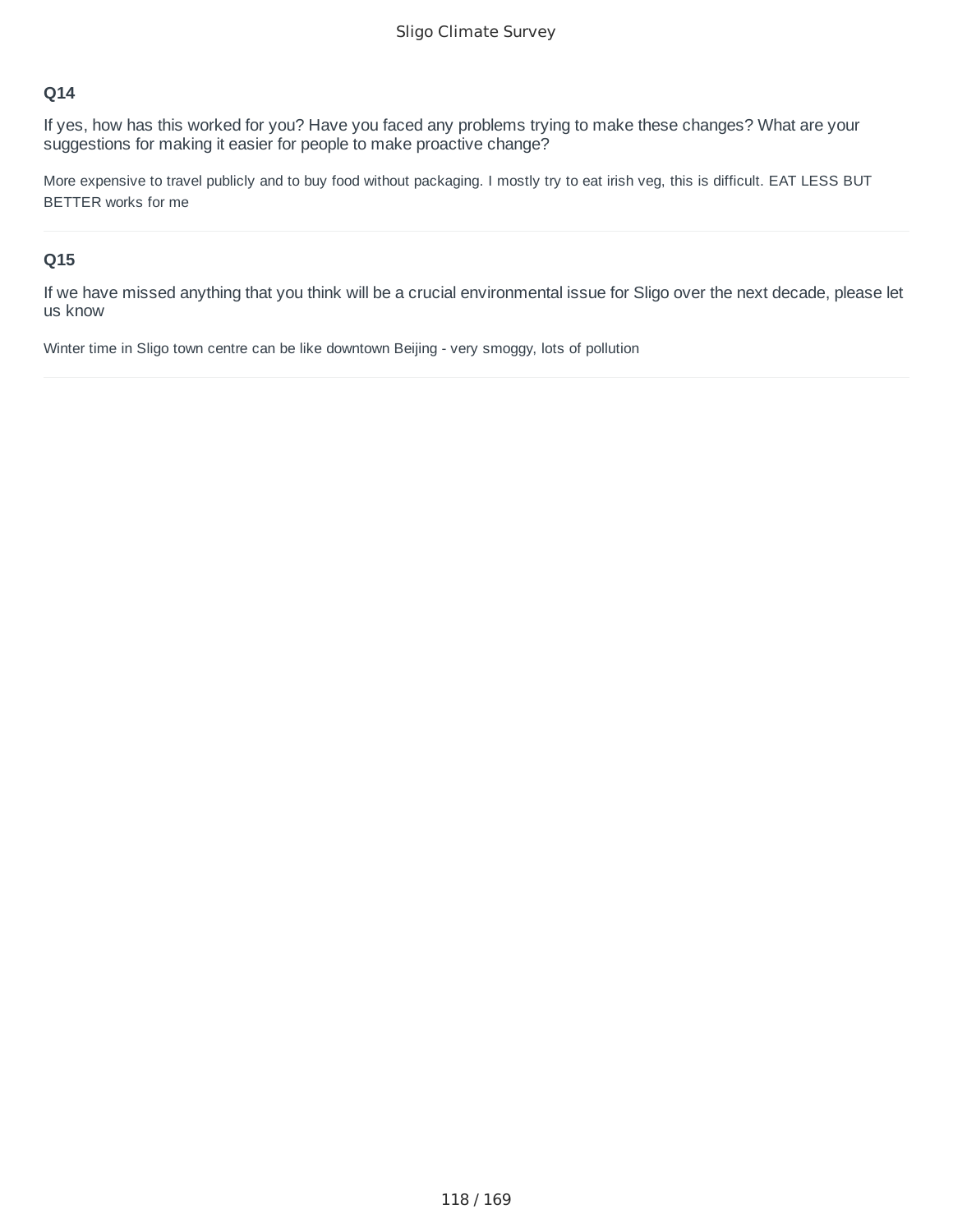### Q14

If yes, how has this worked for you? Have you faced any problems trying to make these changes? What are your suggestions for making it easier for people to make proactive change?

More expensive to travel publicly and to buy food without packaging. I mostly try to eat irish veg, this is difficult. EAT LESS BUT BETTER works for me

### Q15

If we have missed anything that you think will be a crucial environmental issue for Sligo over the next decade, please let us know

Winter time in Sligo town centre can be like downtown Beijing - very smoggy, lots of pollution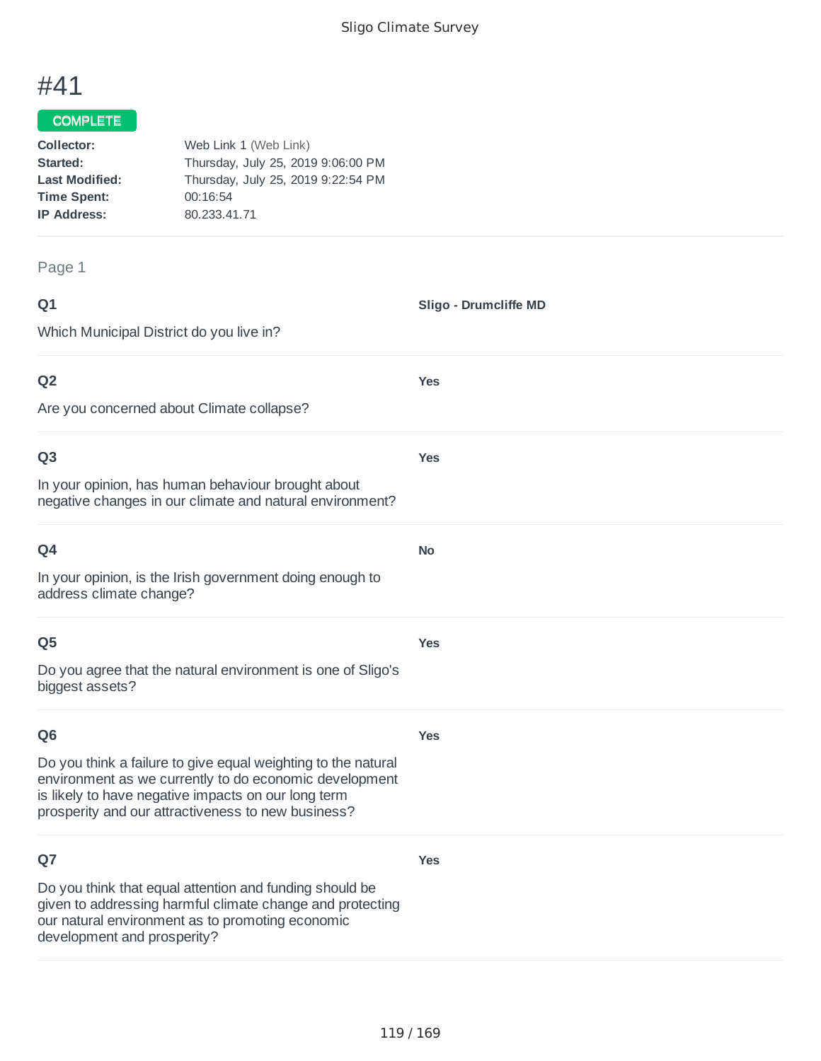# #41

**COMPLETE**

**Collector:** Web Link 1 (Web Link)
**Started:** Thursday, July 25, 2019 9:06:00 PM
**Last Modified:** Thursday, July 25, 2019 9:22:54 PM
**Time Spent:** 00:16:54
**IP Address:** 80.233.41.71

Page 1

**Q1**

Which Municipal District do you live in?

**Sligo - Drumcliffe MD**

**Q2**

Are you concerned about Climate collapse?

**Yes**

**Q3**

In your opinion, has human behaviour brought about negative changes in our climate and natural environment?

**Yes**

**Q4**

In your opinion, is the Irish government doing enough to address climate change?

**No**

**Q5**

Do you agree that the natural environment is one of Sligo's biggest assets?

**Yes**

**Q6**

Do you think a failure to give equal weighting to the natural environment as we currently to do economic development is likely to have negative impacts on our long term prosperity and our attractiveness to new business?

**Yes**

**Q7**

Do you think that equal attention and funding should be given to addressing harmful climate change and protecting our natural environment as to promoting economic development and prosperity?

**Yes**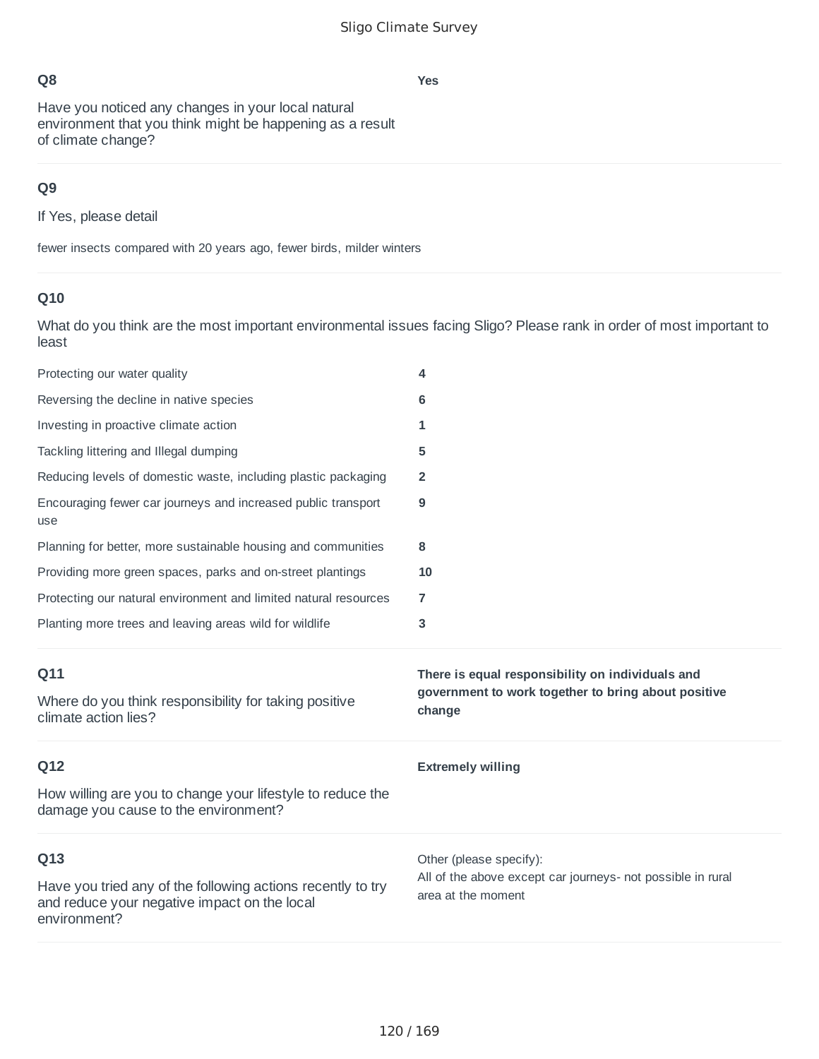### Q8

Have you noticed any changes in your local natural environment that you think might be happening as a result of climate change?

**Yes**

### Q9

If Yes, please detail

fewer insects compared with 20 years ago, fewer birds, milder winters

### Q10

What do you think are the most important environmental issues facing Sligo? Please rank in order of most important to least

| | |
|---|---|
| Protecting our water quality | **4** |
| Reversing the decline in native species | **6** |
| Investing in proactive climate action | **1** |
| Tackling littering and Illegal dumping | **5** |
| Reducing levels of domestic waste, including plastic packaging | **2** |
| Encouraging fewer car journeys and increased public transport use | **9** |
| Planning for better, more sustainable housing and communities | **8** |
| Providing more green spaces, parks and on-street plantings | **10** |
| Protecting our natural environment and limited natural resources | **7** |
| Planting more trees and leaving areas wild for wildlife | **3** |

### Q11

Where do you think responsibility for taking positive climate action lies?

**There is equal responsibility on individuals and government to work together to bring about positive change**

### Q12

How willing are you to change your lifestyle to reduce the damage you cause to the environment?

**Extremely willing**

### Q13

Have you tried any of the following actions recently to try and reduce your negative impact on the local environment?

Other (please specify):
All of the above except car journeys- not possible in rural area at the moment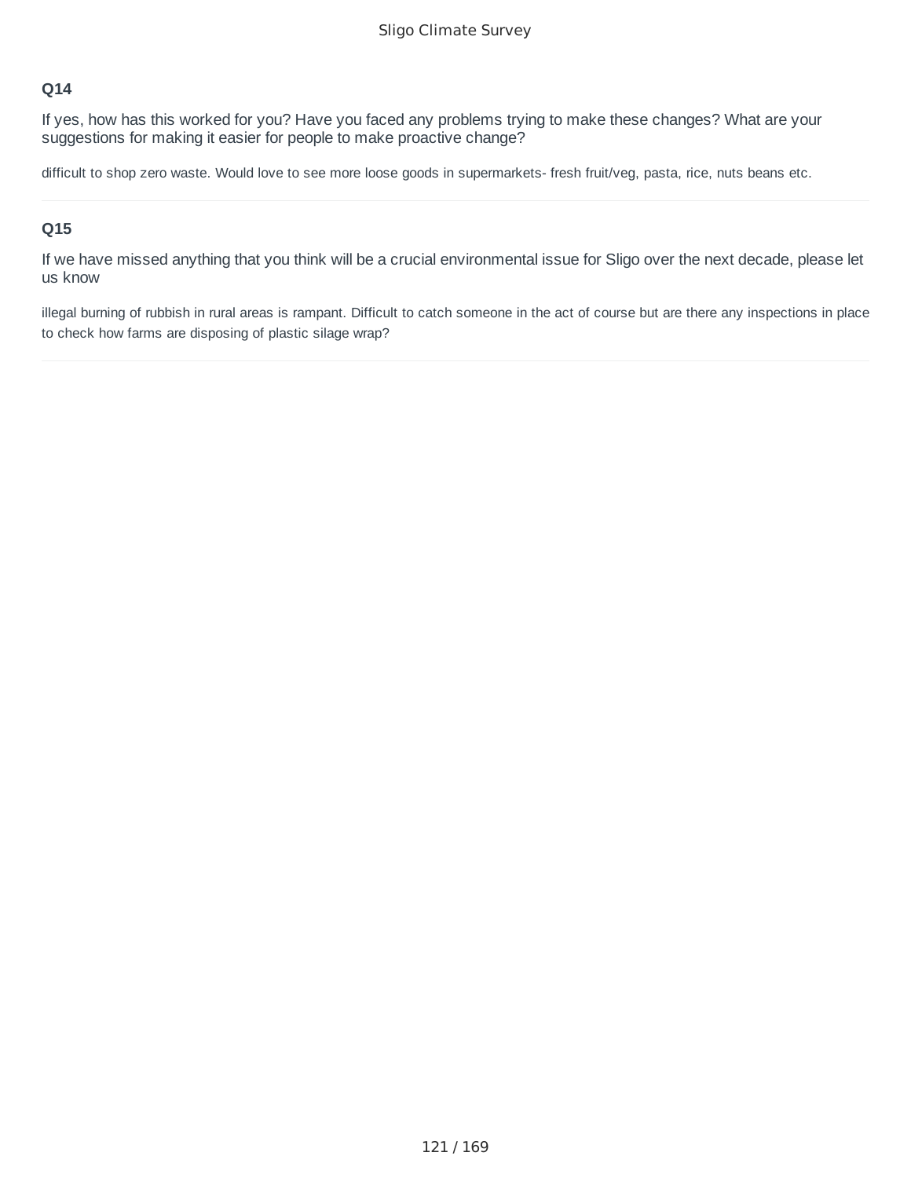### Q14

If yes, how has this worked for you? Have you faced any problems trying to make these changes? What are your suggestions for making it easier for people to make proactive change?

difficult to shop zero waste. Would love to see more loose goods in supermarkets- fresh fruit/veg, pasta, rice, nuts beans etc.

---

### Q15

If we have missed anything that you think will be a crucial environmental issue for Sligo over the next decade, please let us know

illegal burning of rubbish in rural areas is rampant. Difficult to catch someone in the act of course but are there any inspections in place to check how farms are disposing of plastic silage wrap?

---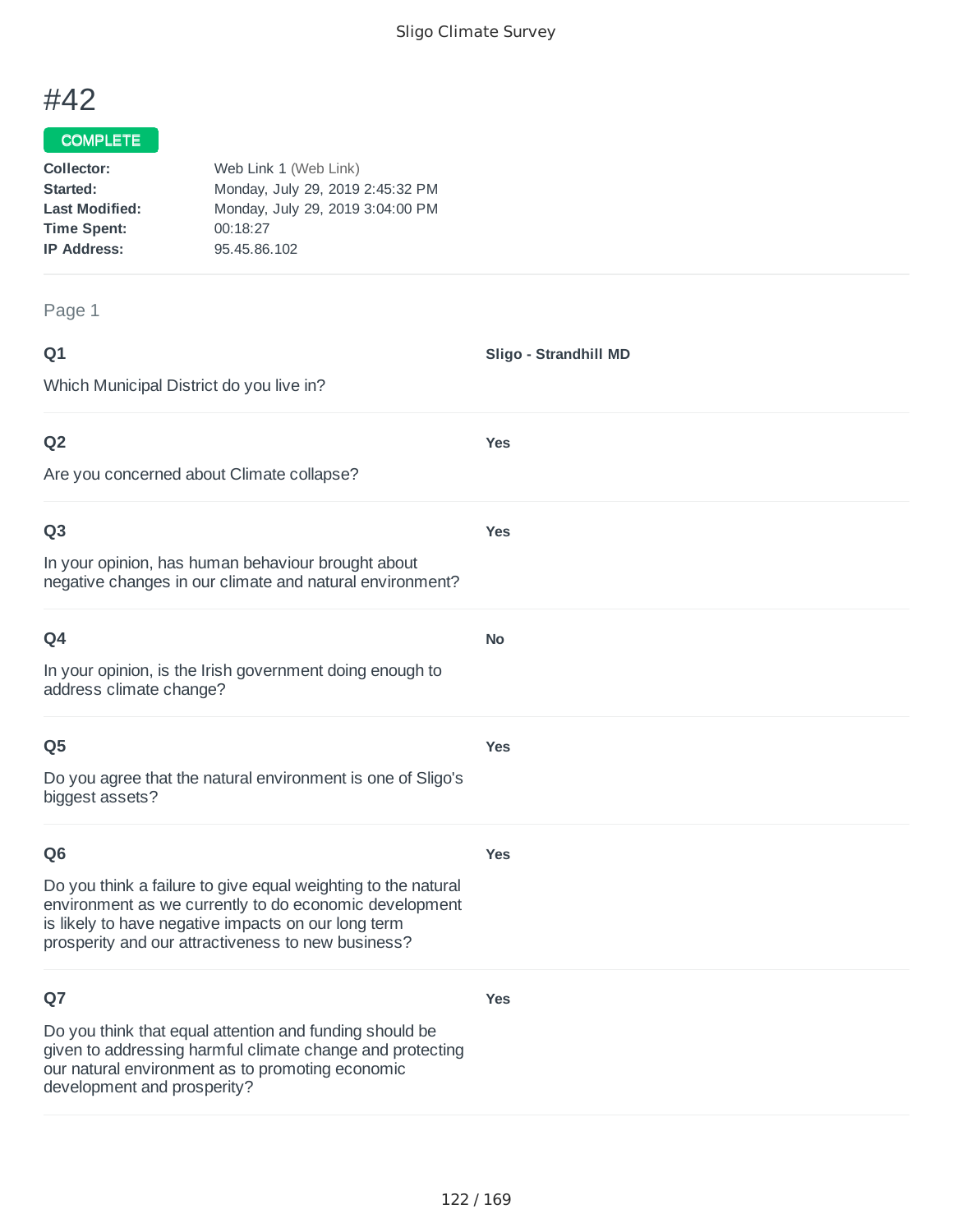# #42

COMPLETE

**Collector:** Web Link 1 (Web Link)
**Started:** Monday, July 29, 2019 2:45:32 PM
**Last Modified:** Monday, July 29, 2019 3:04:00 PM
**Time Spent:** 00:18:27
**IP Address:** 95.45.86.102

Page 1

**Q1**

Which Municipal District do you live in?

**Sligo - Strandhill MD**

**Q2**

Are you concerned about Climate collapse?

**Yes**

**Q3**

In your opinion, has human behaviour brought about negative changes in our climate and natural environment?

**Yes**

**Q4**

In your opinion, is the Irish government doing enough to address climate change?

**No**

**Q5**

Do you agree that the natural environment is one of Sligo's biggest assets?

**Yes**

**Q6**

Do you think a failure to give equal weighting to the natural environment as we currently to do economic development is likely to have negative impacts on our long term prosperity and our attractiveness to new business?

**Yes**

**Q7**

Do you think that equal attention and funding should be given to addressing harmful climate change and protecting our natural environment as to promoting economic development and prosperity?

**Yes**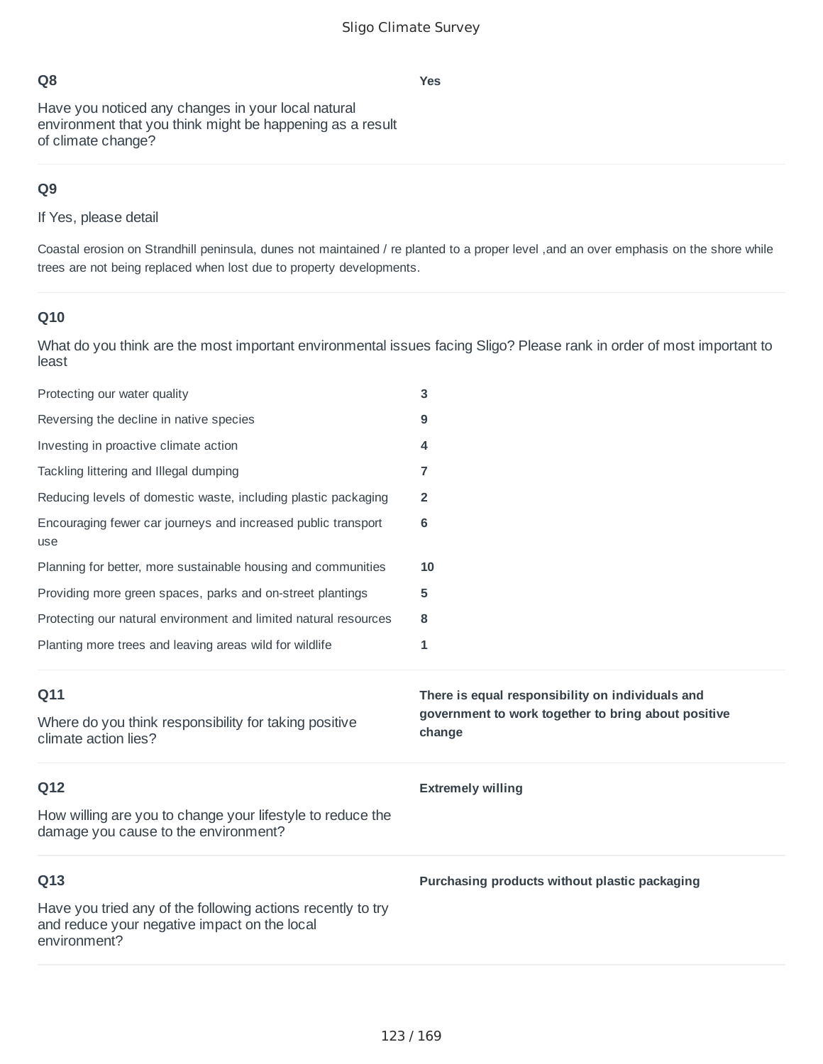## Q8

Have you noticed any changes in your local natural environment that you think might be happening as a result of climate change?

**Yes**

## Q9

If Yes, please detail

Coastal erosion on Strandhill peninsula, dunes not maintained / re planted to a proper level ,and an over emphasis on the shore while trees are not being replaced when lost due to property developments.

## Q10

What do you think are the most important environmental issues facing Sligo? Please rank in order of most important to least

| | |
|---|---|
| Protecting our water quality | **3** |
| Reversing the decline in native species | **9** |
| Investing in proactive climate action | **4** |
| Tackling littering and Illegal dumping | **7** |
| Reducing levels of domestic waste, including plastic packaging | **2** |
| Encouraging fewer car journeys and increased public transport use | **6** |
| Planning for better, more sustainable housing and communities | **10** |
| Providing more green spaces, parks and on-street plantings | **5** |
| Protecting our natural environment and limited natural resources | **8** |
| Planting more trees and leaving areas wild for wildlife | **1** |

## Q11

Where do you think responsibility for taking positive climate action lies?

**There is equal responsibility on individuals and government to work together to bring about positive change**

## Q12

How willing are you to change your lifestyle to reduce the damage you cause to the environment?

**Extremely willing**

## Q13

Have you tried any of the following actions recently to try and reduce your negative impact on the local environment?

**Purchasing products without plastic packaging**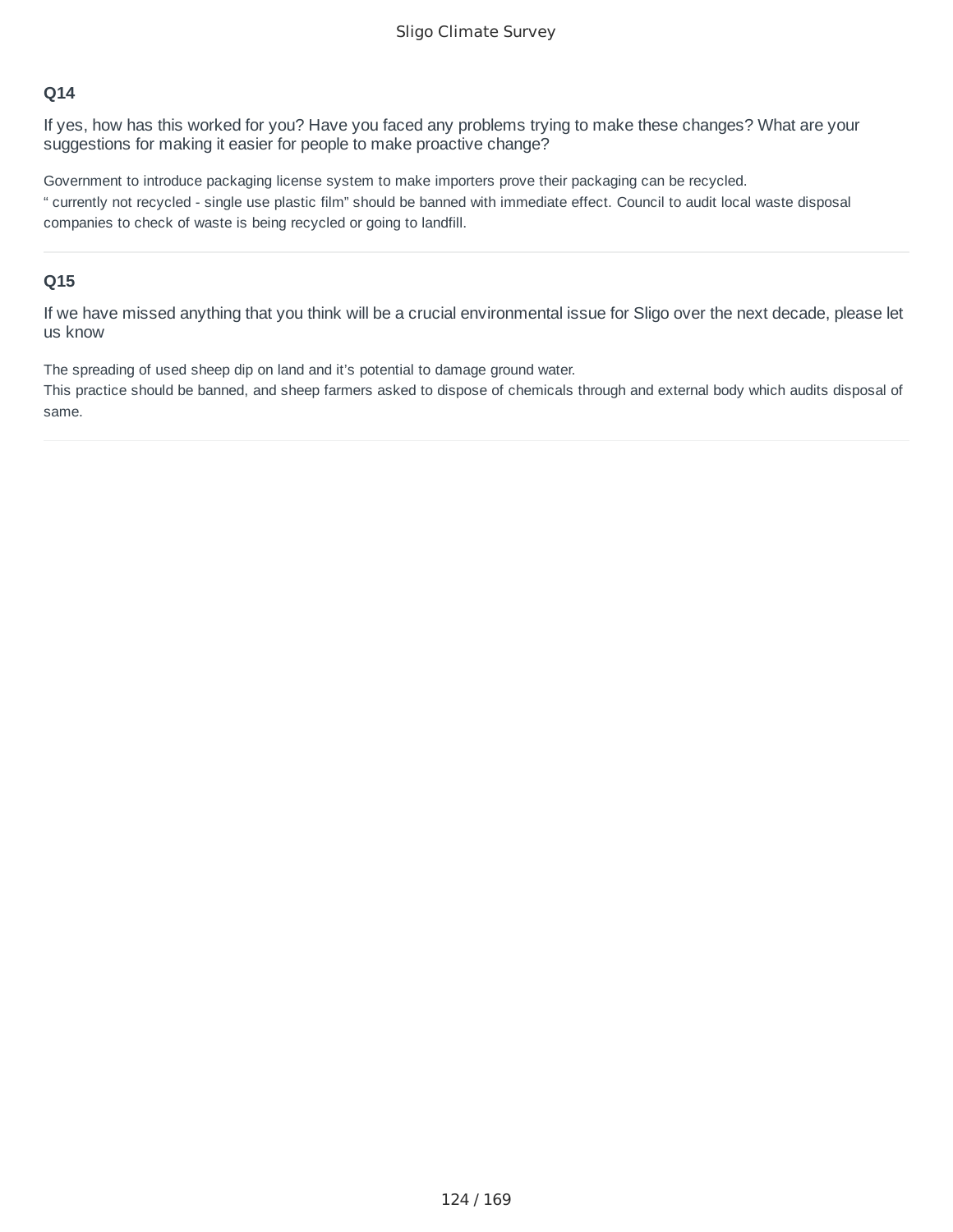### Q14

If yes, how has this worked for you? Have you faced any problems trying to make these changes? What are your suggestions for making it easier for people to make proactive change?

Government to introduce packaging license system to make importers prove their packaging can be recycled.
“ currently not recycled - single use plastic film” should be banned with immediate effect. Council to audit local waste disposal companies to check of waste is being recycled or going to landfill.

---

### Q15

If we have missed anything that you think will be a crucial environmental issue for Sligo over the next decade, please let us know

The spreading of used sheep dip on land and it’s potential to damage ground water.
This practice should be banned, and sheep farmers asked to dispose of chemicals through and external body which audits disposal of same.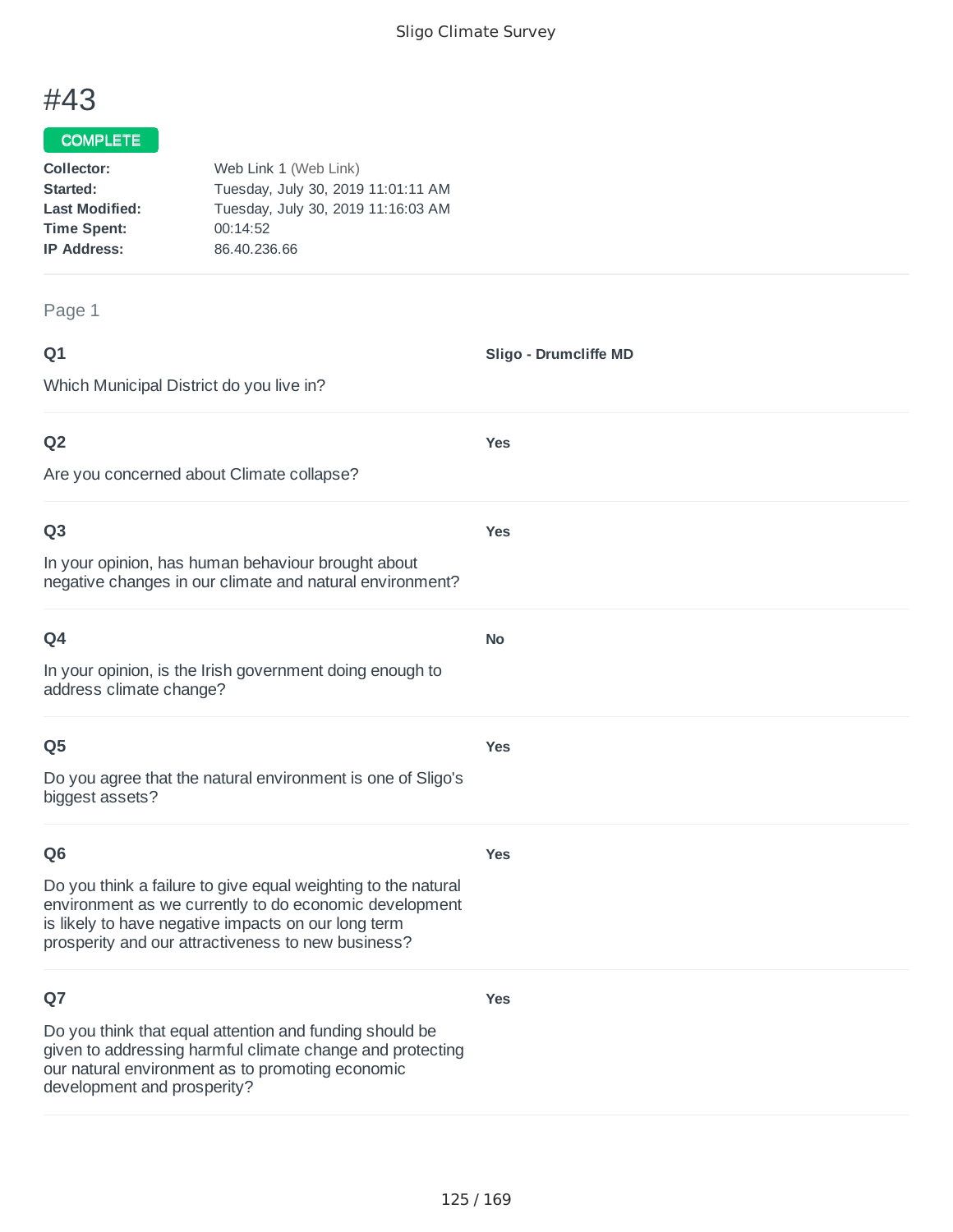# #43

COMPLETE

**Collector:** Web Link 1 (Web Link)
**Started:** Tuesday, July 30, 2019 11:01:11 AM
**Last Modified:** Tuesday, July 30, 2019 11:16:03 AM
**Time Spent:** 00:14:52
**IP Address:** 86.40.236.66

Page 1

**Q1**

Which Municipal District do you live in?

**Sligo - Drumcliffe MD**

**Q2**

Are you concerned about Climate collapse?

**Yes**

**Q3**

In your opinion, has human behaviour brought about negative changes in our climate and natural environment?

**Yes**

**Q4**

In your opinion, is the Irish government doing enough to address climate change?

**No**

**Q5**

Do you agree that the natural environment is one of Sligo's biggest assets?

**Yes**

**Q6**

Do you think a failure to give equal weighting to the natural environment as we currently to do economic development is likely to have negative impacts on our long term prosperity and our attractiveness to new business?

**Yes**

**Q7**

Do you think that equal attention and funding should be given to addressing harmful climate change and protecting our natural environment as to promoting economic development and prosperity?

**Yes**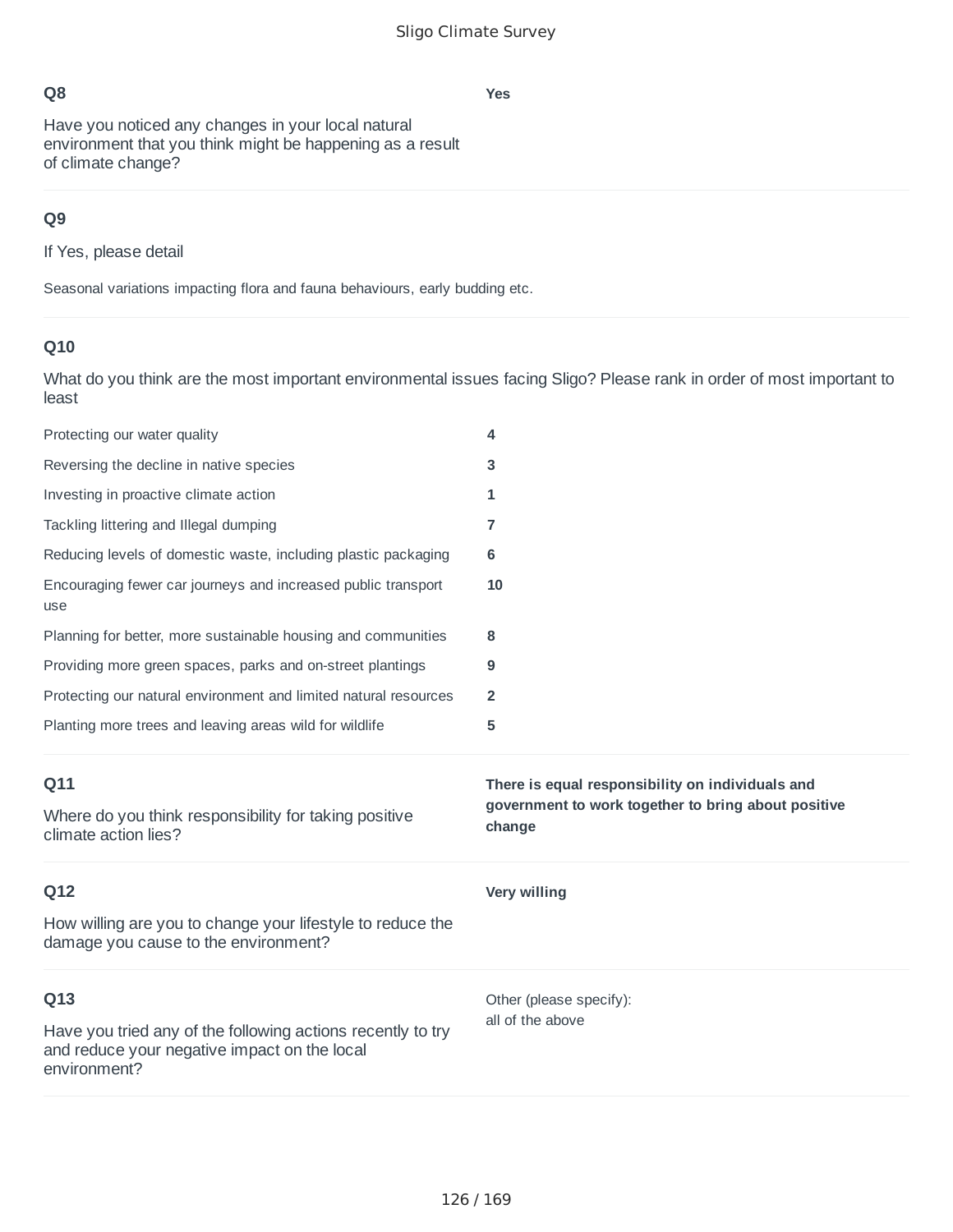### Q8

Have you noticed any changes in your local natural environment that you think might be happening as a result of climate change?

**Yes**

### Q9

If Yes, please detail

Seasonal variations impacting flora and fauna behaviours, early budding etc.

### Q10

What do you think are the most important environmental issues facing Sligo? Please rank in order of most important to least

| Issue | Rank |
|---|---|
| Protecting our water quality | **4** |
| Reversing the decline in native species | **3** |
| Investing in proactive climate action | **1** |
| Tackling littering and Illegal dumping | **7** |
| Reducing levels of domestic waste, including plastic packaging | **6** |
| Encouraging fewer car journeys and increased public transport use | **10** |
| Planning for better, more sustainable housing and communities | **8** |
| Providing more green spaces, parks and on-street plantings | **9** |
| Protecting our natural environment and limited natural resources | **2** |
| Planting more trees and leaving areas wild for wildlife | **5** |

### Q11

Where do you think responsibility for taking positive climate action lies?

**There is equal responsibility on individuals and government to work together to bring about positive change**

### Q12

How willing are you to change your lifestyle to reduce the damage you cause to the environment?

**Very willing**

### Q13

Have you tried any of the following actions recently to try and reduce your negative impact on the local environment?

Other (please specify):
all of the above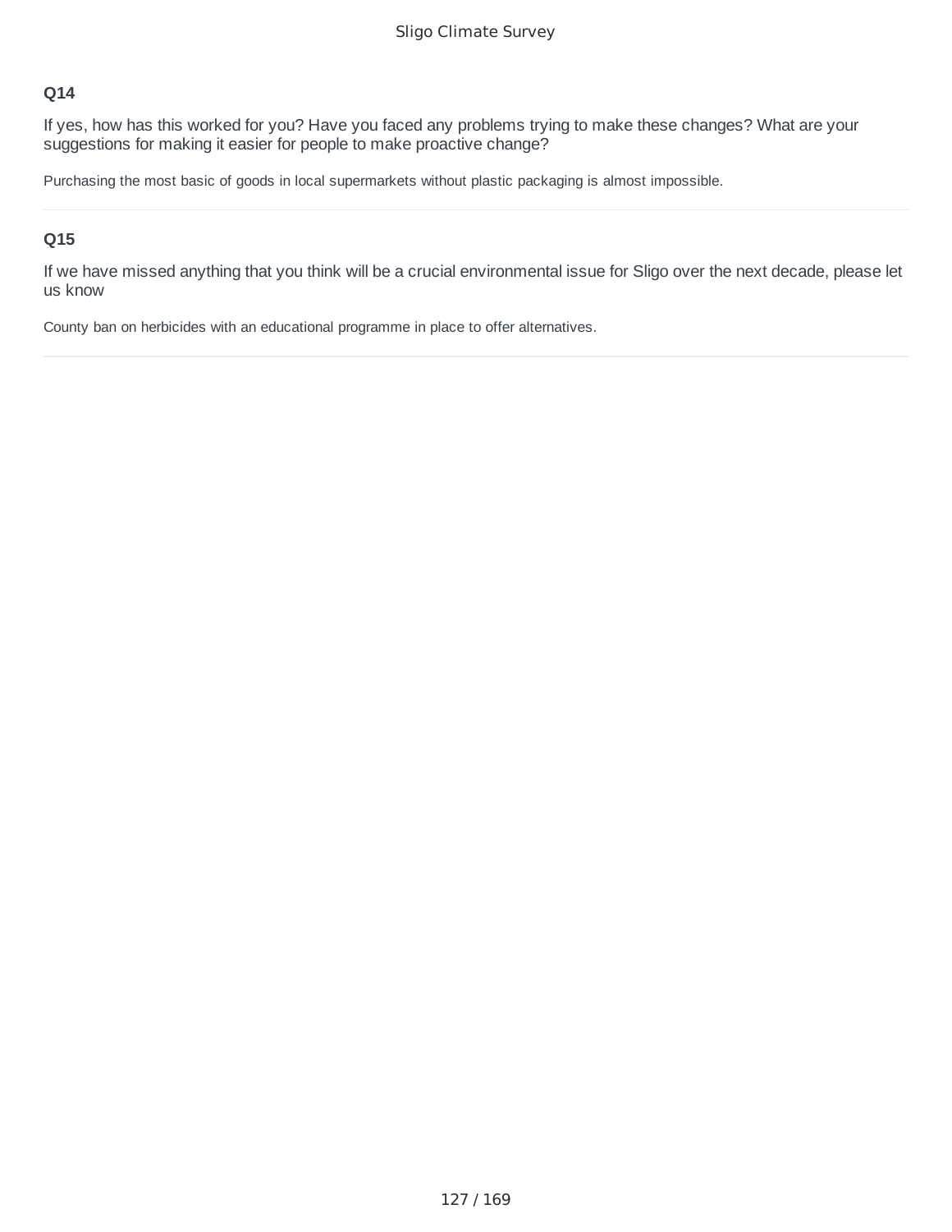### Q14

If yes, how has this worked for you? Have you faced any problems trying to make these changes? What are your suggestions for making it easier for people to make proactive change?

Purchasing the most basic of goods in local supermarkets without plastic packaging is almost impossible.

---

### Q15

If we have missed anything that you think will be a crucial environmental issue for Sligo over the next decade, please let us know

County ban on herbicides with an educational programme in place to offer alternatives.

---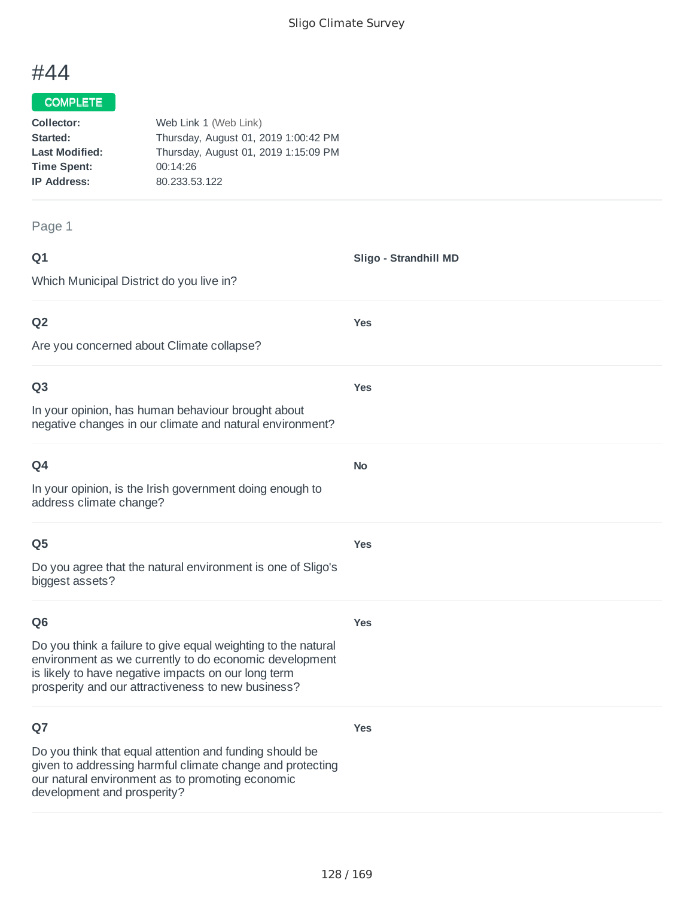# #44

**COMPLETE**

| | |
|---|---|
| **Collector:** | Web Link 1 (Web Link) |
| **Started:** | Thursday, August 01, 2019 1:00:42 PM |
| **Last Modified:** | Thursday, August 01, 2019 1:15:09 PM |
| **Time Spent:** | 00:14:26 |
| **IP Address:** | 80.233.53.122 |

## Page 1

### Q1

Which Municipal District do you live in?

**Sligo - Strandhill MD**

### Q2

Are you concerned about Climate collapse?

**Yes**

### Q3

In your opinion, has human behaviour brought about negative changes in our climate and natural environment?

**Yes**

### Q4

In your opinion, is the Irish government doing enough to address climate change?

**No**

### Q5

Do you agree that the natural environment is one of Sligo's biggest assets?

**Yes**

### Q6

Do you think a failure to give equal weighting to the natural environment as we currently to do economic development is likely to have negative impacts on our long term prosperity and our attractiveness to new business?

**Yes**

### Q7

Do you think that equal attention and funding should be given to addressing harmful climate change and protecting our natural environment as to promoting economic development and prosperity?

**Yes**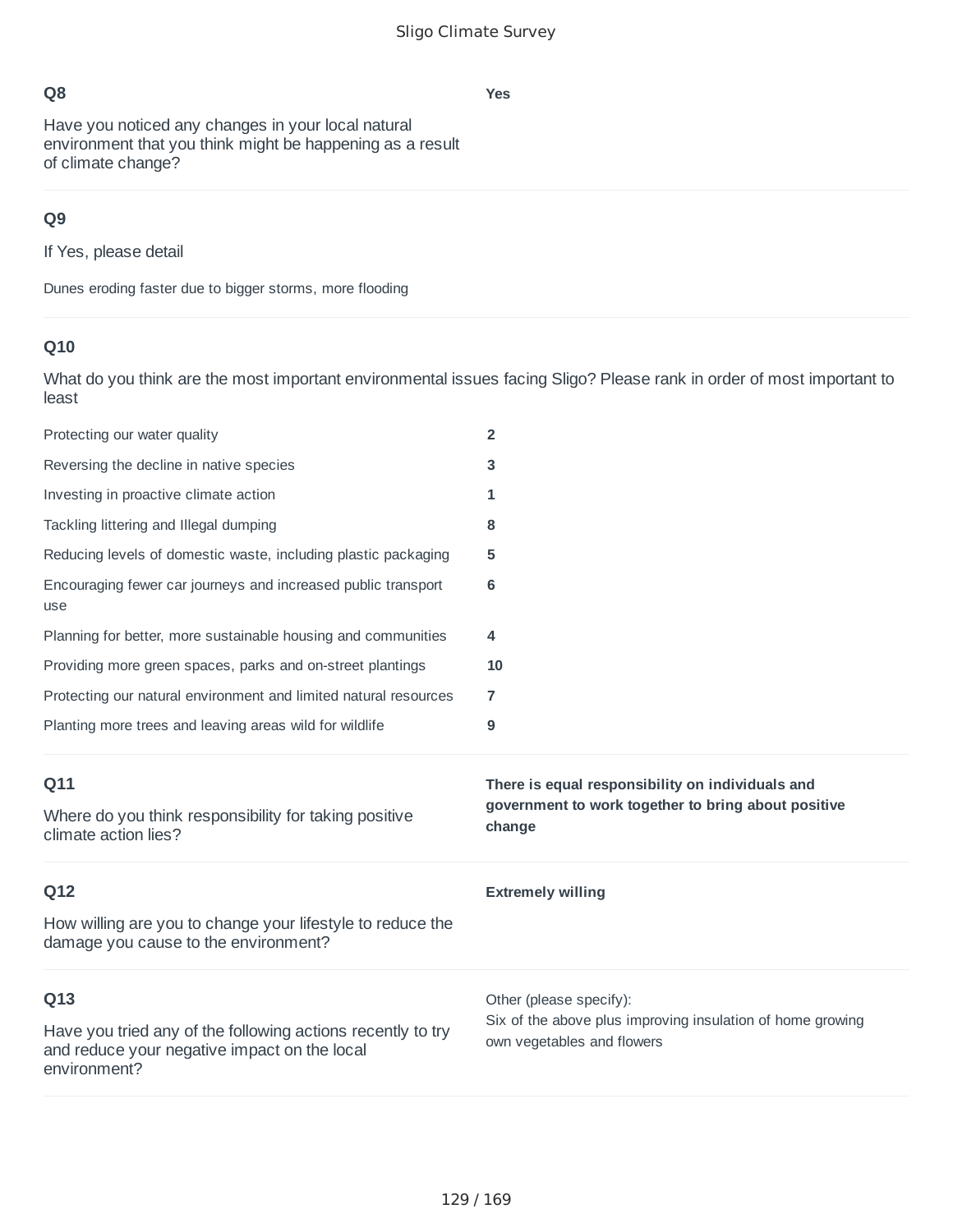### Q8

Have you noticed any changes in your local natural environment that you think might be happening as a result of climate change?

**Yes**

### Q9

If Yes, please detail

Dunes eroding faster due to bigger storms, more flooding

### Q10

What do you think are the most important environmental issues facing Sligo? Please rank in order of most important to least

| | |
|---|---|
| Protecting our water quality | **2** |
| Reversing the decline in native species | **3** |
| Investing in proactive climate action | **1** |
| Tackling littering and Illegal dumping | **8** |
| Reducing levels of domestic waste, including plastic packaging | **5** |
| Encouraging fewer car journeys and increased public transport use | **6** |
| Planning for better, more sustainable housing and communities | **4** |
| Providing more green spaces, parks and on-street plantings | **10** |
| Protecting our natural environment and limited natural resources | **7** |
| Planting more trees and leaving areas wild for wildlife | **9** |

### Q11

Where do you think responsibility for taking positive climate action lies?

**There is equal responsibility on individuals and government to work together to bring about positive change**

### Q12

How willing are you to change your lifestyle to reduce the damage you cause to the environment?

**Extremely willing**

### Q13

Have you tried any of the following actions recently to try and reduce your negative impact on the local environment?

Other (please specify):
Six of the above plus improving insulation of home growing own vegetables and flowers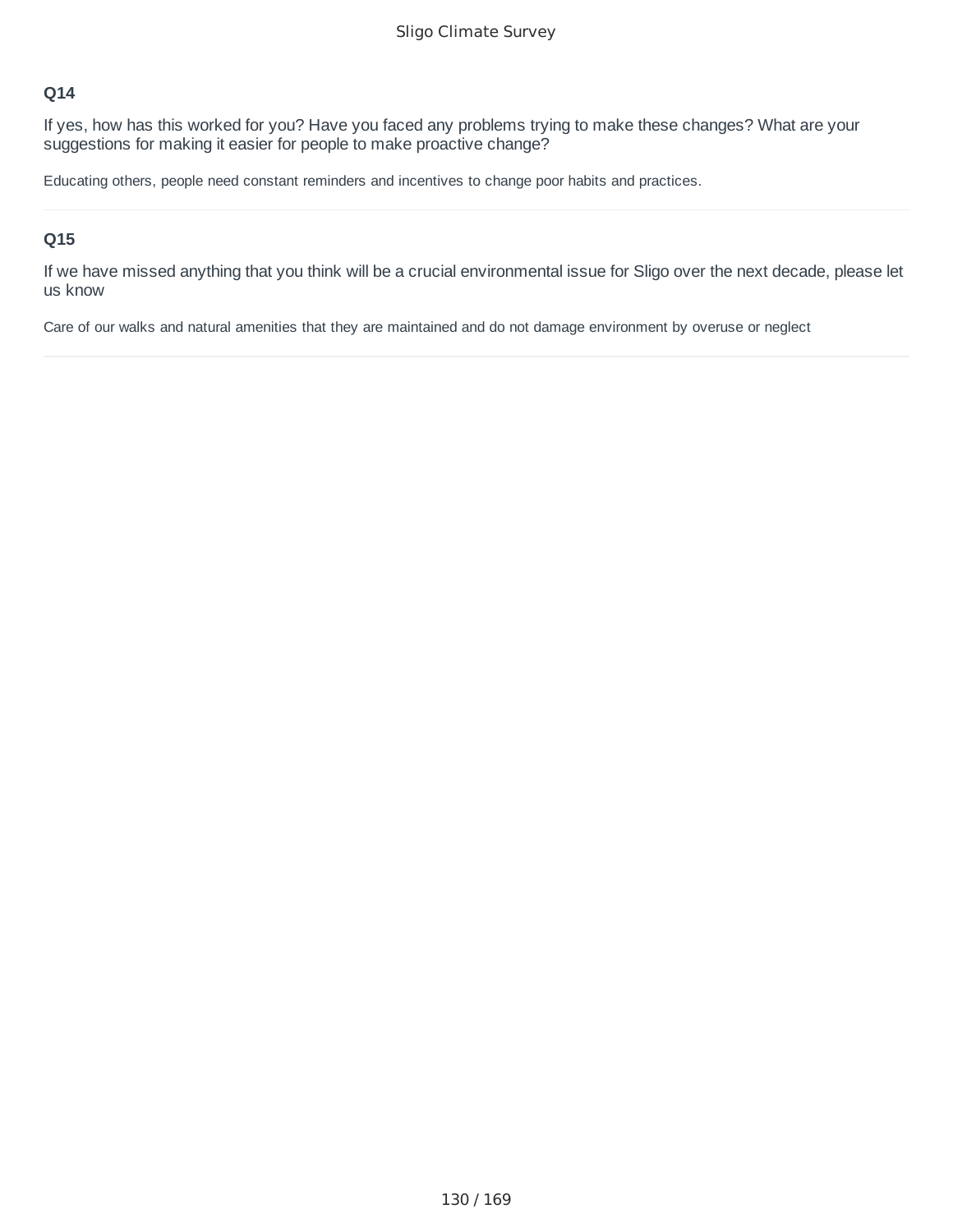### Q14

If yes, how has this worked for you? Have you faced any problems trying to make these changes? What are your suggestions for making it easier for people to make proactive change?

Educating others, people need constant reminders and incentives to change poor habits and practices.

---

### Q15

If we have missed anything that you think will be a crucial environmental issue for Sligo over the next decade, please let us know

Care of our walks and natural amenities that they are maintained and do not damage environment by overuse or neglect

---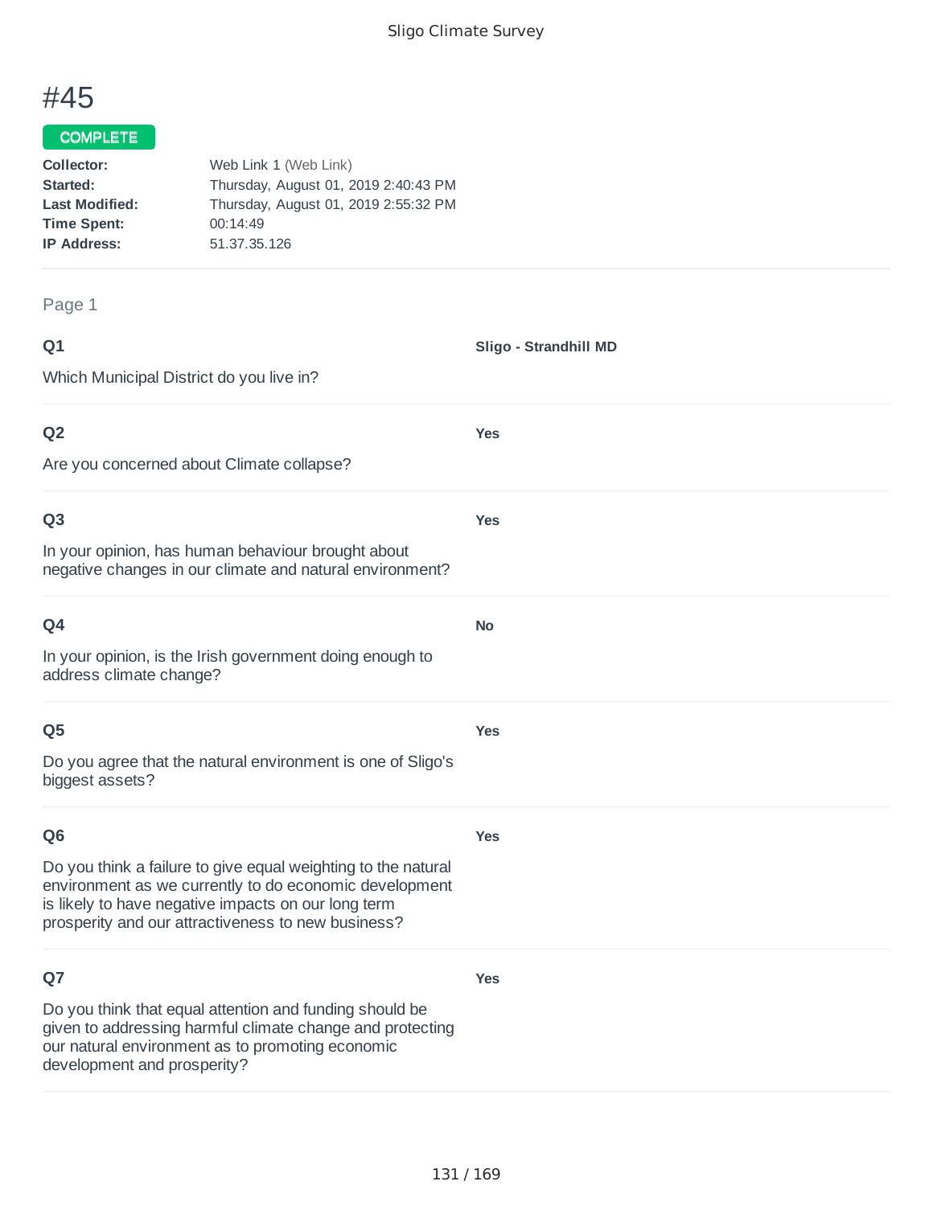# #45

**COMPLETE**

**Collector:** Web Link 1 (Web Link)
**Started:** Thursday, August 01, 2019 2:40:43 PM
**Last Modified:** Thursday, August 01, 2019 2:55:32 PM
**Time Spent:** 00:14:49
**IP Address:** 51.37.35.126

Page 1

**Q1**

Which Municipal District do you live in?

**Sligo - Strandhill MD**

**Q2**

Are you concerned about Climate collapse?

**Yes**

**Q3**

In your opinion, has human behaviour brought about negative changes in our climate and natural environment?

**Yes**

**Q4**

In your opinion, is the Irish government doing enough to address climate change?

**No**

**Q5**

Do you agree that the natural environment is one of Sligo's biggest assets?

**Yes**

**Q6**

Do you think a failure to give equal weighting to the natural environment as we currently to do economic development is likely to have negative impacts on our long term prosperity and our attractiveness to new business?

**Yes**

**Q7**

Do you think that equal attention and funding should be given to addressing harmful climate change and protecting our natural environment as to promoting economic development and prosperity?

**Yes**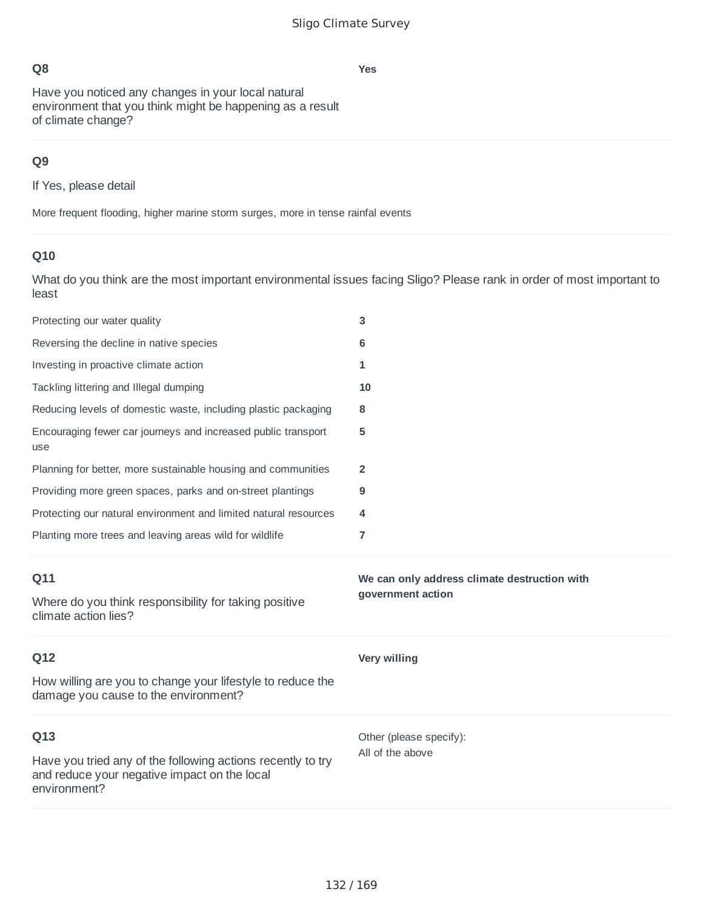### Q8

Have you noticed any changes in your local natural environment that you think might be happening as a result of climate change?

**Yes**

### Q9

If Yes, please detail

More frequent flooding, higher marine storm surges, more in tense rainfal events

### Q10

What do you think are the most important environmental issues facing Sligo? Please rank in order of most important to least

| | |
|---|---|
| Protecting our water quality | **3** |
| Reversing the decline in native species | **6** |
| Investing in proactive climate action | **1** |
| Tackling littering and Illegal dumping | **10** |
| Reducing levels of domestic waste, including plastic packaging | **8** |
| Encouraging fewer car journeys and increased public transport use | **5** |
| Planning for better, more sustainable housing and communities | **2** |
| Providing more green spaces, parks and on-street plantings | **9** |
| Protecting our natural environment and limited natural resources | **4** |
| Planting more trees and leaving areas wild for wildlife | **7** |

### Q11

Where do you think responsibility for taking positive climate action lies?

**We can only address climate destruction with government action**

### Q12

How willing are you to change your lifestyle to reduce the damage you cause to the environment?

**Very willing**

### Q13

Have you tried any of the following actions recently to try and reduce your negative impact on the local environment?

Other (please specify):
All of the above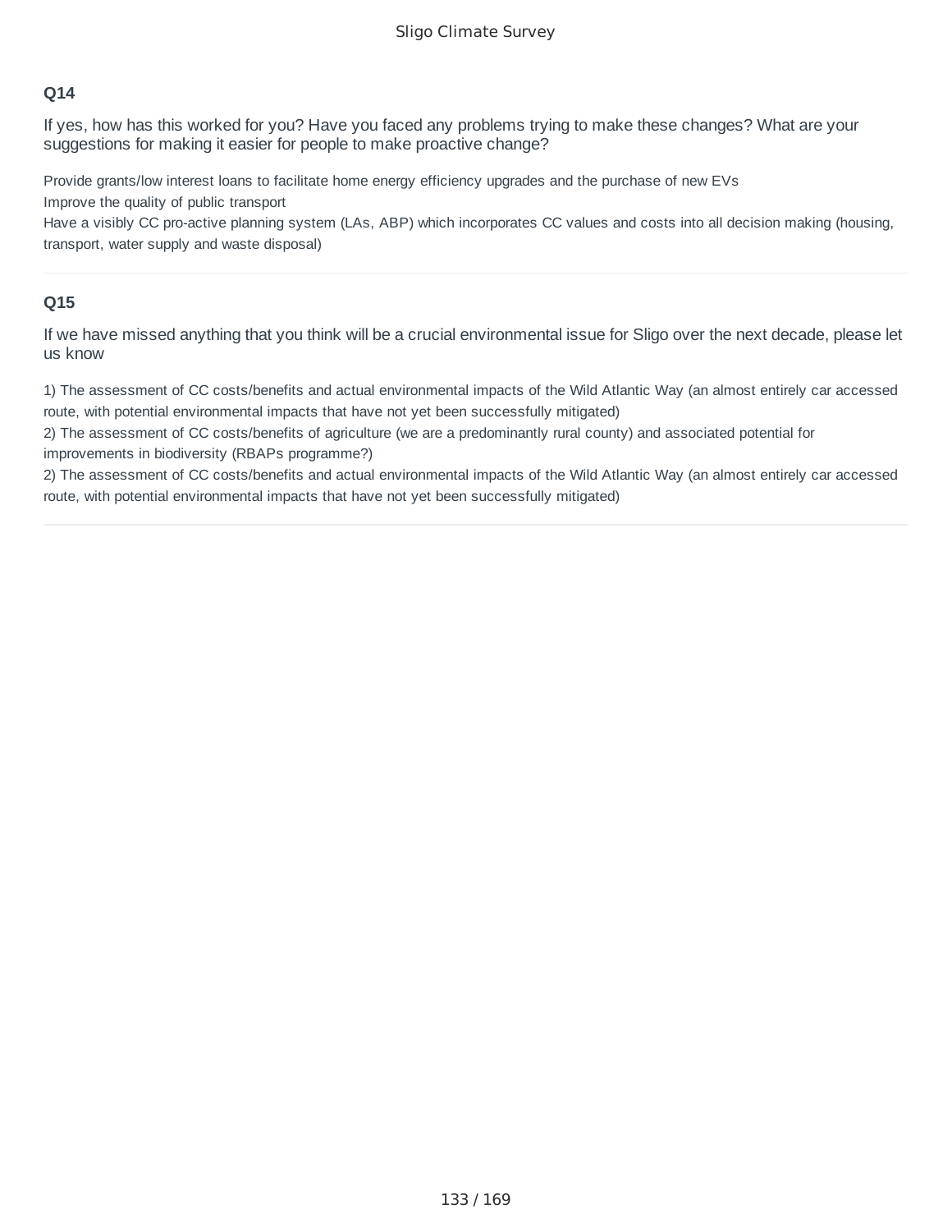### Q14

If yes, how has this worked for you? Have you faced any problems trying to make these changes? What are your suggestions for making it easier for people to make proactive change?

Provide grants/low interest loans to facilitate home energy efficiency upgrades and the purchase of new EVs
Improve the quality of public transport
Have a visibly CC pro-active planning system (LAs, ABP) which incorporates CC values and costs into all decision making (housing, transport, water supply and waste disposal)

---

### Q15

If we have missed anything that you think will be a crucial environmental issue for Sligo over the next decade, please let us know

1) The assessment of CC costs/benefits and actual environmental impacts of the Wild Atlantic Way (an almost entirely car accessed route, with potential environmental impacts that have not yet been successfully mitigated)
2) The assessment of CC costs/benefits of agriculture (we are a predominantly rural county) and associated potential for improvements in biodiversity (RBAPs programme?)
2) The assessment of CC costs/benefits and actual environmental impacts of the Wild Atlantic Way (an almost entirely car accessed route, with potential environmental impacts that have not yet been successfully mitigated)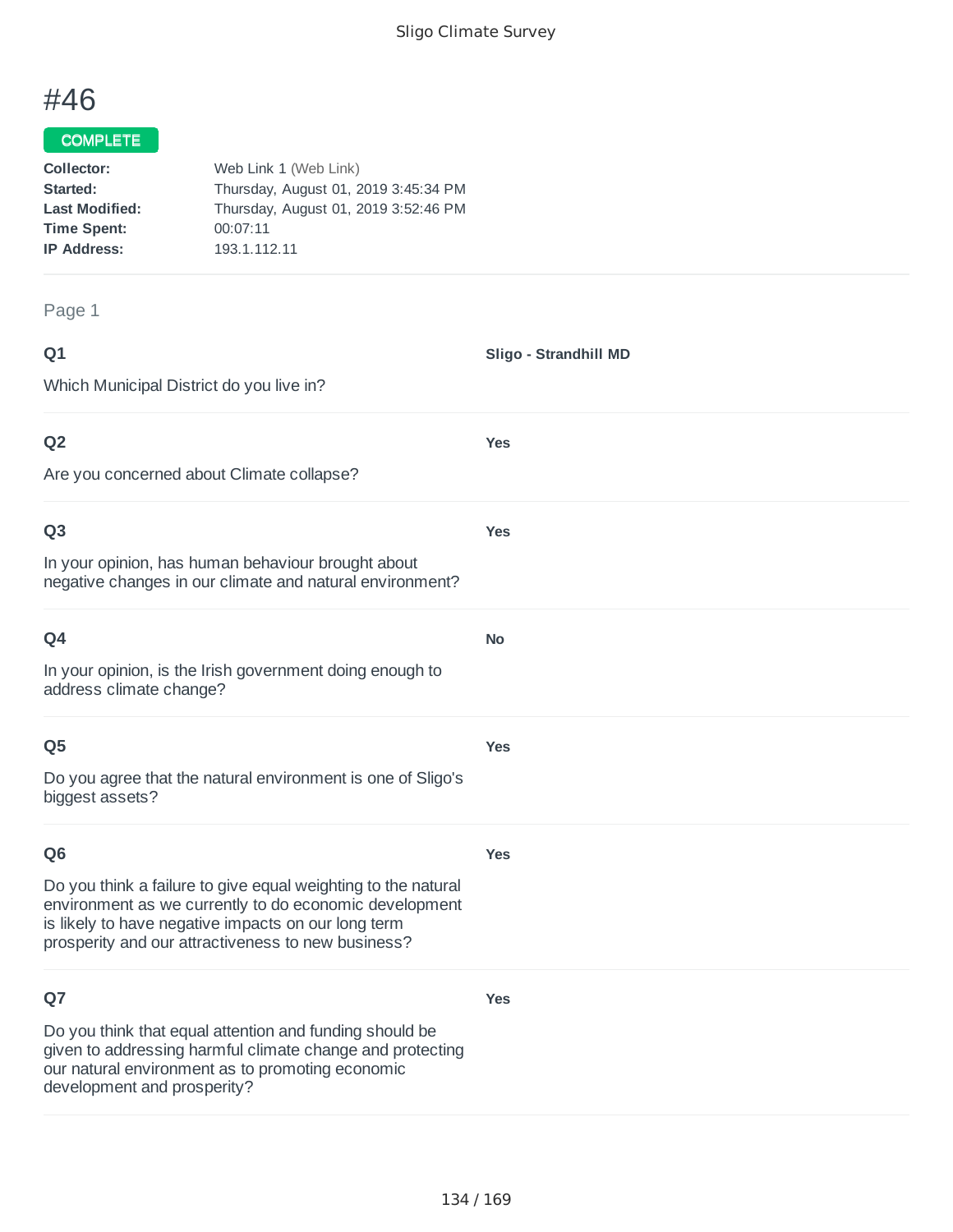# #46

**COMPLETE**

**Collector:** Web Link 1 (Web Link)
**Started:** Thursday, August 01, 2019 3:45:34 PM
**Last Modified:** Thursday, August 01, 2019 3:52:46 PM
**Time Spent:** 00:07:11
**IP Address:** 193.1.112.11

Page 1

**Q1**

Which Municipal District do you live in?

**Sligo - Strandhill MD**

**Q2**

Are you concerned about Climate collapse?

**Yes**

**Q3**

In your opinion, has human behaviour brought about negative changes in our climate and natural environment?

**Yes**

**Q4**

In your opinion, is the Irish government doing enough to address climate change?

**No**

**Q5**

Do you agree that the natural environment is one of Sligo's biggest assets?

**Yes**

**Q6**

Do you think a failure to give equal weighting to the natural environment as we currently to do economic development is likely to have negative impacts on our long term prosperity and our attractiveness to new business?

**Yes**

**Q7**

Do you think that equal attention and funding should be given to addressing harmful climate change and protecting our natural environment as to promoting economic development and prosperity?

**Yes**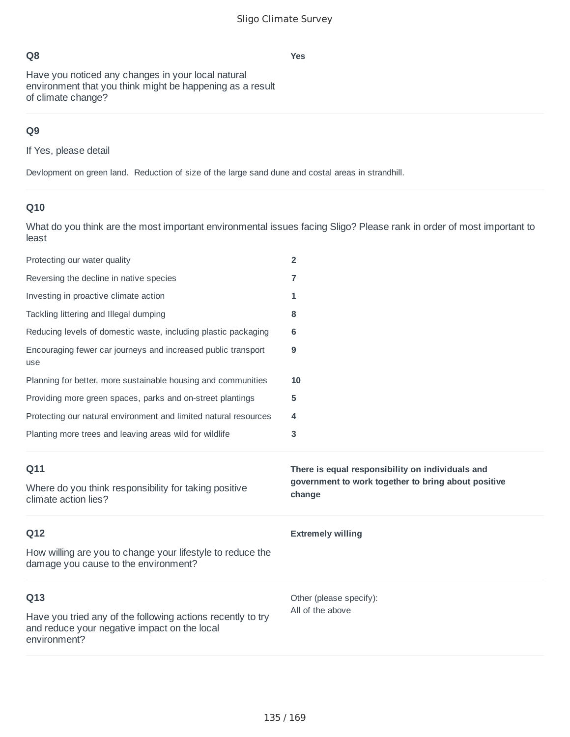**Q8**

Have you noticed any changes in your local natural environment that you think might be happening as a result of climate change?

**Yes**

**Q9**

If Yes, please detail

Devlopment on green land.  Reduction of size of the large sand dune and costal areas in strandhill.

**Q10**

What do you think are the most important environmental issues facing Sligo? Please rank in order of most important to least

| | |
|---|---|
| Protecting our water quality | **2** |
| Reversing the decline in native species | **7** |
| Investing in proactive climate action | **1** |
| Tackling littering and Illegal dumping | **8** |
| Reducing levels of domestic waste, including plastic packaging | **6** |
| Encouraging fewer car journeys and increased public transport use | **9** |
| Planning for better, more sustainable housing and communities | **10** |
| Providing more green spaces, parks and on-street plantings | **5** |
| Protecting our natural environment and limited natural resources | **4** |
| Planting more trees and leaving areas wild for wildlife | **3** |

**Q11**

Where do you think responsibility for taking positive climate action lies?

**There is equal responsibility on individuals and government to work together to bring about positive change**

**Q12**

How willing are you to change your lifestyle to reduce the damage you cause to the environment?

**Extremely willing**

**Q13**

Have you tried any of the following actions recently to try and reduce your negative impact on the local environment?

Other (please specify):
All of the above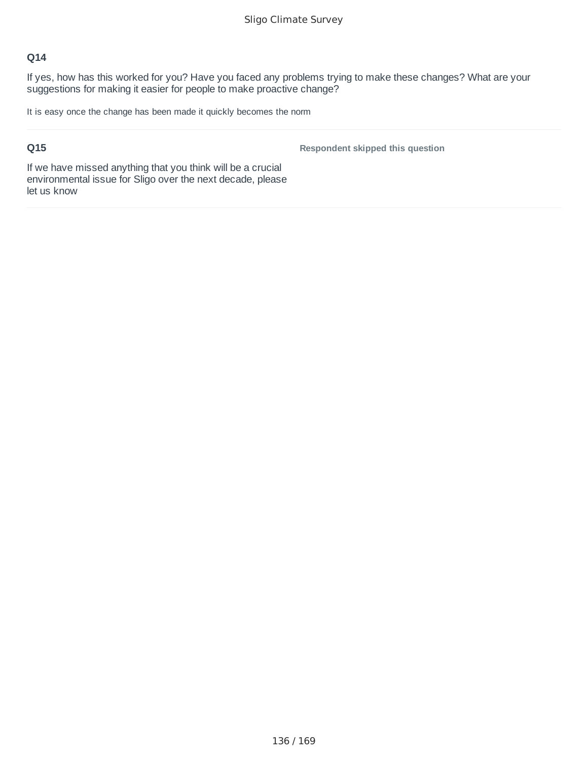**Q14**

If yes, how has this worked for you? Have you faced any problems trying to make these changes? What are your suggestions for making it easier for people to make proactive change?

It is easy once the change has been made it quickly becomes the norm

---

**Q15**

If we have missed anything that you think will be a crucial environmental issue for Sligo over the next decade, please let us know

**Respondent skipped this question**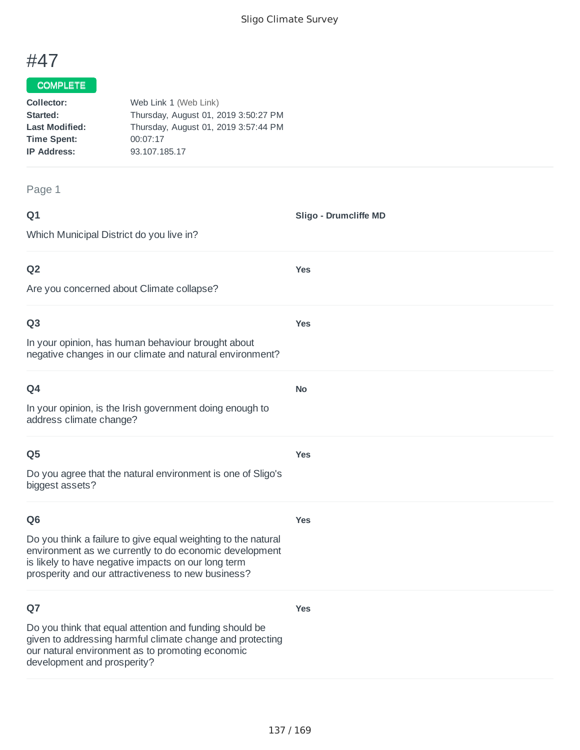# #47

**COMPLETE**

**Collector:** Web Link 1 (Web Link)
**Started:** Thursday, August 01, 2019 3:50:27 PM
**Last Modified:** Thursday, August 01, 2019 3:57:44 PM
**Time Spent:** 00:07:17
**IP Address:** 93.107.185.17

Page 1

**Q1**

Which Municipal District do you live in?

**Sligo - Drumcliffe MD**

**Q2**

Are you concerned about Climate collapse?

**Yes**

**Q3**

In your opinion, has human behaviour brought about negative changes in our climate and natural environment?

**Yes**

**Q4**

In your opinion, is the Irish government doing enough to address climate change?

**No**

**Q5**

Do you agree that the natural environment is one of Sligo's biggest assets?

**Yes**

**Q6**

Do you think a failure to give equal weighting to the natural environment as we currently to do economic development is likely to have negative impacts on our long term prosperity and our attractiveness to new business?

**Yes**

**Q7**

Do you think that equal attention and funding should be given to addressing harmful climate change and protecting our natural environment as to promoting economic development and prosperity?

**Yes**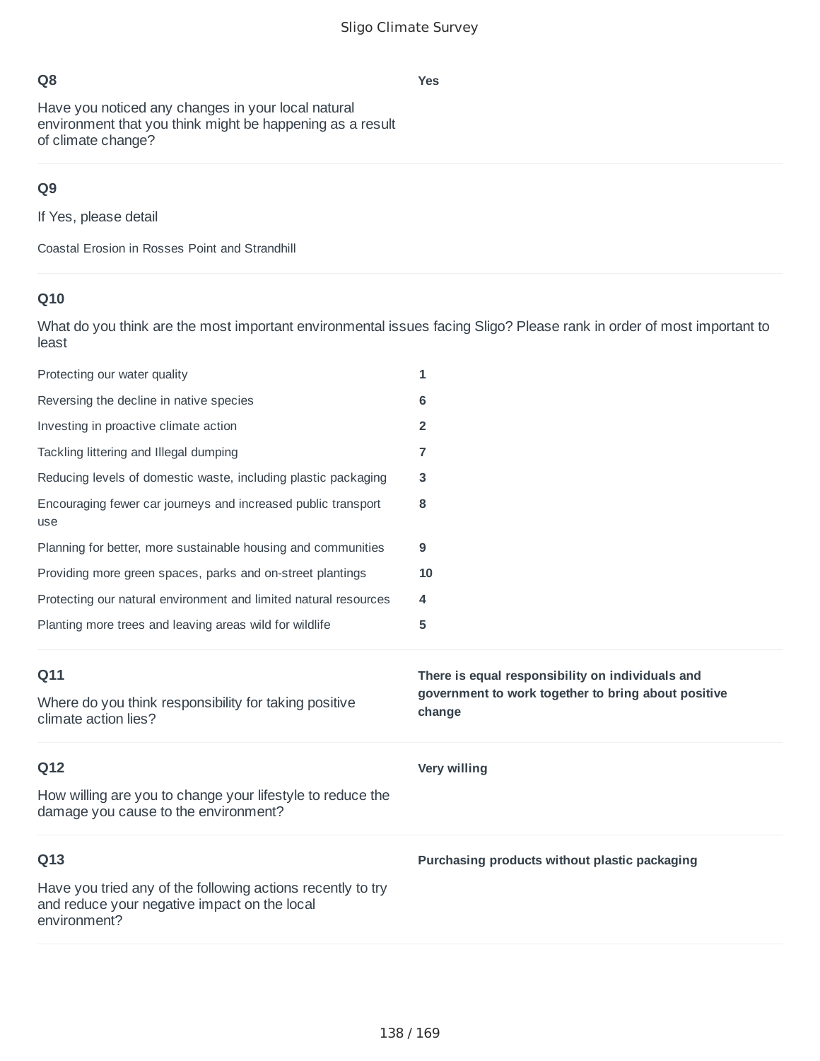**Q8**

Have you noticed any changes in your local natural environment that you think might be happening as a result of climate change?

**Yes**

**Q9**

If Yes, please detail

Coastal Erosion in Rosses Point and Strandhill

**Q10**

What do you think are the most important environmental issues facing Sligo? Please rank in order of most important to least

| | |
|---|---|
| Protecting our water quality | **1** |
| Reversing the decline in native species | **6** |
| Investing in proactive climate action | **2** |
| Tackling littering and Illegal dumping | **7** |
| Reducing levels of domestic waste, including plastic packaging | **3** |
| Encouraging fewer car journeys and increased public transport use | **8** |
| Planning for better, more sustainable housing and communities | **9** |
| Providing more green spaces, parks and on-street plantings | **10** |
| Protecting our natural environment and limited natural resources | **4** |
| Planting more trees and leaving areas wild for wildlife | **5** |

**Q11**

Where do you think responsibility for taking positive climate action lies?

**There is equal responsibility on individuals and government to work together to bring about positive change**

**Q12**

How willing are you to change your lifestyle to reduce the damage you cause to the environment?

**Very willing**

**Q13**

Have you tried any of the following actions recently to try and reduce your negative impact on the local environment?

**Purchasing products without plastic packaging**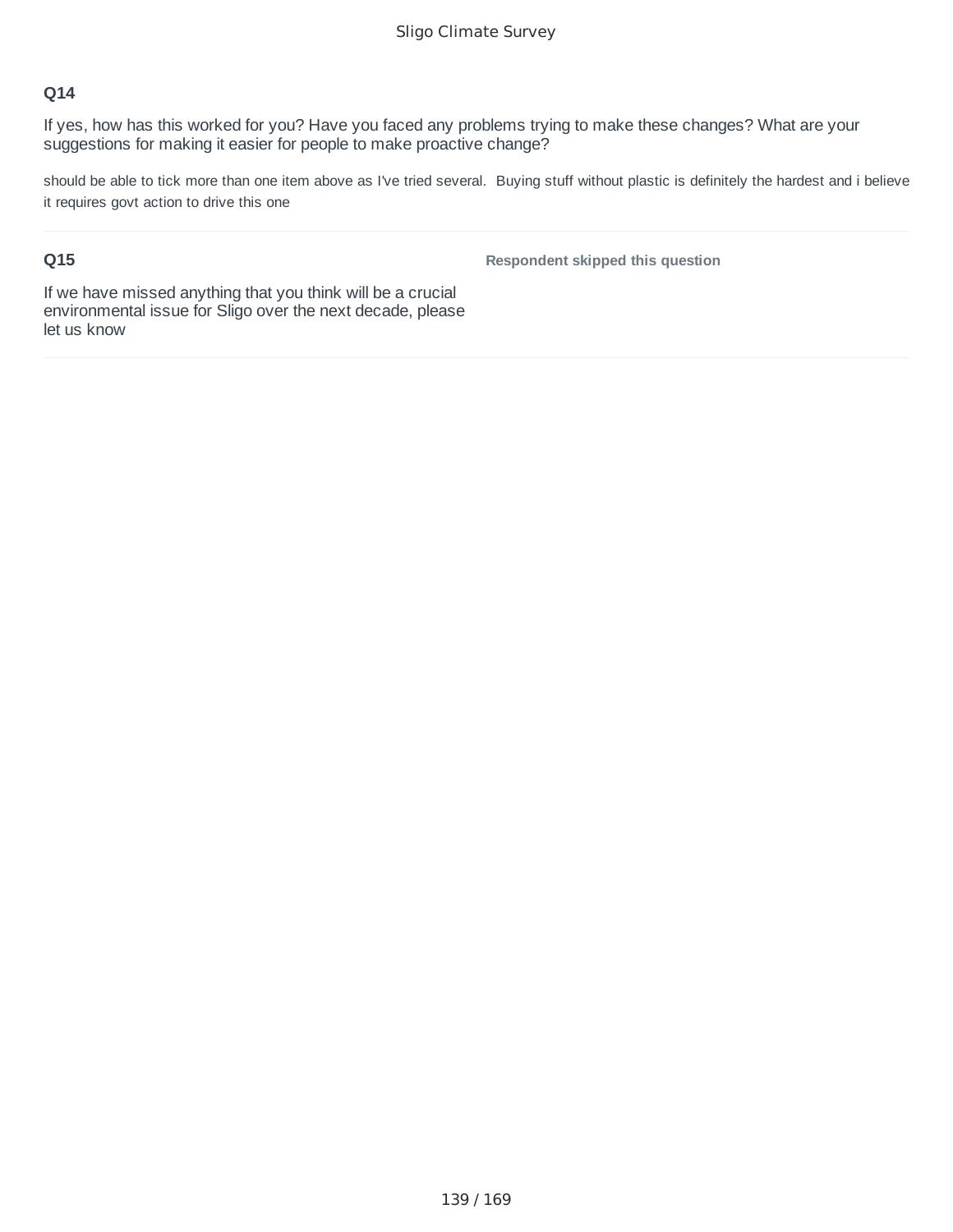### Q14

If yes, how has this worked for you? Have you faced any problems trying to make these changes? What are your suggestions for making it easier for people to make proactive change?

should be able to tick more than one item above as I've tried several.  Buying stuff without plastic is definitely the hardest and i believe it requires govt action to drive this one

### Q15

If we have missed anything that you think will be a crucial environmental issue for Sligo over the next decade, please let us know

**Respondent skipped this question**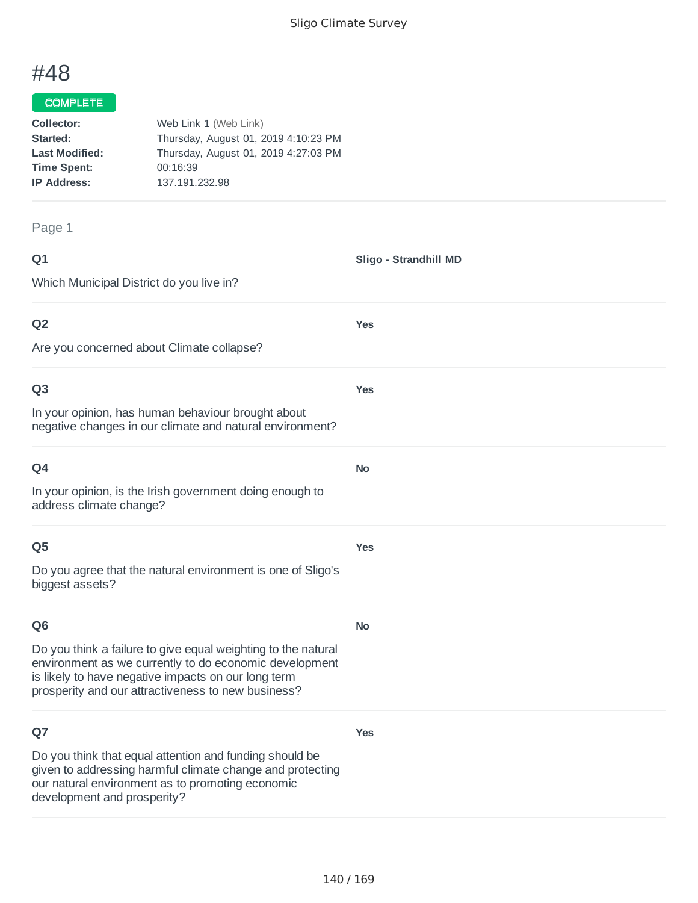# #48

COMPLETE

**Collector:** Web Link 1 (Web Link)
**Started:** Thursday, August 01, 2019 4:10:23 PM
**Last Modified:** Thursday, August 01, 2019 4:27:03 PM
**Time Spent:** 00:16:39
**IP Address:** 137.191.232.98

Page 1

**Q1**

Which Municipal District do you live in?

**Sligo - Strandhill MD**

**Q2**

Are you concerned about Climate collapse?

**Yes**

**Q3**

In your opinion, has human behaviour brought about negative changes in our climate and natural environment?

**Yes**

**Q4**

In your opinion, is the Irish government doing enough to address climate change?

**No**

**Q5**

Do you agree that the natural environment is one of Sligo's biggest assets?

**Yes**

**Q6**

Do you think a failure to give equal weighting to the natural environment as we currently to do economic development is likely to have negative impacts on our long term prosperity and our attractiveness to new business?

**No**

**Q7**

Do you think that equal attention and funding should be given to addressing harmful climate change and protecting our natural environment as to promoting economic development and prosperity?

**Yes**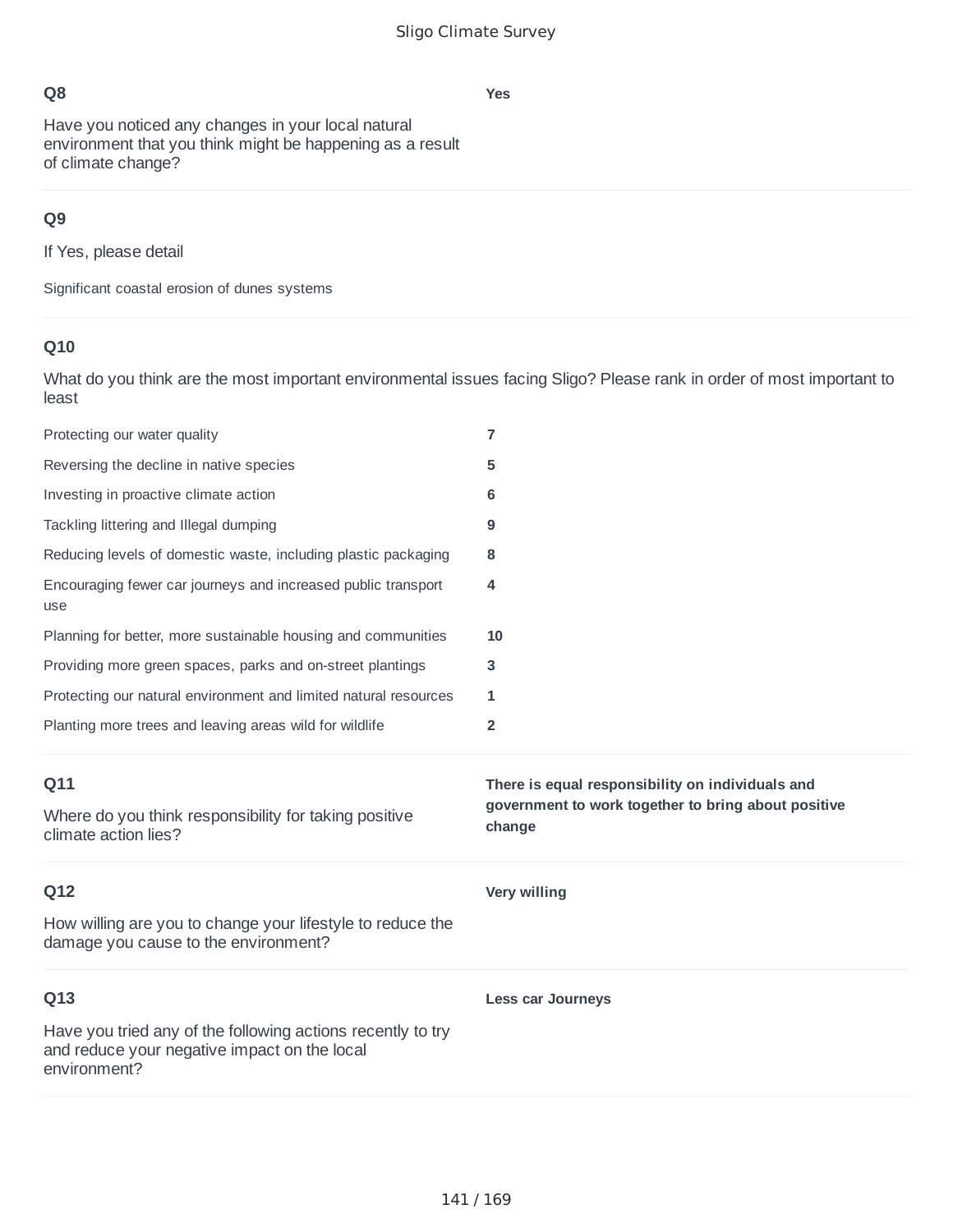**Q8**

Have you noticed any changes in your local natural environment that you think might be happening as a result of climate change?

**Yes**

**Q9**

If Yes, please detail

Significant coastal erosion of dunes systems

**Q10**

What do you think are the most important environmental issues facing Sligo? Please rank in order of most important to least

| | |
|---|---|
| Protecting our water quality | **7** |
| Reversing the decline in native species | **5** |
| Investing in proactive climate action | **6** |
| Tackling littering and Illegal dumping | **9** |
| Reducing levels of domestic waste, including plastic packaging | **8** |
| Encouraging fewer car journeys and increased public transport use | **4** |
| Planning for better, more sustainable housing and communities | **10** |
| Providing more green spaces, parks and on-street plantings | **3** |
| Protecting our natural environment and limited natural resources | **1** |
| Planting more trees and leaving areas wild for wildlife | **2** |

**Q11**

Where do you think responsibility for taking positive climate action lies?

**There is equal responsibility on individuals and government to work together to bring about positive change**

**Q12**

How willing are you to change your lifestyle to reduce the damage you cause to the environment?

**Very willing**

**Q13**

Have you tried any of the following actions recently to try and reduce your negative impact on the local environment?

**Less car Journeys**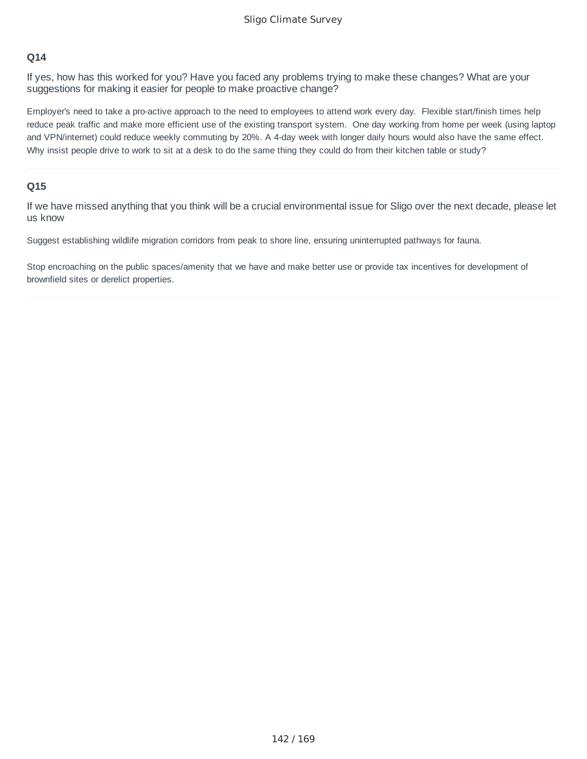### Q14

If yes, how has this worked for you? Have you faced any problems trying to make these changes? What are your suggestions for making it easier for people to make proactive change?

Employer's need to take a pro-active approach to the need to employees to attend work every day. Flexible start/finish times help reduce peak traffic and make more efficient use of the existing transport system. One day working from home per week (using laptop and VPN/internet) could reduce weekly commuting by 20%. A 4-day week with longer daily hours would also have the same effect. Why insist people drive to work to sit at a desk to do the same thing they could do from their kitchen table or study?

---

### Q15

If we have missed anything that you think will be a crucial environmental issue for Sligo over the next decade, please let us know

Suggest establishing wildlife migration corridors from peak to shore line, ensuring uninterrupted pathways for fauna.

Stop encroaching on the public spaces/amenity that we have and make better use or provide tax incentives for development of brownfield sites or derelict properties.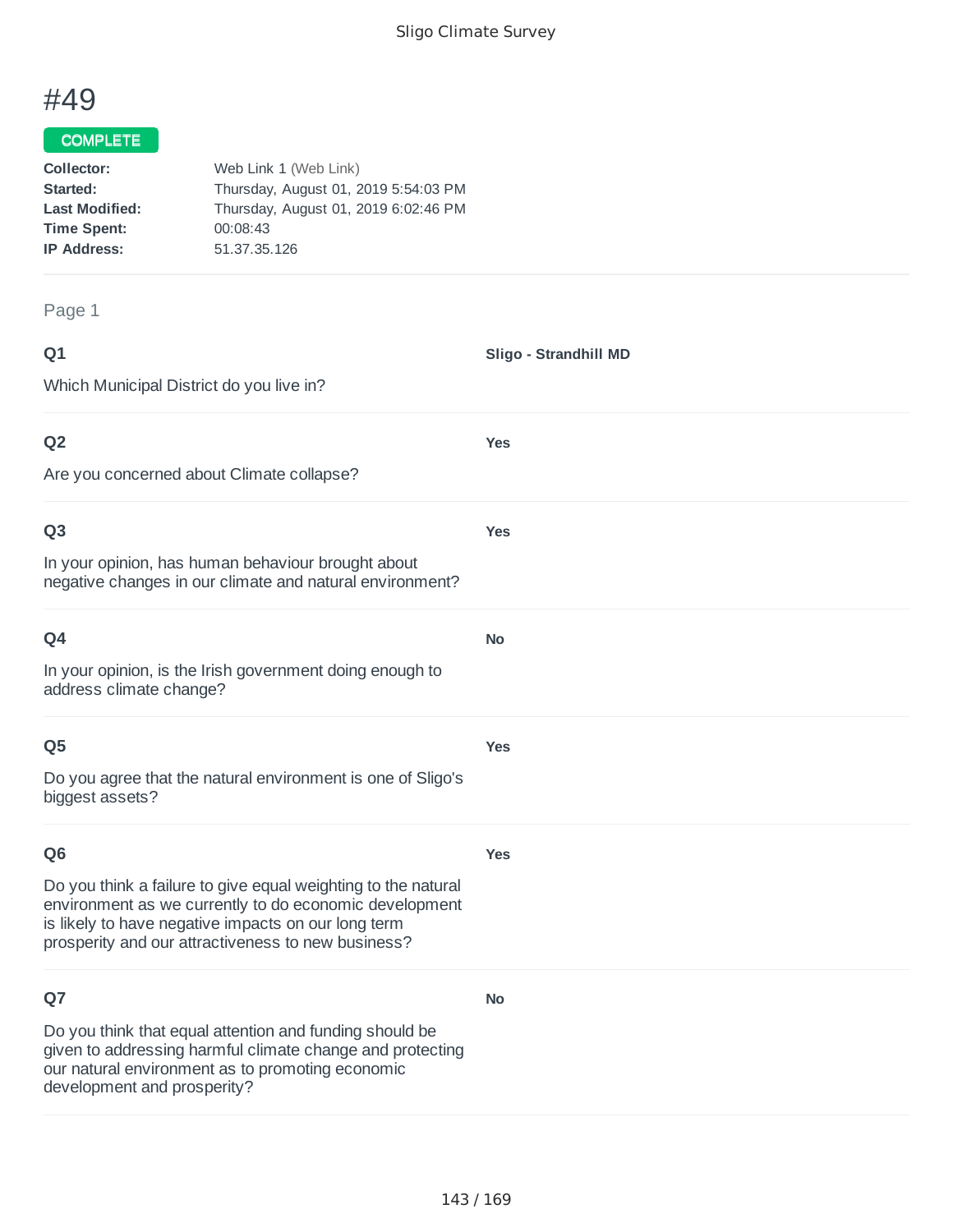# #49

**COMPLETE**

**Collector:** Web Link 1 (Web Link)
**Started:** Thursday, August 01, 2019 5:54:03 PM
**Last Modified:** Thursday, August 01, 2019 6:02:46 PM
**Time Spent:** 00:08:43
**IP Address:** 51.37.35.126

Page 1

**Q1**

Which Municipal District do you live in?

**Sligo - Strandhill MD**

**Q2**

Are you concerned about Climate collapse?

**Yes**

**Q3**

In your opinion, has human behaviour brought about negative changes in our climate and natural environment?

**Yes**

**Q4**

In your opinion, is the Irish government doing enough to address climate change?

**No**

**Q5**

Do you agree that the natural environment is one of Sligo's biggest assets?

**Yes**

**Q6**

Do you think a failure to give equal weighting to the natural environment as we currently to do economic development is likely to have negative impacts on our long term prosperity and our attractiveness to new business?

**Yes**

**Q7**

Do you think that equal attention and funding should be given to addressing harmful climate change and protecting our natural environment as to promoting economic development and prosperity?

**No**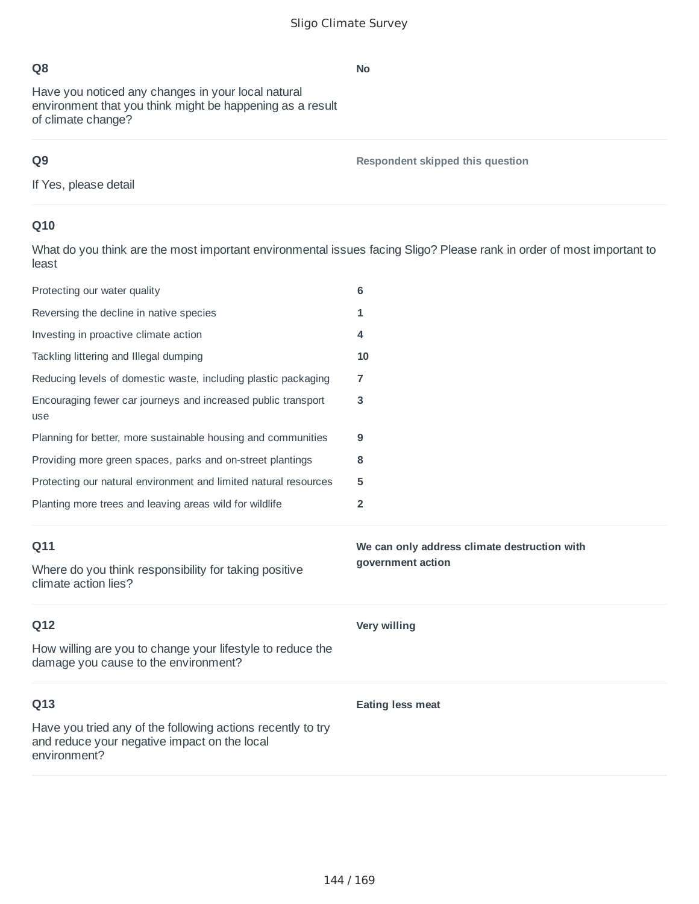**Q8**

Have you noticed any changes in your local natural environment that you think might be happening as a result of climate change?

**No**

**Q9**

If Yes, please detail

**Respondent skipped this question**

**Q10**

What do you think are the most important environmental issues facing Sligo? Please rank in order of most important to least

| | |
|---|---|
| Protecting our water quality | **6** |
| Reversing the decline in native species | **1** |
| Investing in proactive climate action | **4** |
| Tackling littering and Illegal dumping | **10** |
| Reducing levels of domestic waste, including plastic packaging | **7** |
| Encouraging fewer car journeys and increased public transport use | **3** |
| Planning for better, more sustainable housing and communities | **9** |
| Providing more green spaces, parks and on-street plantings | **8** |
| Protecting our natural environment and limited natural resources | **5** |
| Planting more trees and leaving areas wild for wildlife | **2** |

**Q11**

Where do you think responsibility for taking positive climate action lies?

**We can only address climate destruction with government action**

**Q12**

How willing are you to change your lifestyle to reduce the damage you cause to the environment?

**Very willing**

**Q13**

Have you tried any of the following actions recently to try and reduce your negative impact on the local environment?

**Eating less meat**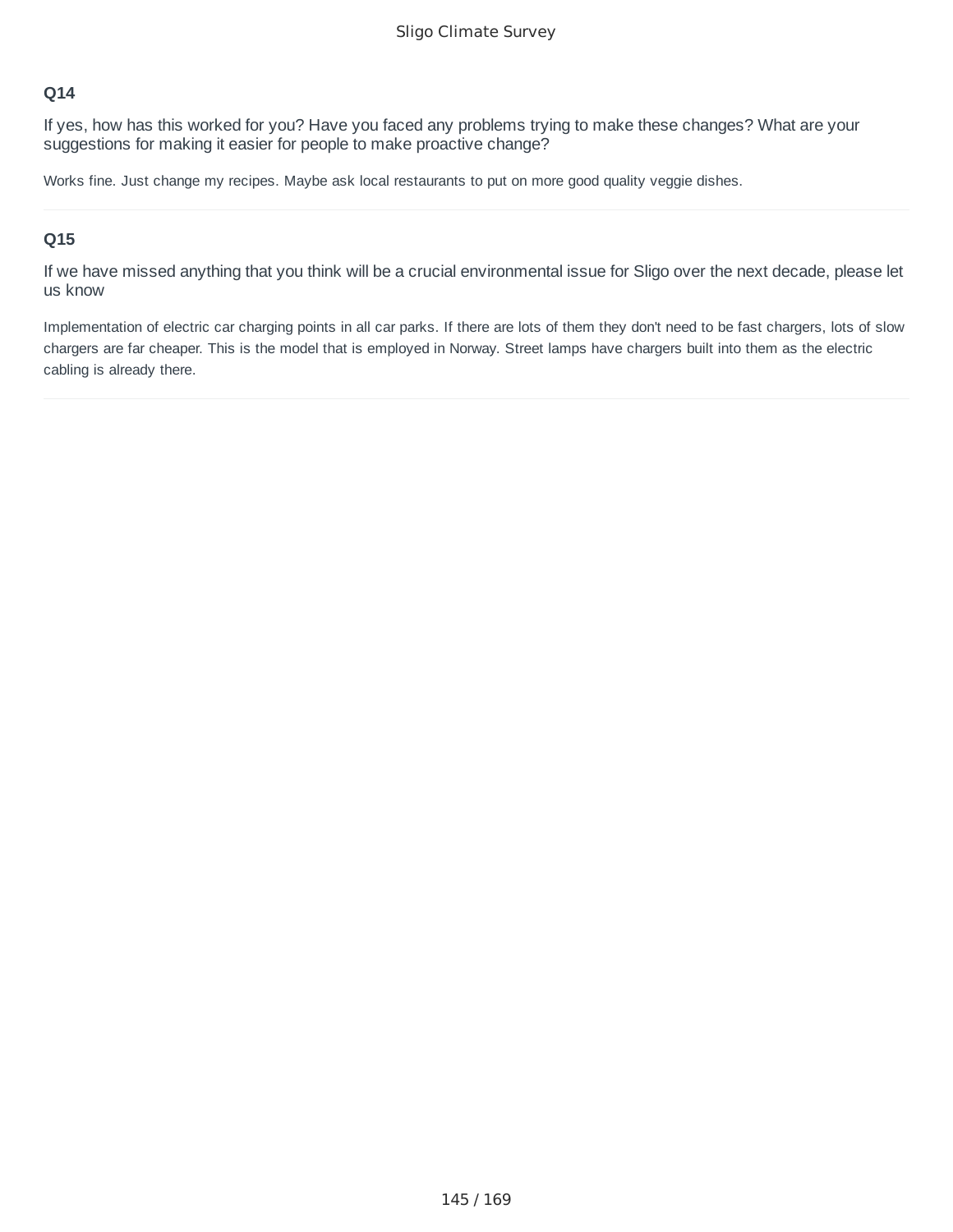### Q14

If yes, how has this worked for you? Have you faced any problems trying to make these changes? What are your suggestions for making it easier for people to make proactive change?

Works fine. Just change my recipes. Maybe ask local restaurants to put on more good quality veggie dishes.

---

### Q15

If we have missed anything that you think will be a crucial environmental issue for Sligo over the next decade, please let us know

Implementation of electric car charging points in all car parks. If there are lots of them they don't need to be fast chargers, lots of slow chargers are far cheaper. This is the model that is employed in Norway. Street lamps have chargers built into them as the electric cabling is already there.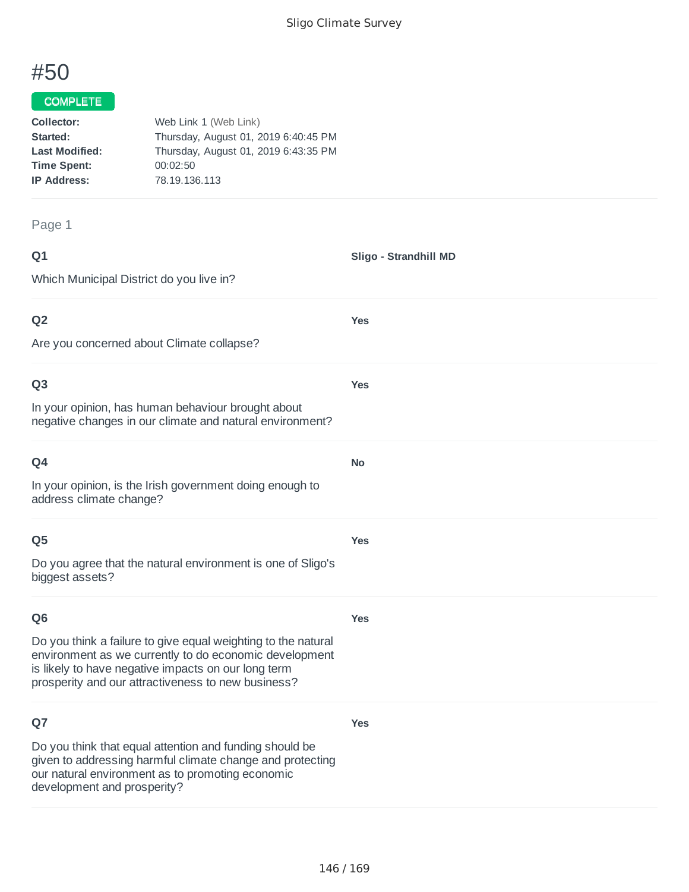# #50

**COMPLETE**

| | |
|---|---|
| **Collector:** | Web Link 1 (Web Link) |
| **Started:** | Thursday, August 01, 2019 6:40:45 PM |
| **Last Modified:** | Thursday, August 01, 2019 6:43:35 PM |
| **Time Spent:** | 00:02:50 |
| **IP Address:** | 78.19.136.113 |

Page 1

**Q1**

Which Municipal District do you live in?

**Sligo - Strandhill MD**

**Q2**

Are you concerned about Climate collapse?

**Yes**

**Q3**

In your opinion, has human behaviour brought about negative changes in our climate and natural environment?

**Yes**

**Q4**

In your opinion, is the Irish government doing enough to address climate change?

**No**

**Q5**

Do you agree that the natural environment is one of Sligo's biggest assets?

**Yes**

**Q6**

Do you think a failure to give equal weighting to the natural environment as we currently to do economic development is likely to have negative impacts on our long term prosperity and our attractiveness to new business?

**Yes**

**Q7**

Do you think that equal attention and funding should be given to addressing harmful climate change and protecting our natural environment as to promoting economic development and prosperity?

**Yes**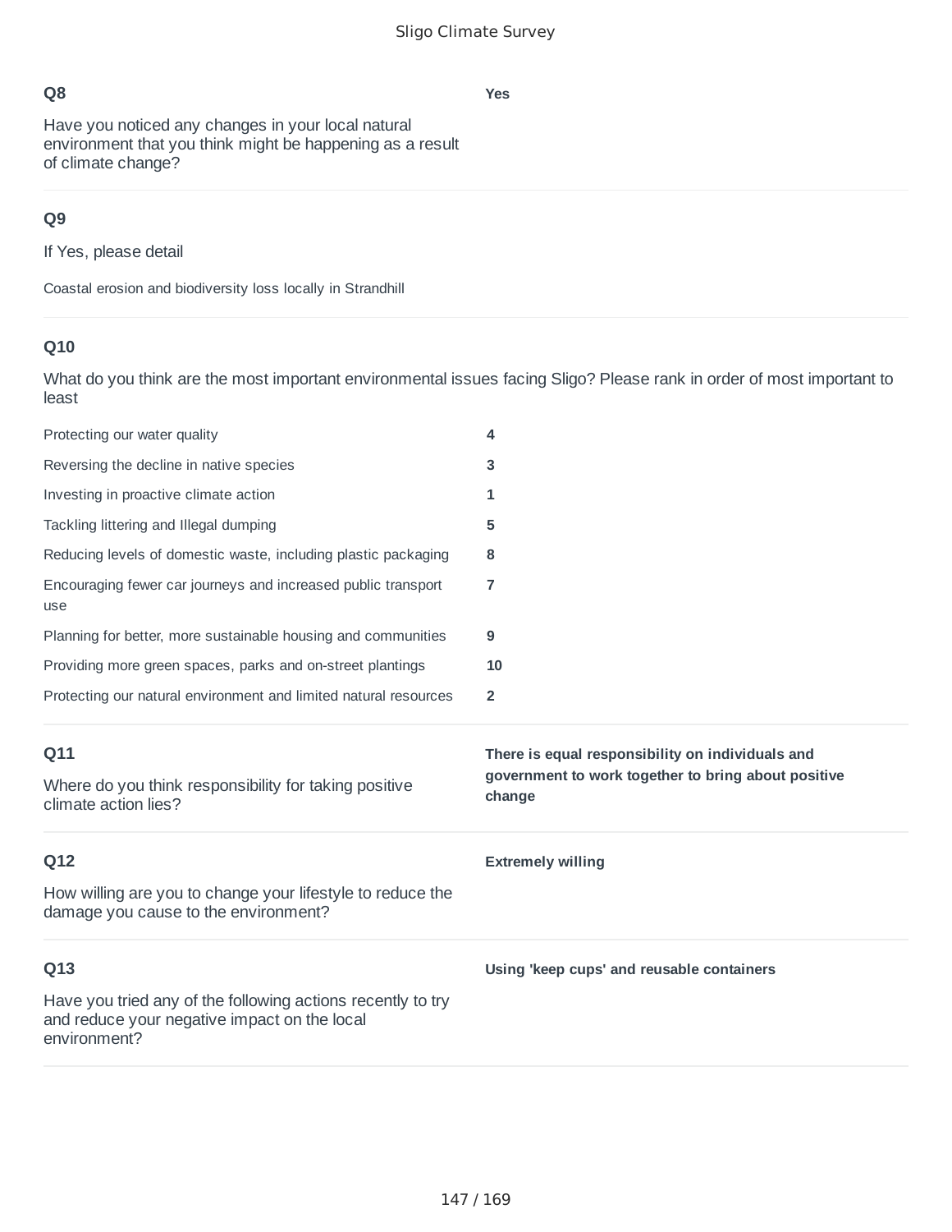**Q8**

Have you noticed any changes in your local natural environment that you think might be happening as a result of climate change?

**Yes**

**Q9**

If Yes, please detail

Coastal erosion and biodiversity loss locally in Strandhill

**Q10**

What do you think are the most important environmental issues facing Sligo? Please rank in order of most important to least

| | |
|---|---|
| Protecting our water quality | **4** |
| Reversing the decline in native species | **3** |
| Investing in proactive climate action | **1** |
| Tackling littering and Illegal dumping | **5** |
| Reducing levels of domestic waste, including plastic packaging | **8** |
| Encouraging fewer car journeys and increased public transport use | **7** |
| Planning for better, more sustainable housing and communities | **9** |
| Providing more green spaces, parks and on-street plantings | **10** |
| Protecting our natural environment and limited natural resources | **2** |

**Q11**

Where do you think responsibility for taking positive climate action lies?

**There is equal responsibility on individuals and government to work together to bring about positive change**

**Q12**

How willing are you to change your lifestyle to reduce the damage you cause to the environment?

**Extremely willing**

**Q13**

Have you tried any of the following actions recently to try and reduce your negative impact on the local environment?

**Using 'keep cups' and reusable containers**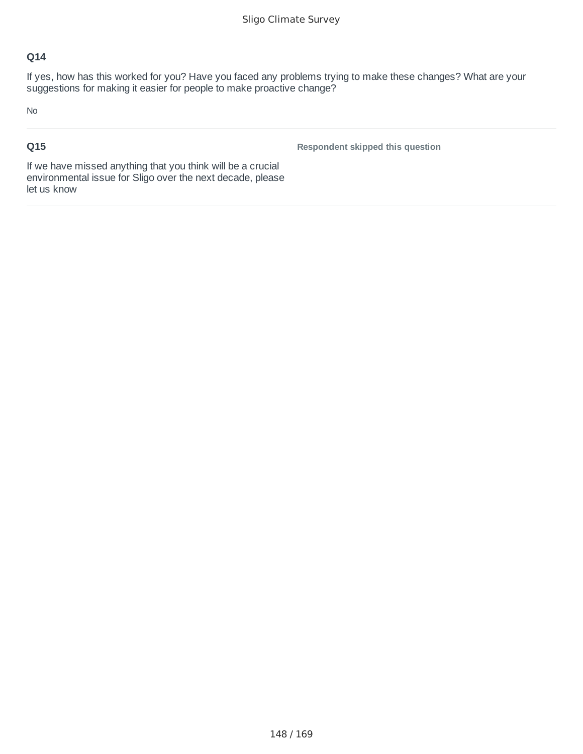### Q14

If yes, how has this worked for you? Have you faced any problems trying to make these changes? What are your suggestions for making it easier for people to make proactive change?

No

### Q15

If we have missed anything that you think will be a crucial environmental issue for Sligo over the next decade, please let us know

**Respondent skipped this question**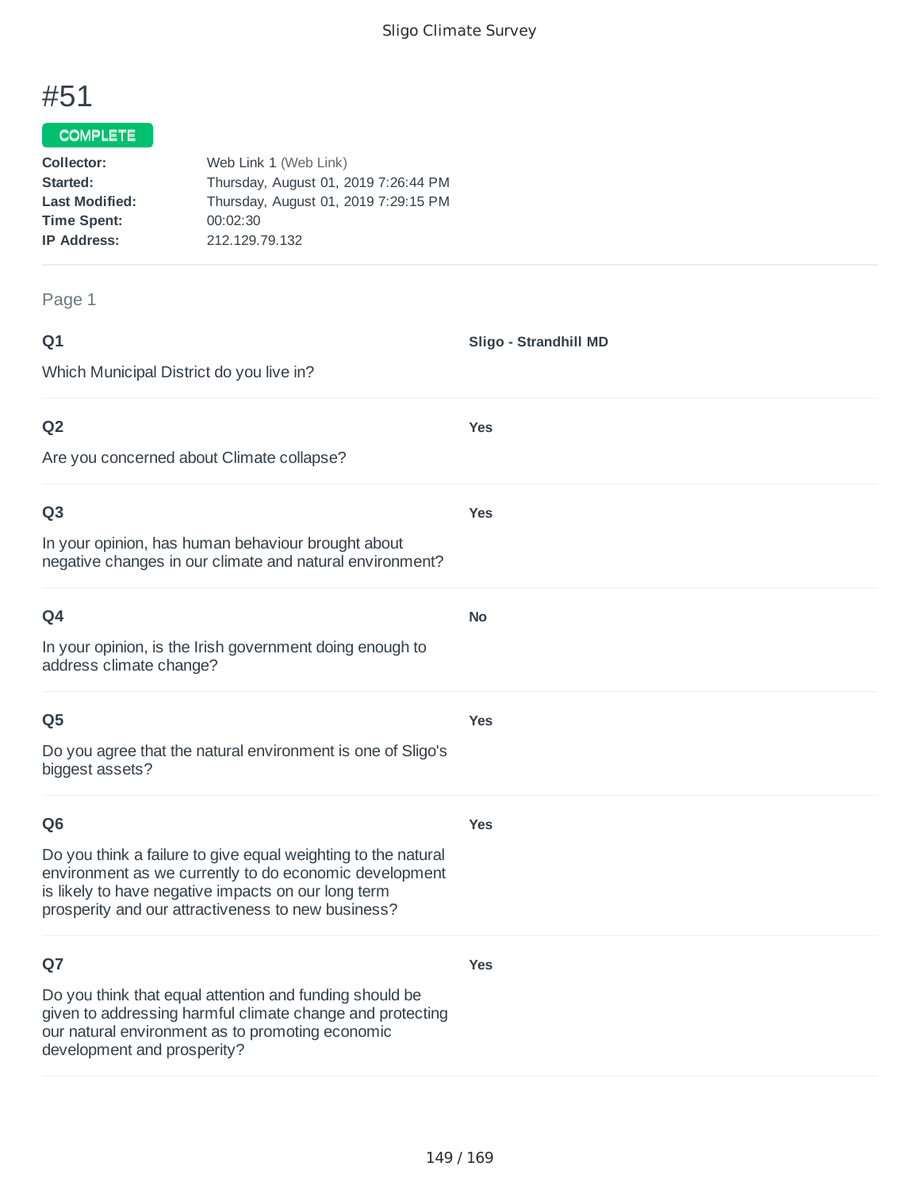# #51

**COMPLETE**

**Collector:** Web Link 1 (Web Link)
**Started:** Thursday, August 01, 2019 7:26:44 PM
**Last Modified:** Thursday, August 01, 2019 7:29:15 PM
**Time Spent:** 00:02:30
**IP Address:** 212.129.79.132

Page 1

**Q1**

Which Municipal District do you live in?

**Sligo - Strandhill MD**

**Q2**

Are you concerned about Climate collapse?

**Yes**

**Q3**

In your opinion, has human behaviour brought about negative changes in our climate and natural environment?

**Yes**

**Q4**

In your opinion, is the Irish government doing enough to address climate change?

**No**

**Q5**

Do you agree that the natural environment is one of Sligo's biggest assets?

**Yes**

**Q6**

Do you think a failure to give equal weighting to the natural environment as we currently to do economic development is likely to have negative impacts on our long term prosperity and our attractiveness to new business?

**Yes**

**Q7**

Do you think that equal attention and funding should be given to addressing harmful climate change and protecting our natural environment as to promoting economic development and prosperity?

**Yes**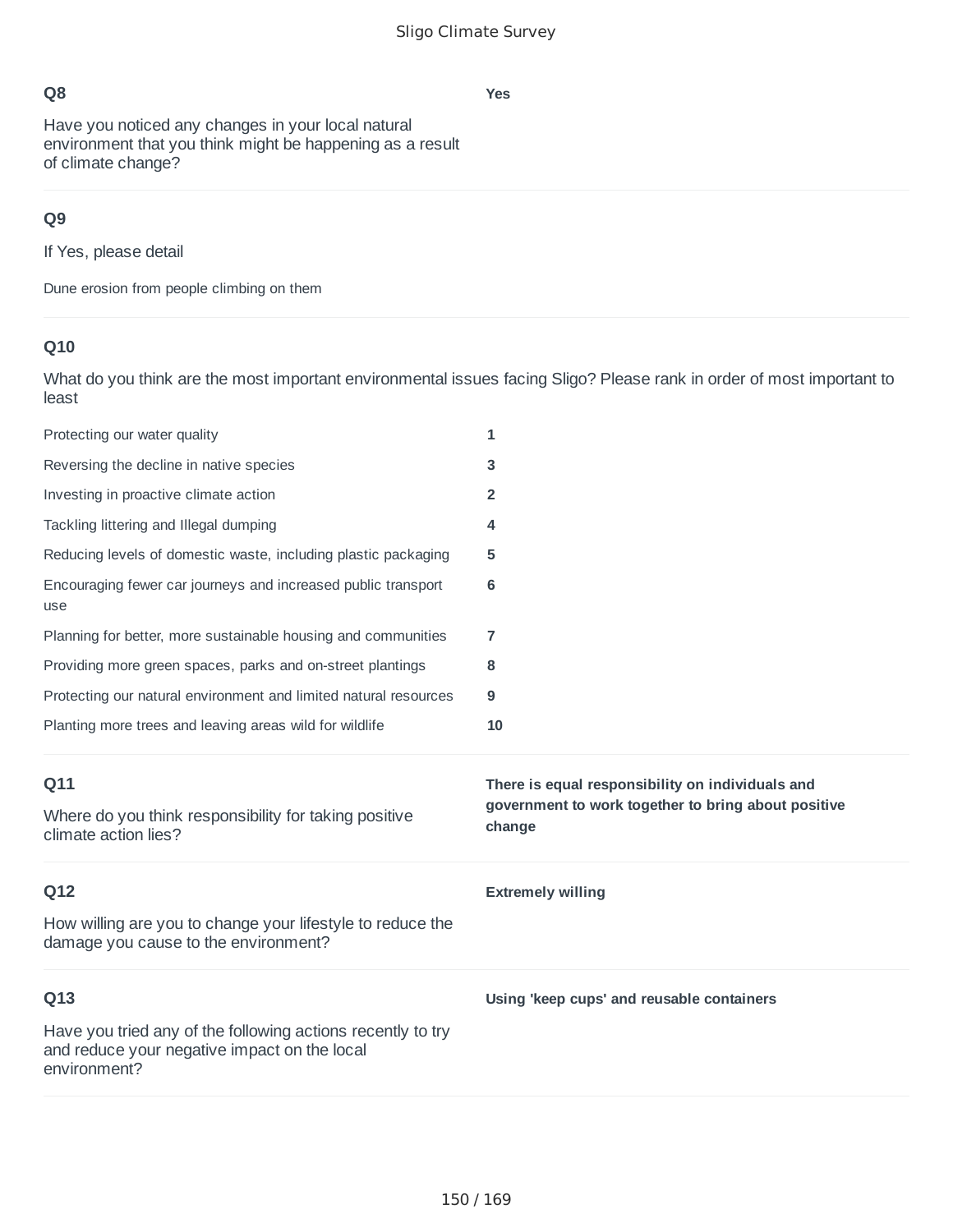**Q8**

Have you noticed any changes in your local natural environment that you think might be happening as a result of climate change?

**Yes**

---

**Q9**

If Yes, please detail

Dune erosion from people climbing on them

---

**Q10**

What do you think are the most important environmental issues facing Sligo? Please rank in order of most important to least

| | |
|---|---|
| Protecting our water quality | **1** |
| Reversing the decline in native species | **3** |
| Investing in proactive climate action | **2** |
| Tackling littering and Illegal dumping | **4** |
| Reducing levels of domestic waste, including plastic packaging | **5** |
| Encouraging fewer car journeys and increased public transport use | **6** |
| Planning for better, more sustainable housing and communities | **7** |
| Providing more green spaces, parks and on-street plantings | **8** |
| Protecting our natural environment and limited natural resources | **9** |
| Planting more trees and leaving areas wild for wildlife | **10** |

---

**Q11**

Where do you think responsibility for taking positive climate action lies?

**There is equal responsibility on individuals and government to work together to bring about positive change**

---

**Q12**

How willing are you to change your lifestyle to reduce the damage you cause to the environment?

**Extremely willing**

---

**Q13**

Have you tried any of the following actions recently to try and reduce your negative impact on the local environment?

**Using 'keep cups' and reusable containers**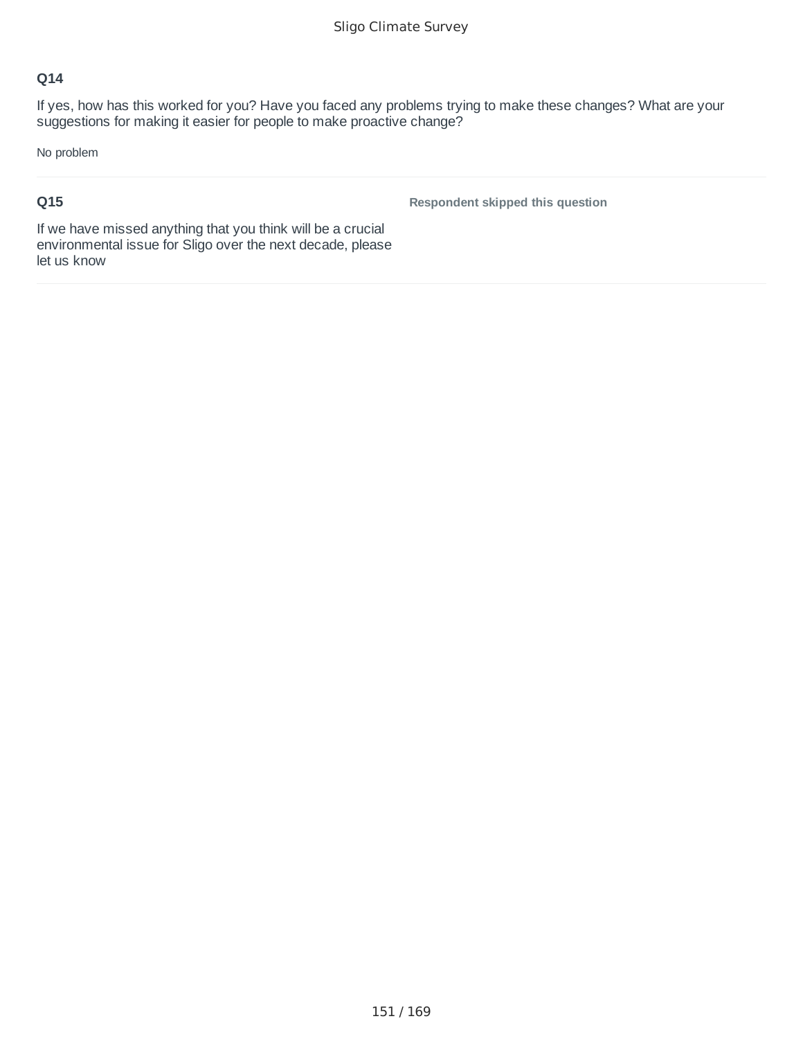### Q14

If yes, how has this worked for you? Have you faced any problems trying to make these changes? What are your suggestions for making it easier for people to make proactive change?

No problem

### Q15

If we have missed anything that you think will be a crucial environmental issue for Sligo over the next decade, please let us know

**Respondent skipped this question**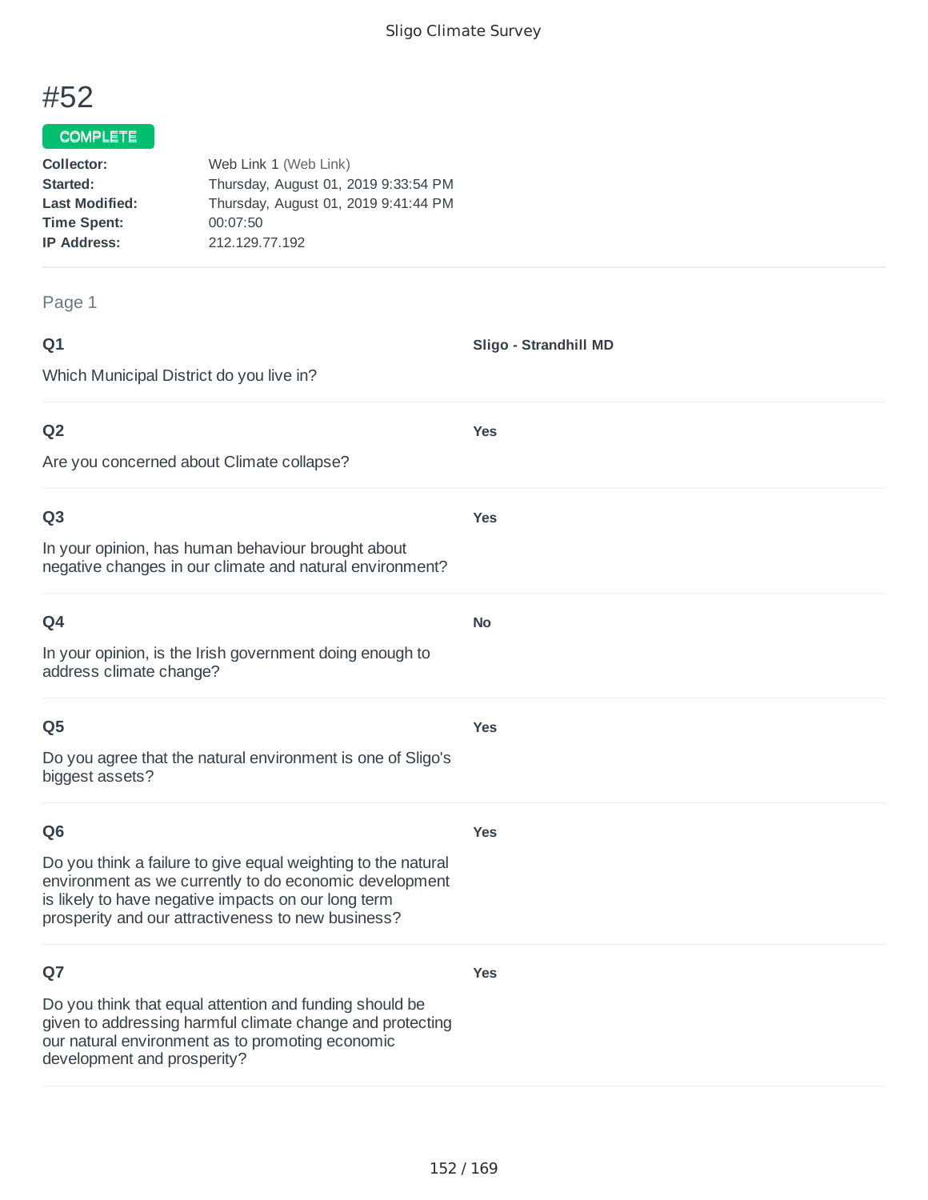# #52

**COMPLETE**

**Collector:** Web Link 1 (Web Link)
**Started:** Thursday, August 01, 2019 9:33:54 PM
**Last Modified:** Thursday, August 01, 2019 9:41:44 PM
**Time Spent:** 00:07:50
**IP Address:** 212.129.77.192

Page 1

**Q1**

Which Municipal District do you live in?

**Sligo - Strandhill MD**

**Q2**

Are you concerned about Climate collapse?

**Yes**

**Q3**

In your opinion, has human behaviour brought about negative changes in our climate and natural environment?

**Yes**

**Q4**

In your opinion, is the Irish government doing enough to address climate change?

**No**

**Q5**

Do you agree that the natural environment is one of Sligo's biggest assets?

**Yes**

**Q6**

Do you think a failure to give equal weighting to the natural environment as we currently to do economic development is likely to have negative impacts on our long term prosperity and our attractiveness to new business?

**Yes**

**Q7**

Do you think that equal attention and funding should be given to addressing harmful climate change and protecting our natural environment as to promoting economic development and prosperity?

**Yes**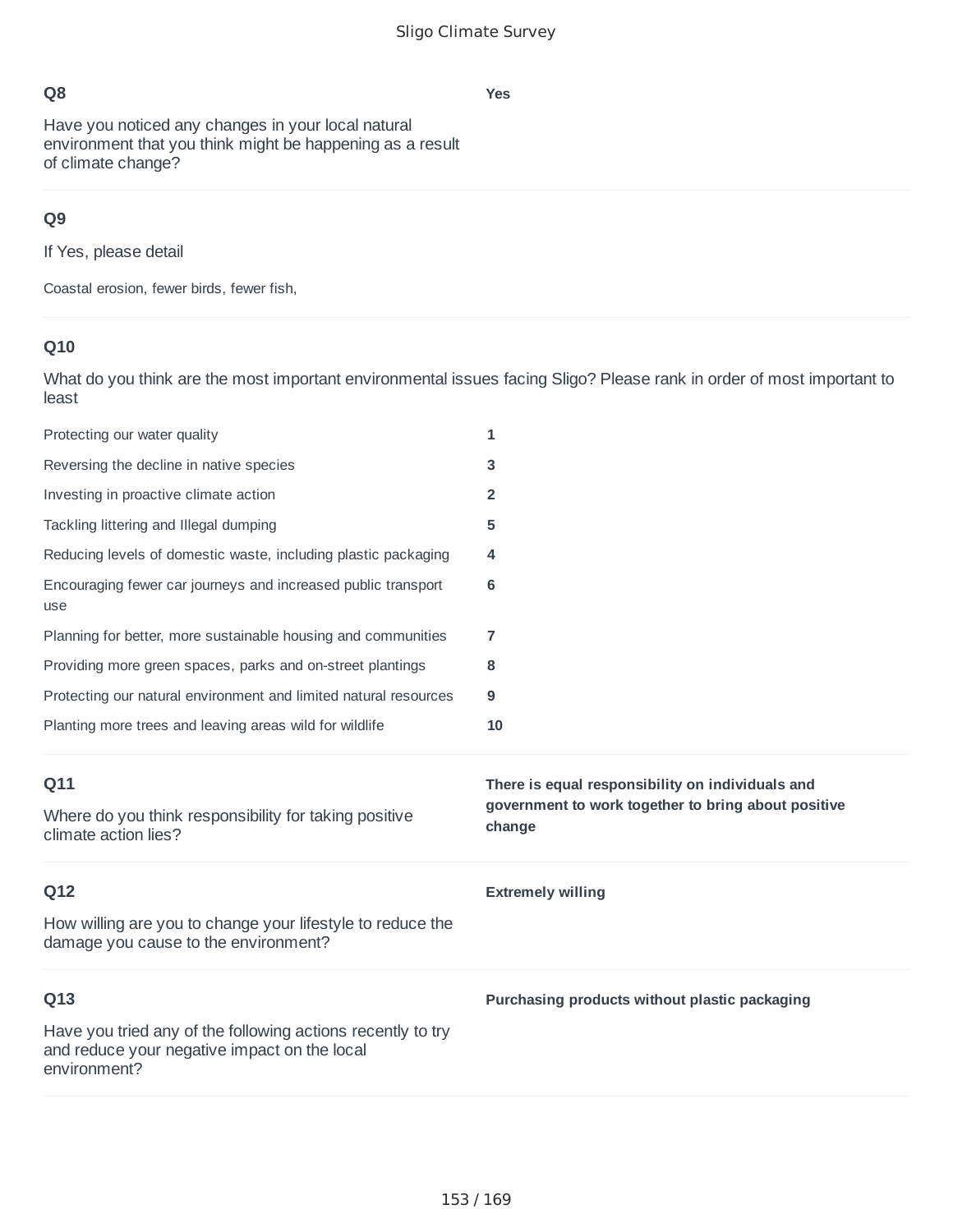## Q8

Have you noticed any changes in your local natural environment that you think might be happening as a result of climate change?

**Yes**

## Q9

If Yes, please detail

Coastal erosion, fewer birds, fewer fish,

## Q10

What do you think are the most important environmental issues facing Sligo? Please rank in order of most important to least

| | |
|---|---|
| Protecting our water quality | **1** |
| Reversing the decline in native species | **3** |
| Investing in proactive climate action | **2** |
| Tackling littering and Illegal dumping | **5** |
| Reducing levels of domestic waste, including plastic packaging | **4** |
| Encouraging fewer car journeys and increased public transport use | **6** |
| Planning for better, more sustainable housing and communities | **7** |
| Providing more green spaces, parks and on-street plantings | **8** |
| Protecting our natural environment and limited natural resources | **9** |
| Planting more trees and leaving areas wild for wildlife | **10** |

## Q11

Where do you think responsibility for taking positive climate action lies?

**There is equal responsibility on individuals and government to work together to bring about positive change**

## Q12

How willing are you to change your lifestyle to reduce the damage you cause to the environment?

**Extremely willing**

## Q13

Have you tried any of the following actions recently to try and reduce your negative impact on the local environment?

**Purchasing products without plastic packaging**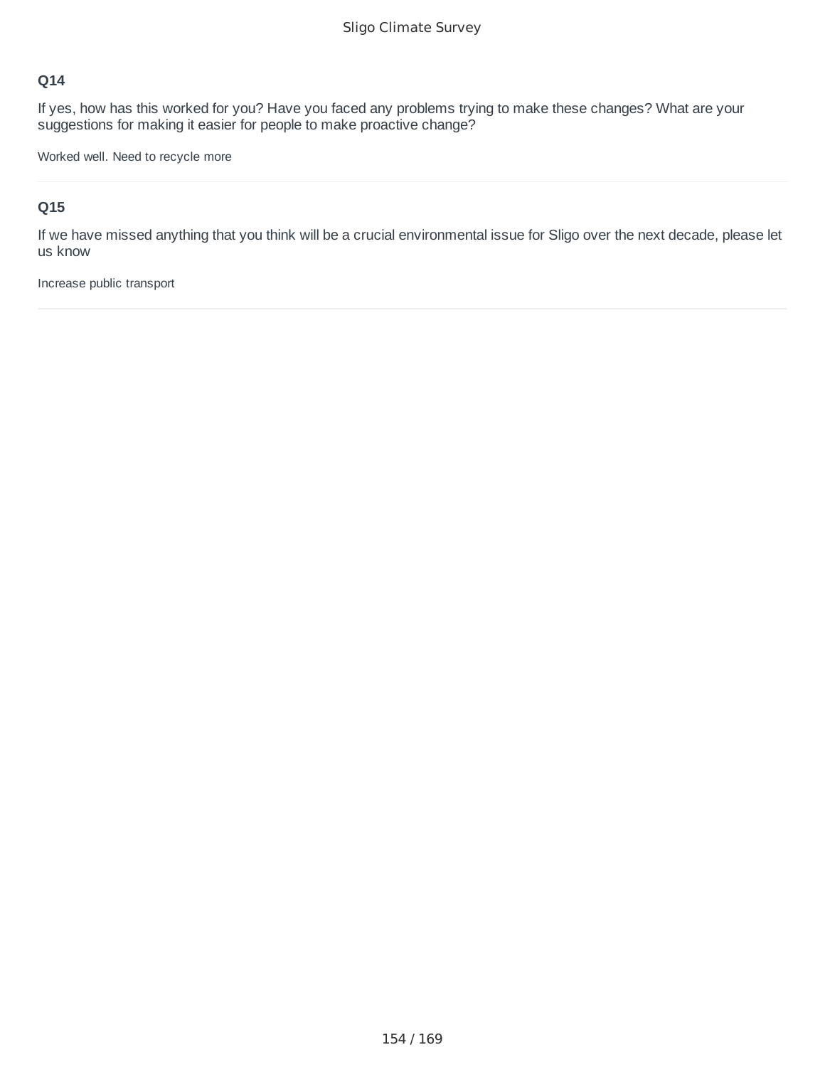### Q14

If yes, how has this worked for you? Have you faced any problems trying to make these changes? What are your suggestions for making it easier for people to make proactive change?

Worked well. Need to recycle more

---

### Q15

If we have missed anything that you think will be a crucial environmental issue for Sligo over the next decade, please let us know

Increase public transport

---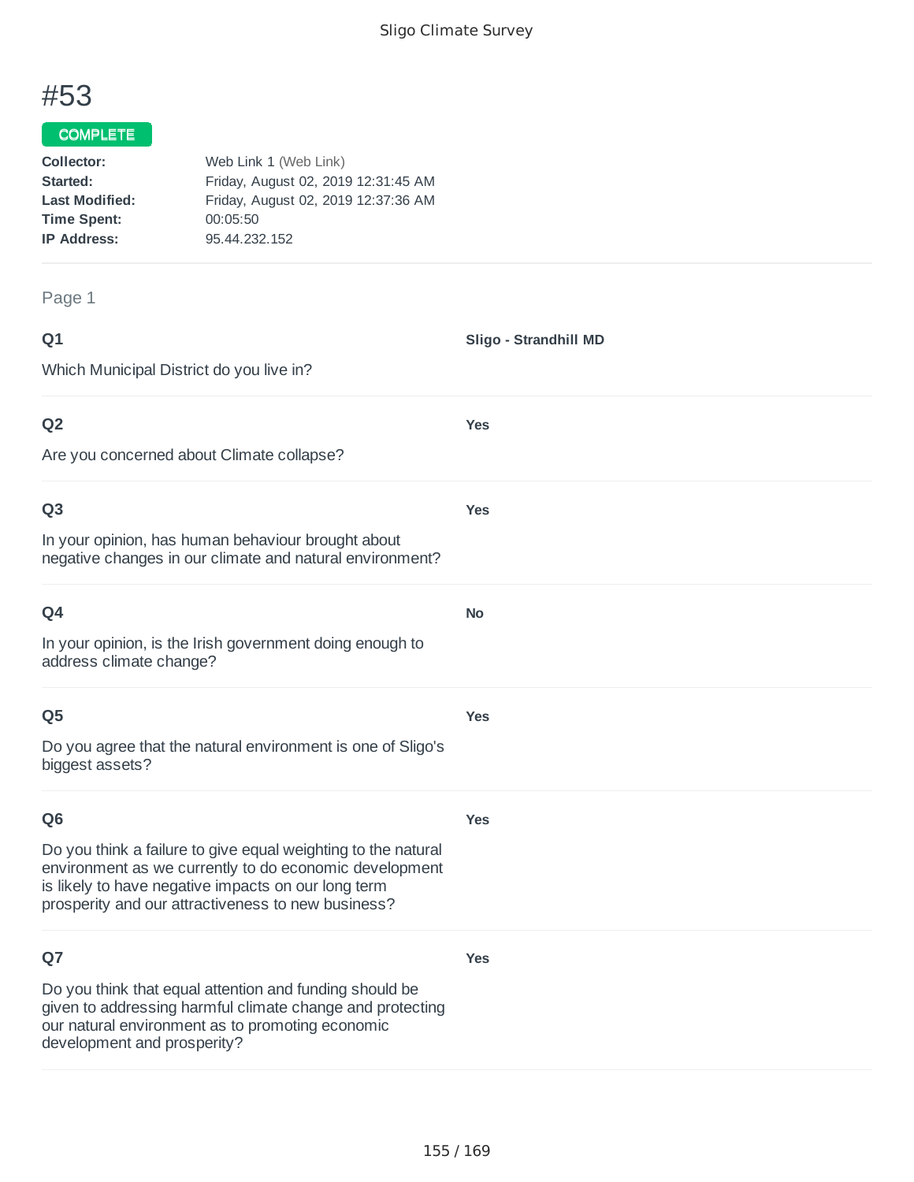# #53

**COMPLETE**

**Collector:** Web Link 1 (Web Link)
**Started:** Friday, August 02, 2019 12:31:45 AM
**Last Modified:** Friday, August 02, 2019 12:37:36 AM
**Time Spent:** 00:05:50
**IP Address:** 95.44.232.152

Page 1

**Q1**

Which Municipal District do you live in?

**Sligo - Strandhill MD**

**Q2**

Are you concerned about Climate collapse?

**Yes**

**Q3**

In your opinion, has human behaviour brought about negative changes in our climate and natural environment?

**Yes**

**Q4**

In your opinion, is the Irish government doing enough to address climate change?

**No**

**Q5**

Do you agree that the natural environment is one of Sligo's biggest assets?

**Yes**

**Q6**

Do you think a failure to give equal weighting to the natural environment as we currently to do economic development is likely to have negative impacts on our long term prosperity and our attractiveness to new business?

**Yes**

**Q7**

Do you think that equal attention and funding should be given to addressing harmful climate change and protecting our natural environment as to promoting economic development and prosperity?

**Yes**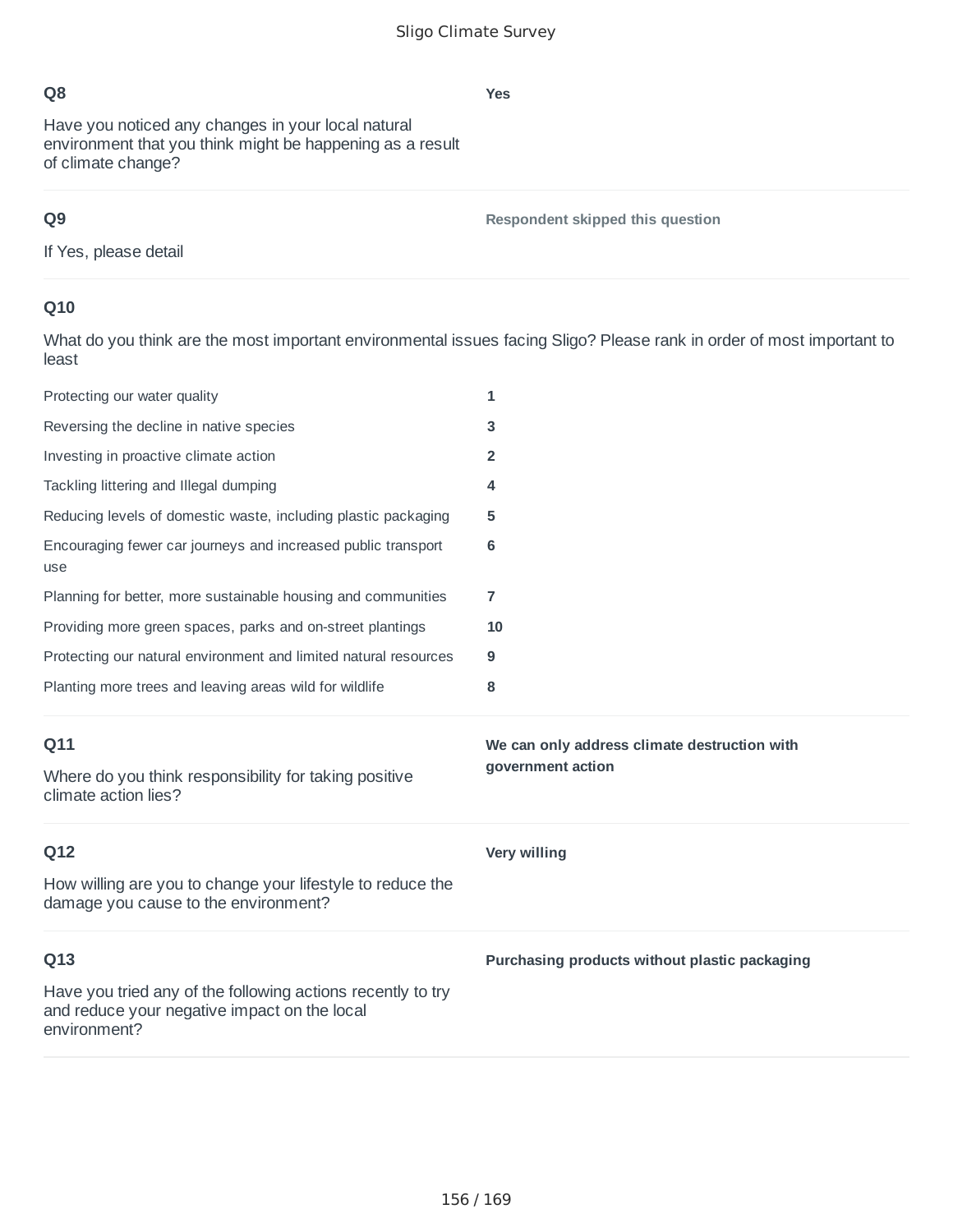**Q8**

Have you noticed any changes in your local natural environment that you think might be happening as a result of climate change?

**Yes**

**Q9**

If Yes, please detail

**Respondent skipped this question**

**Q10**

What do you think are the most important environmental issues facing Sligo? Please rank in order of most important to least

| | |
|---|---|
| Protecting our water quality | **1** |
| Reversing the decline in native species | **3** |
| Investing in proactive climate action | **2** |
| Tackling littering and Illegal dumping | **4** |
| Reducing levels of domestic waste, including plastic packaging | **5** |
| Encouraging fewer car journeys and increased public transport use | **6** |
| Planning for better, more sustainable housing and communities | **7** |
| Providing more green spaces, parks and on-street plantings | **10** |
| Protecting our natural environment and limited natural resources | **9** |
| Planting more trees and leaving areas wild for wildlife | **8** |

**Q11**

Where do you think responsibility for taking positive climate action lies?

**We can only address climate destruction with government action**

**Q12**

How willing are you to change your lifestyle to reduce the damage you cause to the environment?

**Very willing**

**Q13**

Have you tried any of the following actions recently to try and reduce your negative impact on the local environment?

**Purchasing products without plastic packaging**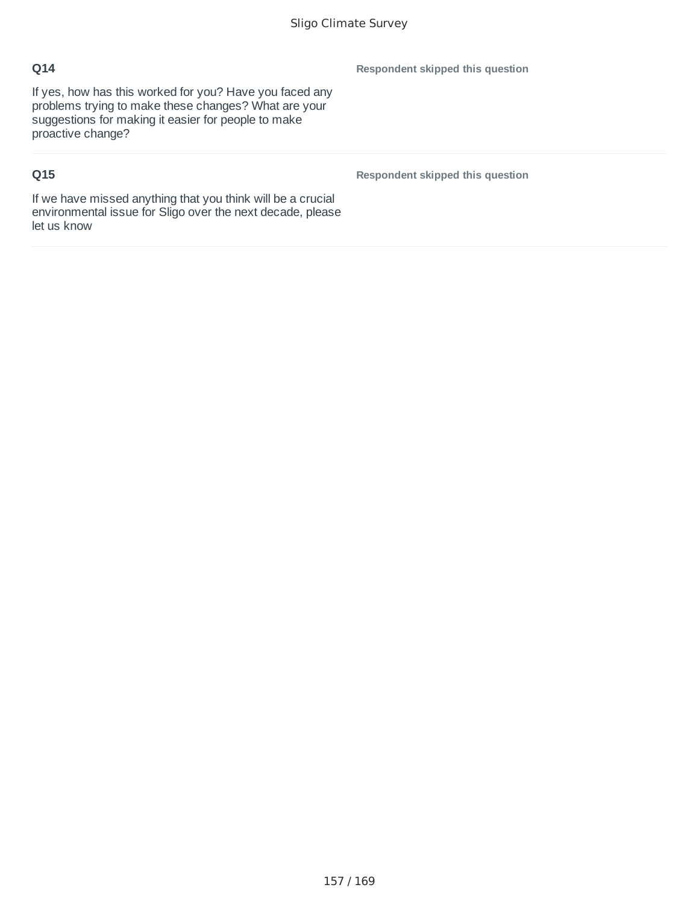**Q14**

If yes, how has this worked for you? Have you faced any problems trying to make these changes? What are your suggestions for making it easier for people to make proactive change?

**Respondent skipped this question**

**Q15**

If we have missed anything that you think will be a crucial environmental issue for Sligo over the next decade, please let us know

**Respondent skipped this question**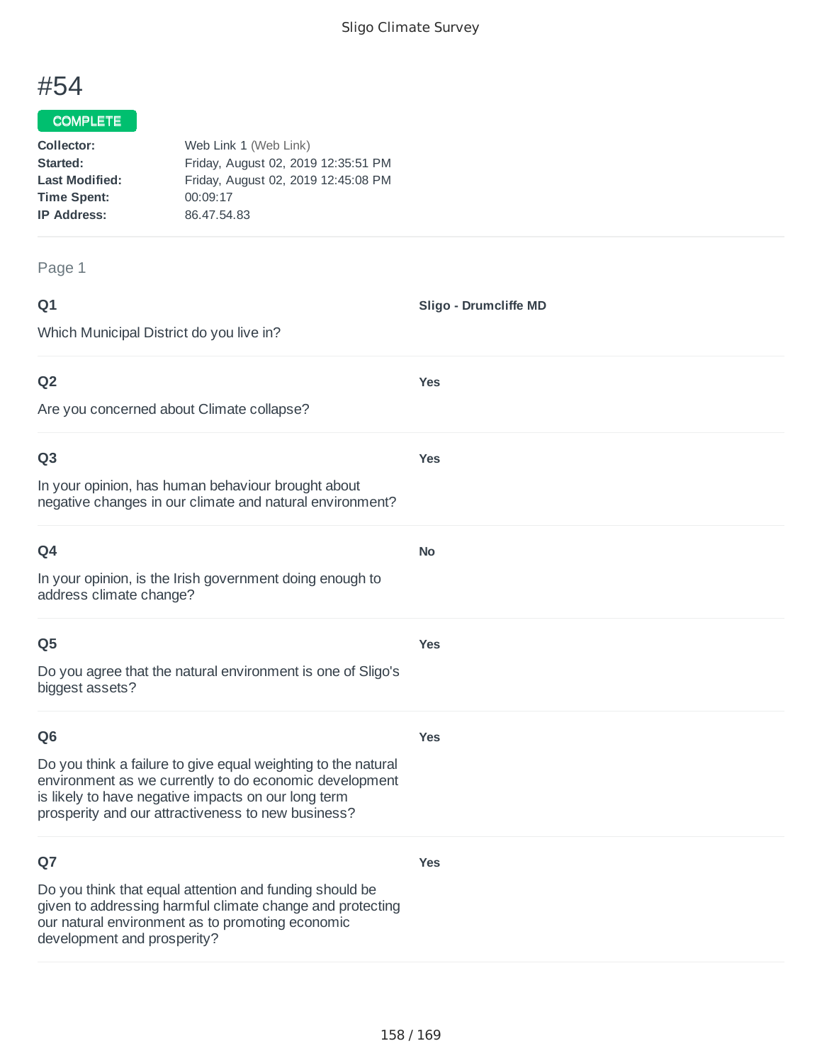# #54

**COMPLETE**

**Collector:** Web Link 1 (Web Link)
**Started:** Friday, August 02, 2019 12:35:51 PM
**Last Modified:** Friday, August 02, 2019 12:45:08 PM
**Time Spent:** 00:09:17
**IP Address:** 86.47.54.83

Page 1

**Q1**

Which Municipal District do you live in?

**Sligo - Drumcliffe MD**

**Q2**

Are you concerned about Climate collapse?

**Yes**

**Q3**

In your opinion, has human behaviour brought about negative changes in our climate and natural environment?

**Yes**

**Q4**

In your opinion, is the Irish government doing enough to address climate change?

**No**

**Q5**

Do you agree that the natural environment is one of Sligo's biggest assets?

**Yes**

**Q6**

Do you think a failure to give equal weighting to the natural environment as we currently to do economic development is likely to have negative impacts on our long term prosperity and our attractiveness to new business?

**Yes**

**Q7**

Do you think that equal attention and funding should be given to addressing harmful climate change and protecting our natural environment as to promoting economic development and prosperity?

**Yes**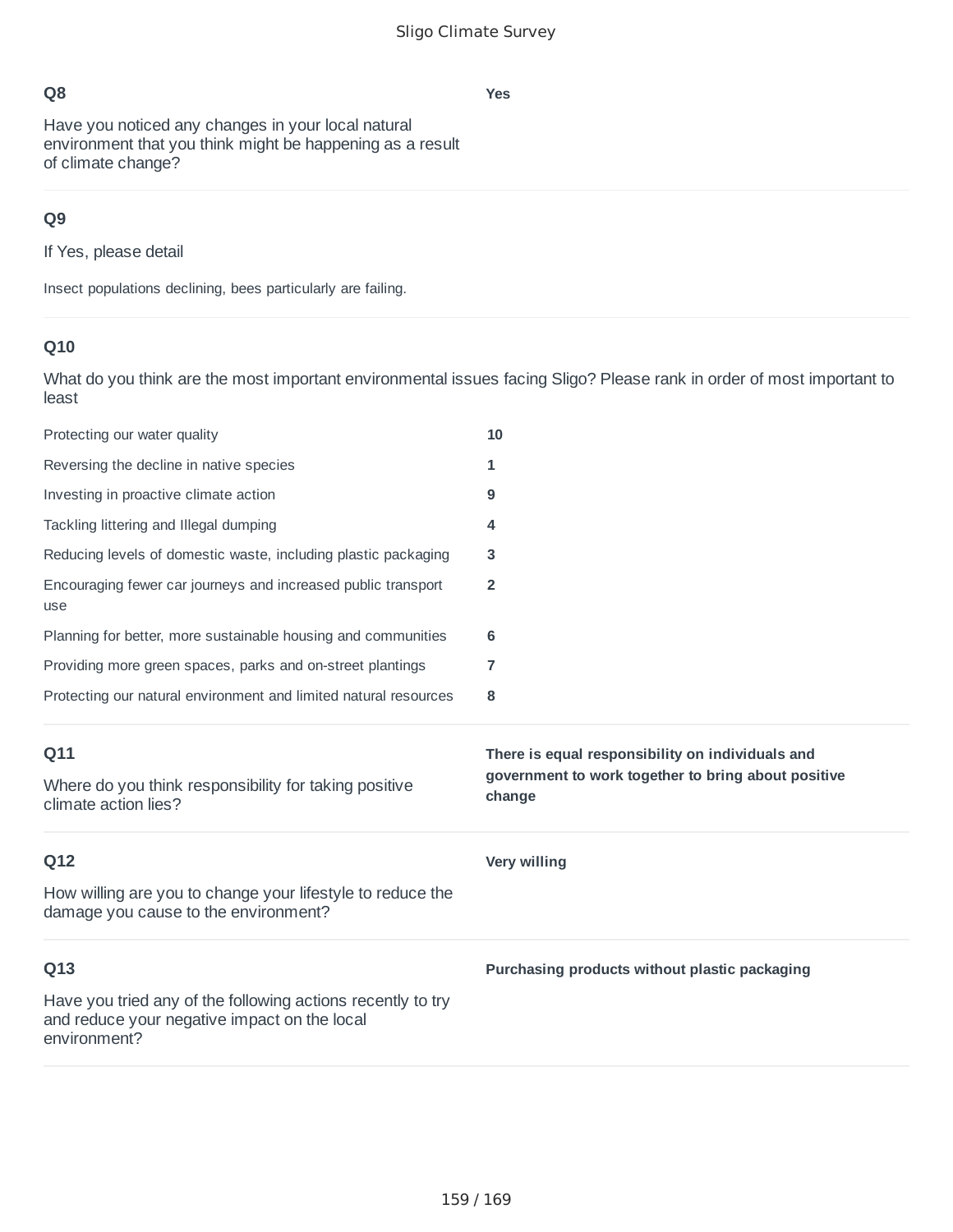**Q8**

Have you noticed any changes in your local natural environment that you think might be happening as a result of climate change?

**Yes**

**Q9**

If Yes, please detail

Insect populations declining, bees particularly are failing.

**Q10**

What do you think are the most important environmental issues facing Sligo? Please rank in order of most important to least

| | |
|---|---|
| Protecting our water quality | **10** |
| Reversing the decline in native species | **1** |
| Investing in proactive climate action | **9** |
| Tackling littering and Illegal dumping | **4** |
| Reducing levels of domestic waste, including plastic packaging | **3** |
| Encouraging fewer car journeys and increased public transport use | **2** |
| Planning for better, more sustainable housing and communities | **6** |
| Providing more green spaces, parks and on-street plantings | **7** |
| Protecting our natural environment and limited natural resources | **8** |

**Q11**

Where do you think responsibility for taking positive climate action lies?

**There is equal responsibility on individuals and government to work together to bring about positive change**

**Q12**

How willing are you to change your lifestyle to reduce the damage you cause to the environment?

**Very willing**

**Q13**

Have you tried any of the following actions recently to try and reduce your negative impact on the local environment?

**Purchasing products without plastic packaging**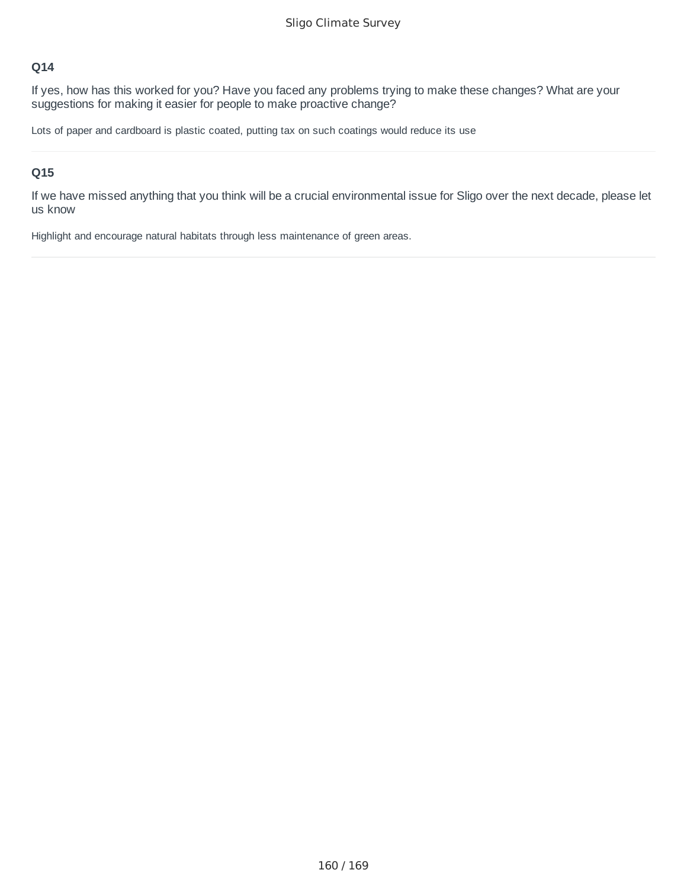### Q14

If yes, how has this worked for you? Have you faced any problems trying to make these changes? What are your suggestions for making it easier for people to make proactive change?

Lots of paper and cardboard is plastic coated, putting tax on such coatings would reduce its use

---

### Q15

If we have missed anything that you think will be a crucial environmental issue for Sligo over the next decade, please let us know

Highlight and encourage natural habitats through less maintenance of green areas.

---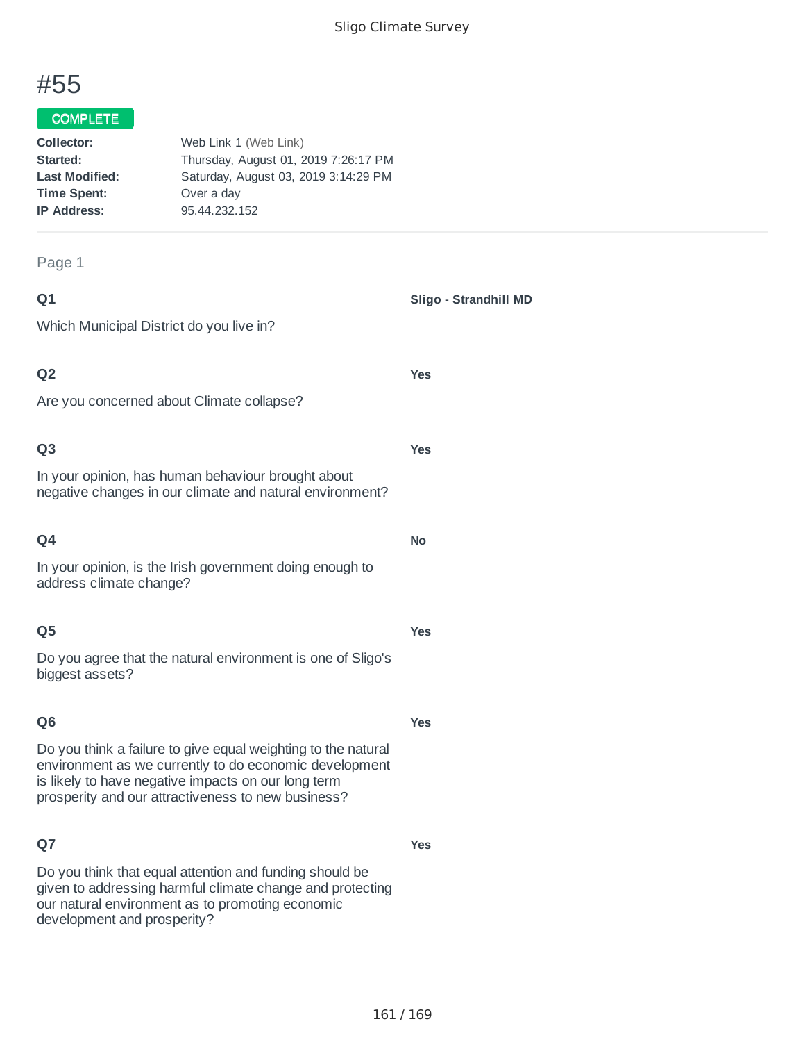# #55

COMPLETE

**Collector:** Web Link 1 (Web Link)
**Started:** Thursday, August 01, 2019 7:26:17 PM
**Last Modified:** Saturday, August 03, 2019 3:14:29 PM
**Time Spent:** Over a day
**IP Address:** 95.44.232.152

Page 1

**Q1**

Which Municipal District do you live in?

**Sligo - Strandhill MD**

**Q2**

Are you concerned about Climate collapse?

**Yes**

**Q3**

In your opinion, has human behaviour brought about negative changes in our climate and natural environment?

**Yes**

**Q4**

In your opinion, is the Irish government doing enough to address climate change?

**No**

**Q5**

Do you agree that the natural environment is one of Sligo's biggest assets?

**Yes**

**Q6**

Do you think a failure to give equal weighting to the natural environment as we currently to do economic development is likely to have negative impacts on our long term prosperity and our attractiveness to new business?

**Yes**

**Q7**

Do you think that equal attention and funding should be given to addressing harmful climate change and protecting our natural environment as to promoting economic development and prosperity?

**Yes**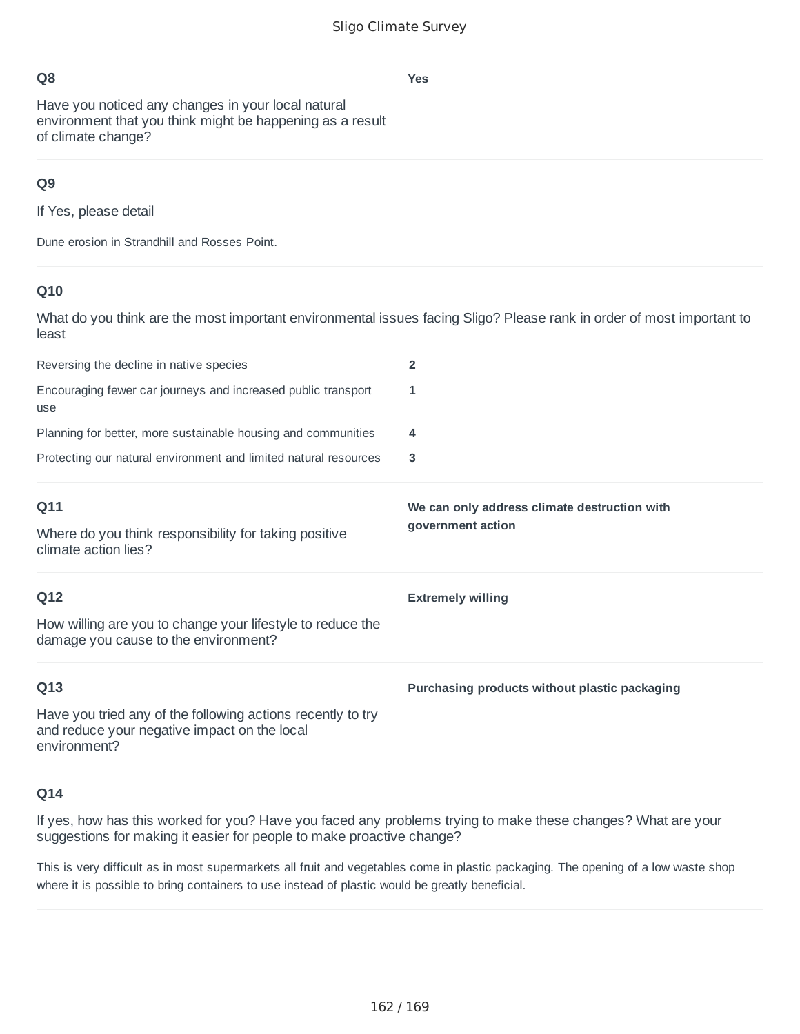### Q8

Have you noticed any changes in your local natural environment that you think might be happening as a result of climate change?

**Yes**

### Q9

If Yes, please detail

Dune erosion in Strandhill and Rosses Point.

### Q10

What do you think are the most important environmental issues facing Sligo? Please rank in order of most important to least

| | |
|---|---|
| Reversing the decline in native species | **2** |
| Encouraging fewer car journeys and increased public transport use | **1** |
| Planning for better, more sustainable housing and communities | **4** |
| Protecting our natural environment and limited natural resources | **3** |

### Q11

Where do you think responsibility for taking positive climate action lies?

**We can only address climate destruction with government action**

### Q12

How willing are you to change your lifestyle to reduce the damage you cause to the environment?

**Extremely willing**

### Q13

Have you tried any of the following actions recently to try and reduce your negative impact on the local environment?

**Purchasing products without plastic packaging**

### Q14

If yes, how has this worked for you? Have you faced any problems trying to make these changes? What are your suggestions for making it easier for people to make proactive change?

This is very difficult as in most supermarkets all fruit and vegetables come in plastic packaging. The opening of a low waste shop where it is possible to bring containers to use instead of plastic would be greatly beneficial.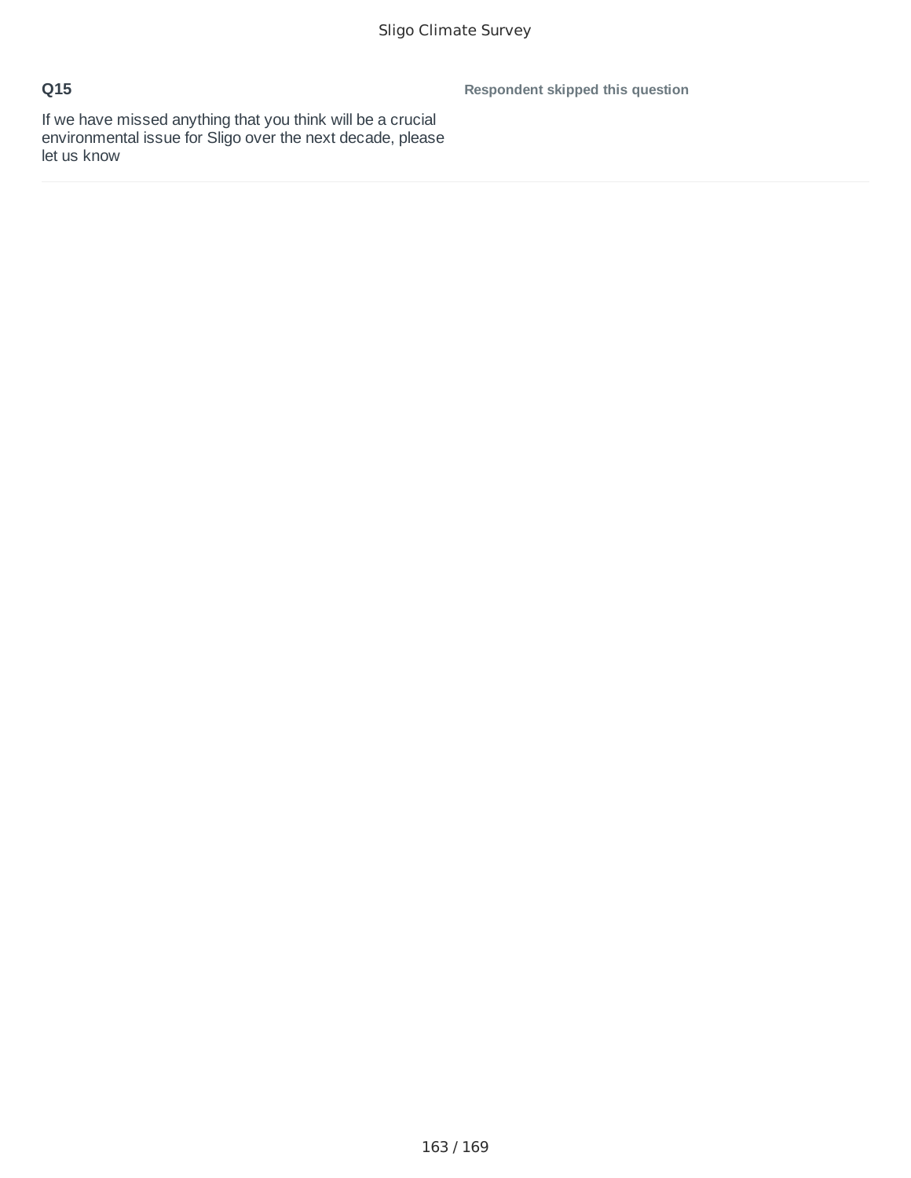**Q15**

If we have missed anything that you think will be a crucial environmental issue for Sligo over the next decade, please let us know

**Respondent skipped this question**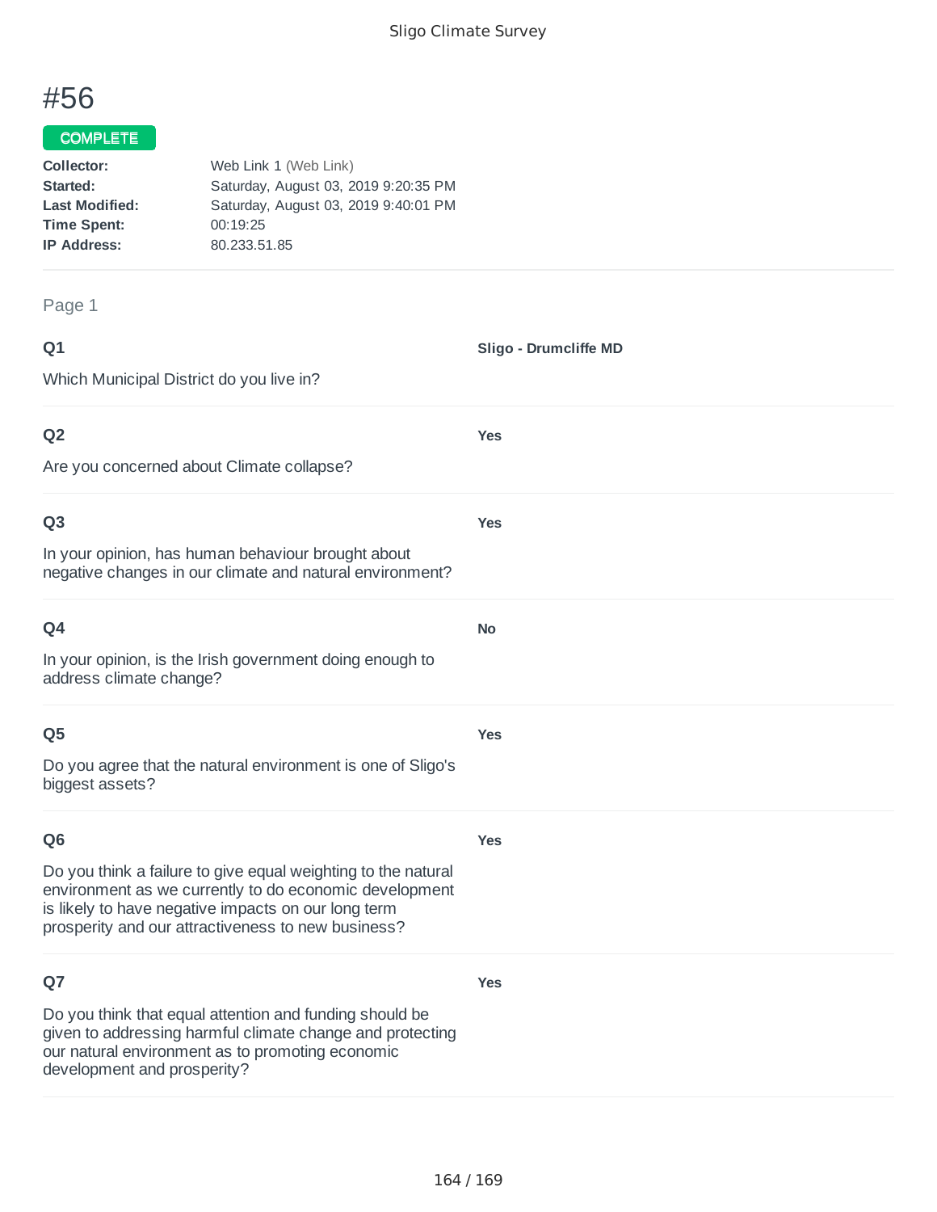# #56

**COMPLETE**

**Collector:** Web Link 1 (Web Link)
**Started:** Saturday, August 03, 2019 9:20:35 PM
**Last Modified:** Saturday, August 03, 2019 9:40:01 PM
**Time Spent:** 00:19:25
**IP Address:** 80.233.51.85

Page 1

**Q1**

Which Municipal District do you live in?

**Sligo - Drumcliffe MD**

**Q2**

Are you concerned about Climate collapse?

**Yes**

**Q3**

In your opinion, has human behaviour brought about negative changes in our climate and natural environment?

**Yes**

**Q4**

In your opinion, is the Irish government doing enough to address climate change?

**No**

**Q5**

Do you agree that the natural environment is one of Sligo's biggest assets?

**Yes**

**Q6**

Do you think a failure to give equal weighting to the natural environment as we currently to do economic development is likely to have negative impacts on our long term prosperity and our attractiveness to new business?

**Yes**

**Q7**

Do you think that equal attention and funding should be given to addressing harmful climate change and protecting our natural environment as to promoting economic development and prosperity?

**Yes**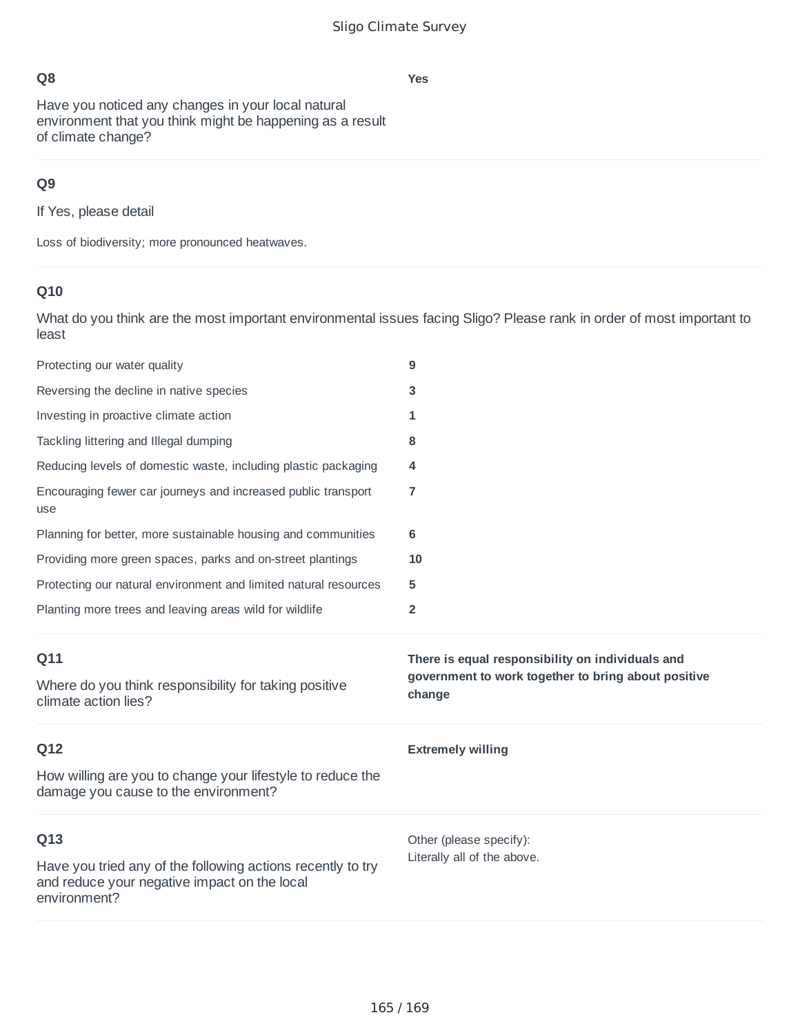**Q8**

Have you noticed any changes in your local natural environment that you think might be happening as a result of climate change?

**Yes**

**Q9**

If Yes, please detail

Loss of biodiversity; more pronounced heatwaves.

**Q10**

What do you think are the most important environmental issues facing Sligo? Please rank in order of most important to least

| | |
|---|---|
| Protecting our water quality | **9** |
| Reversing the decline in native species | **3** |
| Investing in proactive climate action | **1** |
| Tackling littering and Illegal dumping | **8** |
| Reducing levels of domestic waste, including plastic packaging | **4** |
| Encouraging fewer car journeys and increased public transport use | **7** |
| Planning for better, more sustainable housing and communities | **6** |
| Providing more green spaces, parks and on-street plantings | **10** |
| Protecting our natural environment and limited natural resources | **5** |
| Planting more trees and leaving areas wild for wildlife | **2** |

**Q11**

Where do you think responsibility for taking positive climate action lies?

**There is equal responsibility on individuals and government to work together to bring about positive change**

**Q12**

How willing are you to change your lifestyle to reduce the damage you cause to the environment?

**Extremely willing**

**Q13**

Have you tried any of the following actions recently to try and reduce your negative impact on the local environment?

Other (please specify):
Literally all of the above.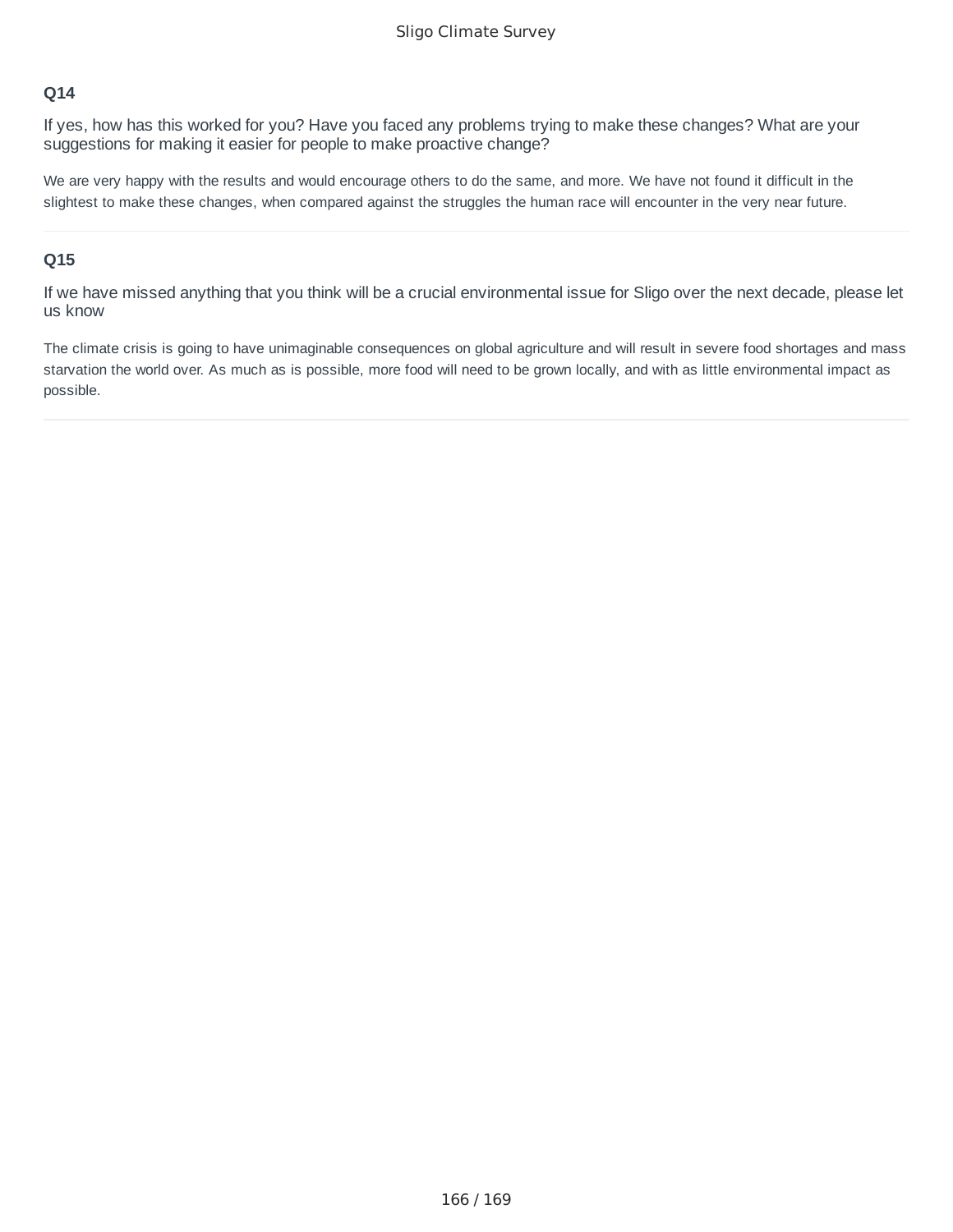**Q14**

If yes, how has this worked for you? Have you faced any problems trying to make these changes? What are your suggestions for making it easier for people to make proactive change?

We are very happy with the results and would encourage others to do the same, and more. We have not found it difficult in the slightest to make these changes, when compared against the struggles the human race will encounter in the very near future.

---

**Q15**

If we have missed anything that you think will be a crucial environmental issue for Sligo over the next decade, please let us know

The climate crisis is going to have unimaginable consequences on global agriculture and will result in severe food shortages and mass starvation the world over. As much as is possible, more food will need to be grown locally, and with as little environmental impact as possible.

---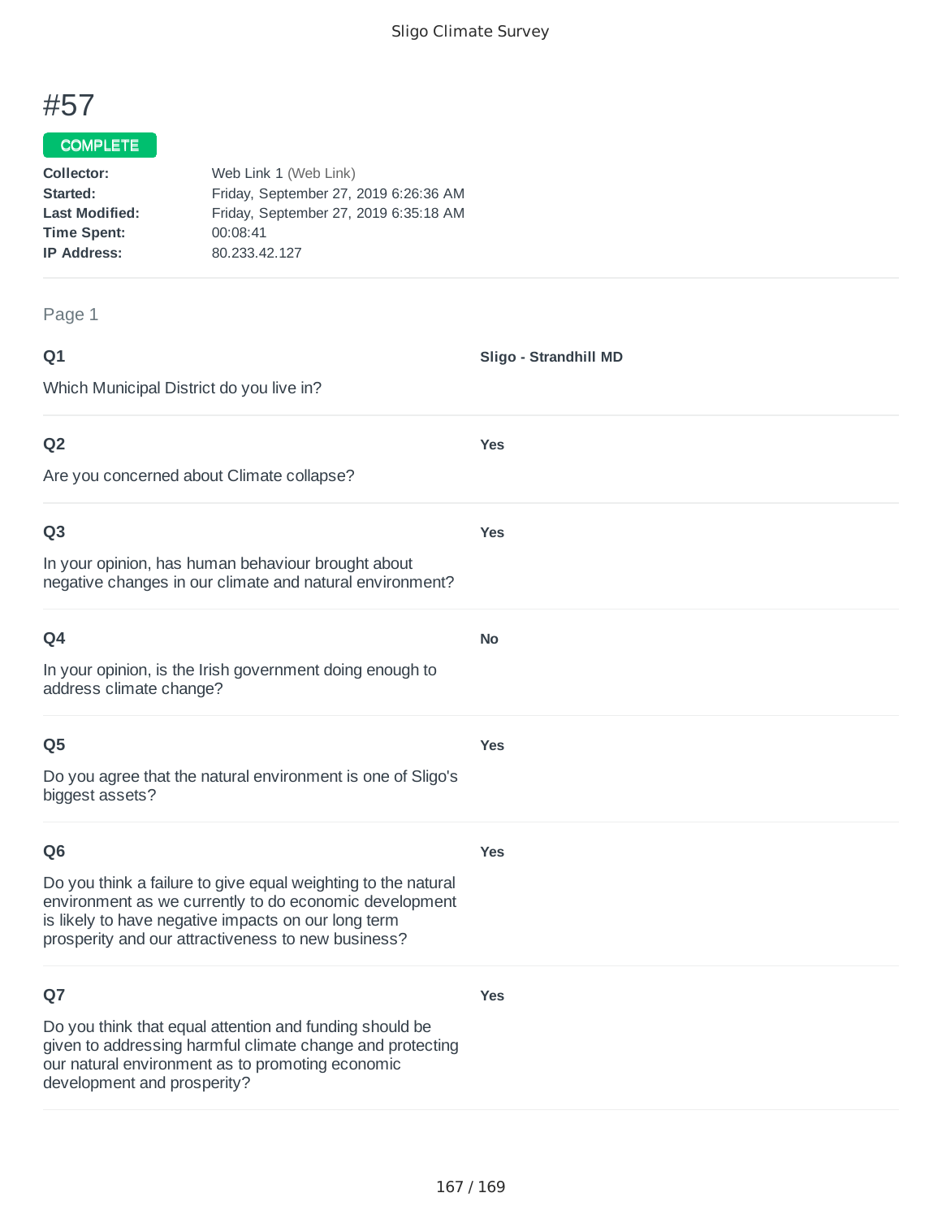# #57

COMPLETE

**Collector:** Web Link 1 (Web Link)
**Started:** Friday, September 27, 2019 6:26:36 AM
**Last Modified:** Friday, September 27, 2019 6:35:18 AM
**Time Spent:** 00:08:41
**IP Address:** 80.233.42.127

Page 1

**Q1**

Which Municipal District do you live in?

**Sligo - Strandhill MD**

**Q2**

Are you concerned about Climate collapse?

**Yes**

**Q3**

In your opinion, has human behaviour brought about negative changes in our climate and natural environment?

**Yes**

**Q4**

In your opinion, is the Irish government doing enough to address climate change?

**No**

**Q5**

Do you agree that the natural environment is one of Sligo's biggest assets?

**Yes**

**Q6**

Do you think a failure to give equal weighting to the natural environment as we currently to do economic development is likely to have negative impacts on our long term prosperity and our attractiveness to new business?

**Yes**

**Q7**

Do you think that equal attention and funding should be given to addressing harmful climate change and protecting our natural environment as to promoting economic development and prosperity?

**Yes**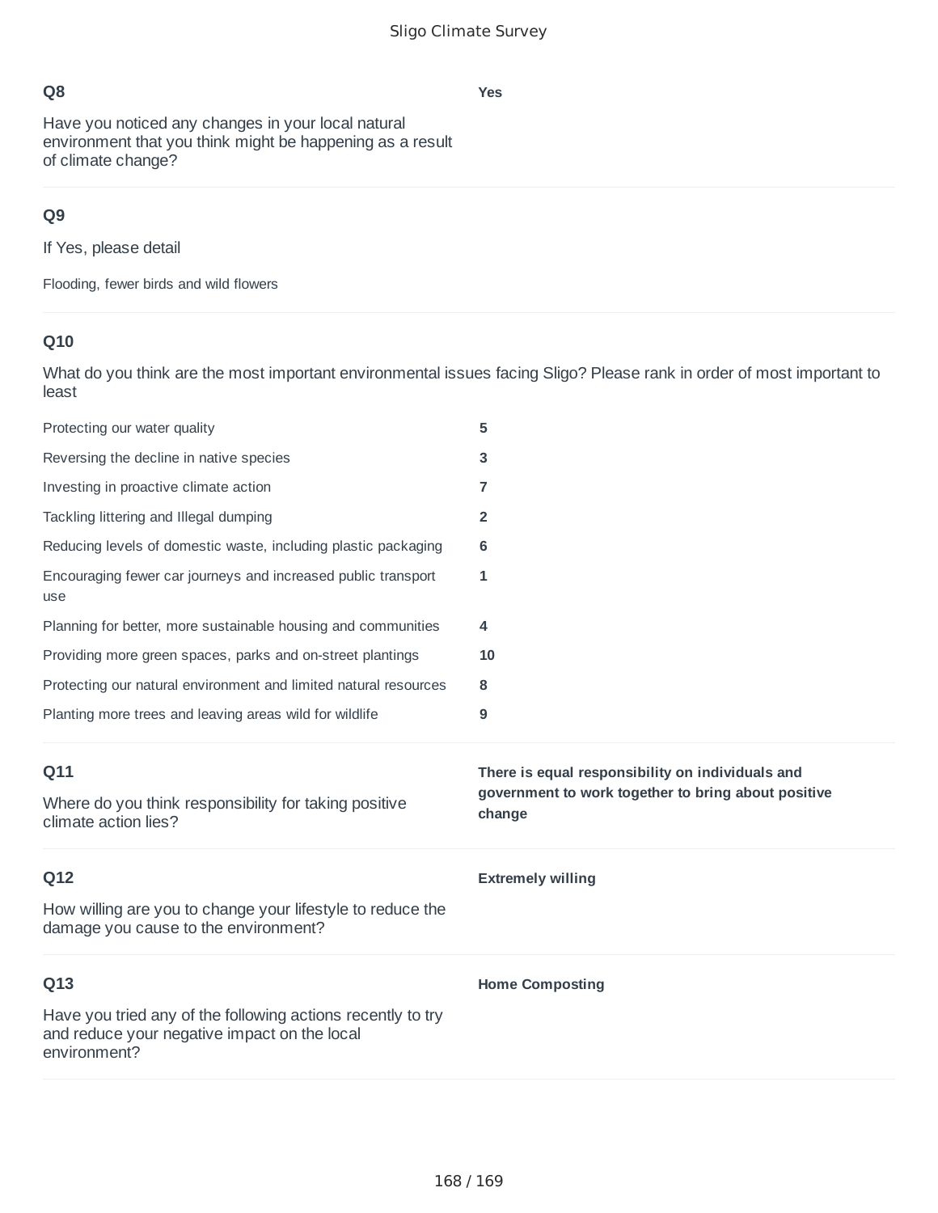## Q8

Have you noticed any changes in your local natural environment that you think might be happening as a result of climate change?

**Yes**

## Q9

If Yes, please detail

Flooding, fewer birds and wild flowers

## Q10

What do you think are the most important environmental issues facing Sligo? Please rank in order of most important to least

| | |
|---|---|
| Protecting our water quality | **5** |
| Reversing the decline in native species | **3** |
| Investing in proactive climate action | **7** |
| Tackling littering and Illegal dumping | **2** |
| Reducing levels of domestic waste, including plastic packaging | **6** |
| Encouraging fewer car journeys and increased public transport use | **1** |
| Planning for better, more sustainable housing and communities | **4** |
| Providing more green spaces, parks and on-street plantings | **10** |
| Protecting our natural environment and limited natural resources | **8** |
| Planting more trees and leaving areas wild for wildlife | **9** |

## Q11

Where do you think responsibility for taking positive climate action lies?

**There is equal responsibility on individuals and government to work together to bring about positive change**

## Q12

How willing are you to change your lifestyle to reduce the damage you cause to the environment?

**Extremely willing**

## Q13

Have you tried any of the following actions recently to try and reduce your negative impact on the local environment?

**Home Composting**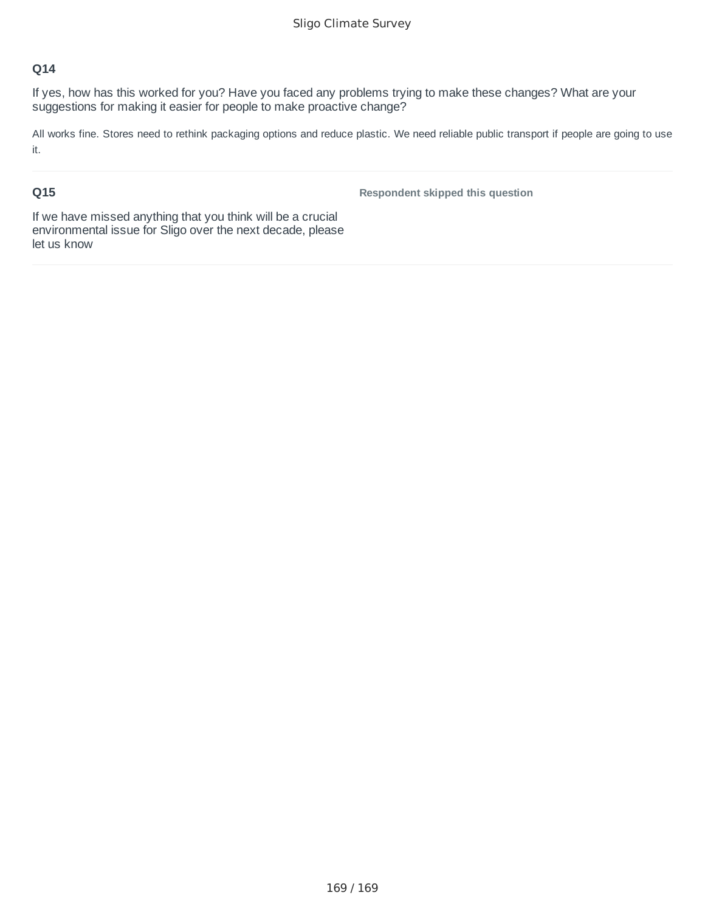**Q14**

If yes, how has this worked for you? Have you faced any problems trying to make these changes? What are your suggestions for making it easier for people to make proactive change?

All works fine. Stores need to rethink packaging options and reduce plastic. We need reliable public transport if people are going to use it.

---

**Q15**

If we have missed anything that you think will be a crucial environmental issue for Sligo over the next decade, please let us know

**Respondent skipped this question**